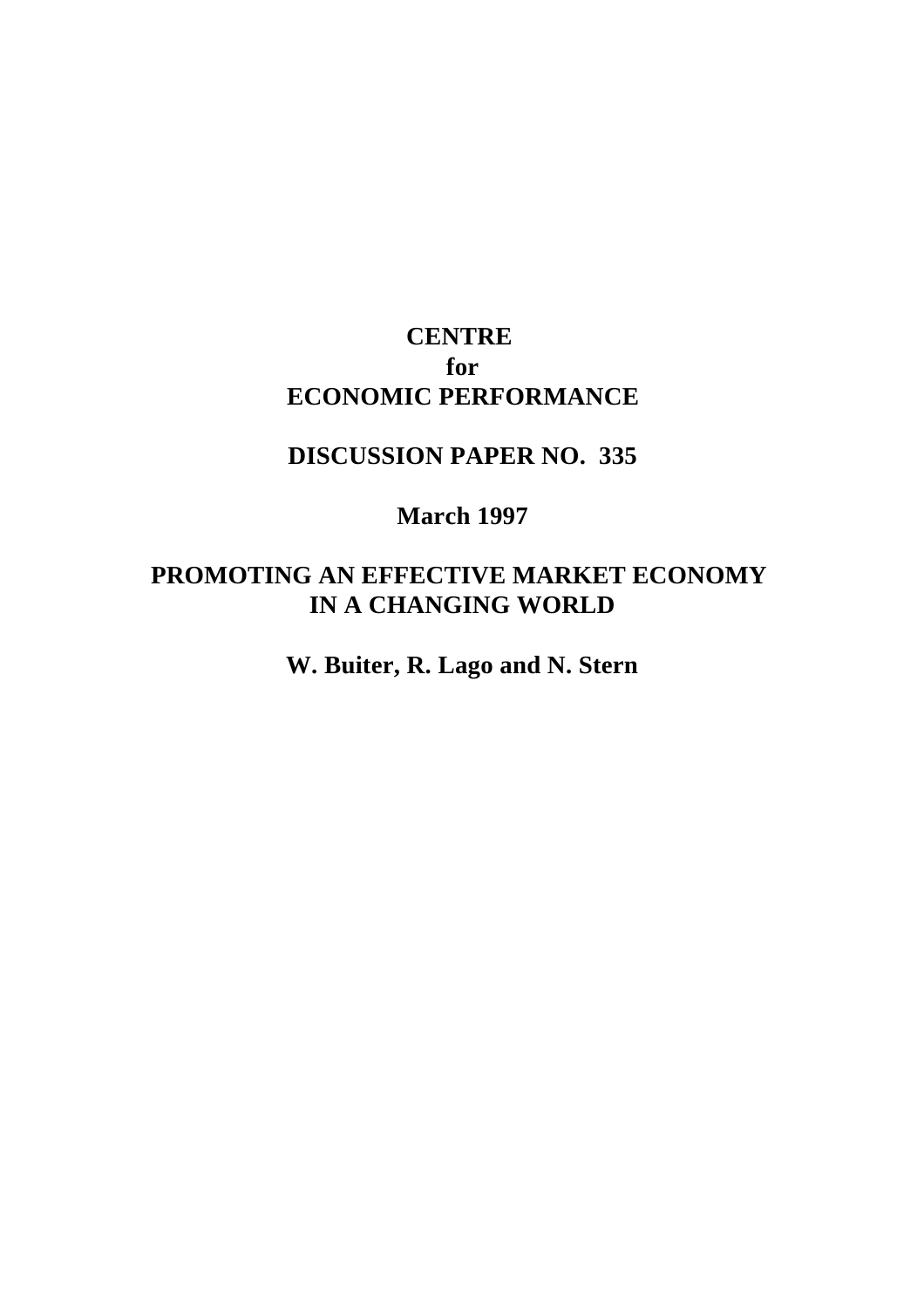**CENTRE**
**for**
**ECONOMIC PERFORMANCE**

**DISCUSSION PAPER NO. 335**

**March 1997**

# PROMOTING AN EFFECTIVE MARKET ECONOMY IN A CHANGING WORLD

**W. Buiter, R. Lago and N. Stern**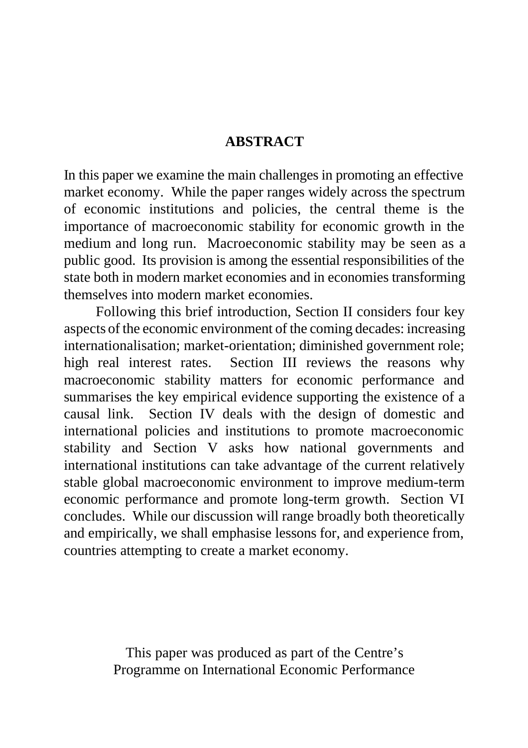## ABSTRACT

In this paper we examine the main challenges in promoting an effective market economy. While the paper ranges widely across the spectrum of economic institutions and policies, the central theme is the importance of macroeconomic stability for economic growth in the medium and long run. Macroeconomic stability may be seen as a public good. Its provision is among the essential responsibilities of the state both in modern market economies and in economies transforming themselves into modern market economies.

Following this brief introduction, Section II considers four key aspects of the economic environment of the coming decades: increasing internationalisation; market-orientation; diminished government role; high real interest rates. Section III reviews the reasons why macroeconomic stability matters for economic performance and summarises the key empirical evidence supporting the existence of a causal link. Section IV deals with the design of domestic and international policies and institutions to promote macroeconomic stability and Section V asks how national governments and international institutions can take advantage of the current relatively stable global macroeconomic environment to improve medium-term economic performance and promote long-term growth. Section VI concludes. While our discussion will range broadly both theoretically and empirically, we shall emphasise lessons for, and experience from, countries attempting to create a market economy.

This paper was produced as part of the Centre's Programme on International Economic Performance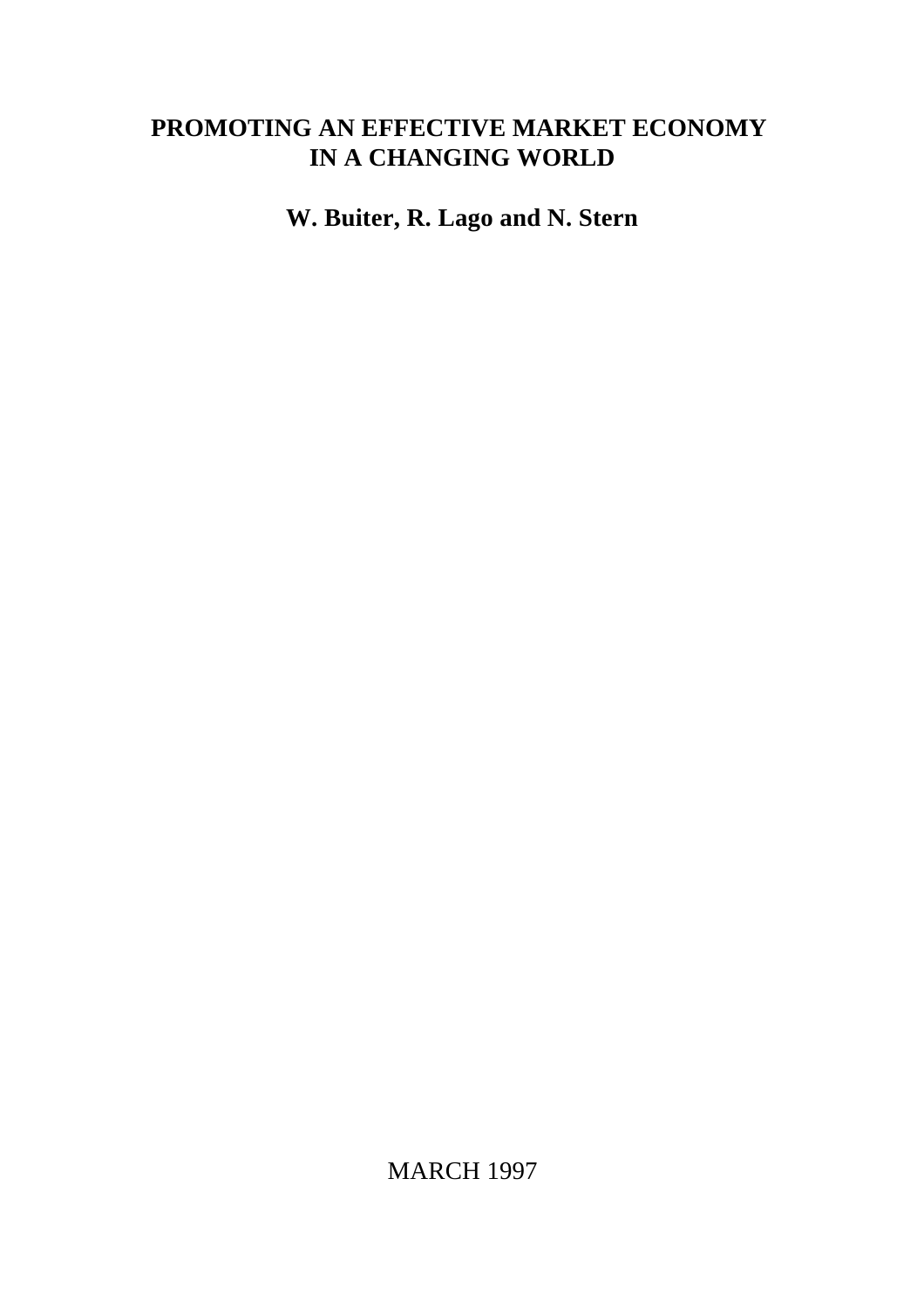# PROMOTING AN EFFECTIVE MARKET ECONOMY IN A CHANGING WORLD

**W. Buiter, R. Lago and N. Stern**

MARCH 1997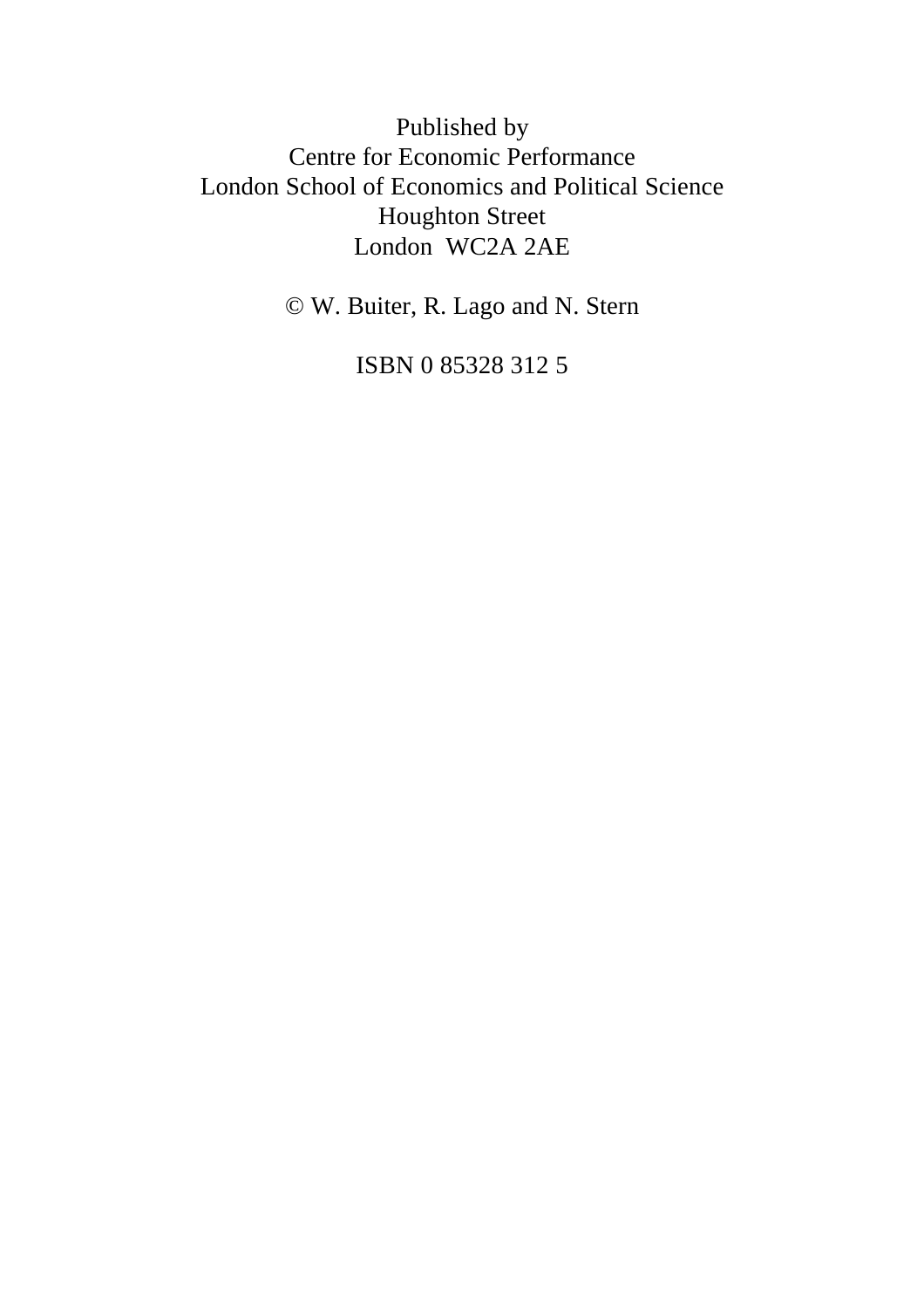Published by
Centre for Economic Performance
London School of Economics and Political Science
Houghton Street
London WC2A 2AE

© W. Buiter, R. Lago and N. Stern

ISBN 0 85328 312 5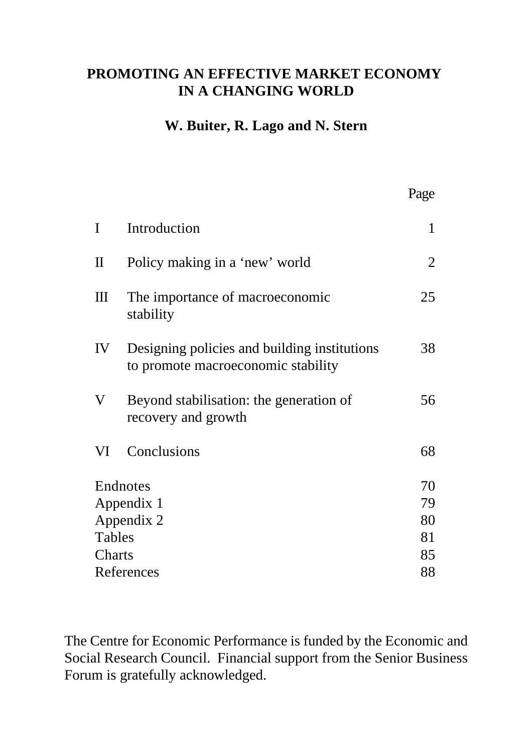# PROMOTING AN EFFECTIVE MARKET ECONOMY IN A CHANGING WORLD

## W. Buiter, R. Lago and N. Stern

| | | Page |
|---|---|---|
| I | Introduction | 1 |
| II | Policy making in a 'new' world | 2 |
| III | The importance of macroeconomic stability | 25 |
| IV | Designing policies and building institutions to promote macroeconomic stability | 38 |
| V | Beyond stabilisation: the generation of recovery and growth | 56 |
| VI | Conclusions | 68 |
| Endnotes | | 70 |
| Appendix 1 | | 79 |
| Appendix 2 | | 80 |
| Tables | | 81 |
| Charts | | 85 |
| References | | 88 |

The Centre for Economic Performance is funded by the Economic and Social Research Council. Financial support from the Senior Business Forum is gratefully acknowledged.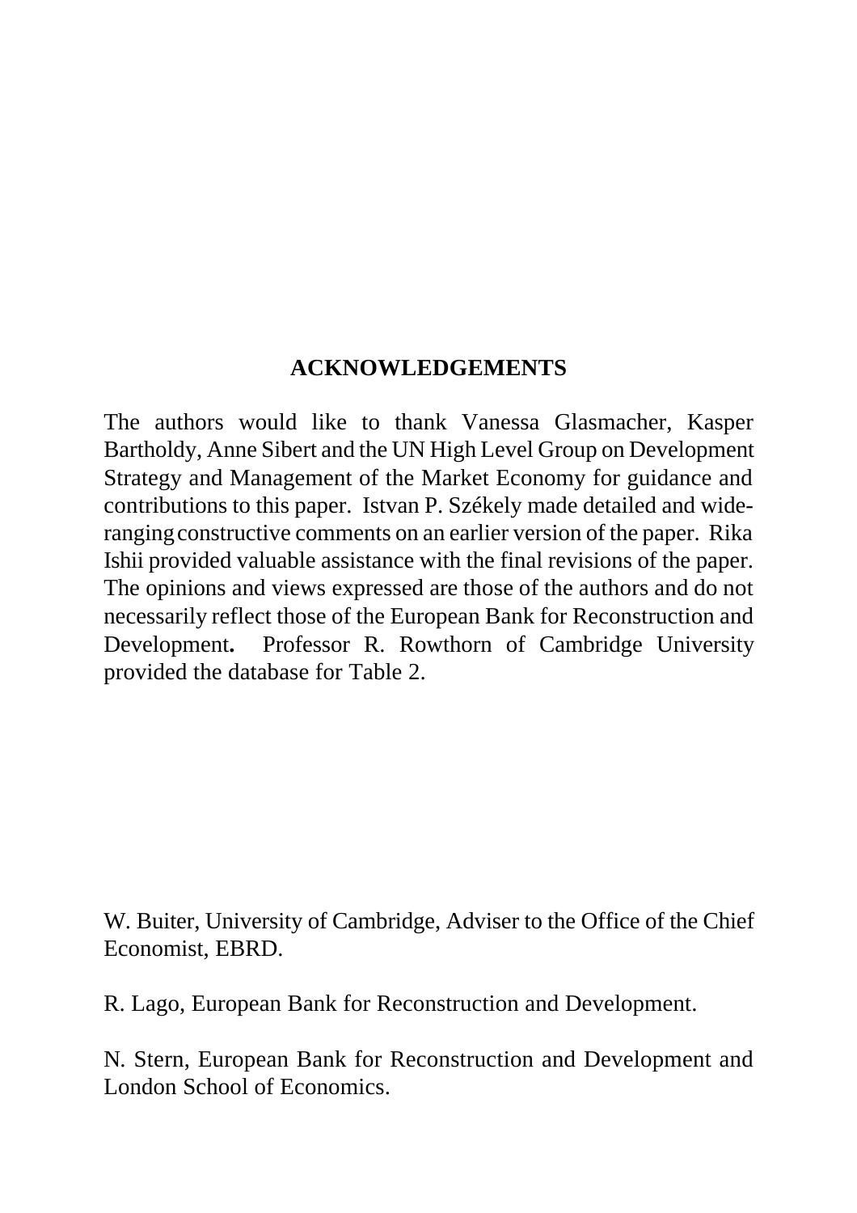## ACKNOWLEDGEMENTS

The authors would like to thank Vanessa Glasmacher, Kasper Bartholdy, Anne Sibert and the UN High Level Group on Development Strategy and Management of the Market Economy for guidance and contributions to this paper. Istvan P. Székely made detailed and wide-ranging constructive comments on an earlier version of the paper. Rika Ishii provided valuable assistance with the final revisions of the paper. The opinions and views expressed are those of the authors and do not necessarily reflect those of the European Bank for Reconstruction and Development**.** Professor R. Rowthorn of Cambridge University provided the database for Table 2.

W. Buiter, University of Cambridge, Adviser to the Office of the Chief Economist, EBRD.

R. Lago, European Bank for Reconstruction and Development.

N. Stern, European Bank for Reconstruction and Development and London School of Economics.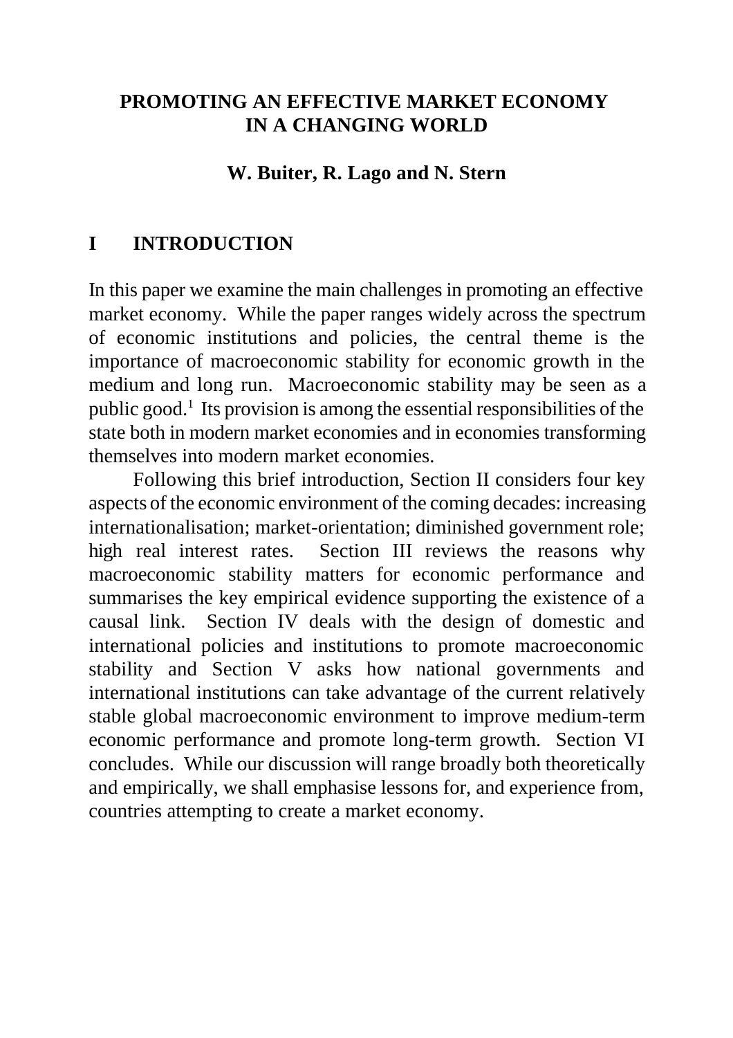# PROMOTING AN EFFECTIVE MARKET ECONOMY IN A CHANGING WORLD

**W. Buiter, R. Lago and N. Stern**

## I INTRODUCTION

In this paper we examine the main challenges in promoting an effective market economy. While the paper ranges widely across the spectrum of economic institutions and policies, the central theme is the importance of macroeconomic stability for economic growth in the medium and long run. Macroeconomic stability may be seen as a public good.[1] Its provision is among the essential responsibilities of the state both in modern market economies and in economies transforming themselves into modern market economies.

Following this brief introduction, Section II considers four key aspects of the economic environment of the coming decades: increasing internationalisation; market-orientation; diminished government role; high real interest rates. Section III reviews the reasons why macroeconomic stability matters for economic performance and summarises the key empirical evidence supporting the existence of a causal link. Section IV deals with the design of domestic and international policies and institutions to promote macroeconomic stability and Section V asks how national governments and international institutions can take advantage of the current relatively stable global macroeconomic environment to improve medium-term economic performance and promote long-term growth. Section VI concludes. While our discussion will range broadly both theoretically and empirically, we shall emphasise lessons for, and experience from, countries attempting to create a market economy.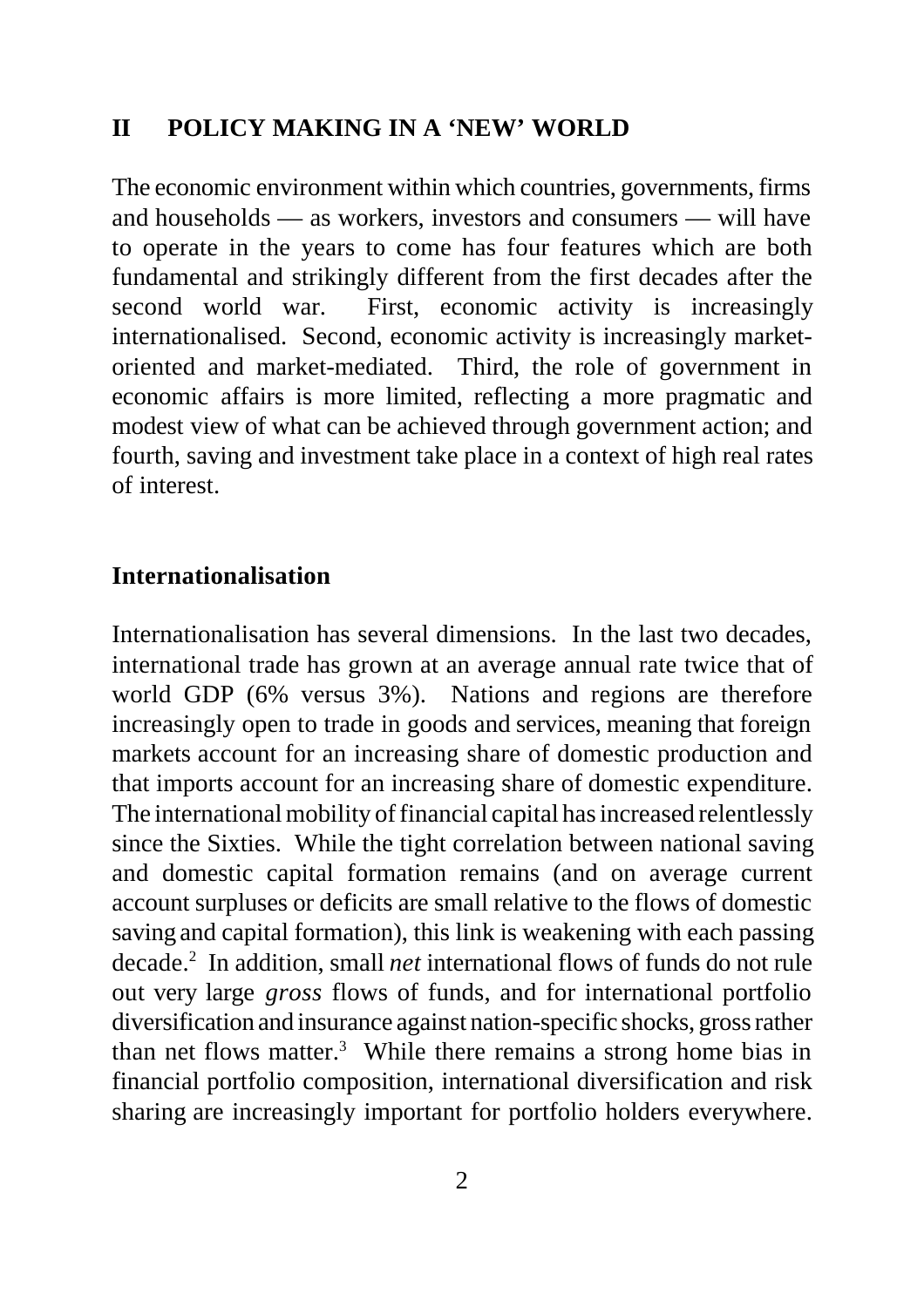## II POLICY MAKING IN A 'NEW' WORLD

The economic environment within which countries, governments, firms and households — as workers, investors and consumers — will have to operate in the years to come has four features which are both fundamental and strikingly different from the first decades after the second world war. First, economic activity is increasingly internationalised. Second, economic activity is increasingly market-oriented and market-mediated. Third, the role of government in economic affairs is more limited, reflecting a more pragmatic and modest view of what can be achieved through government action; and fourth, saving and investment take place in a context of high real rates of interest.

### Internationalisation

Internationalisation has several dimensions. In the last two decades, international trade has grown at an average annual rate twice that of world GDP (6% versus 3%). Nations and regions are therefore increasingly open to trade in goods and services, meaning that foreign markets account for an increasing share of domestic production and that imports account for an increasing share of domestic expenditure. The international mobility of financial capital has increased relentlessly since the Sixties. While the tight correlation between national saving and domestic capital formation remains (and on average current account surpluses or deficits are small relative to the flows of domestic saving and capital formation), this link is weakening with each passing decade.[2] In addition, small *net* international flows of funds do not rule out very large *gross* flows of funds, and for international portfolio diversification and insurance against nation-specific shocks, gross rather than net flows matter.[3] While there remains a strong home bias in financial portfolio composition, international diversification and risk sharing are increasingly important for portfolio holders everywhere.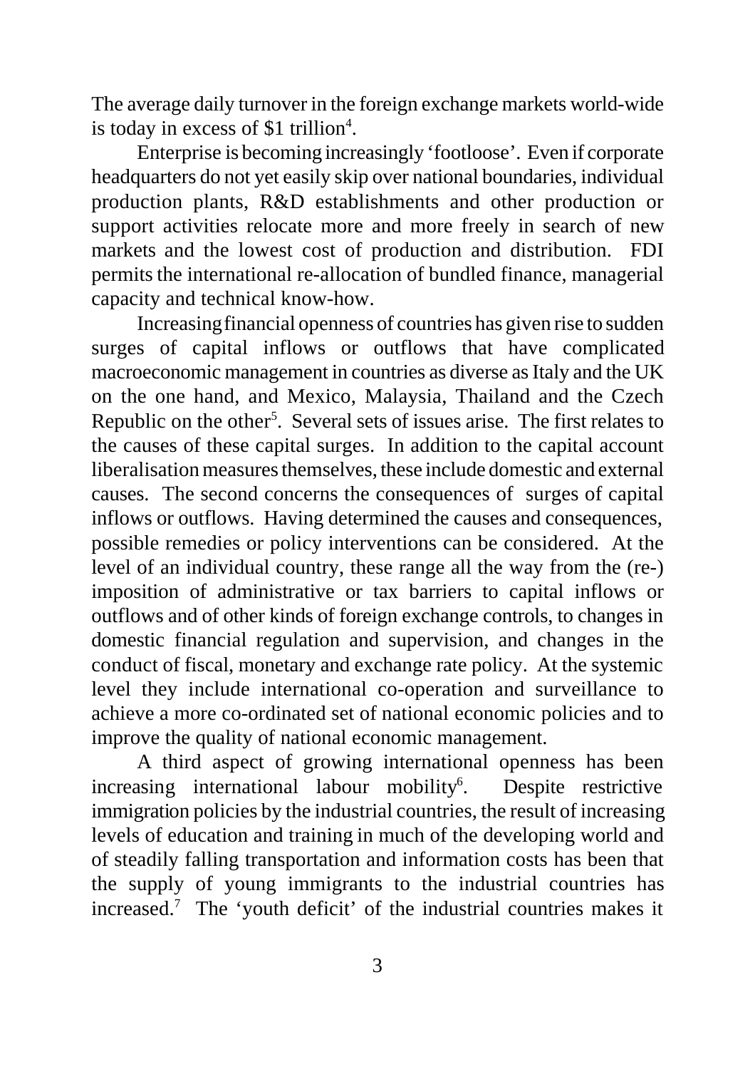The average daily turnover in the foreign exchange markets world-wide is today in excess of $1 trillion[4].

Enterprise is becoming increasingly 'footloose'. Even if corporate headquarters do not yet easily skip over national boundaries, individual production plants, R&D establishments and other production or support activities relocate more and more freely in search of new markets and the lowest cost of production and distribution. FDI permits the international re-allocation of bundled finance, managerial capacity and technical know-how.

Increasing financial openness of countries has given rise to sudden surges of capital inflows or outflows that have complicated macroeconomic management in countries as diverse as Italy and the UK on the one hand, and Mexico, Malaysia, Thailand and the Czech Republic on the other[5]. Several sets of issues arise. The first relates to the causes of these capital surges. In addition to the capital account liberalisation measures themselves, these include domestic and external causes. The second concerns the consequences of surges of capital inflows or outflows. Having determined the causes and consequences, possible remedies or policy interventions can be considered. At the level of an individual country, these range all the way from the (re-) imposition of administrative or tax barriers to capital inflows or outflows and of other kinds of foreign exchange controls, to changes in domestic financial regulation and supervision, and changes in the conduct of fiscal, monetary and exchange rate policy. At the systemic level they include international co-operation and surveillance to achieve a more co-ordinated set of national economic policies and to improve the quality of national economic management.

A third aspect of growing international openness has been increasing international labour mobility[6]. Despite restrictive immigration policies by the industrial countries, the result of increasing levels of education and training in much of the developing world and of steadily falling transportation and information costs has been that the supply of young immigrants to the industrial countries has increased.[7] The 'youth deficit' of the industrial countries makes it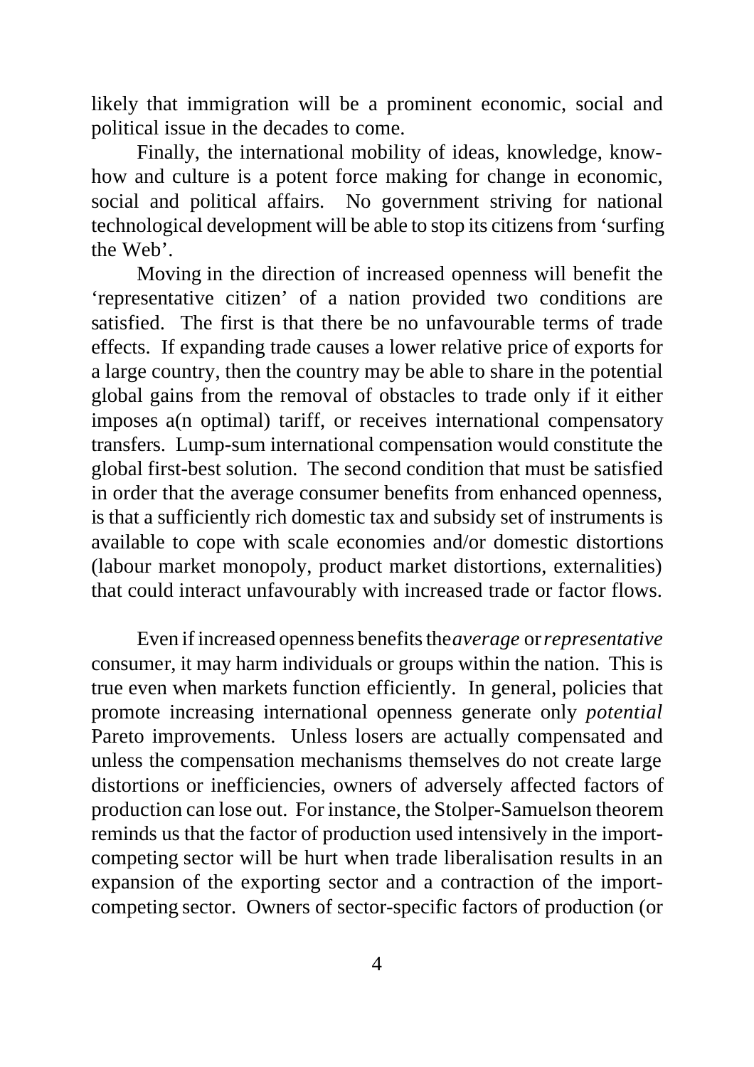likely that immigration will be a prominent economic, social and political issue in the decades to come.

Finally, the international mobility of ideas, knowledge, know-how and culture is a potent force making for change in economic, social and political affairs. No government striving for national technological development will be able to stop its citizens from 'surfing the Web'.

Moving in the direction of increased openness will benefit the 'representative citizen' of a nation provided two conditions are satisfied. The first is that there be no unfavourable terms of trade effects. If expanding trade causes a lower relative price of exports for a large country, then the country may be able to share in the potential global gains from the removal of obstacles to trade only if it either imposes a(n optimal) tariff, or receives international compensatory transfers. Lump-sum international compensation would constitute the global first-best solution. The second condition that must be satisfied in order that the average consumer benefits from enhanced openness, is that a sufficiently rich domestic tax and subsidy set of instruments is available to cope with scale economies and/or domestic distortions (labour market monopoly, product market distortions, externalities) that could interact unfavourably with increased trade or factor flows.

Even if increased openness benefits the *average* or *representative* consumer, it may harm individuals or groups within the nation. This is true even when markets function efficiently. In general, policies that promote increasing international openness generate only *potential* Pareto improvements. Unless losers are actually compensated and unless the compensation mechanisms themselves do not create large distortions or inefficiencies, owners of adversely affected factors of production can lose out. For instance, the Stolper-Samuelson theorem reminds us that the factor of production used intensively in the import-competing sector will be hurt when trade liberalisation results in an expansion of the exporting sector and a contraction of the import-competing sector. Owners of sector-specific factors of production (or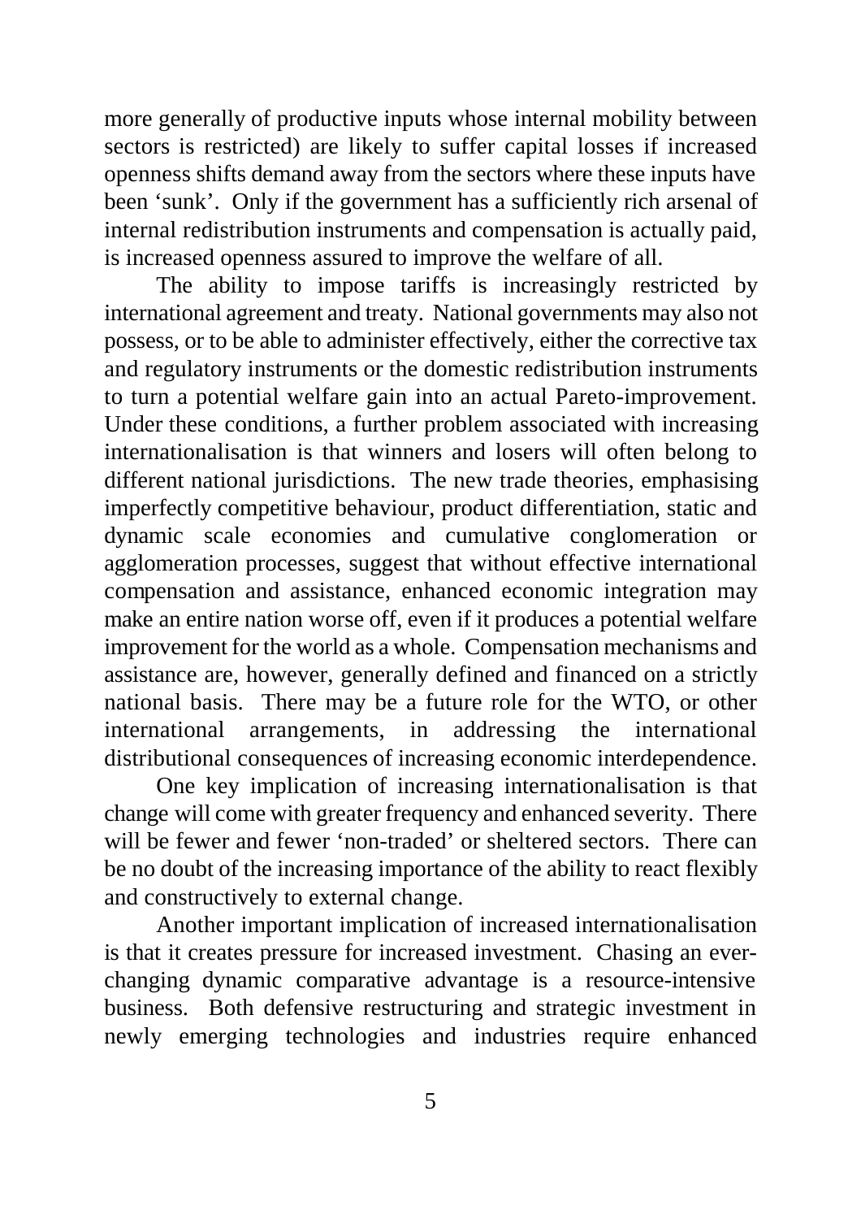more generally of productive inputs whose internal mobility between sectors is restricted) are likely to suffer capital losses if increased openness shifts demand away from the sectors where these inputs have been 'sunk'. Only if the government has a sufficiently rich arsenal of internal redistribution instruments and compensation is actually paid, is increased openness assured to improve the welfare of all.

The ability to impose tariffs is increasingly restricted by international agreement and treaty. National governments may also not possess, or to be able to administer effectively, either the corrective tax and regulatory instruments or the domestic redistribution instruments to turn a potential welfare gain into an actual Pareto-improvement. Under these conditions, a further problem associated with increasing internationalisation is that winners and losers will often belong to different national jurisdictions. The new trade theories, emphasising imperfectly competitive behaviour, product differentiation, static and dynamic scale economies and cumulative conglomeration or agglomeration processes, suggest that without effective international compensation and assistance, enhanced economic integration may make an entire nation worse off, even if it produces a potential welfare improvement for the world as a whole. Compensation mechanisms and assistance are, however, generally defined and financed on a strictly national basis. There may be a future role for the WTO, or other international arrangements, in addressing the international distributional consequences of increasing economic interdependence.

One key implication of increasing internationalisation is that change will come with greater frequency and enhanced severity. There will be fewer and fewer 'non-traded' or sheltered sectors. There can be no doubt of the increasing importance of the ability to react flexibly and constructively to external change.

Another important implication of increased internationalisation is that it creates pressure for increased investment. Chasing an ever-changing dynamic comparative advantage is a resource-intensive business. Both defensive restructuring and strategic investment in newly emerging technologies and industries require enhanced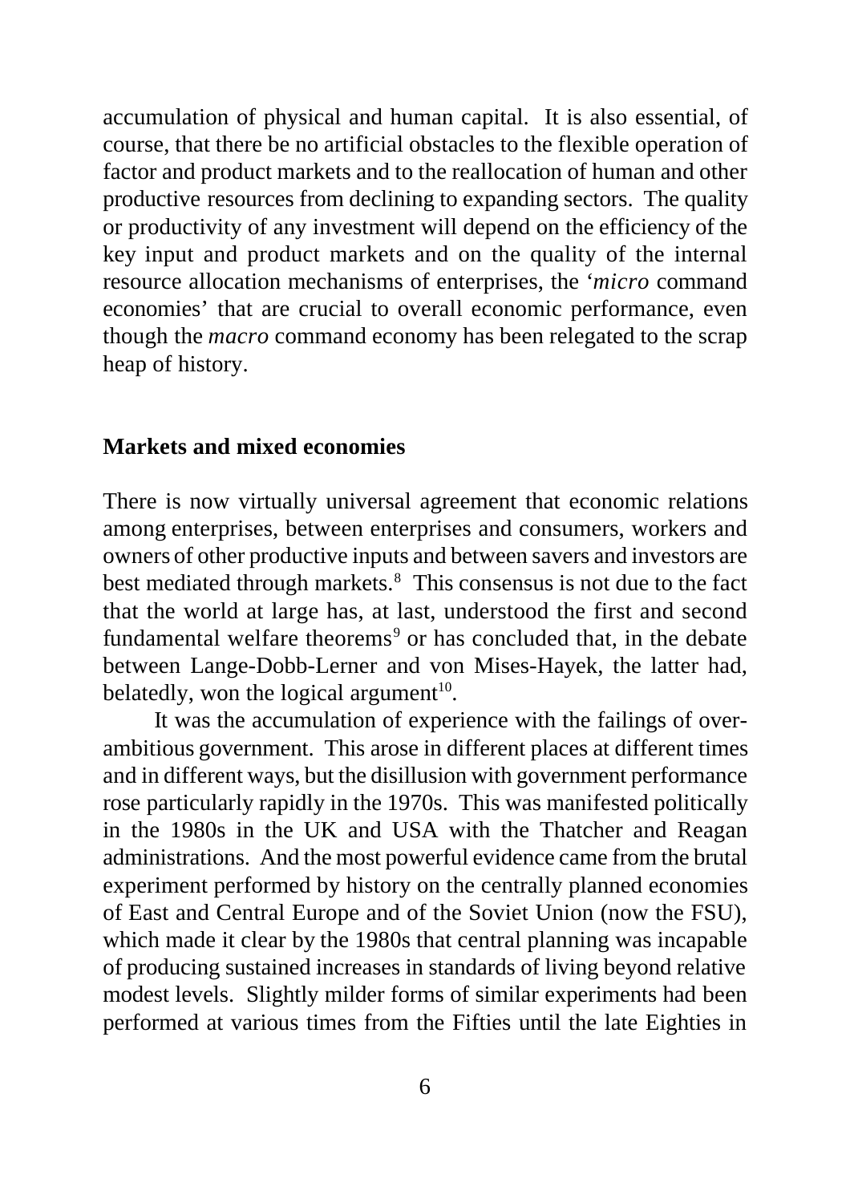accumulation of physical and human capital. It is also essential, of course, that there be no artificial obstacles to the flexible operation of factor and product markets and to the reallocation of human and other productive resources from declining to expanding sectors. The quality or productivity of any investment will depend on the efficiency of the key input and product markets and on the quality of the internal resource allocation mechanisms of enterprises, the '*micro* command economies' that are crucial to overall economic performance, even though the *macro* command economy has been relegated to the scrap heap of history.

## Markets and mixed economies

There is now virtually universal agreement that economic relations among enterprises, between enterprises and consumers, workers and owners of other productive inputs and between savers and investors are best mediated through markets.[8] This consensus is not due to the fact that the world at large has, at last, understood the first and second fundamental welfare theorems[9] or has concluded that, in the debate between Lange-Dobb-Lerner and von Mises-Hayek, the latter had, belatedly, won the logical argument[10].

It was the accumulation of experience with the failings of over-ambitious government. This arose in different places at different times and in different ways, but the disillusion with government performance rose particularly rapidly in the 1970s. This was manifested politically in the 1980s in the UK and USA with the Thatcher and Reagan administrations. And the most powerful evidence came from the brutal experiment performed by history on the centrally planned economies of East and Central Europe and of the Soviet Union (now the FSU), which made it clear by the 1980s that central planning was incapable of producing sustained increases in standards of living beyond relative modest levels. Slightly milder forms of similar experiments had been performed at various times from the Fifties until the late Eighties in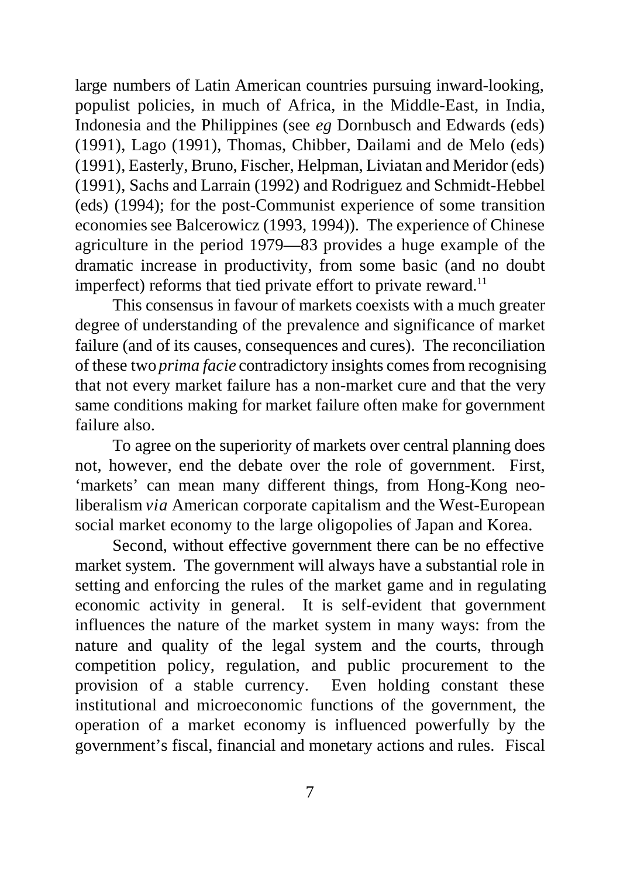large numbers of Latin American countries pursuing inward-looking, populist policies, in much of Africa, in the Middle-East, in India, Indonesia and the Philippines (see *eg* Dornbusch and Edwards (eds) (1991), Lago (1991), Thomas, Chibber, Dailami and de Melo (eds) (1991), Easterly, Bruno, Fischer, Helpman, Liviatan and Meridor (eds) (1991), Sachs and Larrain (1992) and Rodriguez and Schmidt-Hebbel (eds) (1994); for the post-Communist experience of some transition economies see Balcerowicz (1993, 1994)). The experience of Chinese agriculture in the period 1979—83 provides a huge example of the dramatic increase in productivity, from some basic (and no doubt imperfect) reforms that tied private effort to private reward.[11]

This consensus in favour of markets coexists with a much greater degree of understanding of the prevalence and significance of market failure (and of its causes, consequences and cures). The reconciliation of these two *prima facie* contradictory insights comes from recognising that not every market failure has a non-market cure and that the very same conditions making for market failure often make for government failure also.

To agree on the superiority of markets over central planning does not, however, end the debate over the role of government. First, 'markets' can mean many different things, from Hong-Kong neo-liberalism *via* American corporate capitalism and the West-European social market economy to the large oligopolies of Japan and Korea.

Second, without effective government there can be no effective market system. The government will always have a substantial role in setting and enforcing the rules of the market game and in regulating economic activity in general. It is self-evident that government influences the nature of the market system in many ways: from the nature and quality of the legal system and the courts, through competition policy, regulation, and public procurement to the provision of a stable currency. Even holding constant these institutional and microeconomic functions of the government, the operation of a market economy is influenced powerfully by the government's fiscal, financial and monetary actions and rules. Fiscal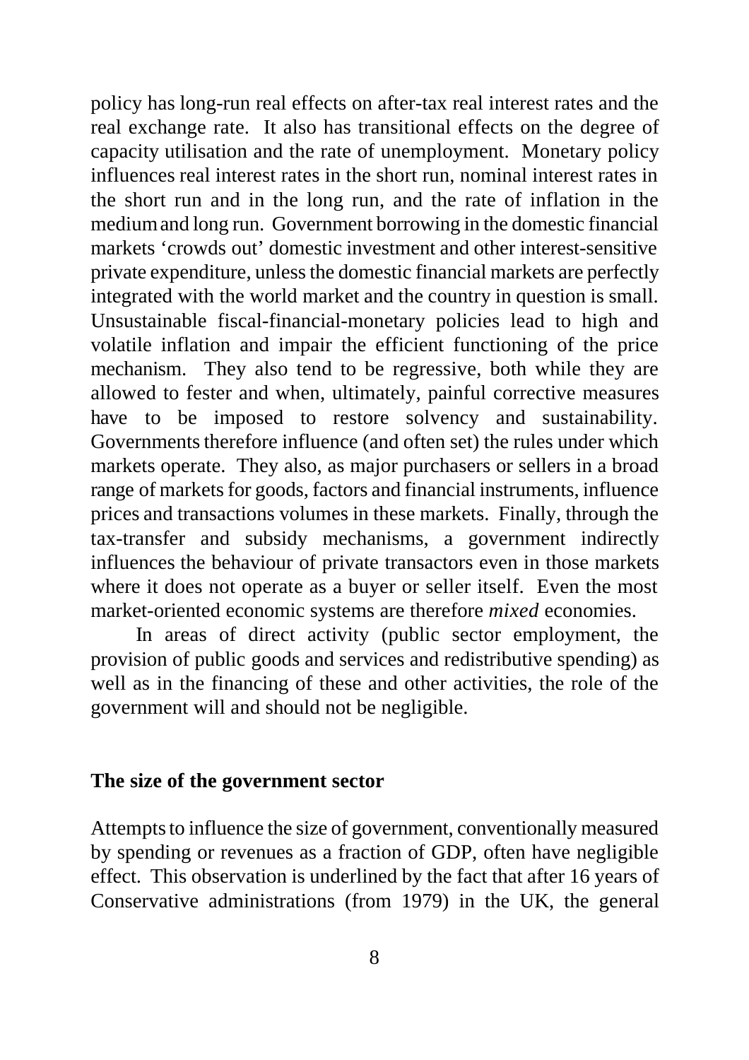policy has long-run real effects on after-tax real interest rates and the real exchange rate. It also has transitional effects on the degree of capacity utilisation and the rate of unemployment. Monetary policy influences real interest rates in the short run, nominal interest rates in the short run and in the long run, and the rate of inflation in the medium and long run. Government borrowing in the domestic financial markets 'crowds out' domestic investment and other interest-sensitive private expenditure, unless the domestic financial markets are perfectly integrated with the world market and the country in question is small. Unsustainable fiscal-financial-monetary policies lead to high and volatile inflation and impair the efficient functioning of the price mechanism. They also tend to be regressive, both while they are allowed to fester and when, ultimately, painful corrective measures have to be imposed to restore solvency and sustainability. Governments therefore influence (and often set) the rules under which markets operate. They also, as major purchasers or sellers in a broad range of markets for goods, factors and financial instruments, influence prices and transactions volumes in these markets. Finally, through the tax-transfer and subsidy mechanisms, a government indirectly influences the behaviour of private transactors even in those markets where it does not operate as a buyer or seller itself. Even the most market-oriented economic systems are therefore *mixed* economies.

In areas of direct activity (public sector employment, the provision of public goods and services and redistributive spending) as well as in the financing of these and other activities, the role of the government will and should not be negligible.

## The size of the government sector

Attempts to influence the size of government, conventionally measured by spending or revenues as a fraction of GDP, often have negligible effect. This observation is underlined by the fact that after 16 years of Conservative administrations (from 1979) in the UK, the general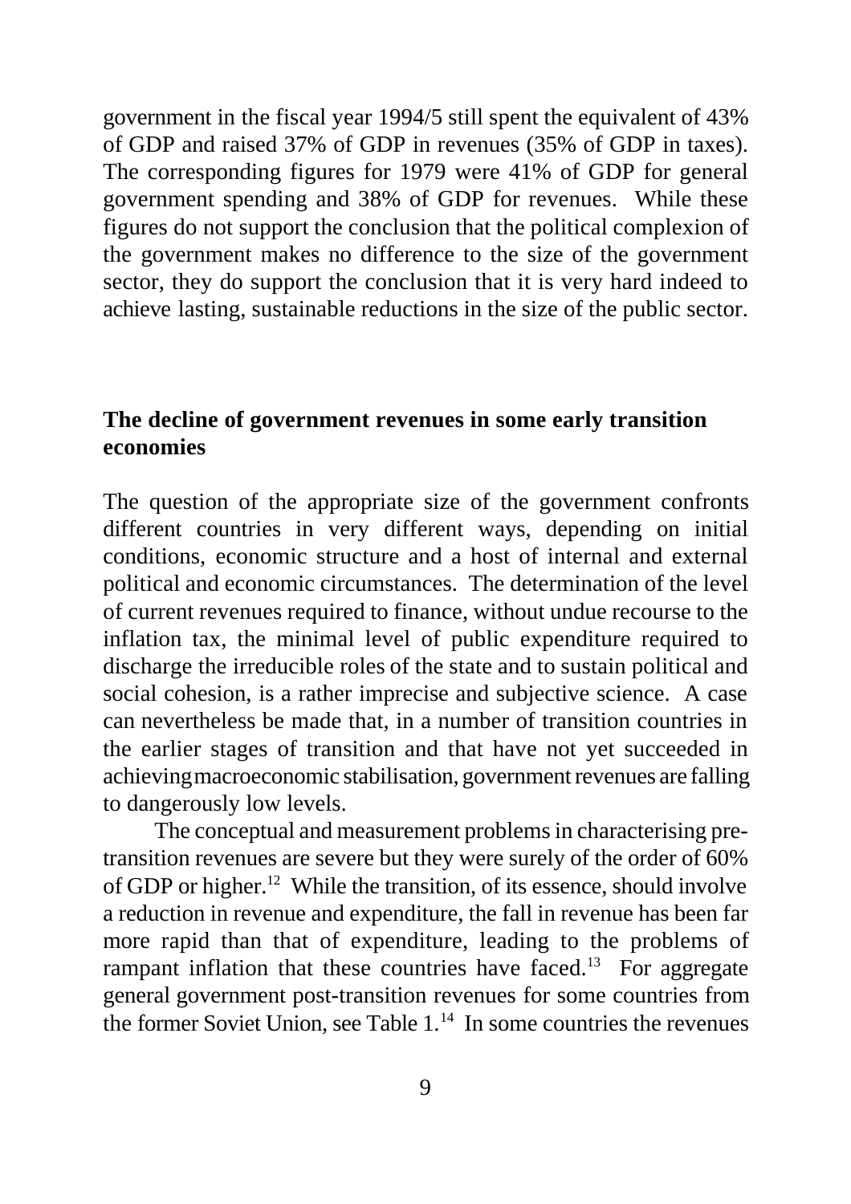government in the fiscal year 1994/5 still spent the equivalent of 43% of GDP and raised 37% of GDP in revenues (35% of GDP in taxes). The corresponding figures for 1979 were 41% of GDP for general government spending and 38% of GDP for revenues. While these figures do not support the conclusion that the political complexion of the government makes no difference to the size of the government sector, they do support the conclusion that it is very hard indeed to achieve lasting, sustainable reductions in the size of the public sector.

## The decline of government revenues in some early transition economies

The question of the appropriate size of the government confronts different countries in very different ways, depending on initial conditions, economic structure and a host of internal and external political and economic circumstances. The determination of the level of current revenues required to finance, without undue recourse to the inflation tax, the minimal level of public expenditure required to discharge the irreducible roles of the state and to sustain political and social cohesion, is a rather imprecise and subjective science. A case can nevertheless be made that, in a number of transition countries in the earlier stages of transition and that have not yet succeeded in achieving macroeconomic stabilisation, government revenues are falling to dangerously low levels.

The conceptual and measurement problems in characterising pre-transition revenues are severe but they were surely of the order of 60% of GDP or higher.[12] While the transition, of its essence, should involve a reduction in revenue and expenditure, the fall in revenue has been far more rapid than that of expenditure, leading to the problems of rampant inflation that these countries have faced.[13] For aggregate general government post-transition revenues for some countries from the former Soviet Union, see Table 1.[14] In some countries the revenues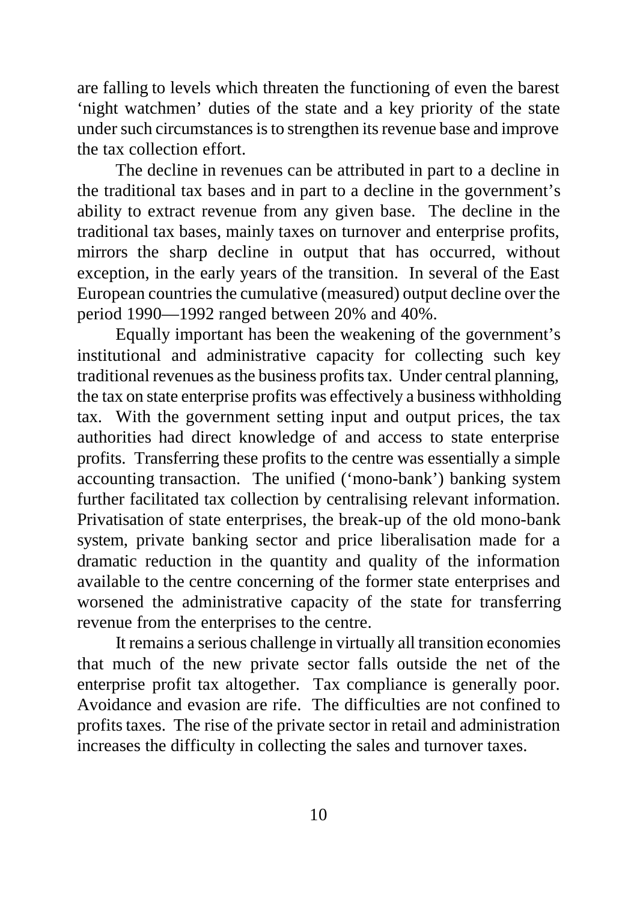are falling to levels which threaten the functioning of even the barest 'night watchmen' duties of the state and a key priority of the state under such circumstances is to strengthen its revenue base and improve the tax collection effort.

The decline in revenues can be attributed in part to a decline in the traditional tax bases and in part to a decline in the government's ability to extract revenue from any given base. The decline in the traditional tax bases, mainly taxes on turnover and enterprise profits, mirrors the sharp decline in output that has occurred, without exception, in the early years of the transition. In several of the East European countries the cumulative (measured) output decline over the period 1990—1992 ranged between 20% and 40%.

Equally important has been the weakening of the government's institutional and administrative capacity for collecting such key traditional revenues as the business profits tax. Under central planning, the tax on state enterprise profits was effectively a business withholding tax. With the government setting input and output prices, the tax authorities had direct knowledge of and access to state enterprise profits. Transferring these profits to the centre was essentially a simple accounting transaction. The unified ('mono-bank') banking system further facilitated tax collection by centralising relevant information. Privatisation of state enterprises, the break-up of the old mono-bank system, private banking sector and price liberalisation made for a dramatic reduction in the quantity and quality of the information available to the centre concerning of the former state enterprises and worsened the administrative capacity of the state for transferring revenue from the enterprises to the centre.

It remains a serious challenge in virtually all transition economies that much of the new private sector falls outside the net of the enterprise profit tax altogether. Tax compliance is generally poor. Avoidance and evasion are rife. The difficulties are not confined to profits taxes. The rise of the private sector in retail and administration increases the difficulty in collecting the sales and turnover taxes.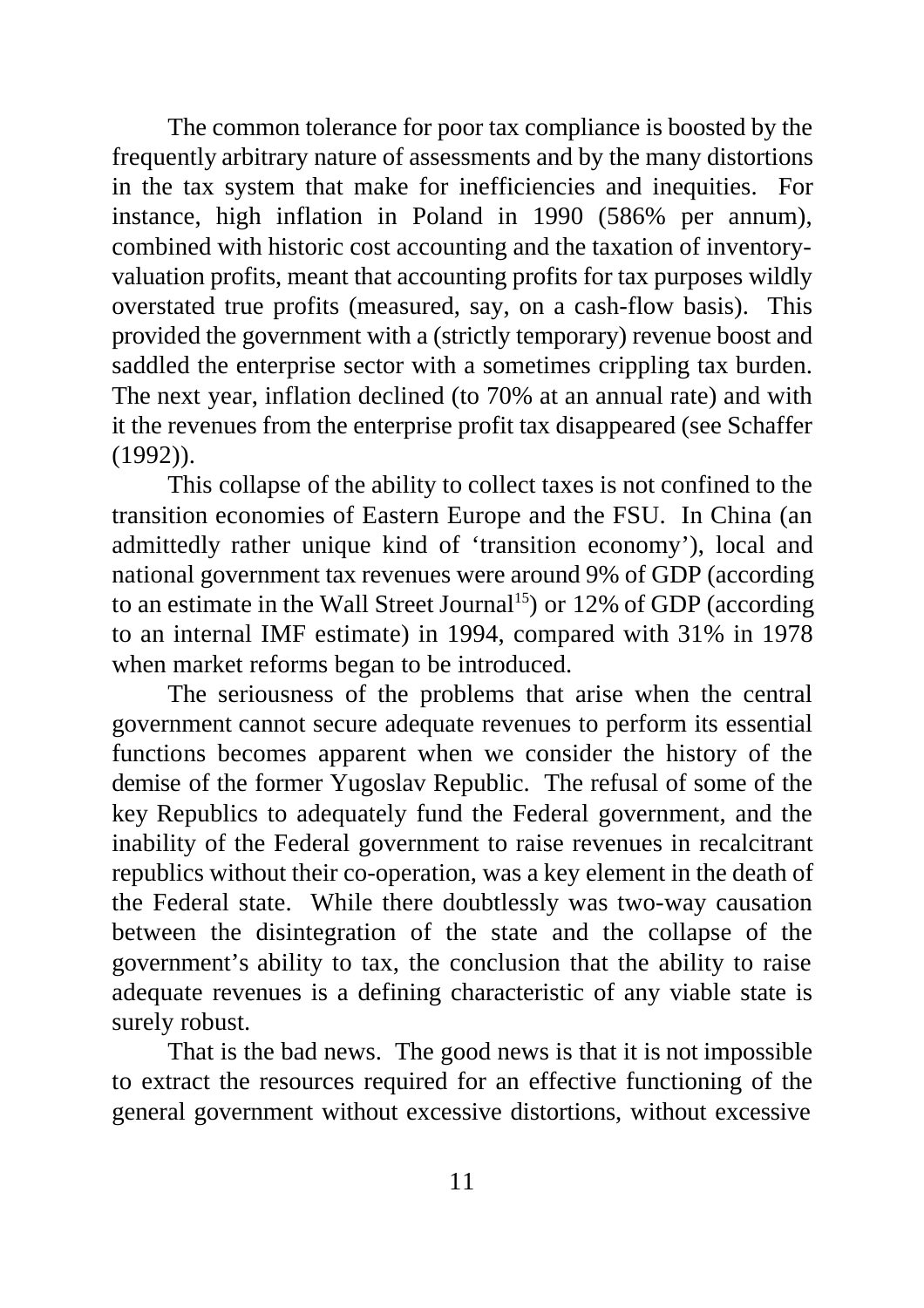The common tolerance for poor tax compliance is boosted by the frequently arbitrary nature of assessments and by the many distortions in the tax system that make for inefficiencies and inequities. For instance, high inflation in Poland in 1990 (586% per annum), combined with historic cost accounting and the taxation of inventory-valuation profits, meant that accounting profits for tax purposes wildly overstated true profits (measured, say, on a cash-flow basis). This provided the government with a (strictly temporary) revenue boost and saddled the enterprise sector with a sometimes crippling tax burden. The next year, inflation declined (to 70% at an annual rate) and with it the revenues from the enterprise profit tax disappeared (see Schaffer (1992)).

This collapse of the ability to collect taxes is not confined to the transition economies of Eastern Europe and the FSU. In China (an admittedly rather unique kind of 'transition economy'), local and national government tax revenues were around 9% of GDP (according to an estimate in the Wall Street Journal[15]) or 12% of GDP (according to an internal IMF estimate) in 1994, compared with 31% in 1978 when market reforms began to be introduced.

The seriousness of the problems that arise when the central government cannot secure adequate revenues to perform its essential functions becomes apparent when we consider the history of the demise of the former Yugoslav Republic. The refusal of some of the key Republics to adequately fund the Federal government, and the inability of the Federal government to raise revenues in recalcitrant republics without their co-operation, was a key element in the death of the Federal state. While there doubtlessly was two-way causation between the disintegration of the state and the collapse of the government's ability to tax, the conclusion that the ability to raise adequate revenues is a defining characteristic of any viable state is surely robust.

That is the bad news. The good news is that it is not impossible to extract the resources required for an effective functioning of the general government without excessive distortions, without excessive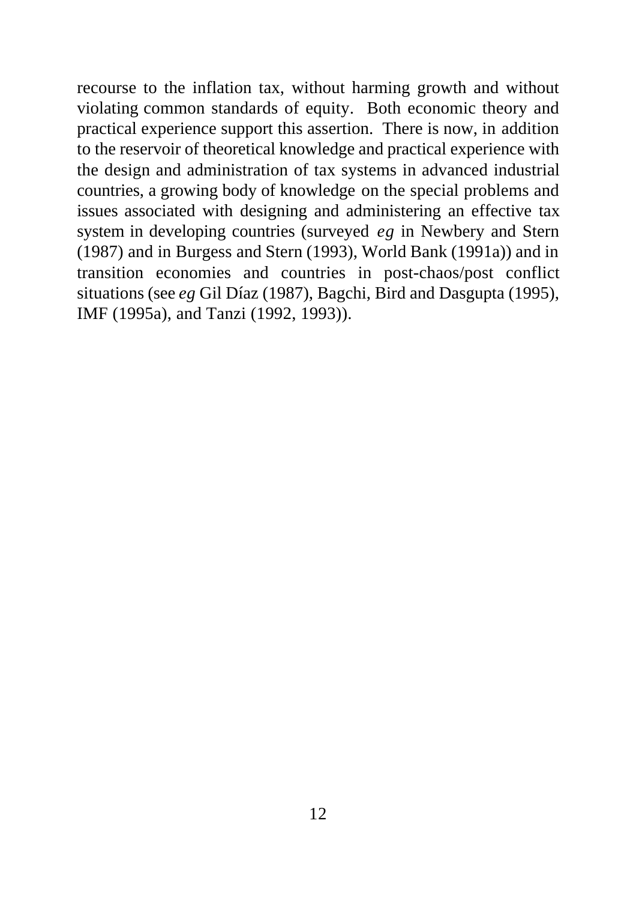recourse to the inflation tax, without harming growth and without violating common standards of equity. Both economic theory and practical experience support this assertion. There is now, in addition to the reservoir of theoretical knowledge and practical experience with the design and administration of tax systems in advanced industrial countries, a growing body of knowledge on the special problems and issues associated with designing and administering an effective tax system in developing countries (surveyed *eg* in Newbery and Stern (1987) and in Burgess and Stern (1993), World Bank (1991a)) and in transition economies and countries in post-chaos/post conflict situations (see *eg* Gil Díaz (1987), Bagchi, Bird and Dasgupta (1995), IMF (1995a), and Tanzi (1992, 1993)).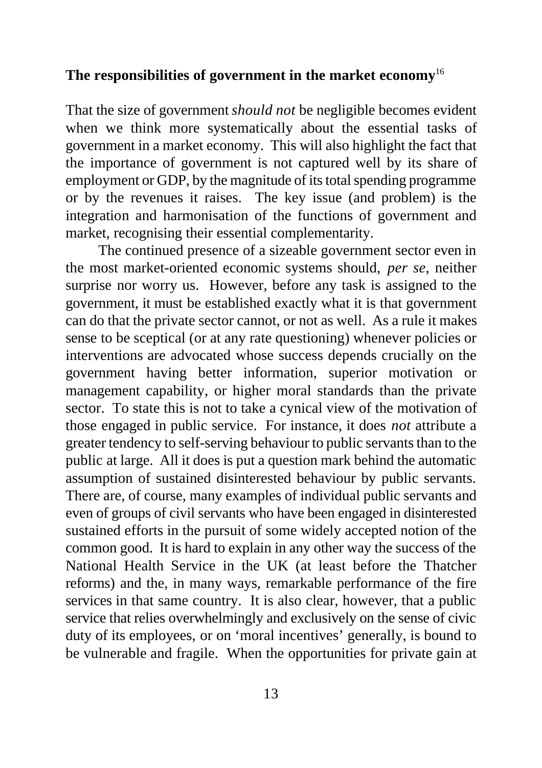## The responsibilities of government in the market economy[16]

That the size of government *should not* be negligible becomes evident when we think more systematically about the essential tasks of government in a market economy. This will also highlight the fact that the importance of government is not captured well by its share of employment or GDP, by the magnitude of its total spending programme or by the revenues it raises. The key issue (and problem) is the integration and harmonisation of the functions of government and market, recognising their essential complementarity.

The continued presence of a sizeable government sector even in the most market-oriented economic systems should, *per se*, neither surprise nor worry us. However, before any task is assigned to the government, it must be established exactly what it is that government can do that the private sector cannot, or not as well. As a rule it makes sense to be sceptical (or at any rate questioning) whenever policies or interventions are advocated whose success depends crucially on the government having better information, superior motivation or management capability, or higher moral standards than the private sector. To state this is not to take a cynical view of the motivation of those engaged in public service. For instance, it does *not* attribute a greater tendency to self-serving behaviour to public servants than to the public at large. All it does is put a question mark behind the automatic assumption of sustained disinterested behaviour by public servants. There are, of course, many examples of individual public servants and even of groups of civil servants who have been engaged in disinterested sustained efforts in the pursuit of some widely accepted notion of the common good. It is hard to explain in any other way the success of the National Health Service in the UK (at least before the Thatcher reforms) and the, in many ways, remarkable performance of the fire services in that same country. It is also clear, however, that a public service that relies overwhelmingly and exclusively on the sense of civic duty of its employees, or on 'moral incentives' generally, is bound to be vulnerable and fragile. When the opportunities for private gain at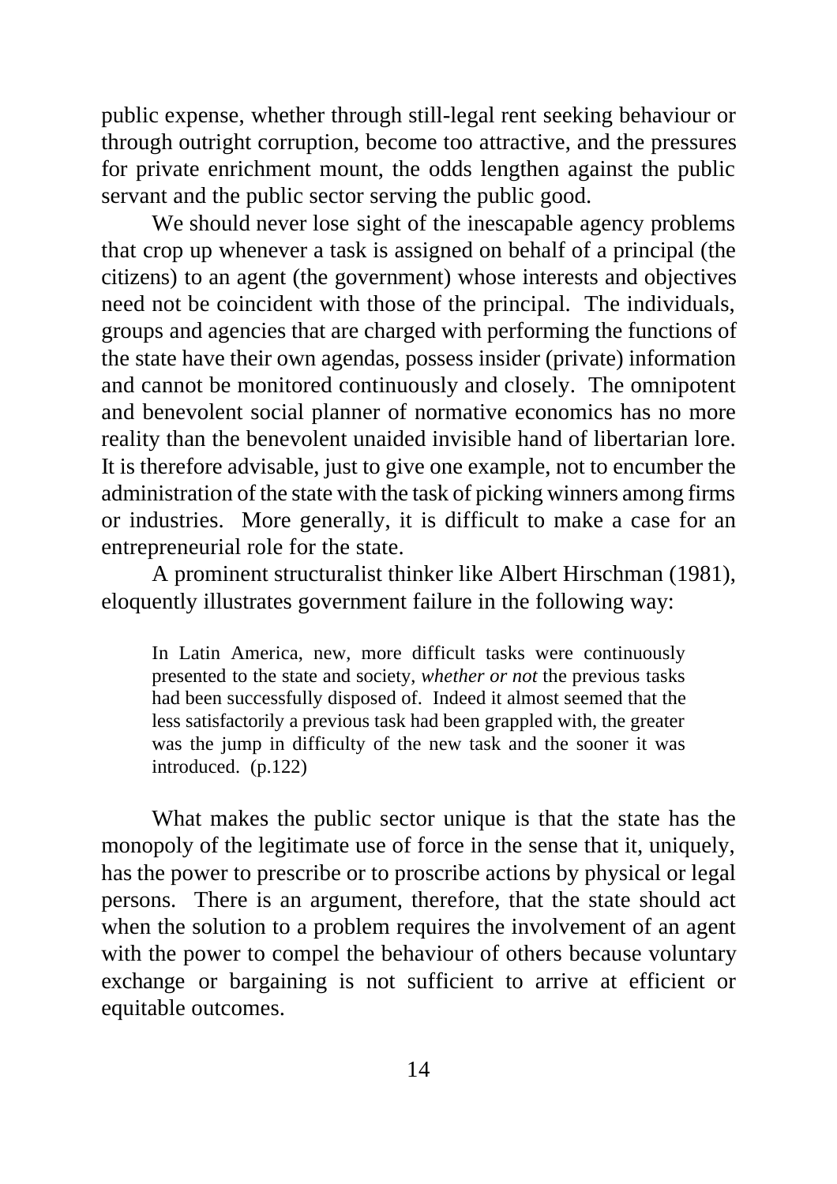public expense, whether through still-legal rent seeking behaviour or through outright corruption, become too attractive, and the pressures for private enrichment mount, the odds lengthen against the public servant and the public sector serving the public good.

We should never lose sight of the inescapable agency problems that crop up whenever a task is assigned on behalf of a principal (the citizens) to an agent (the government) whose interests and objectives need not be coincident with those of the principal. The individuals, groups and agencies that are charged with performing the functions of the state have their own agendas, possess insider (private) information and cannot be monitored continuously and closely. The omnipotent and benevolent social planner of normative economics has no more reality than the benevolent unaided invisible hand of libertarian lore. It is therefore advisable, just to give one example, not to encumber the administration of the state with the task of picking winners among firms or industries. More generally, it is difficult to make a case for an entrepreneurial role for the state.

A prominent structuralist thinker like Albert Hirschman (1981), eloquently illustrates government failure in the following way:

> In Latin America, new, more difficult tasks were continuously presented to the state and society, *whether or not* the previous tasks had been successfully disposed of. Indeed it almost seemed that the less satisfactorily a previous task had been grappled with, the greater was the jump in difficulty of the new task and the sooner it was introduced. (p.122)

What makes the public sector unique is that the state has the monopoly of the legitimate use of force in the sense that it, uniquely, has the power to prescribe or to proscribe actions by physical or legal persons. There is an argument, therefore, that the state should act when the solution to a problem requires the involvement of an agent with the power to compel the behaviour of others because voluntary exchange or bargaining is not sufficient to arrive at efficient or equitable outcomes.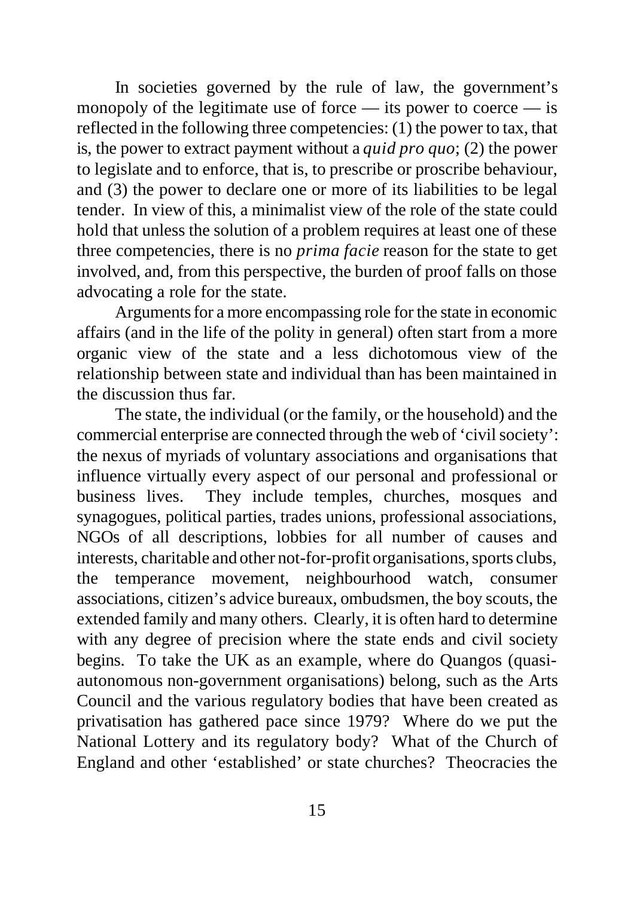In societies governed by the rule of law, the government's monopoly of the legitimate use of force — its power to coerce — is reflected in the following three competencies: (1) the power to tax, that is, the power to extract payment without a *quid pro quo*; (2) the power to legislate and to enforce, that is, to prescribe or proscribe behaviour, and (3) the power to declare one or more of its liabilities to be legal tender. In view of this, a minimalist view of the role of the state could hold that unless the solution of a problem requires at least one of these three competencies, there is no *prima facie* reason for the state to get involved, and, from this perspective, the burden of proof falls on those advocating a role for the state.

Arguments for a more encompassing role for the state in economic affairs (and in the life of the polity in general) often start from a more organic view of the state and a less dichotomous view of the relationship between state and individual than has been maintained in the discussion thus far.

The state, the individual (or the family, or the household) and the commercial enterprise are connected through the web of 'civil society': the nexus of myriads of voluntary associations and organisations that influence virtually every aspect of our personal and professional or business lives. They include temples, churches, mosques and synagogues, political parties, trades unions, professional associations, NGOs of all descriptions, lobbies for all number of causes and interests, charitable and other not-for-profit organisations, sports clubs, the temperance movement, neighbourhood watch, consumer associations, citizen's advice bureaux, ombudsmen, the boy scouts, the extended family and many others. Clearly, it is often hard to determine with any degree of precision where the state ends and civil society begins. To take the UK as an example, where do Quangos (quasi-autonomous non-government organisations) belong, such as the Arts Council and the various regulatory bodies that have been created as privatisation has gathered pace since 1979? Where do we put the National Lottery and its regulatory body? What of the Church of England and other 'established' or state churches? Theocracies the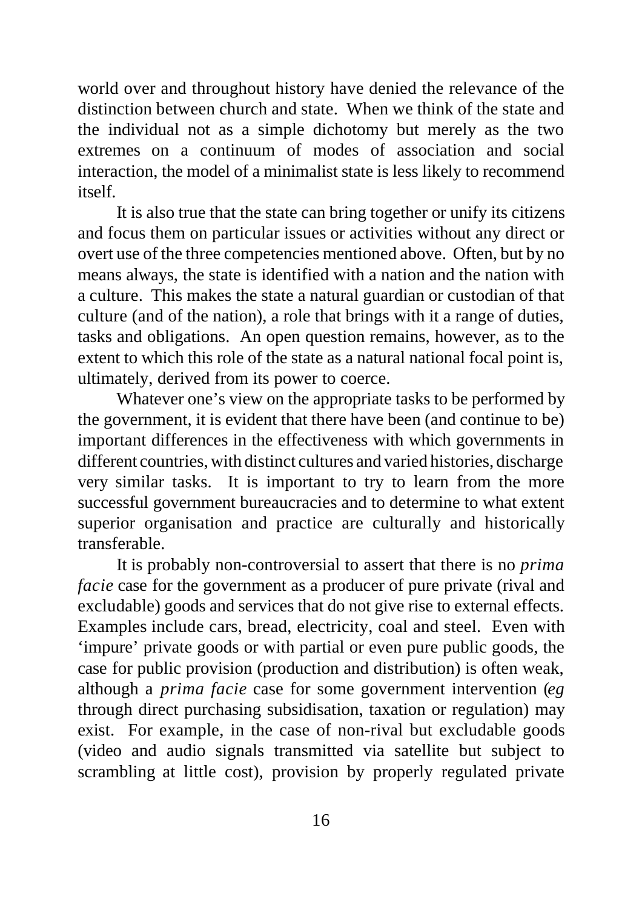world over and throughout history have denied the relevance of the distinction between church and state. When we think of the state and the individual not as a simple dichotomy but merely as the two extremes on a continuum of modes of association and social interaction, the model of a minimalist state is less likely to recommend itself.

It is also true that the state can bring together or unify its citizens and focus them on particular issues or activities without any direct or overt use of the three competencies mentioned above. Often, but by no means always, the state is identified with a nation and the nation with a culture. This makes the state a natural guardian or custodian of that culture (and of the nation), a role that brings with it a range of duties, tasks and obligations. An open question remains, however, as to the extent to which this role of the state as a natural national focal point is, ultimately, derived from its power to coerce.

Whatever one's view on the appropriate tasks to be performed by the government, it is evident that there have been (and continue to be) important differences in the effectiveness with which governments in different countries, with distinct cultures and varied histories, discharge very similar tasks. It is important to try to learn from the more successful government bureaucracies and to determine to what extent superior organisation and practice are culturally and historically transferable.

It is probably non-controversial to assert that there is no *prima facie* case for the government as a producer of pure private (rival and excludable) goods and services that do not give rise to external effects. Examples include cars, bread, electricity, coal and steel. Even with 'impure' private goods or with partial or even pure public goods, the case for public provision (production and distribution) is often weak, although a *prima facie* case for some government intervention (*eg* through direct purchasing subsidisation, taxation or regulation) may exist. For example, in the case of non-rival but excludable goods (video and audio signals transmitted via satellite but subject to scrambling at little cost), provision by properly regulated private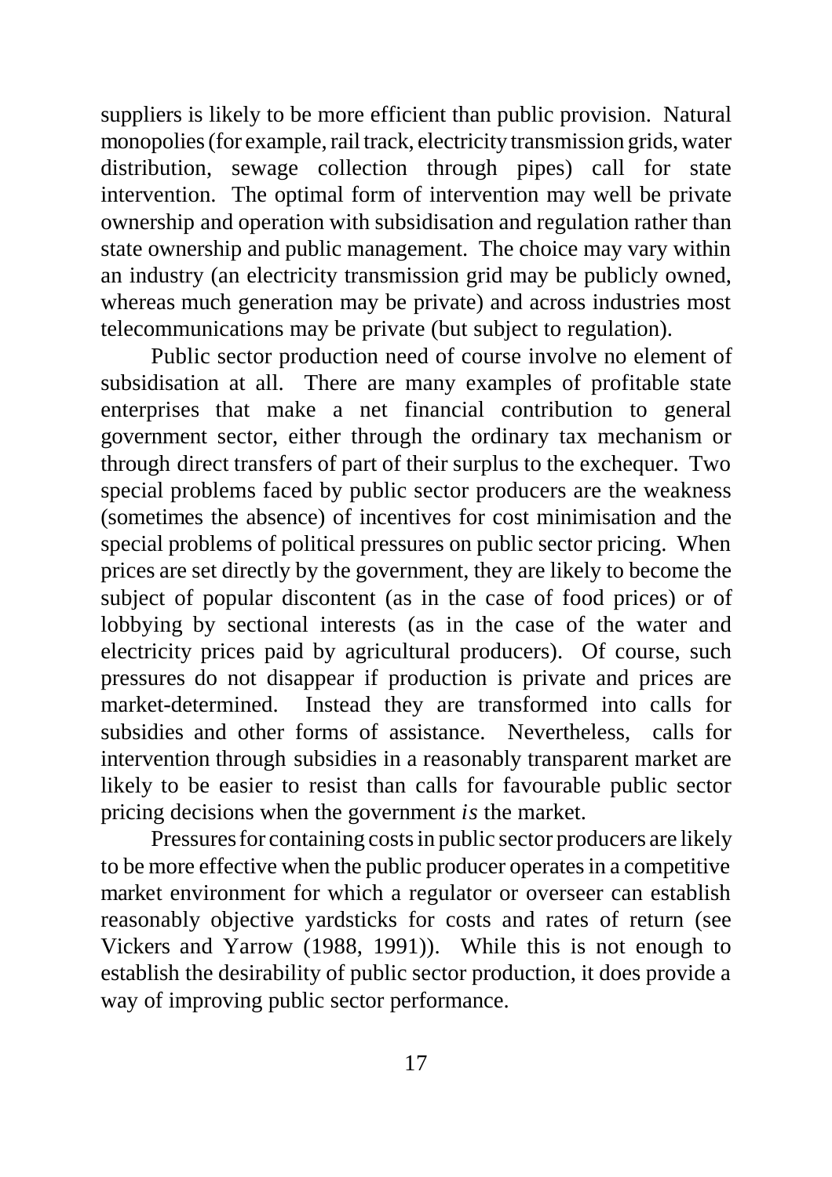suppliers is likely to be more efficient than public provision. Natural monopolies (for example, rail track, electricity transmission grids, water distribution, sewage collection through pipes) call for state intervention. The optimal form of intervention may well be private ownership and operation with subsidisation and regulation rather than state ownership and public management. The choice may vary within an industry (an electricity transmission grid may be publicly owned, whereas much generation may be private) and across industries most telecommunications may be private (but subject to regulation).

Public sector production need of course involve no element of subsidisation at all. There are many examples of profitable state enterprises that make a net financial contribution to general government sector, either through the ordinary tax mechanism or through direct transfers of part of their surplus to the exchequer. Two special problems faced by public sector producers are the weakness (sometimes the absence) of incentives for cost minimisation and the special problems of political pressures on public sector pricing. When prices are set directly by the government, they are likely to become the subject of popular discontent (as in the case of food prices) or of lobbying by sectional interests (as in the case of the water and electricity prices paid by agricultural producers). Of course, such pressures do not disappear if production is private and prices are market-determined. Instead they are transformed into calls for subsidies and other forms of assistance. Nevertheless, calls for intervention through subsidies in a reasonably transparent market are likely to be easier to resist than calls for favourable public sector pricing decisions when the government *is* the market.

Pressures for containing costs in public sector producers are likely to be more effective when the public producer operates in a competitive market environment for which a regulator or overseer can establish reasonably objective yardsticks for costs and rates of return (see Vickers and Yarrow (1988, 1991)). While this is not enough to establish the desirability of public sector production, it does provide a way of improving public sector performance.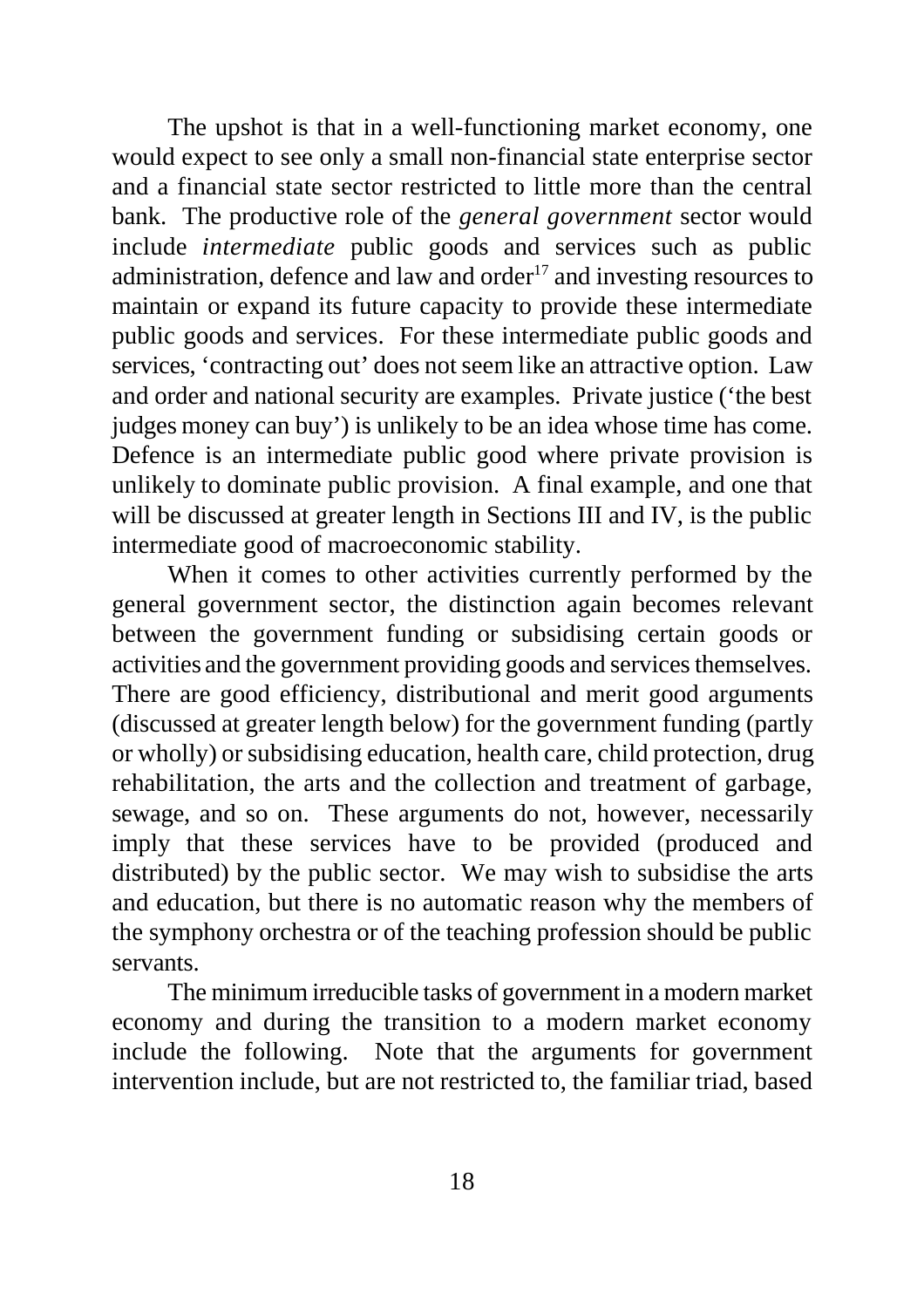The upshot is that in a well-functioning market economy, one would expect to see only a small non-financial state enterprise sector and a financial state sector restricted to little more than the central bank. The productive role of the *general government* sector would include *intermediate* public goods and services such as public administration, defence and law and order[17] and investing resources to maintain or expand its future capacity to provide these intermediate public goods and services. For these intermediate public goods and services, 'contracting out' does not seem like an attractive option. Law and order and national security are examples. Private justice ('the best judges money can buy') is unlikely to be an idea whose time has come. Defence is an intermediate public good where private provision is unlikely to dominate public provision. A final example, and one that will be discussed at greater length in Sections III and IV, is the public intermediate good of macroeconomic stability.

When it comes to other activities currently performed by the general government sector, the distinction again becomes relevant between the government funding or subsidising certain goods or activities and the government providing goods and services themselves. There are good efficiency, distributional and merit good arguments (discussed at greater length below) for the government funding (partly or wholly) or subsidising education, health care, child protection, drug rehabilitation, the arts and the collection and treatment of garbage, sewage, and so on. These arguments do not, however, necessarily imply that these services have to be provided (produced and distributed) by the public sector. We may wish to subsidise the arts and education, but there is no automatic reason why the members of the symphony orchestra or of the teaching profession should be public servants.

The minimum irreducible tasks of government in a modern market economy and during the transition to a modern market economy include the following. Note that the arguments for government intervention include, but are not restricted to, the familiar triad, based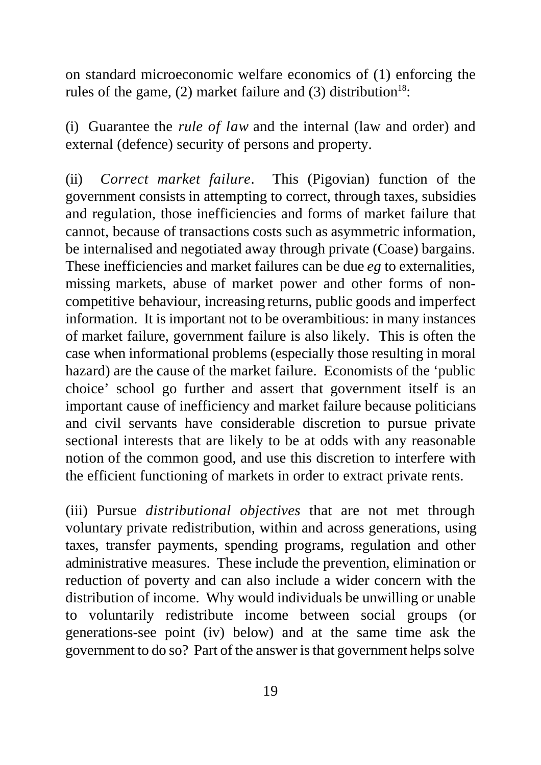on standard microeconomic welfare economics of (1) enforcing the rules of the game, (2) market failure and (3) distribution[18]:

(i) Guarantee the *rule of law* and the internal (law and order) and external (defence) security of persons and property.

(ii) *Correct market failure*. This (Pigovian) function of the government consists in attempting to correct, through taxes, subsidies and regulation, those inefficiencies and forms of market failure that cannot, because of transactions costs such as asymmetric information, be internalised and negotiated away through private (Coase) bargains. These inefficiencies and market failures can be due *eg* to externalities, missing markets, abuse of market power and other forms of non-competitive behaviour, increasing returns, public goods and imperfect information. It is important not to be overambitious: in many instances of market failure, government failure is also likely. This is often the case when informational problems (especially those resulting in moral hazard) are the cause of the market failure. Economists of the 'public choice' school go further and assert that government itself is an important cause of inefficiency and market failure because politicians and civil servants have considerable discretion to pursue private sectional interests that are likely to be at odds with any reasonable notion of the common good, and use this discretion to interfere with the efficient functioning of markets in order to extract private rents.

(iii) Pursue *distributional objectives* that are not met through voluntary private redistribution, within and across generations, using taxes, transfer payments, spending programs, regulation and other administrative measures. These include the prevention, elimination or reduction of poverty and can also include a wider concern with the distribution of income. Why would individuals be unwilling or unable to voluntarily redistribute income between social groups (or generations-see point (iv) below) and at the same time ask the government to do so? Part of the answer is that government helps solve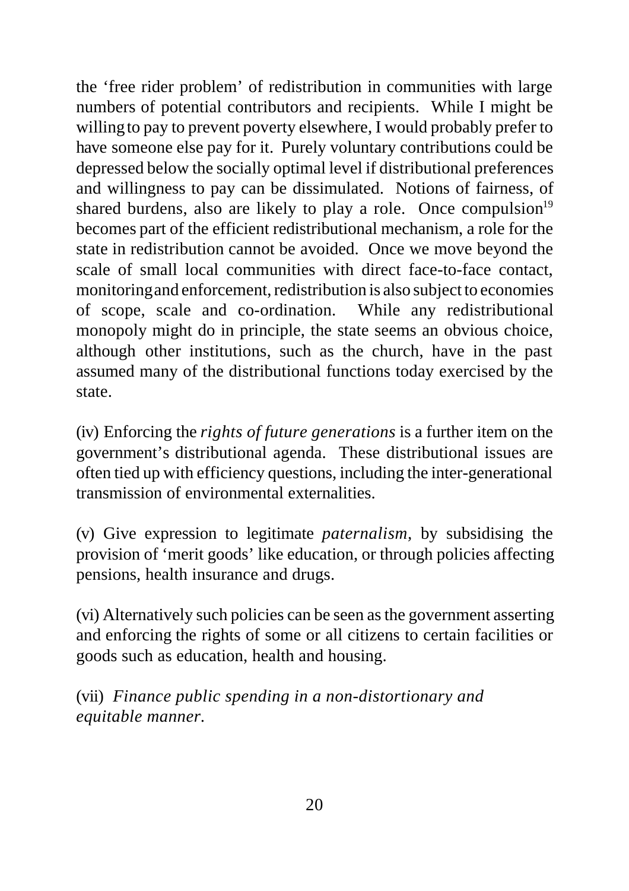the 'free rider problem' of redistribution in communities with large numbers of potential contributors and recipients. While I might be willing to pay to prevent poverty elsewhere, I would probably prefer to have someone else pay for it. Purely voluntary contributions could be depressed below the socially optimal level if distributional preferences and willingness to pay can be dissimulated. Notions of fairness, of shared burdens, also are likely to play a role. Once compulsion[19] becomes part of the efficient redistributional mechanism, a role for the state in redistribution cannot be avoided. Once we move beyond the scale of small local communities with direct face-to-face contact, monitoring and enforcement, redistribution is also subject to economies of scope, scale and co-ordination. While any redistributional monopoly might do in principle, the state seems an obvious choice, although other institutions, such as the church, have in the past assumed many of the distributional functions today exercised by the state.

(iv) Enforcing the *rights of future generations* is a further item on the government's distributional agenda. These distributional issues are often tied up with efficiency questions, including the inter-generational transmission of environmental externalities.

(v) Give expression to legitimate *paternalism,* by subsidising the provision of 'merit goods' like education, or through policies affecting pensions, health insurance and drugs.

(vi) Alternatively such policies can be seen as the government asserting and enforcing the rights of some or all citizens to certain facilities or goods such as education, health and housing.

(vii) *Finance public spending in a non-distortionary and equitable manner.*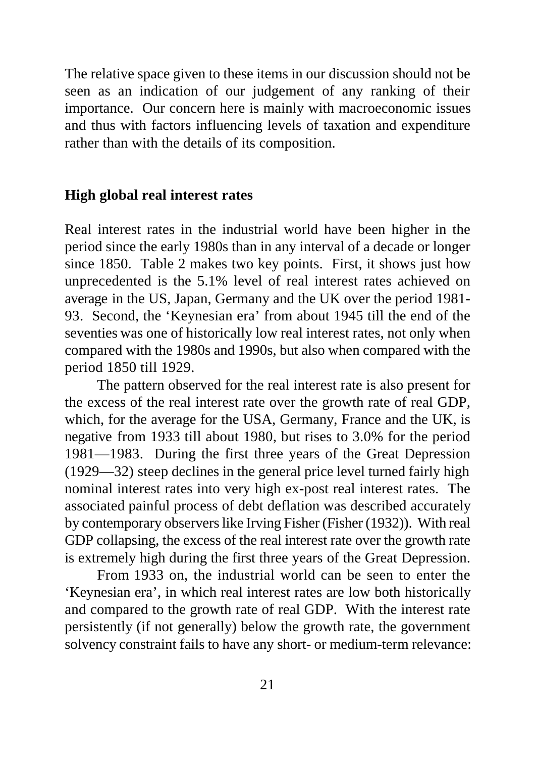The relative space given to these items in our discussion should not be seen as an indication of our judgement of any ranking of their importance. Our concern here is mainly with macroeconomic issues and thus with factors influencing levels of taxation and expenditure rather than with the details of its composition.

## High global real interest rates

Real interest rates in the industrial world have been higher in the period since the early 1980s than in any interval of a decade or longer since 1850. Table 2 makes two key points. First, it shows just how unprecedented is the 5.1% level of real interest rates achieved on average in the US, Japan, Germany and the UK over the period 1981-93. Second, the 'Keynesian era' from about 1945 till the end of the seventies was one of historically low real interest rates, not only when compared with the 1980s and 1990s, but also when compared with the period 1850 till 1929.

The pattern observed for the real interest rate is also present for the excess of the real interest rate over the growth rate of real GDP, which, for the average for the USA, Germany, France and the UK, is negative from 1933 till about 1980, but rises to 3.0% for the period 1981—1983. During the first three years of the Great Depression (1929—32) steep declines in the general price level turned fairly high nominal interest rates into very high ex-post real interest rates. The associated painful process of debt deflation was described accurately by contemporary observers like Irving Fisher (Fisher (1932)). With real GDP collapsing, the excess of the real interest rate over the growth rate is extremely high during the first three years of the Great Depression.

From 1933 on, the industrial world can be seen to enter the 'Keynesian era', in which real interest rates are low both historically and compared to the growth rate of real GDP. With the interest rate persistently (if not generally) below the growth rate, the government solvency constraint fails to have any short- or medium-term relevance: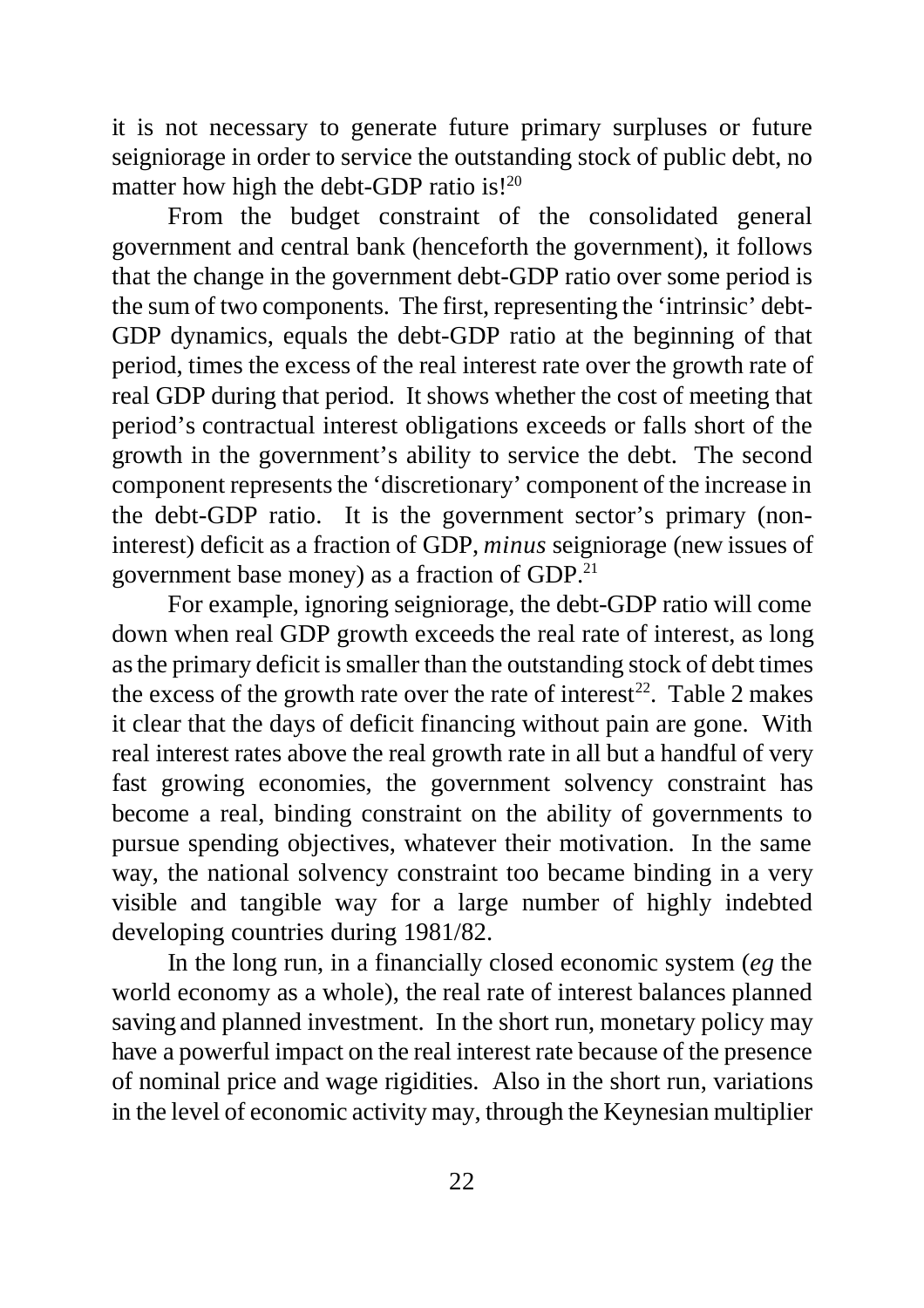it is not necessary to generate future primary surpluses or future seigniorage in order to service the outstanding stock of public debt, no matter how high the debt-GDP ratio is![20]

From the budget constraint of the consolidated general government and central bank (henceforth the government), it follows that the change in the government debt-GDP ratio over some period is the sum of two components. The first, representing the 'intrinsic' debt-GDP dynamics, equals the debt-GDP ratio at the beginning of that period, times the excess of the real interest rate over the growth rate of real GDP during that period. It shows whether the cost of meeting that period's contractual interest obligations exceeds or falls short of the growth in the government's ability to service the debt. The second component represents the 'discretionary' component of the increase in the debt-GDP ratio. It is the government sector's primary (non-interest) deficit as a fraction of GDP, *minus* seigniorage (new issues of government base money) as a fraction of GDP.[21]

For example, ignoring seigniorage, the debt-GDP ratio will come down when real GDP growth exceeds the real rate of interest, as long as the primary deficit is smaller than the outstanding stock of debt times the excess of the growth rate over the rate of interest[22]. Table 2 makes it clear that the days of deficit financing without pain are gone. With real interest rates above the real growth rate in all but a handful of very fast growing economies, the government solvency constraint has become a real, binding constraint on the ability of governments to pursue spending objectives, whatever their motivation. In the same way, the national solvency constraint too became binding in a very visible and tangible way for a large number of highly indebted developing countries during 1981/82.

In the long run, in a financially closed economic system (*eg* the world economy as a whole), the real rate of interest balances planned saving and planned investment. In the short run, monetary policy may have a powerful impact on the real interest rate because of the presence of nominal price and wage rigidities. Also in the short run, variations in the level of economic activity may, through the Keynesian multiplier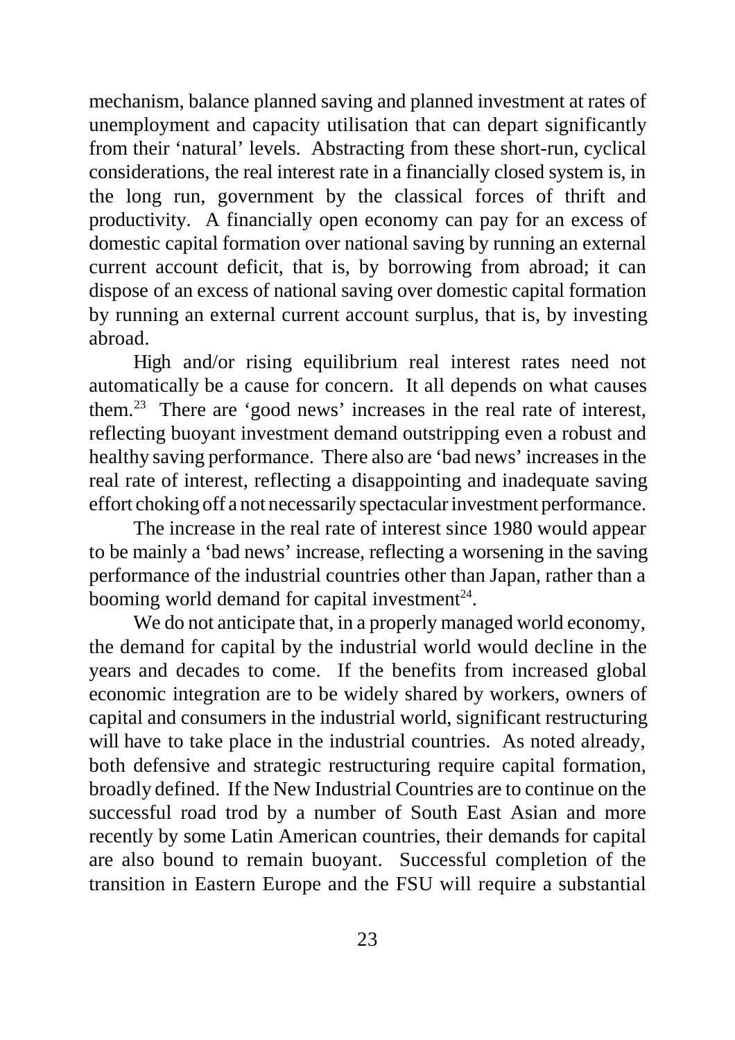mechanism, balance planned saving and planned investment at rates of unemployment and capacity utilisation that can depart significantly from their 'natural' levels. Abstracting from these short-run, cyclical considerations, the real interest rate in a financially closed system is, in the long run, government by the classical forces of thrift and productivity. A financially open economy can pay for an excess of domestic capital formation over national saving by running an external current account deficit, that is, by borrowing from abroad; it can dispose of an excess of national saving over domestic capital formation by running an external current account surplus, that is, by investing abroad.

High and/or rising equilibrium real interest rates need not automatically be a cause for concern. It all depends on what causes them.[23] There are 'good news' increases in the real rate of interest, reflecting buoyant investment demand outstripping even a robust and healthy saving performance. There also are 'bad news' increases in the real rate of interest, reflecting a disappointing and inadequate saving effort choking off a not necessarily spectacular investment performance.

The increase in the real rate of interest since 1980 would appear to be mainly a 'bad news' increase, reflecting a worsening in the saving performance of the industrial countries other than Japan, rather than a booming world demand for capital investment[24].

We do not anticipate that, in a properly managed world economy, the demand for capital by the industrial world would decline in the years and decades to come. If the benefits from increased global economic integration are to be widely shared by workers, owners of capital and consumers in the industrial world, significant restructuring will have to take place in the industrial countries. As noted already, both defensive and strategic restructuring require capital formation, broadly defined. If the New Industrial Countries are to continue on the successful road trod by a number of South East Asian and more recently by some Latin American countries, their demands for capital are also bound to remain buoyant. Successful completion of the transition in Eastern Europe and the FSU will require a substantial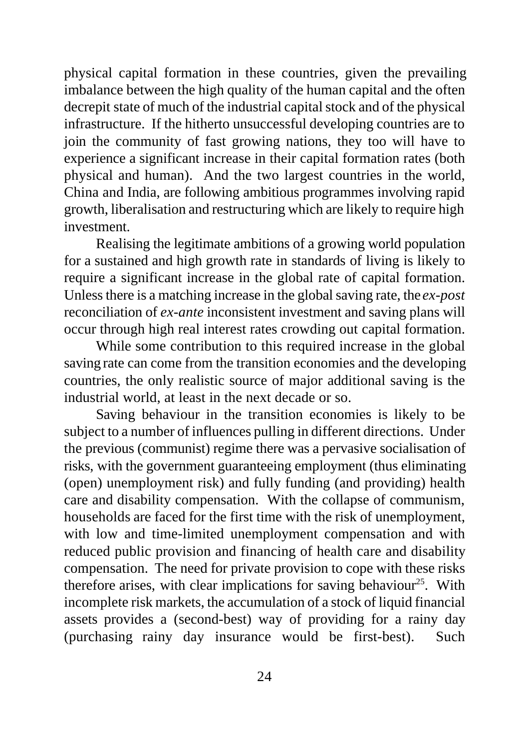physical capital formation in these countries, given the prevailing imbalance between the high quality of the human capital and the often decrepit state of much of the industrial capital stock and of the physical infrastructure. If the hitherto unsuccessful developing countries are to join the community of fast growing nations, they too will have to experience a significant increase in their capital formation rates (both physical and human). And the two largest countries in the world, China and India, are following ambitious programmes involving rapid growth, liberalisation and restructuring which are likely to require high investment.

Realising the legitimate ambitions of a growing world population for a sustained and high growth rate in standards of living is likely to require a significant increase in the global rate of capital formation. Unless there is a matching increase in the global saving rate, the *ex-post* reconciliation of *ex-ante* inconsistent investment and saving plans will occur through high real interest rates crowding out capital formation.

While some contribution to this required increase in the global saving rate can come from the transition economies and the developing countries, the only realistic source of major additional saving is the industrial world, at least in the next decade or so.

Saving behaviour in the transition economies is likely to be subject to a number of influences pulling in different directions. Under the previous (communist) regime there was a pervasive socialisation of risks, with the government guaranteeing employment (thus eliminating (open) unemployment risk) and fully funding (and providing) health care and disability compensation. With the collapse of communism, households are faced for the first time with the risk of unemployment, with low and time-limited unemployment compensation and with reduced public provision and financing of health care and disability compensation. The need for private provision to cope with these risks therefore arises, with clear implications for saving behaviour[25]. With incomplete risk markets, the accumulation of a stock of liquid financial assets provides a (second-best) way of providing for a rainy day (purchasing rainy day insurance would be first-best). Such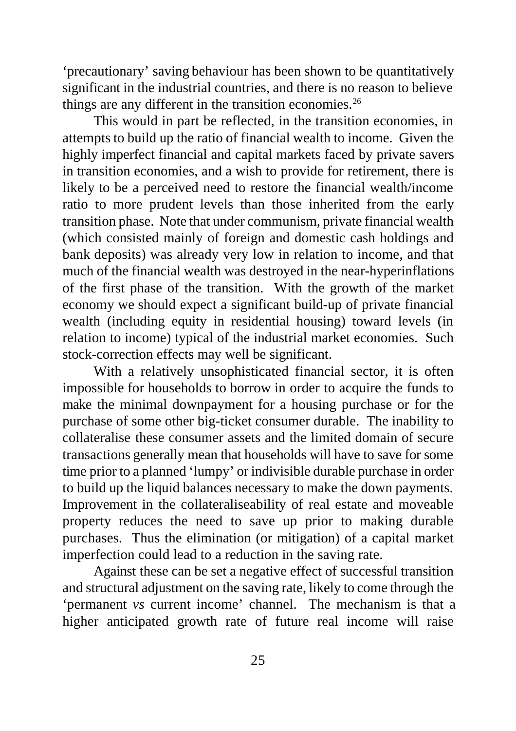'precautionary' saving behaviour has been shown to be quantitatively significant in the industrial countries, and there is no reason to believe things are any different in the transition economies.[26]

This would in part be reflected, in the transition economies, in attempts to build up the ratio of financial wealth to income. Given the highly imperfect financial and capital markets faced by private savers in transition economies, and a wish to provide for retirement, there is likely to be a perceived need to restore the financial wealth/income ratio to more prudent levels than those inherited from the early transition phase. Note that under communism, private financial wealth (which consisted mainly of foreign and domestic cash holdings and bank deposits) was already very low in relation to income, and that much of the financial wealth was destroyed in the near-hyperinflations of the first phase of the transition. With the growth of the market economy we should expect a significant build-up of private financial wealth (including equity in residential housing) toward levels (in relation to income) typical of the industrial market economies. Such stock-correction effects may well be significant.

With a relatively unsophisticated financial sector, it is often impossible for households to borrow in order to acquire the funds to make the minimal downpayment for a housing purchase or for the purchase of some other big-ticket consumer durable. The inability to collateralise these consumer assets and the limited domain of secure transactions generally mean that households will have to save for some time prior to a planned 'lumpy' or indivisible durable purchase in order to build up the liquid balances necessary to make the down payments. Improvement in the collateraliseability of real estate and moveable property reduces the need to save up prior to making durable purchases. Thus the elimination (or mitigation) of a capital market imperfection could lead to a reduction in the saving rate.

Against these can be set a negative effect of successful transition and structural adjustment on the saving rate, likely to come through the 'permanent *vs* current income' channel. The mechanism is that a higher anticipated growth rate of future real income will raise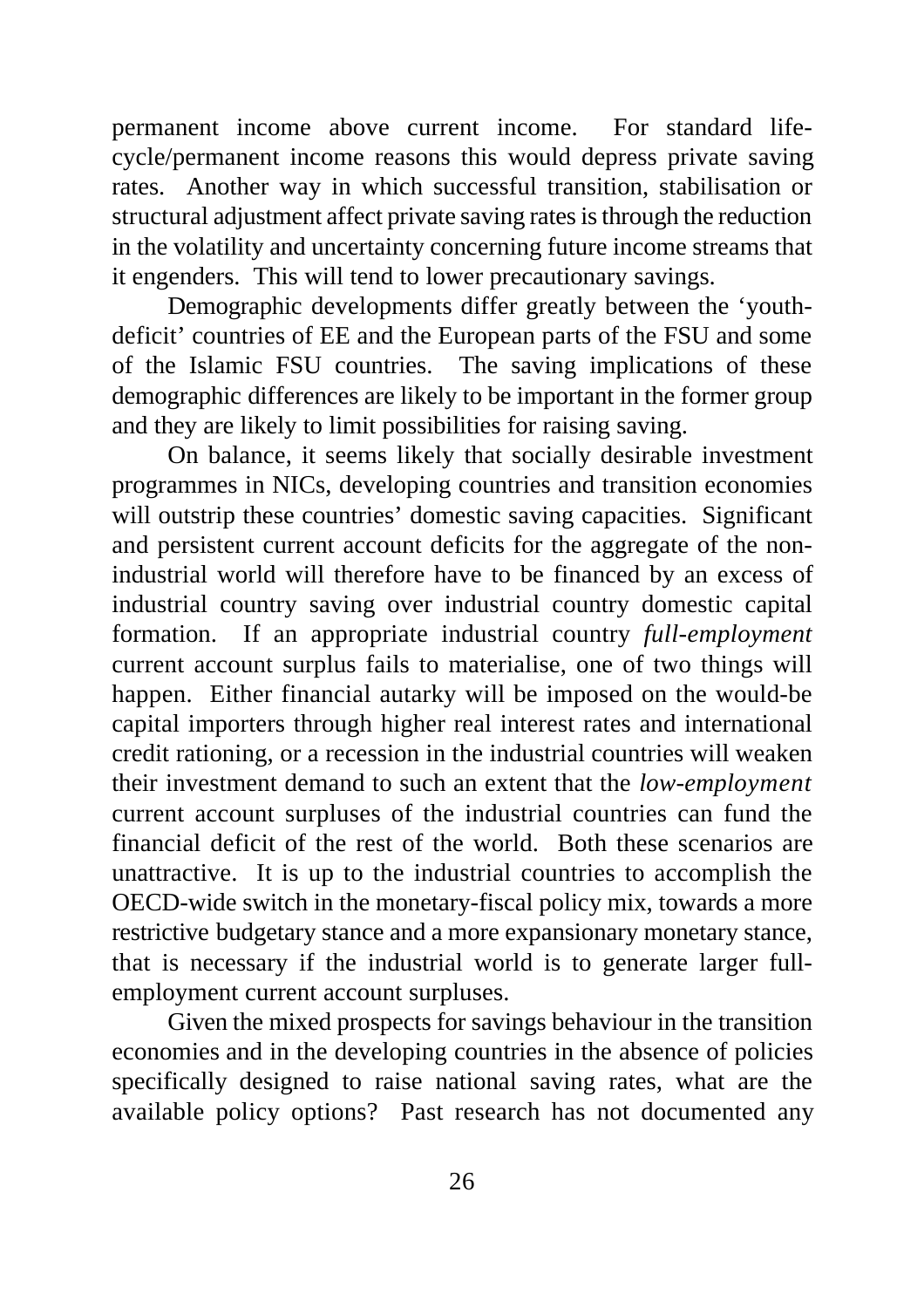permanent income above current income. For standard life-cycle/permanent income reasons this would depress private saving rates. Another way in which successful transition, stabilisation or structural adjustment affect private saving rates is through the reduction in the volatility and uncertainty concerning future income streams that it engenders. This will tend to lower precautionary savings.

Demographic developments differ greatly between the 'youth-deficit' countries of EE and the European parts of the FSU and some of the Islamic FSU countries. The saving implications of these demographic differences are likely to be important in the former group and they are likely to limit possibilities for raising saving.

On balance, it seems likely that socially desirable investment programmes in NICs, developing countries and transition economies will outstrip these countries' domestic saving capacities. Significant and persistent current account deficits for the aggregate of the non-industrial world will therefore have to be financed by an excess of industrial country saving over industrial country domestic capital formation. If an appropriate industrial country *full-employment* current account surplus fails to materialise, one of two things will happen. Either financial autarky will be imposed on the would-be capital importers through higher real interest rates and international credit rationing, or a recession in the industrial countries will weaken their investment demand to such an extent that the *low-employment* current account surpluses of the industrial countries can fund the financial deficit of the rest of the world. Both these scenarios are unattractive. It is up to the industrial countries to accomplish the OECD-wide switch in the monetary-fiscal policy mix, towards a more restrictive budgetary stance and a more expansionary monetary stance, that is necessary if the industrial world is to generate larger full-employment current account surpluses.

Given the mixed prospects for savings behaviour in the transition economies and in the developing countries in the absence of policies specifically designed to raise national saving rates, what are the available policy options? Past research has not documented any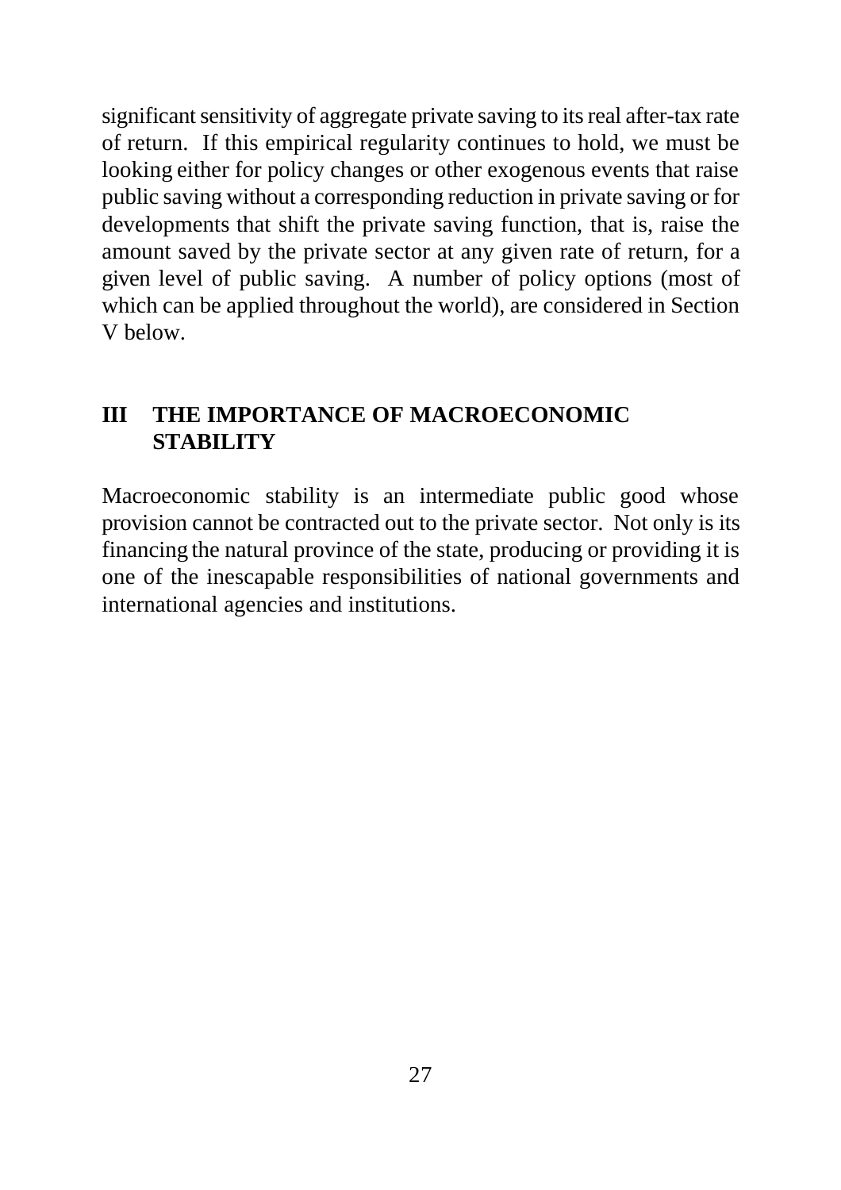significant sensitivity of aggregate private saving to its real after-tax rate of return. If this empirical regularity continues to hold, we must be looking either for policy changes or other exogenous events that raise public saving without a corresponding reduction in private saving or for developments that shift the private saving function, that is, raise the amount saved by the private sector at any given rate of return, for a given level of public saving. A number of policy options (most of which can be applied throughout the world), are considered in Section V below.

## III THE IMPORTANCE OF MACROECONOMIC STABILITY

Macroeconomic stability is an intermediate public good whose provision cannot be contracted out to the private sector. Not only is its financing the natural province of the state, producing or providing it is one of the inescapable responsibilities of national governments and international agencies and institutions.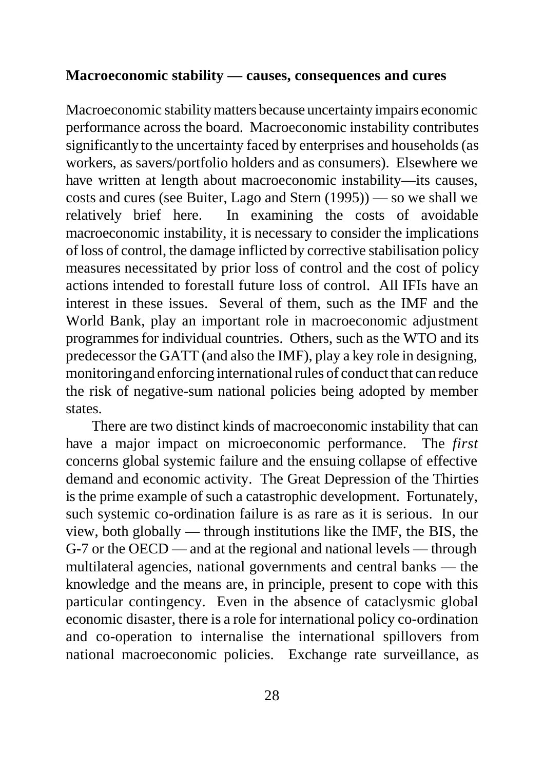**Macroeconomic stability — causes, consequences and cures**

Macroeconomic stability matters because uncertainty impairs economic performance across the board. Macroeconomic instability contributes significantly to the uncertainty faced by enterprises and households (as workers, as savers/portfolio holders and as consumers). Elsewhere we have written at length about macroeconomic instability—its causes, costs and cures (see Buiter, Lago and Stern (1995)) — so we shall we relatively brief here. In examining the costs of avoidable macroeconomic instability, it is necessary to consider the implications of loss of control, the damage inflicted by corrective stabilisation policy measures necessitated by prior loss of control and the cost of policy actions intended to forestall future loss of control. All IFIs have an interest in these issues. Several of them, such as the IMF and the World Bank, play an important role in macroeconomic adjustment programmes for individual countries. Others, such as the WTO and its predecessor the GATT (and also the IMF), play a key role in designing, monitoring and enforcing international rules of conduct that can reduce the risk of negative-sum national policies being adopted by member states.

There are two distinct kinds of macroeconomic instability that can have a major impact on microeconomic performance. The *first* concerns global systemic failure and the ensuing collapse of effective demand and economic activity. The Great Depression of the Thirties is the prime example of such a catastrophic development. Fortunately, such systemic co-ordination failure is as rare as it is serious. In our view, both globally — through institutions like the IMF, the BIS, the G-7 or the OECD — and at the regional and national levels — through multilateral agencies, national governments and central banks — the knowledge and the means are, in principle, present to cope with this particular contingency. Even in the absence of cataclysmic global economic disaster, there is a role for international policy co-ordination and co-operation to internalise the international spillovers from national macroeconomic policies. Exchange rate surveillance, as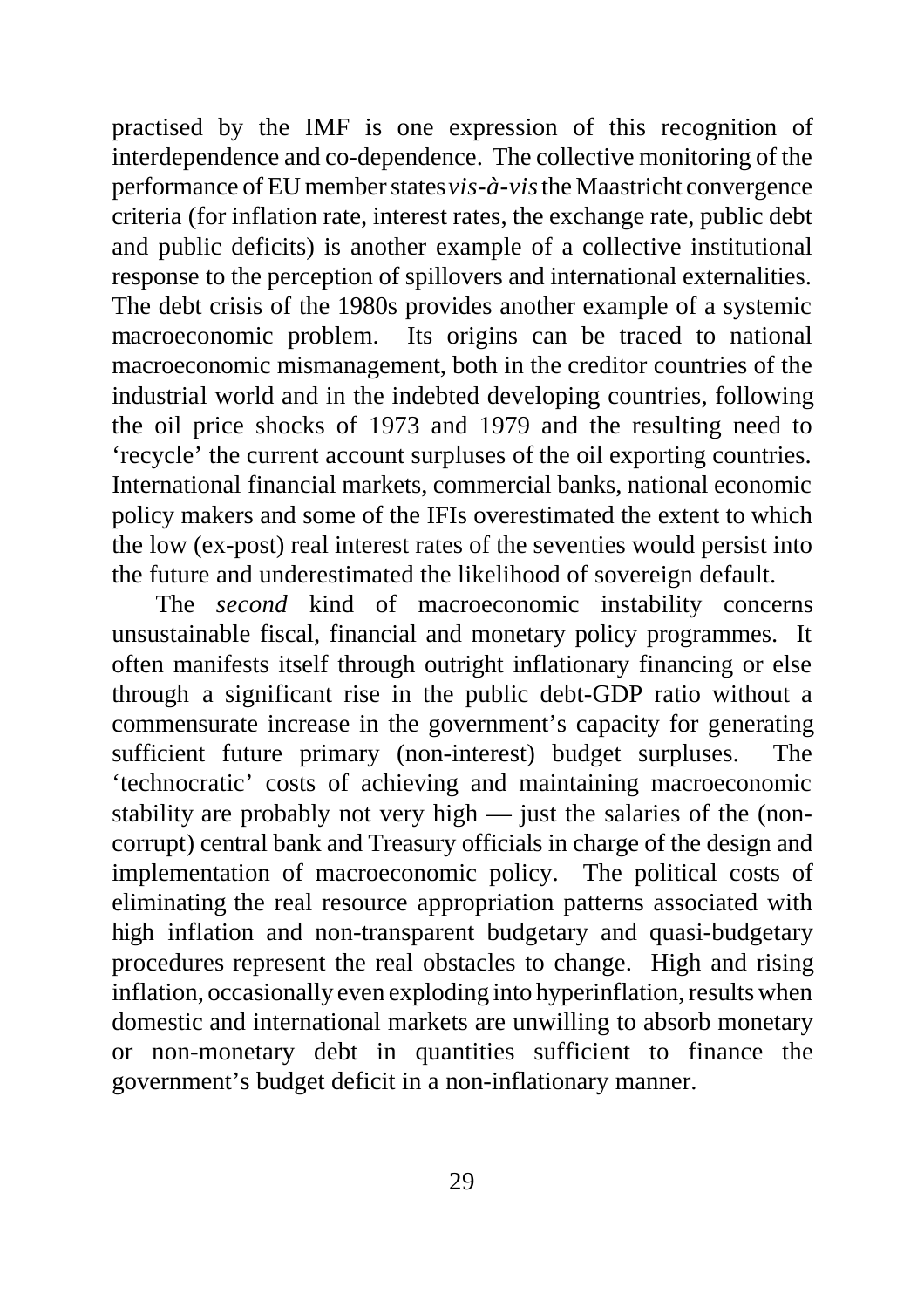practised by the IMF is one expression of this recognition of interdependence and co-dependence. The collective monitoring of the performance of EU member states *vis-à-vis* the Maastricht convergence criteria (for inflation rate, interest rates, the exchange rate, public debt and public deficits) is another example of a collective institutional response to the perception of spillovers and international externalities. The debt crisis of the 1980s provides another example of a systemic macroeconomic problem. Its origins can be traced to national macroeconomic mismanagement, both in the creditor countries of the industrial world and in the indebted developing countries, following the oil price shocks of 1973 and 1979 and the resulting need to 'recycle' the current account surpluses of the oil exporting countries. International financial markets, commercial banks, national economic policy makers and some of the IFIs overestimated the extent to which the low (ex-post) real interest rates of the seventies would persist into the future and underestimated the likelihood of sovereign default.

The *second* kind of macroeconomic instability concerns unsustainable fiscal, financial and monetary policy programmes. It often manifests itself through outright inflationary financing or else through a significant rise in the public debt-GDP ratio without a commensurate increase in the government's capacity for generating sufficient future primary (non-interest) budget surpluses. The 'technocratic' costs of achieving and maintaining macroeconomic stability are probably not very high — just the salaries of the (non-corrupt) central bank and Treasury officials in charge of the design and implementation of macroeconomic policy. The political costs of eliminating the real resource appropriation patterns associated with high inflation and non-transparent budgetary and quasi-budgetary procedures represent the real obstacles to change. High and rising inflation, occasionally even exploding into hyperinflation, results when domestic and international markets are unwilling to absorb monetary or non-monetary debt in quantities sufficient to finance the government's budget deficit in a non-inflationary manner.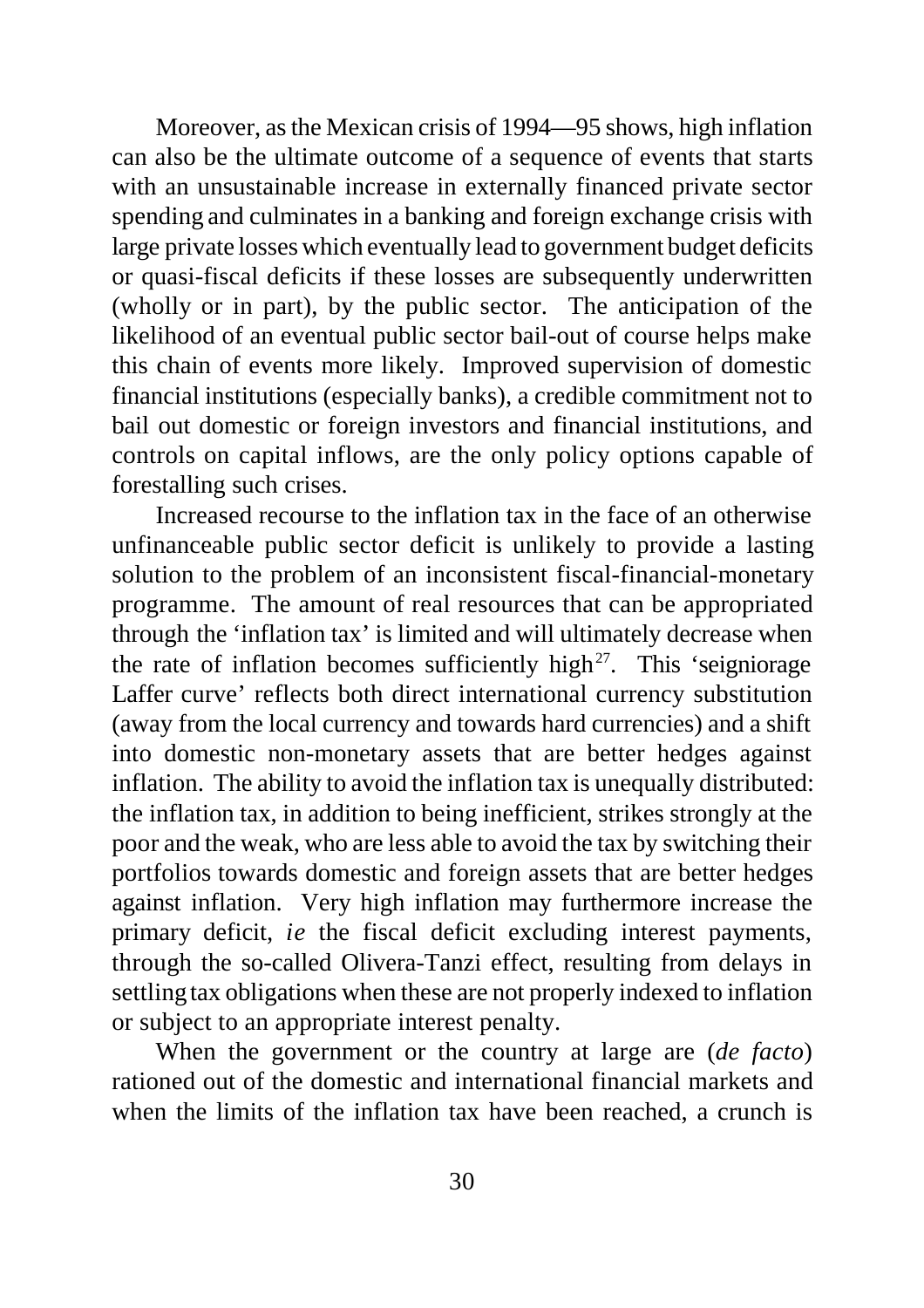Moreover, as the Mexican crisis of 1994—95 shows, high inflation can also be the ultimate outcome of a sequence of events that starts with an unsustainable increase in externally financed private sector spending and culminates in a banking and foreign exchange crisis with large private losses which eventually lead to government budget deficits or quasi-fiscal deficits if these losses are subsequently underwritten (wholly or in part), by the public sector. The anticipation of the likelihood of an eventual public sector bail-out of course helps make this chain of events more likely. Improved supervision of domestic financial institutions (especially banks), a credible commitment not to bail out domestic or foreign investors and financial institutions, and controls on capital inflows, are the only policy options capable of forestalling such crises.

Increased recourse to the inflation tax in the face of an otherwise unfinanceable public sector deficit is unlikely to provide a lasting solution to the problem of an inconsistent fiscal-financial-monetary programme. The amount of real resources that can be appropriated through the 'inflation tax' is limited and will ultimately decrease when the rate of inflation becomes sufficiently high[27]. This 'seigniorage Laffer curve' reflects both direct international currency substitution (away from the local currency and towards hard currencies) and a shift into domestic non-monetary assets that are better hedges against inflation. The ability to avoid the inflation tax is unequally distributed: the inflation tax, in addition to being inefficient, strikes strongly at the poor and the weak, who are less able to avoid the tax by switching their portfolios towards domestic and foreign assets that are better hedges against inflation. Very high inflation may furthermore increase the primary deficit, *ie* the fiscal deficit excluding interest payments, through the so-called Olivera-Tanzi effect, resulting from delays in settling tax obligations when these are not properly indexed to inflation or subject to an appropriate interest penalty.

When the government or the country at large are (*de facto*) rationed out of the domestic and international financial markets and when the limits of the inflation tax have been reached, a crunch is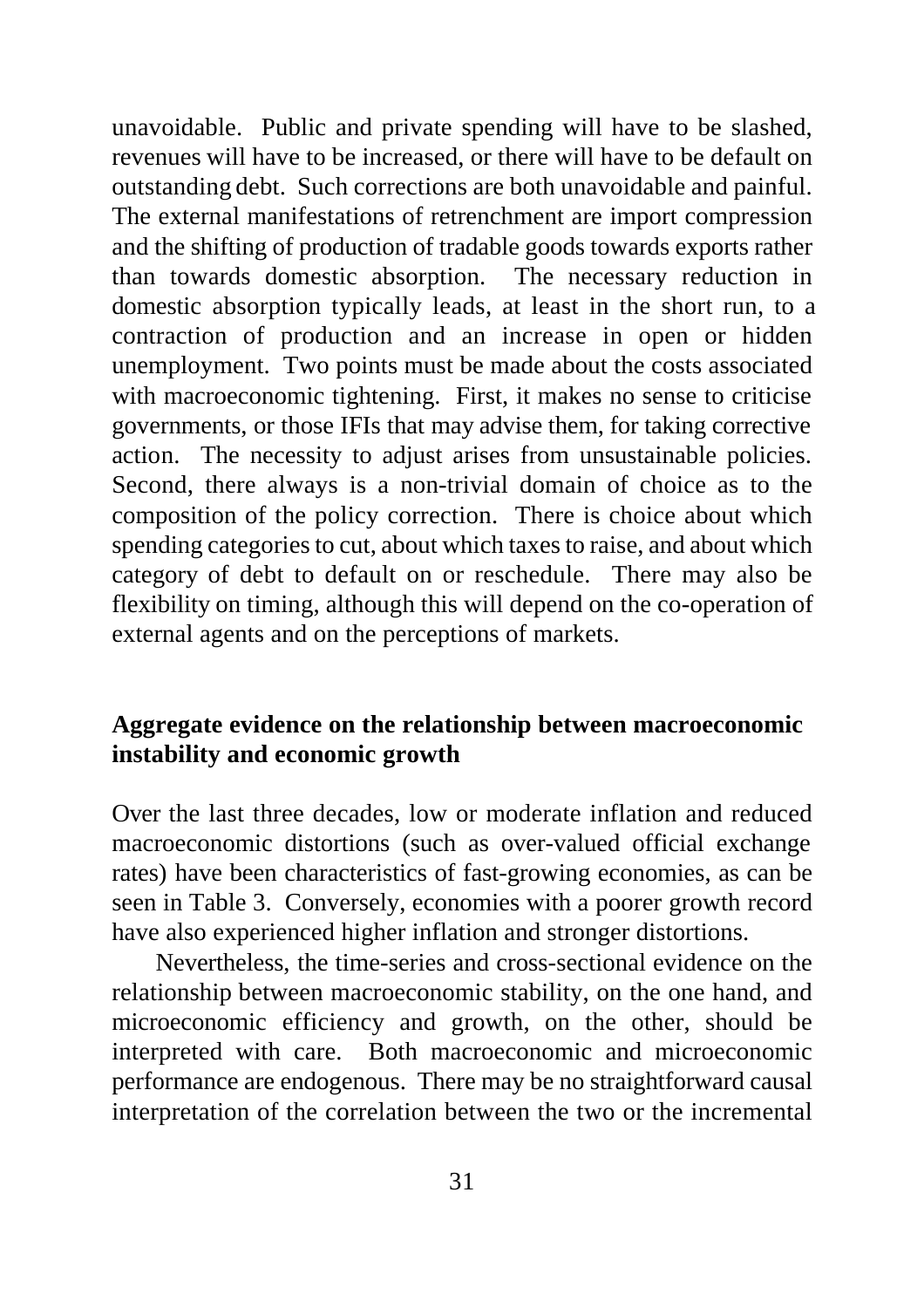unavoidable. Public and private spending will have to be slashed, revenues will have to be increased, or there will have to be default on outstanding debt. Such corrections are both unavoidable and painful. The external manifestations of retrenchment are import compression and the shifting of production of tradable goods towards exports rather than towards domestic absorption. The necessary reduction in domestic absorption typically leads, at least in the short run, to a contraction of production and an increase in open or hidden unemployment. Two points must be made about the costs associated with macroeconomic tightening. First, it makes no sense to criticise governments, or those IFIs that may advise them, for taking corrective action. The necessity to adjust arises from unsustainable policies. Second, there always is a non-trivial domain of choice as to the composition of the policy correction. There is choice about which spending categories to cut, about which taxes to raise, and about which category of debt to default on or reschedule. There may also be flexibility on timing, although this will depend on the co-operation of external agents and on the perceptions of markets.

## Aggregate evidence on the relationship between macroeconomic instability and economic growth

Over the last three decades, low or moderate inflation and reduced macroeconomic distortions (such as over-valued official exchange rates) have been characteristics of fast-growing economies, as can be seen in Table 3. Conversely, economies with a poorer growth record have also experienced higher inflation and stronger distortions.

Nevertheless, the time-series and cross-sectional evidence on the relationship between macroeconomic stability, on the one hand, and microeconomic efficiency and growth, on the other, should be interpreted with care. Both macroeconomic and microeconomic performance are endogenous. There may be no straightforward causal interpretation of the correlation between the two or the incremental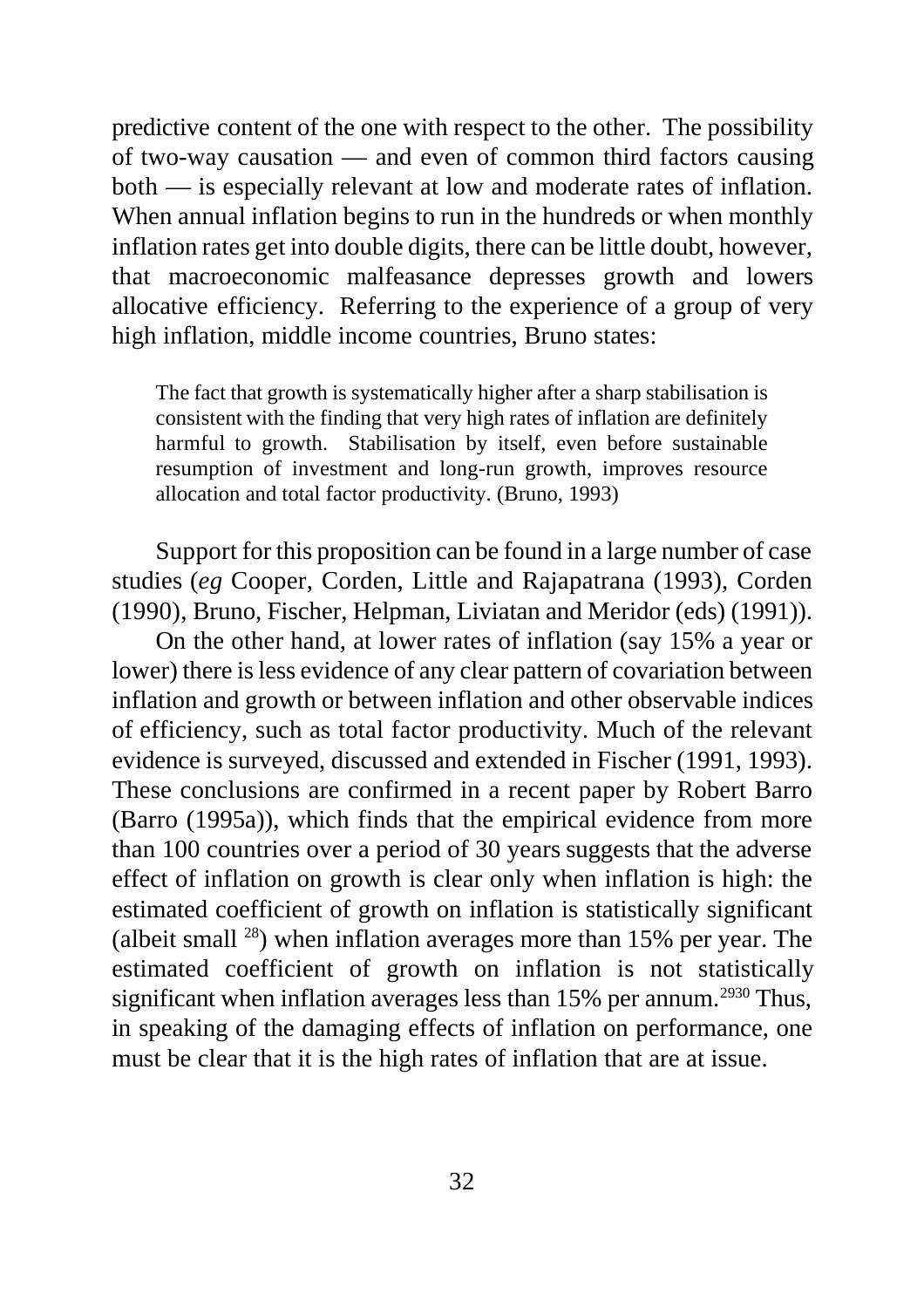predictive content of the one with respect to the other. The possibility of two-way causation — and even of common third factors causing both — is especially relevant at low and moderate rates of inflation. When annual inflation begins to run in the hundreds or when monthly inflation rates get into double digits, there can be little doubt, however, that macroeconomic malfeasance depresses growth and lowers allocative efficiency. Referring to the experience of a group of very high inflation, middle income countries, Bruno states:

> The fact that growth is systematically higher after a sharp stabilisation is consistent with the finding that very high rates of inflation are definitely harmful to growth. Stabilisation by itself, even before sustainable resumption of investment and long-run growth, improves resource allocation and total factor productivity. (Bruno, 1993)

Support for this proposition can be found in a large number of case studies (*eg* Cooper, Corden, Little and Rajapatrana (1993), Corden (1990), Bruno, Fischer, Helpman, Liviatan and Meridor (eds) (1991)).

On the other hand, at lower rates of inflation (say 15% a year or lower) there is less evidence of any clear pattern of covariation between inflation and growth or between inflation and other observable indices of efficiency, such as total factor productivity. Much of the relevant evidence is surveyed, discussed and extended in Fischer (1991, 1993). These conclusions are confirmed in a recent paper by Robert Barro (Barro (1995a)), which finds that the empirical evidence from more than 100 countries over a period of 30 years suggests that the adverse effect of inflation on growth is clear only when inflation is high: the estimated coefficient of growth on inflation is statistically significant (albeit small [28]) when inflation averages more than 15% per year. The estimated coefficient of growth on inflation is not statistically significant when inflation averages less than 15% per annum.[29][30] Thus, in speaking of the damaging effects of inflation on performance, one must be clear that it is the high rates of inflation that are at issue.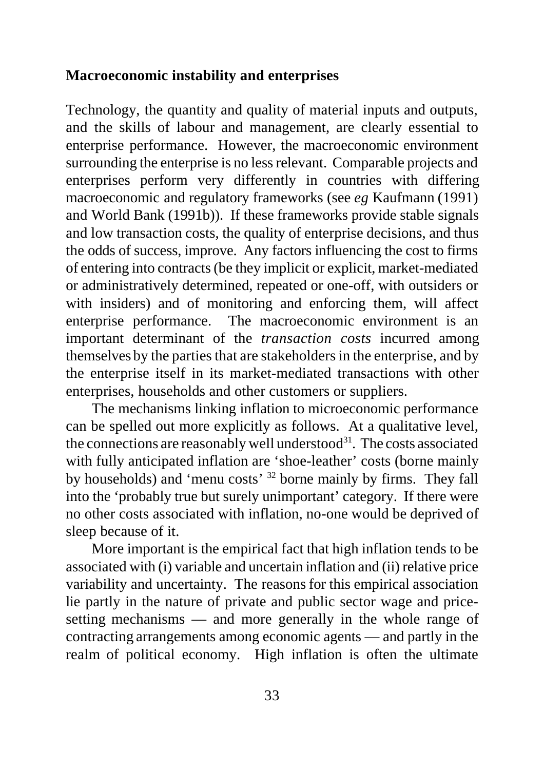## Macroeconomic instability and enterprises

Technology, the quantity and quality of material inputs and outputs, and the skills of labour and management, are clearly essential to enterprise performance. However, the macroeconomic environment surrounding the enterprise is no less relevant. Comparable projects and enterprises perform very differently in countries with differing macroeconomic and regulatory frameworks (see *eg* Kaufmann (1991) and World Bank (1991b)). If these frameworks provide stable signals and low transaction costs, the quality of enterprise decisions, and thus the odds of success, improve. Any factors influencing the cost to firms of entering into contracts (be they implicit or explicit, market-mediated or administratively determined, repeated or one-off, with outsiders or with insiders) and of monitoring and enforcing them, will affect enterprise performance. The macroeconomic environment is an important determinant of the *transaction costs* incurred among themselves by the parties that are stakeholders in the enterprise, and by the enterprise itself in its market-mediated transactions with other enterprises, households and other customers or suppliers.

The mechanisms linking inflation to microeconomic performance can be spelled out more explicitly as follows. At a qualitative level, the connections are reasonably well understood[31]. The costs associated with fully anticipated inflation are 'shoe-leather' costs (borne mainly by households) and 'menu costs' [32] borne mainly by firms. They fall into the 'probably true but surely unimportant' category. If there were no other costs associated with inflation, no-one would be deprived of sleep because of it.

More important is the empirical fact that high inflation tends to be associated with (i) variable and uncertain inflation and (ii) relative price variability and uncertainty. The reasons for this empirical association lie partly in the nature of private and public sector wage and price-setting mechanisms — and more generally in the whole range of contracting arrangements among economic agents — and partly in the realm of political economy. High inflation is often the ultimate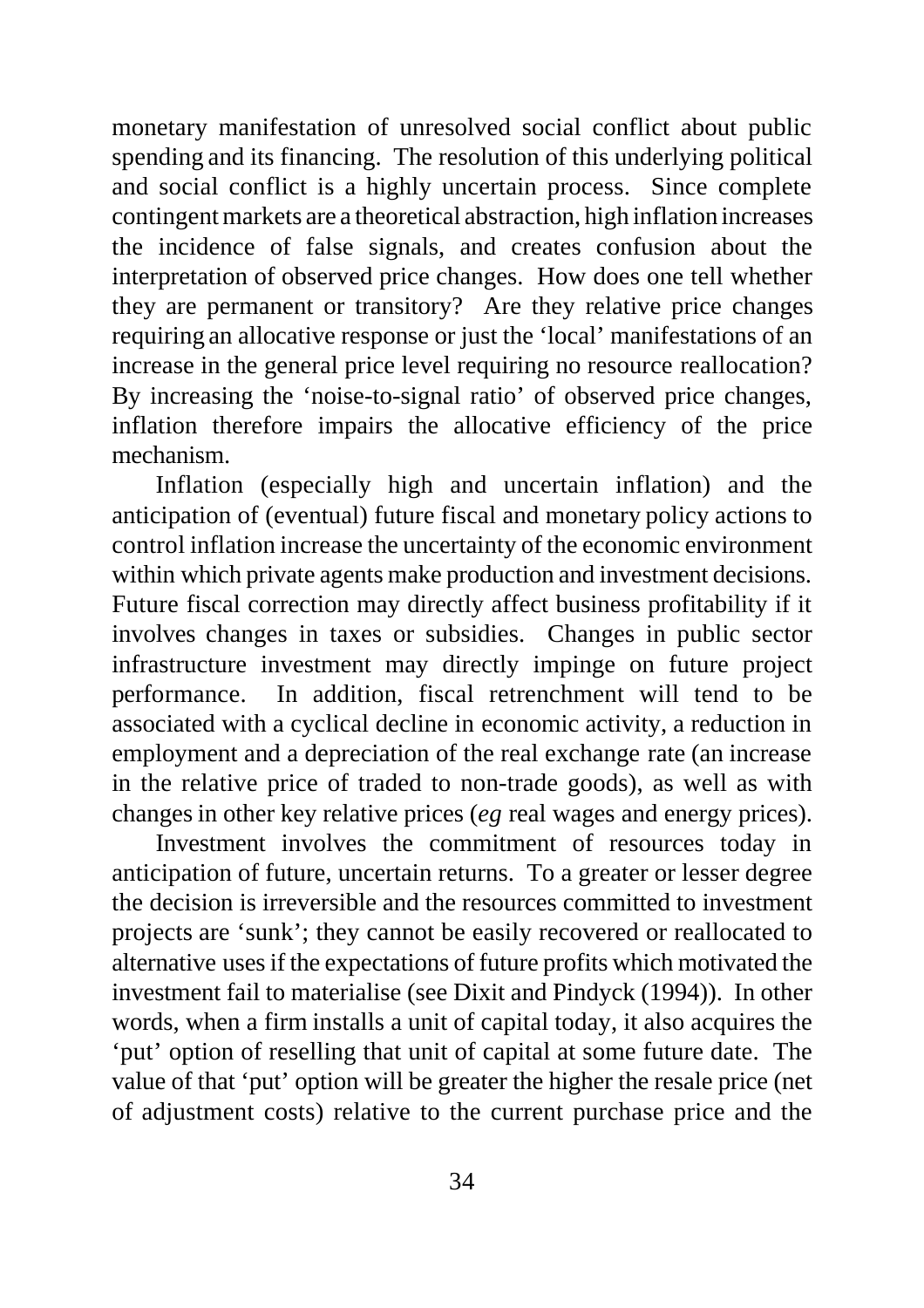monetary manifestation of unresolved social conflict about public spending and its financing. The resolution of this underlying political and social conflict is a highly uncertain process. Since complete contingent markets are a theoretical abstraction, high inflation increases the incidence of false signals, and creates confusion about the interpretation of observed price changes. How does one tell whether they are permanent or transitory? Are they relative price changes requiring an allocative response or just the 'local' manifestations of an increase in the general price level requiring no resource reallocation? By increasing the 'noise-to-signal ratio' of observed price changes, inflation therefore impairs the allocative efficiency of the price mechanism.

Inflation (especially high and uncertain inflation) and the anticipation of (eventual) future fiscal and monetary policy actions to control inflation increase the uncertainty of the economic environment within which private agents make production and investment decisions. Future fiscal correction may directly affect business profitability if it involves changes in taxes or subsidies. Changes in public sector infrastructure investment may directly impinge on future project performance. In addition, fiscal retrenchment will tend to be associated with a cyclical decline in economic activity, a reduction in employment and a depreciation of the real exchange rate (an increase in the relative price of traded to non-trade goods), as well as with changes in other key relative prices (*eg* real wages and energy prices).

Investment involves the commitment of resources today in anticipation of future, uncertain returns. To a greater or lesser degree the decision is irreversible and the resources committed to investment projects are 'sunk'; they cannot be easily recovered or reallocated to alternative uses if the expectations of future profits which motivated the investment fail to materialise (see Dixit and Pindyck (1994)). In other words, when a firm installs a unit of capital today, it also acquires the 'put' option of reselling that unit of capital at some future date. The value of that 'put' option will be greater the higher the resale price (net of adjustment costs) relative to the current purchase price and the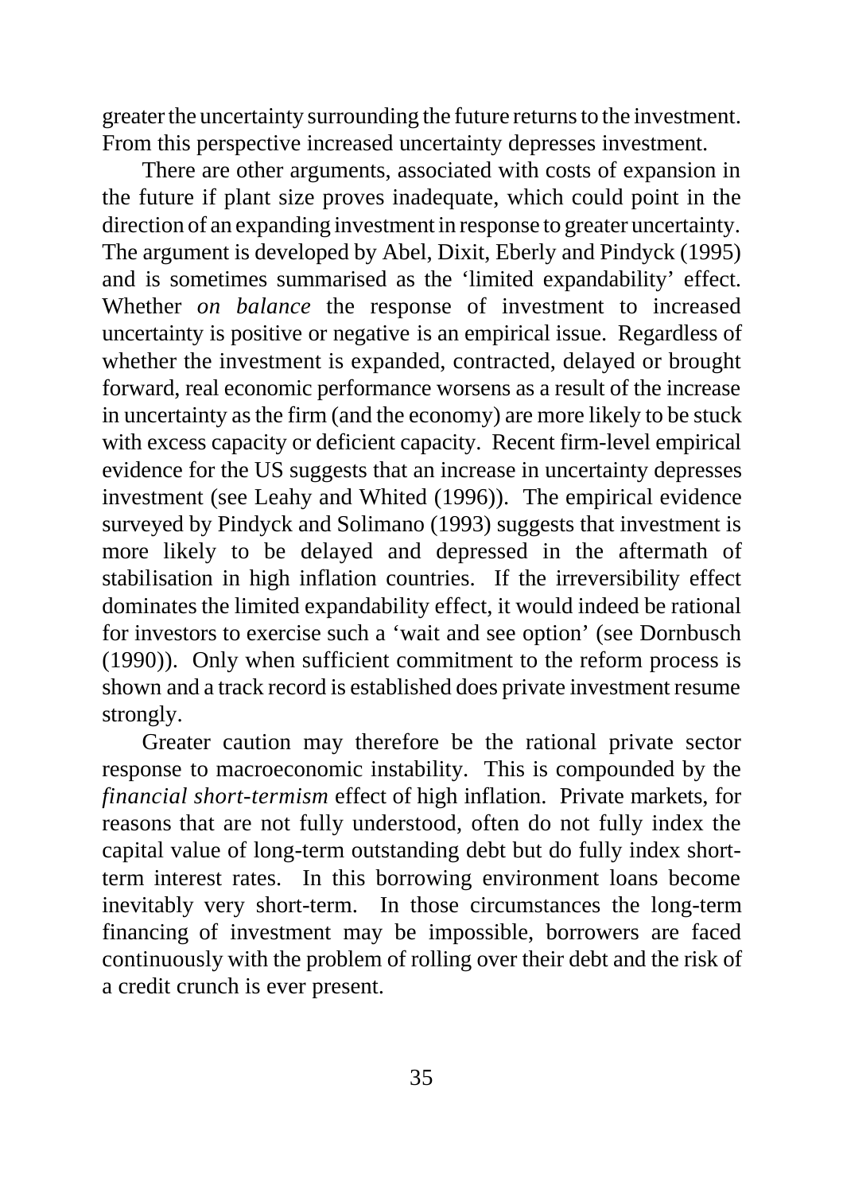greater the uncertainty surrounding the future returns to the investment. From this perspective increased uncertainty depresses investment.

There are other arguments, associated with costs of expansion in the future if plant size proves inadequate, which could point in the direction of an expanding investment in response to greater uncertainty. The argument is developed by Abel, Dixit, Eberly and Pindyck (1995) and is sometimes summarised as the 'limited expandability' effect. Whether *on balance* the response of investment to increased uncertainty is positive or negative is an empirical issue. Regardless of whether the investment is expanded, contracted, delayed or brought forward, real economic performance worsens as a result of the increase in uncertainty as the firm (and the economy) are more likely to be stuck with excess capacity or deficient capacity. Recent firm-level empirical evidence for the US suggests that an increase in uncertainty depresses investment (see Leahy and Whited (1996)). The empirical evidence surveyed by Pindyck and Solimano (1993) suggests that investment is more likely to be delayed and depressed in the aftermath of stabilisation in high inflation countries. If the irreversibility effect dominates the limited expandability effect, it would indeed be rational for investors to exercise such a 'wait and see option' (see Dornbusch (1990)). Only when sufficient commitment to the reform process is shown and a track record is established does private investment resume strongly.

Greater caution may therefore be the rational private sector response to macroeconomic instability. This is compounded by the *financial short-termism* effect of high inflation. Private markets, for reasons that are not fully understood, often do not fully index the capital value of long-term outstanding debt but do fully index short-term interest rates. In this borrowing environment loans become inevitably very short-term. In those circumstances the long-term financing of investment may be impossible, borrowers are faced continuously with the problem of rolling over their debt and the risk of a credit crunch is ever present.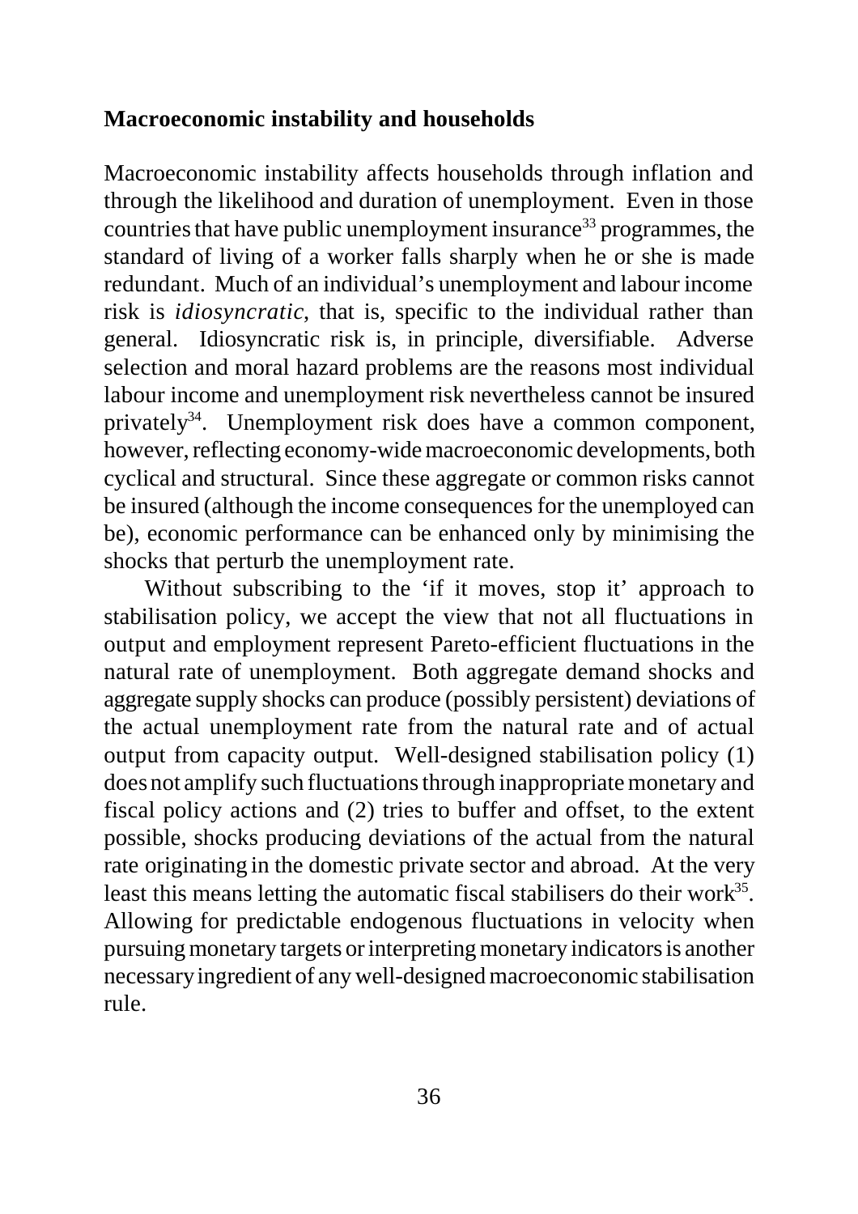**Macroeconomic instability and households**

Macroeconomic instability affects households through inflation and through the likelihood and duration of unemployment. Even in those countries that have public unemployment insurance[33] programmes, the standard of living of a worker falls sharply when he or she is made redundant. Much of an individual's unemployment and labour income risk is *idiosyncratic*, that is, specific to the individual rather than general. Idiosyncratic risk is, in principle, diversifiable. Adverse selection and moral hazard problems are the reasons most individual labour income and unemployment risk nevertheless cannot be insured privately[34]. Unemployment risk does have a common component, however, reflecting economy-wide macroeconomic developments, both cyclical and structural. Since these aggregate or common risks cannot be insured (although the income consequences for the unemployed can be), economic performance can be enhanced only by minimising the shocks that perturb the unemployment rate.

Without subscribing to the 'if it moves, stop it' approach to stabilisation policy, we accept the view that not all fluctuations in output and employment represent Pareto-efficient fluctuations in the natural rate of unemployment. Both aggregate demand shocks and aggregate supply shocks can produce (possibly persistent) deviations of the actual unemployment rate from the natural rate and of actual output from capacity output. Well-designed stabilisation policy (1) does not amplify such fluctuations through inappropriate monetary and fiscal policy actions and (2) tries to buffer and offset, to the extent possible, shocks producing deviations of the actual from the natural rate originating in the domestic private sector and abroad. At the very least this means letting the automatic fiscal stabilisers do their work[35]. Allowing for predictable endogenous fluctuations in velocity when pursuing monetary targets or interpreting monetary indicators is another necessary ingredient of any well-designed macroeconomic stabilisation rule.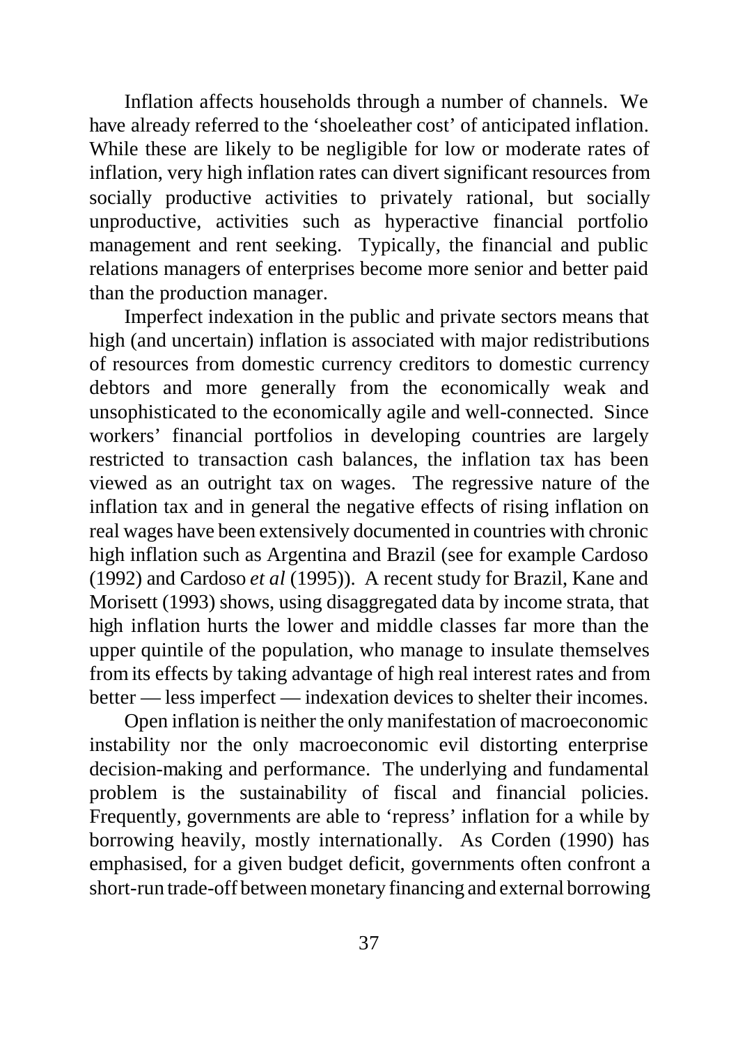Inflation affects households through a number of channels. We have already referred to the 'shoeleather cost' of anticipated inflation. While these are likely to be negligible for low or moderate rates of inflation, very high inflation rates can divert significant resources from socially productive activities to privately rational, but socially unproductive, activities such as hyperactive financial portfolio management and rent seeking. Typically, the financial and public relations managers of enterprises become more senior and better paid than the production manager.

Imperfect indexation in the public and private sectors means that high (and uncertain) inflation is associated with major redistributions of resources from domestic currency creditors to domestic currency debtors and more generally from the economically weak and unsophisticated to the economically agile and well-connected. Since workers' financial portfolios in developing countries are largely restricted to transaction cash balances, the inflation tax has been viewed as an outright tax on wages. The regressive nature of the inflation tax and in general the negative effects of rising inflation on real wages have been extensively documented in countries with chronic high inflation such as Argentina and Brazil (see for example Cardoso (1992) and Cardoso *et al* (1995)). A recent study for Brazil, Kane and Morisett (1993) shows, using disaggregated data by income strata, that high inflation hurts the lower and middle classes far more than the upper quintile of the population, who manage to insulate themselves from its effects by taking advantage of high real interest rates and from better — less imperfect — indexation devices to shelter their incomes.

Open inflation is neither the only manifestation of macroeconomic instability nor the only macroeconomic evil distorting enterprise decision-making and performance. The underlying and fundamental problem is the sustainability of fiscal and financial policies. Frequently, governments are able to 'repress' inflation for a while by borrowing heavily, mostly internationally. As Corden (1990) has emphasised, for a given budget deficit, governments often confront a short-run trade-off between monetary financing and external borrowing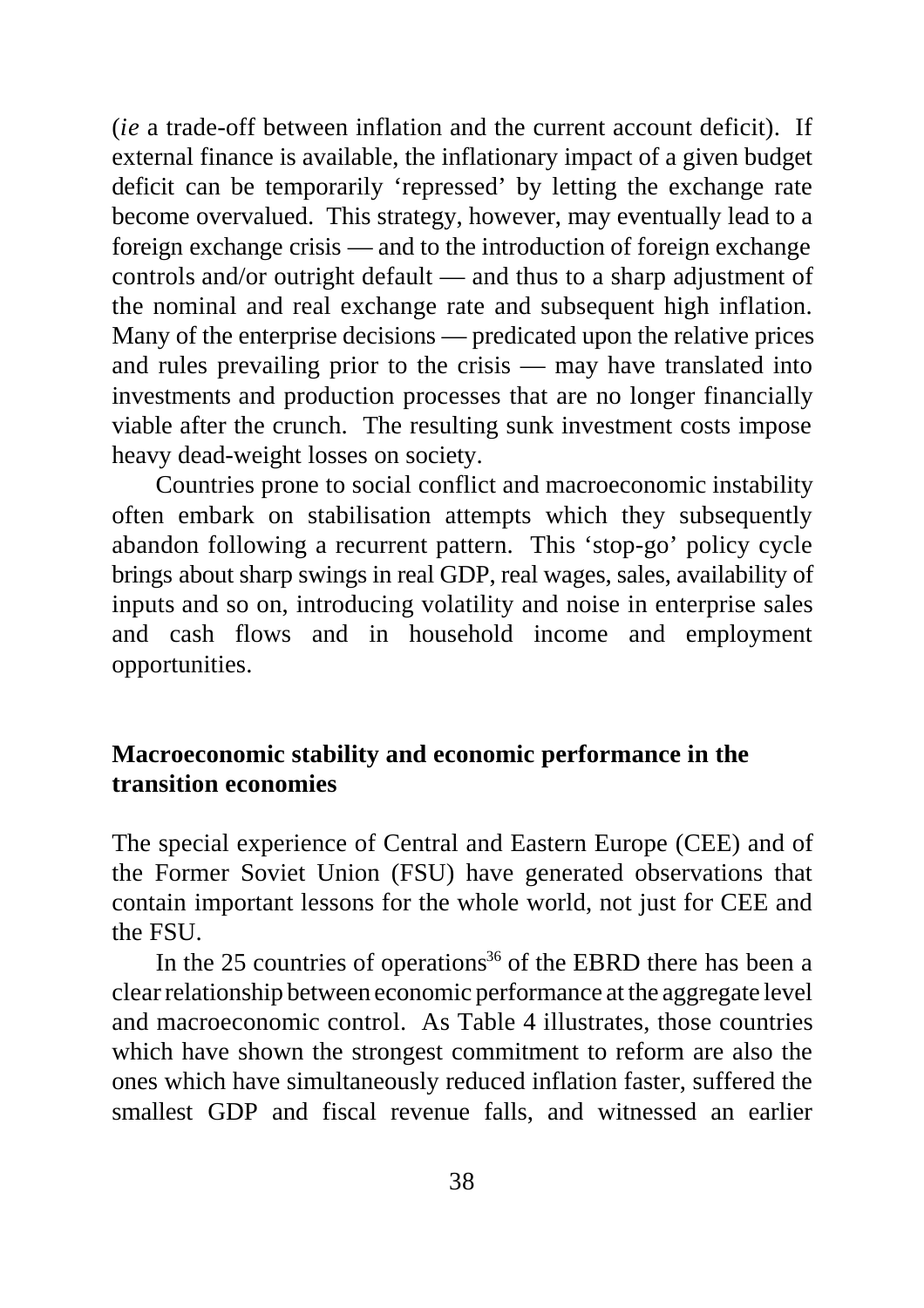(*ie* a trade-off between inflation and the current account deficit). If external finance is available, the inflationary impact of a given budget deficit can be temporarily 'repressed' by letting the exchange rate become overvalued. This strategy, however, may eventually lead to a foreign exchange crisis — and to the introduction of foreign exchange controls and/or outright default — and thus to a sharp adjustment of the nominal and real exchange rate and subsequent high inflation. Many of the enterprise decisions — predicated upon the relative prices and rules prevailing prior to the crisis — may have translated into investments and production processes that are no longer financially viable after the crunch. The resulting sunk investment costs impose heavy dead-weight losses on society.

Countries prone to social conflict and macroeconomic instability often embark on stabilisation attempts which they subsequently abandon following a recurrent pattern. This 'stop-go' policy cycle brings about sharp swings in real GDP, real wages, sales, availability of inputs and so on, introducing volatility and noise in enterprise sales and cash flows and in household income and employment opportunities.

## Macroeconomic stability and economic performance in the transition economies

The special experience of Central and Eastern Europe (CEE) and of the Former Soviet Union (FSU) have generated observations that contain important lessons for the whole world, not just for CEE and the FSU.

In the 25 countries of operations[36] of the EBRD there has been a clear relationship between economic performance at the aggregate level and macroeconomic control. As Table 4 illustrates, those countries which have shown the strongest commitment to reform are also the ones which have simultaneously reduced inflation faster, suffered the smallest GDP and fiscal revenue falls, and witnessed an earlier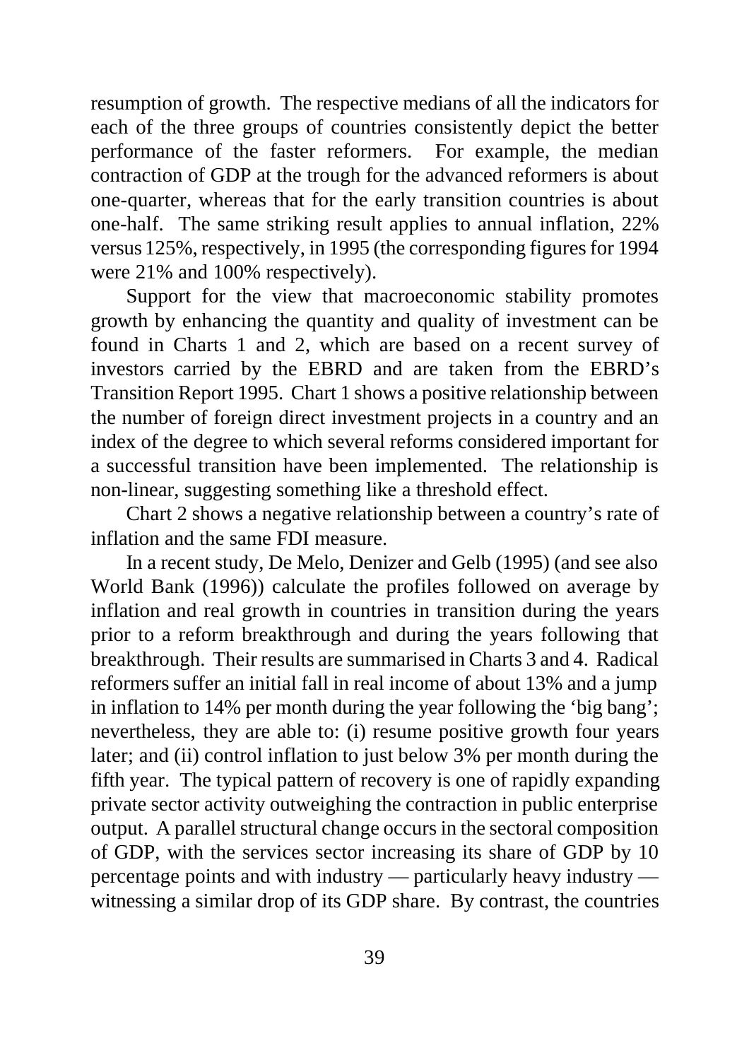resumption of growth. The respective medians of all the indicators for each of the three groups of countries consistently depict the better performance of the faster reformers. For example, the median contraction of GDP at the trough for the advanced reformers is about one-quarter, whereas that for the early transition countries is about one-half. The same striking result applies to annual inflation, 22% versus 125%, respectively, in 1995 (the corresponding figures for 1994 were 21% and 100% respectively).

Support for the view that macroeconomic stability promotes growth by enhancing the quantity and quality of investment can be found in Charts 1 and 2, which are based on a recent survey of investors carried by the EBRD and are taken from the EBRD's Transition Report 1995. Chart 1 shows a positive relationship between the number of foreign direct investment projects in a country and an index of the degree to which several reforms considered important for a successful transition have been implemented. The relationship is non-linear, suggesting something like a threshold effect.

Chart 2 shows a negative relationship between a country's rate of inflation and the same FDI measure.

In a recent study, De Melo, Denizer and Gelb (1995) (and see also World Bank (1996)) calculate the profiles followed on average by inflation and real growth in countries in transition during the years prior to a reform breakthrough and during the years following that breakthrough. Their results are summarised in Charts 3 and 4. Radical reformers suffer an initial fall in real income of about 13% and a jump in inflation to 14% per month during the year following the 'big bang'; nevertheless, they are able to: (i) resume positive growth four years later; and (ii) control inflation to just below 3% per month during the fifth year. The typical pattern of recovery is one of rapidly expanding private sector activity outweighing the contraction in public enterprise output. A parallel structural change occurs in the sectoral composition of GDP, with the services sector increasing its share of GDP by 10 percentage points and with industry — particularly heavy industry — witnessing a similar drop of its GDP share. By contrast, the countries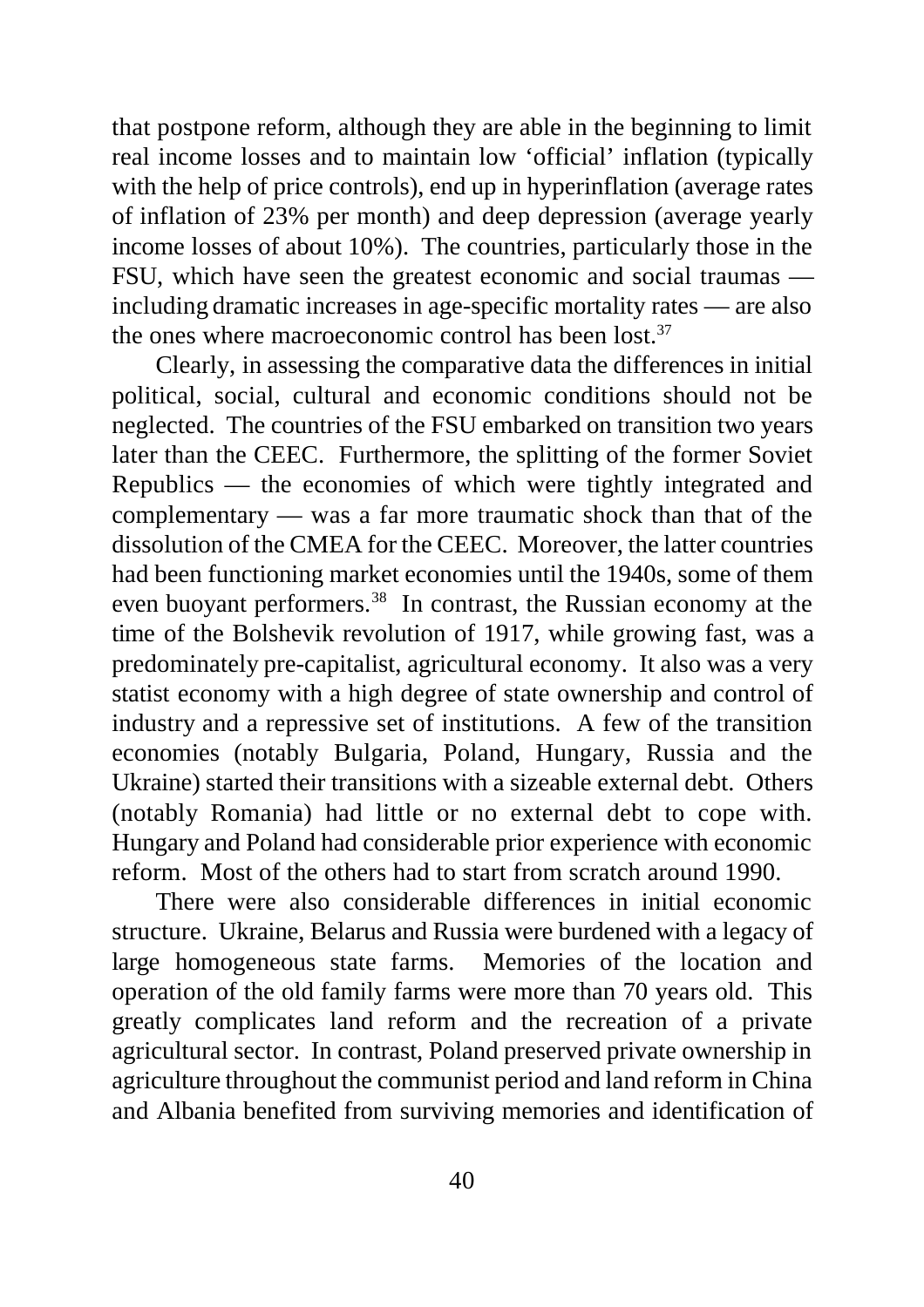that postpone reform, although they are able in the beginning to limit real income losses and to maintain low 'official' inflation (typically with the help of price controls), end up in hyperinflation (average rates of inflation of 23% per month) and deep depression (average yearly income losses of about 10%). The countries, particularly those in the FSU, which have seen the greatest economic and social traumas — including dramatic increases in age-specific mortality rates — are also the ones where macroeconomic control has been lost.[37]

Clearly, in assessing the comparative data the differences in initial political, social, cultural and economic conditions should not be neglected. The countries of the FSU embarked on transition two years later than the CEEC. Furthermore, the splitting of the former Soviet Republics — the economies of which were tightly integrated and complementary — was a far more traumatic shock than that of the dissolution of the CMEA for the CEEC. Moreover, the latter countries had been functioning market economies until the 1940s, some of them even buoyant performers.[38] In contrast, the Russian economy at the time of the Bolshevik revolution of 1917, while growing fast, was a predominately pre-capitalist, agricultural economy. It also was a very statist economy with a high degree of state ownership and control of industry and a repressive set of institutions. A few of the transition economies (notably Bulgaria, Poland, Hungary, Russia and the Ukraine) started their transitions with a sizeable external debt. Others (notably Romania) had little or no external debt to cope with. Hungary and Poland had considerable prior experience with economic reform. Most of the others had to start from scratch around 1990.

There were also considerable differences in initial economic structure. Ukraine, Belarus and Russia were burdened with a legacy of large homogeneous state farms. Memories of the location and operation of the old family farms were more than 70 years old. This greatly complicates land reform and the recreation of a private agricultural sector. In contrast, Poland preserved private ownership in agriculture throughout the communist period and land reform in China and Albania benefited from surviving memories and identification of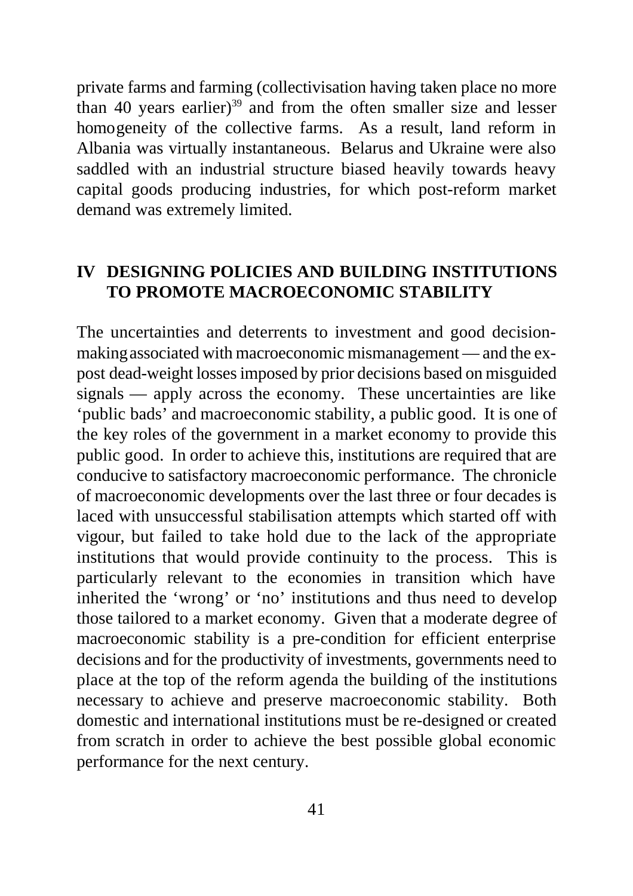private farms and farming (collectivisation having taken place no more than 40 years earlier)[39] and from the often smaller size and lesser homogeneity of the collective farms. As a result, land reform in Albania was virtually instantaneous. Belarus and Ukraine were also saddled with an industrial structure biased heavily towards heavy capital goods producing industries, for which post-reform market demand was extremely limited.

## IV DESIGNING POLICIES AND BUILDING INSTITUTIONS TO PROMOTE MACROECONOMIC STABILITY

The uncertainties and deterrents to investment and good decision-making associated with macroeconomic mismanagement — and the ex-post dead-weight losses imposed by prior decisions based on misguided signals — apply across the economy. These uncertainties are like 'public bads' and macroeconomic stability, a public good. It is one of the key roles of the government in a market economy to provide this public good. In order to achieve this, institutions are required that are conducive to satisfactory macroeconomic performance. The chronicle of macroeconomic developments over the last three or four decades is laced with unsuccessful stabilisation attempts which started off with vigour, but failed to take hold due to the lack of the appropriate institutions that would provide continuity to the process. This is particularly relevant to the economies in transition which have inherited the 'wrong' or 'no' institutions and thus need to develop those tailored to a market economy. Given that a moderate degree of macroeconomic stability is a pre-condition for efficient enterprise decisions and for the productivity of investments, governments need to place at the top of the reform agenda the building of the institutions necessary to achieve and preserve macroeconomic stability. Both domestic and international institutions must be re-designed or created from scratch in order to achieve the best possible global economic performance for the next century.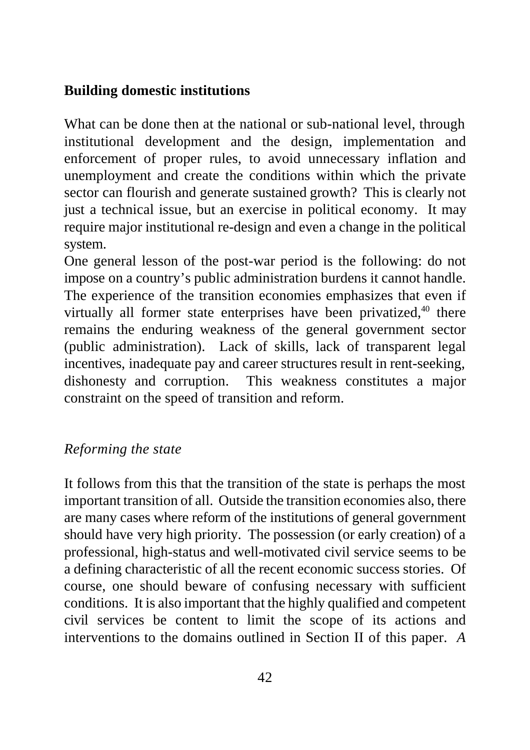**Building domestic institutions**

What can be done then at the national or sub-national level, through institutional development and the design, implementation and enforcement of proper rules, to avoid unnecessary inflation and unemployment and create the conditions within which the private sector can flourish and generate sustained growth? This is clearly not just a technical issue, but an exercise in political economy. It may require major institutional re-design and even a change in the political system.

One general lesson of the post-war period is the following: do not impose on a country's public administration burdens it cannot handle. The experience of the transition economies emphasizes that even if virtually all former state enterprises have been privatized,[40] there remains the enduring weakness of the general government sector (public administration). Lack of skills, lack of transparent legal incentives, inadequate pay and career structures result in rent-seeking, dishonesty and corruption. This weakness constitutes a major constraint on the speed of transition and reform.

*Reforming the state*

It follows from this that the transition of the state is perhaps the most important transition of all. Outside the transition economies also, there are many cases where reform of the institutions of general government should have very high priority. The possession (or early creation) of a professional, high-status and well-motivated civil service seems to be a defining characteristic of all the recent economic success stories. Of course, one should beware of confusing necessary with sufficient conditions. It is also important that the highly qualified and competent civil services be content to limit the scope of its actions and interventions to the domains outlined in Section II of this paper. *A*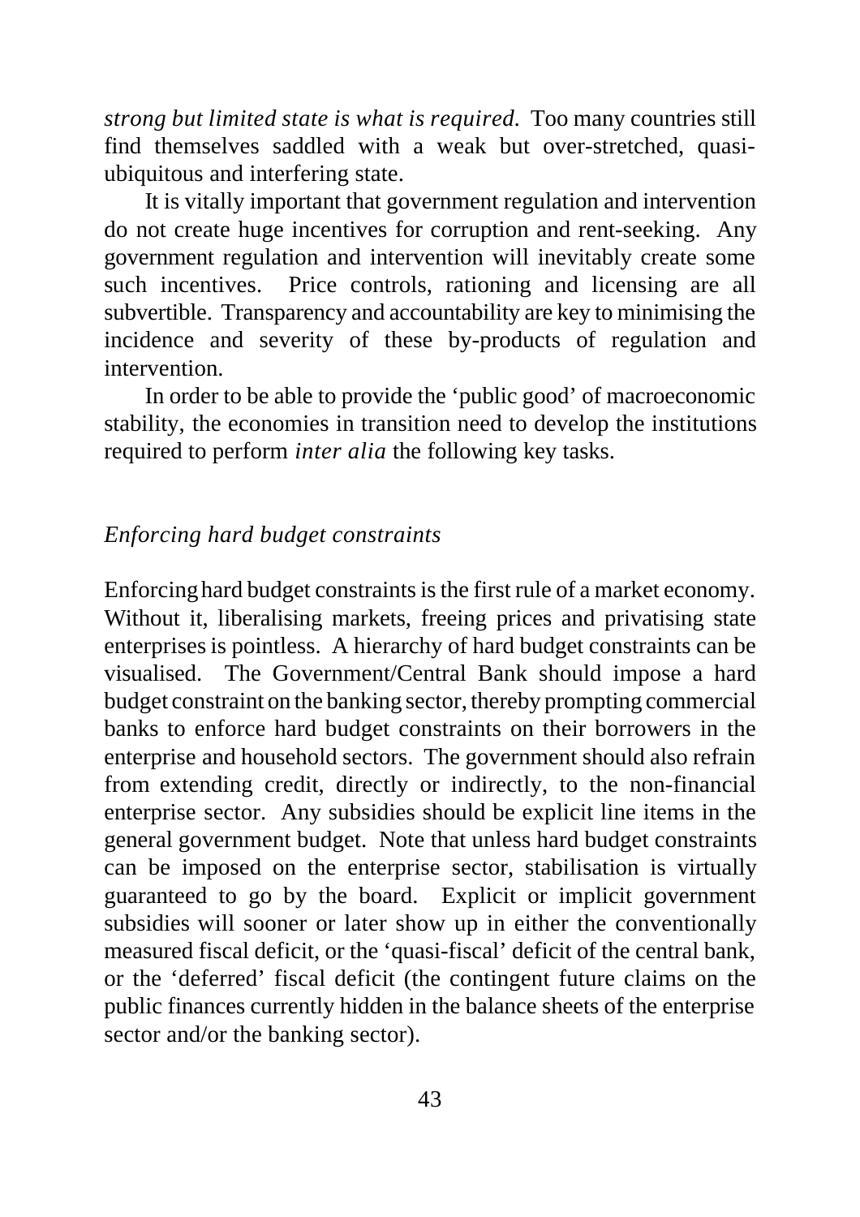*strong but limited state is what is required.* Too many countries still find themselves saddled with a weak but over-stretched, quasi-ubiquitous and interfering state.

It is vitally important that government regulation and intervention do not create huge incentives for corruption and rent-seeking. Any government regulation and intervention will inevitably create some such incentives. Price controls, rationing and licensing are all subvertible. Transparency and accountability are key to minimising the incidence and severity of these by-products of regulation and intervention.

In order to be able to provide the 'public good' of macroeconomic stability, the economies in transition need to develop the institutions required to perform *inter alia* the following key tasks.

### *Enforcing hard budget constraints*

Enforcing hard budget constraints is the first rule of a market economy. Without it, liberalising markets, freeing prices and privatising state enterprises is pointless. A hierarchy of hard budget constraints can be visualised. The Government/Central Bank should impose a hard budget constraint on the banking sector, thereby prompting commercial banks to enforce hard budget constraints on their borrowers in the enterprise and household sectors. The government should also refrain from extending credit, directly or indirectly, to the non-financial enterprise sector. Any subsidies should be explicit line items in the general government budget. Note that unless hard budget constraints can be imposed on the enterprise sector, stabilisation is virtually guaranteed to go by the board. Explicit or implicit government subsidies will sooner or later show up in either the conventionally measured fiscal deficit, or the 'quasi-fiscal' deficit of the central bank, or the 'deferred' fiscal deficit (the contingent future claims on the public finances currently hidden in the balance sheets of the enterprise sector and/or the banking sector).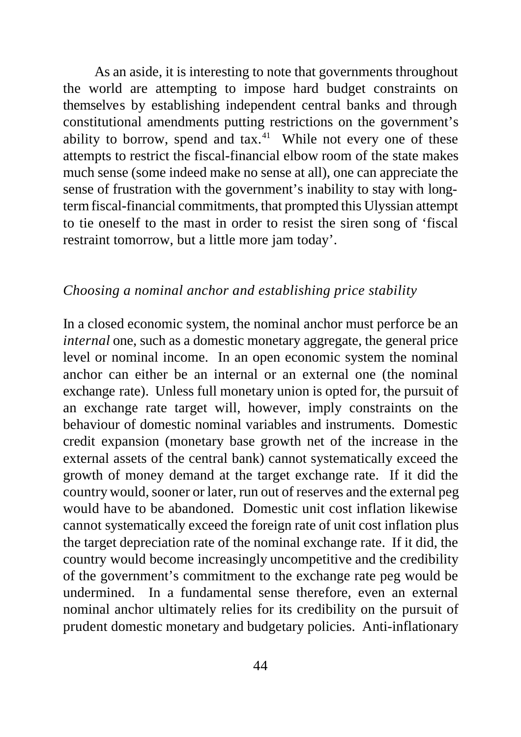As an aside, it is interesting to note that governments throughout the world are attempting to impose hard budget constraints on themselves by establishing independent central banks and through constitutional amendments putting restrictions on the government's ability to borrow, spend and tax.[41] While not every one of these attempts to restrict the fiscal-financial elbow room of the state makes much sense (some indeed make no sense at all), one can appreciate the sense of frustration with the government's inability to stay with long-term fiscal-financial commitments, that prompted this Ulyssian attempt to tie oneself to the mast in order to resist the siren song of 'fiscal restraint tomorrow, but a little more jam today'.

### *Choosing a nominal anchor and establishing price stability*

In a closed economic system, the nominal anchor must perforce be an *internal* one, such as a domestic monetary aggregate, the general price level or nominal income. In an open economic system the nominal anchor can either be an internal or an external one (the nominal exchange rate). Unless full monetary union is opted for, the pursuit of an exchange rate target will, however, imply constraints on the behaviour of domestic nominal variables and instruments. Domestic credit expansion (monetary base growth net of the increase in the external assets of the central bank) cannot systematically exceed the growth of money demand at the target exchange rate. If it did the country would, sooner or later, run out of reserves and the external peg would have to be abandoned. Domestic unit cost inflation likewise cannot systematically exceed the foreign rate of unit cost inflation plus the target depreciation rate of the nominal exchange rate. If it did, the country would become increasingly uncompetitive and the credibility of the government's commitment to the exchange rate peg would be undermined. In a fundamental sense therefore, even an external nominal anchor ultimately relies for its credibility on the pursuit of prudent domestic monetary and budgetary policies. Anti-inflationary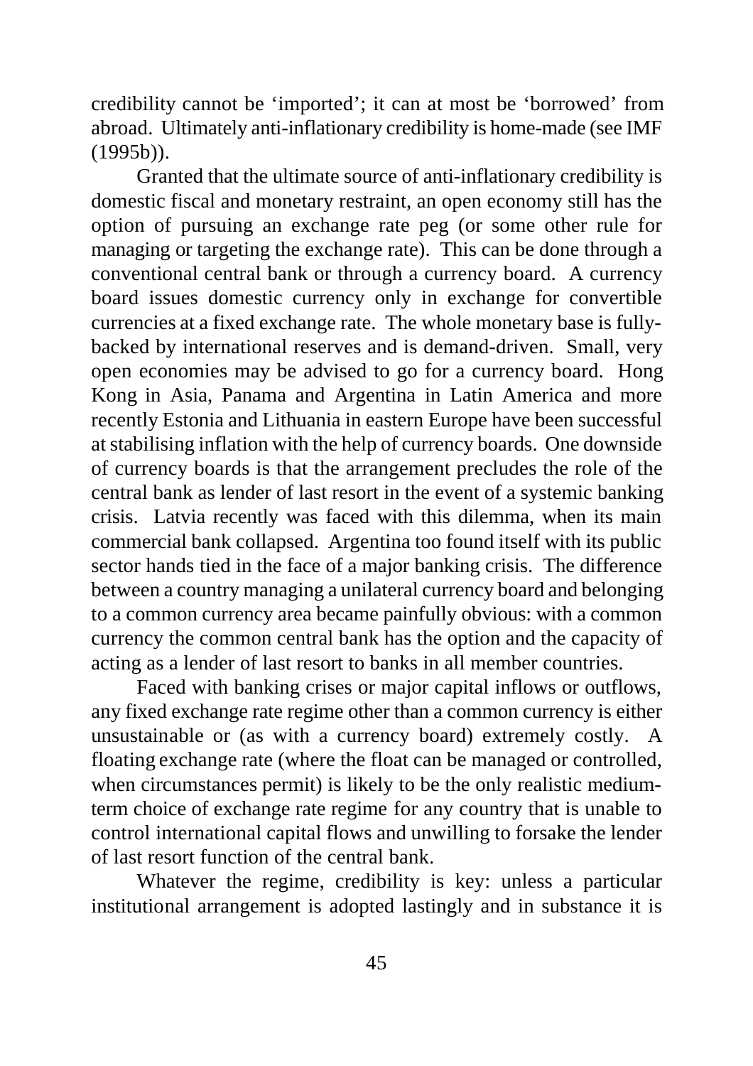credibility cannot be 'imported'; it can at most be 'borrowed' from abroad. Ultimately anti-inflationary credibility is home-made (see IMF (1995b)).

Granted that the ultimate source of anti-inflationary credibility is domestic fiscal and monetary restraint, an open economy still has the option of pursuing an exchange rate peg (or some other rule for managing or targeting the exchange rate). This can be done through a conventional central bank or through a currency board. A currency board issues domestic currency only in exchange for convertible currencies at a fixed exchange rate. The whole monetary base is fully-backed by international reserves and is demand-driven. Small, very open economies may be advised to go for a currency board. Hong Kong in Asia, Panama and Argentina in Latin America and more recently Estonia and Lithuania in eastern Europe have been successful at stabilising inflation with the help of currency boards. One downside of currency boards is that the arrangement precludes the role of the central bank as lender of last resort in the event of a systemic banking crisis. Latvia recently was faced with this dilemma, when its main commercial bank collapsed. Argentina too found itself with its public sector hands tied in the face of a major banking crisis. The difference between a country managing a unilateral currency board and belonging to a common currency area became painfully obvious: with a common currency the common central bank has the option and the capacity of acting as a lender of last resort to banks in all member countries.

Faced with banking crises or major capital inflows or outflows, any fixed exchange rate regime other than a common currency is either unsustainable or (as with a currency board) extremely costly. A floating exchange rate (where the float can be managed or controlled, when circumstances permit) is likely to be the only realistic medium-term choice of exchange rate regime for any country that is unable to control international capital flows and unwilling to forsake the lender of last resort function of the central bank.

Whatever the regime, credibility is key: unless a particular institutional arrangement is adopted lastingly and in substance it is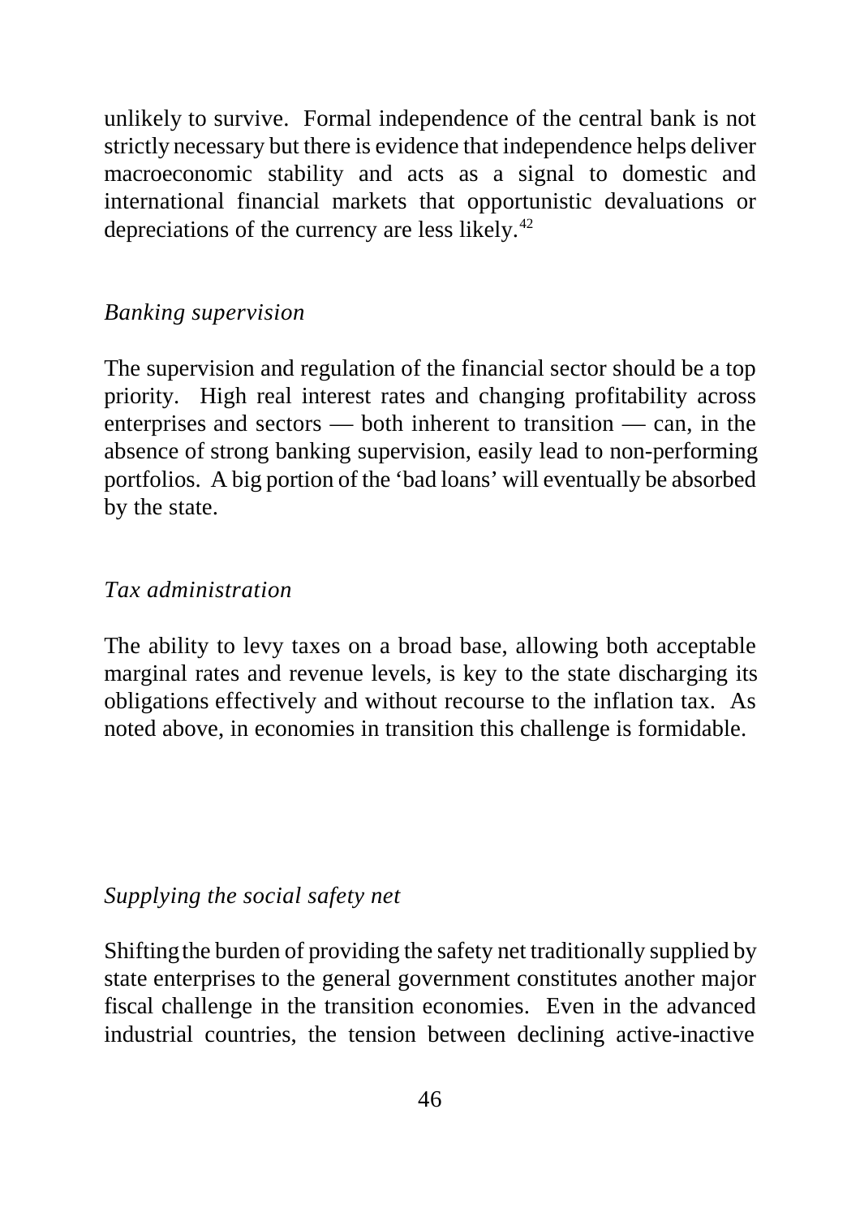unlikely to survive. Formal independence of the central bank is not strictly necessary but there is evidence that independence helps deliver macroeconomic stability and acts as a signal to domestic and international financial markets that opportunistic devaluations or depreciations of the currency are less likely.[42]

*Banking supervision*

The supervision and regulation of the financial sector should be a top priority. High real interest rates and changing profitability across enterprises and sectors — both inherent to transition — can, in the absence of strong banking supervision, easily lead to non-performing portfolios. A big portion of the 'bad loans' will eventually be absorbed by the state.

*Tax administration*

The ability to levy taxes on a broad base, allowing both acceptable marginal rates and revenue levels, is key to the state discharging its obligations effectively and without recourse to the inflation tax. As noted above, in economies in transition this challenge is formidable.

*Supplying the social safety net*

Shifting the burden of providing the safety net traditionally supplied by state enterprises to the general government constitutes another major fiscal challenge in the transition economies. Even in the advanced industrial countries, the tension between declining active-inactive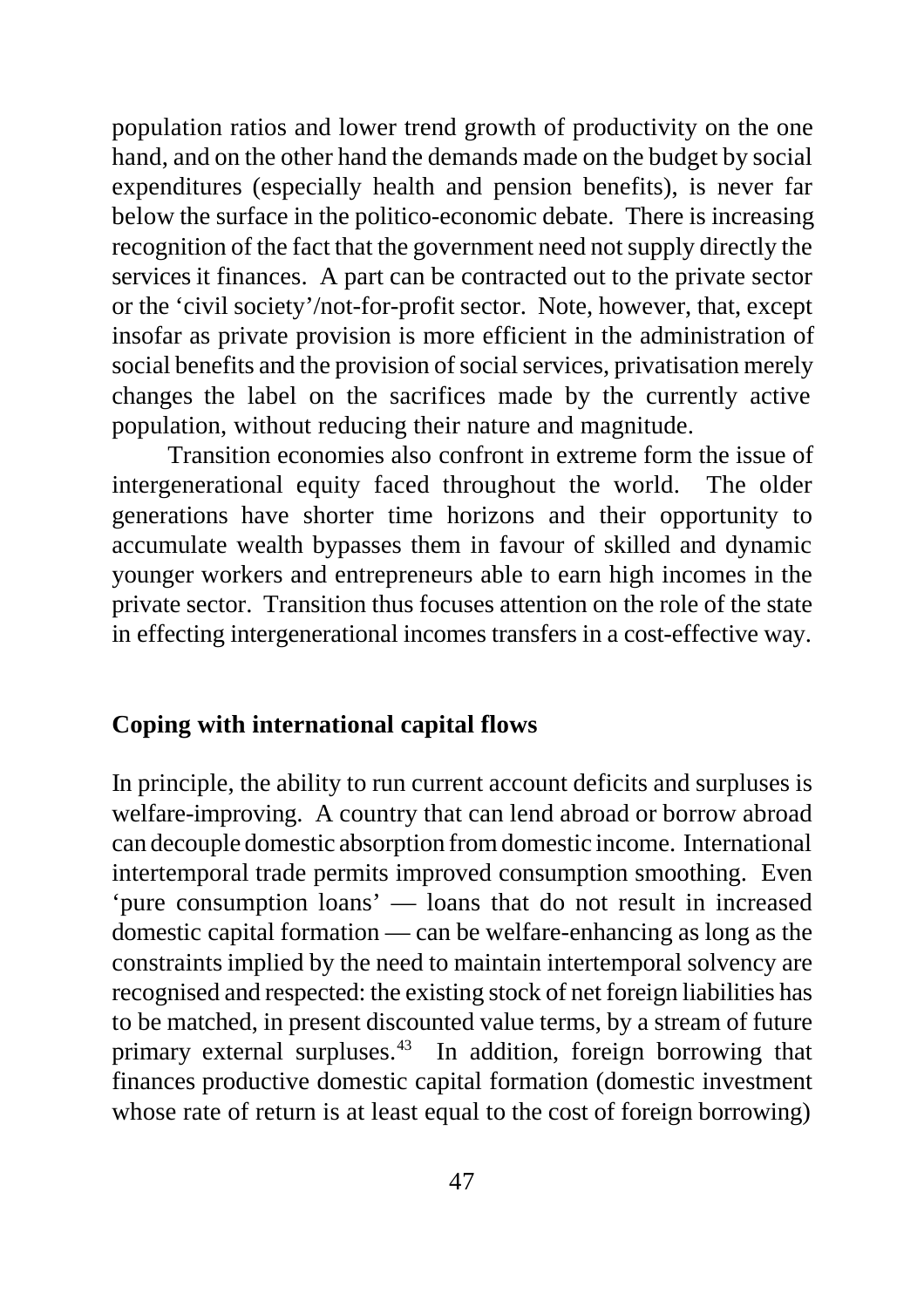population ratios and lower trend growth of productivity on the one hand, and on the other hand the demands made on the budget by social expenditures (especially health and pension benefits), is never far below the surface in the politico-economic debate. There is increasing recognition of the fact that the government need not supply directly the services it finances. A part can be contracted out to the private sector or the 'civil society'/not-for-profit sector. Note, however, that, except insofar as private provision is more efficient in the administration of social benefits and the provision of social services, privatisation merely changes the label on the sacrifices made by the currently active population, without reducing their nature and magnitude.

Transition economies also confront in extreme form the issue of intergenerational equity faced throughout the world. The older generations have shorter time horizons and their opportunity to accumulate wealth bypasses them in favour of skilled and dynamic younger workers and entrepreneurs able to earn high incomes in the private sector. Transition thus focuses attention on the role of the state in effecting intergenerational incomes transfers in a cost-effective way.

## Coping with international capital flows

In principle, the ability to run current account deficits and surpluses is welfare-improving. A country that can lend abroad or borrow abroad can decouple domestic absorption from domestic income. International intertemporal trade permits improved consumption smoothing. Even 'pure consumption loans' — loans that do not result in increased domestic capital formation — can be welfare-enhancing as long as the constraints implied by the need to maintain intertemporal solvency are recognised and respected: the existing stock of net foreign liabilities has to be matched, in present discounted value terms, by a stream of future primary external surpluses.[43] In addition, foreign borrowing that finances productive domestic capital formation (domestic investment whose rate of return is at least equal to the cost of foreign borrowing)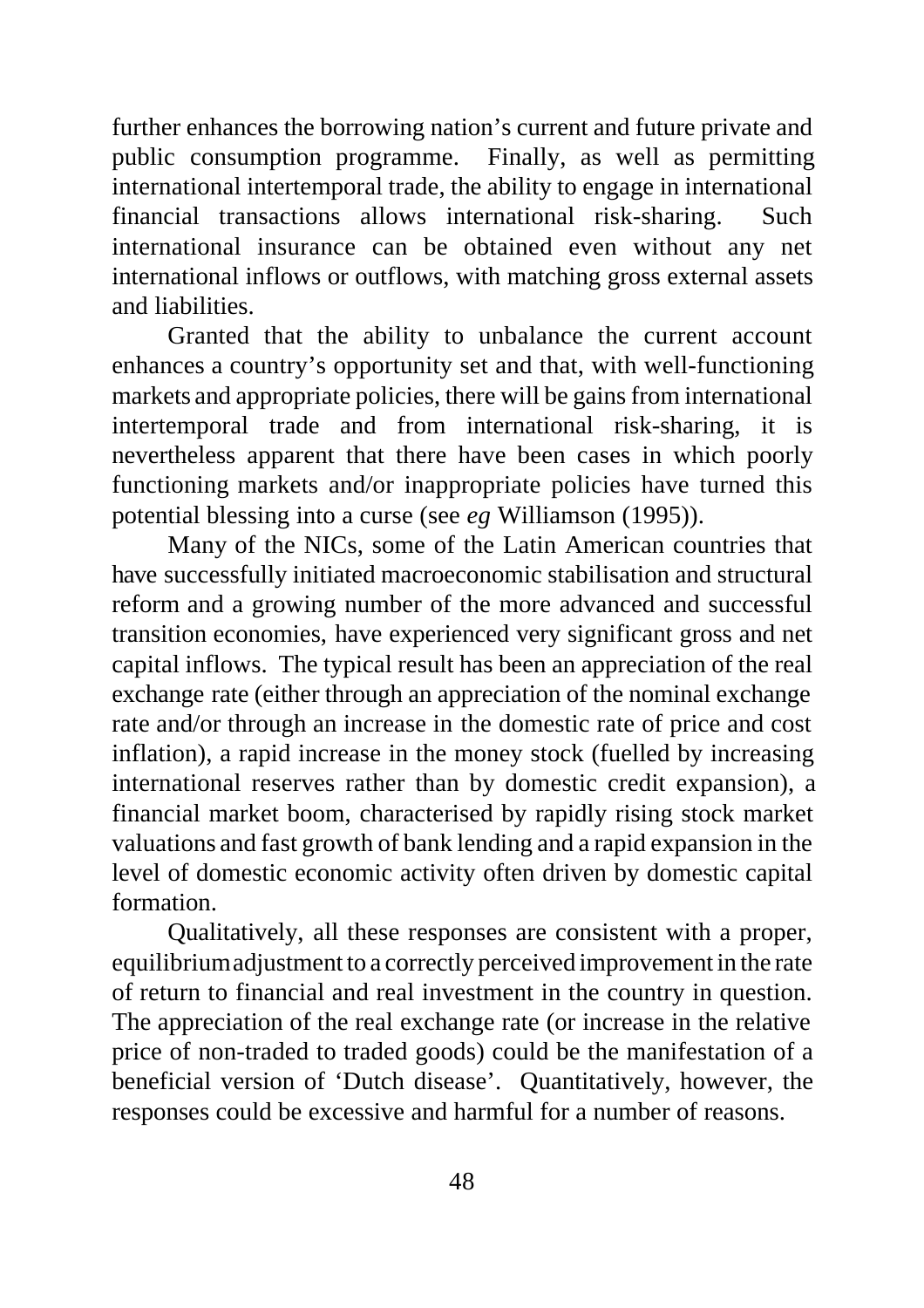further enhances the borrowing nation's current and future private and public consumption programme. Finally, as well as permitting international intertemporal trade, the ability to engage in international financial transactions allows international risk-sharing. Such international insurance can be obtained even without any net international inflows or outflows, with matching gross external assets and liabilities.

Granted that the ability to unbalance the current account enhances a country's opportunity set and that, with well-functioning markets and appropriate policies, there will be gains from international intertemporal trade and from international risk-sharing, it is nevertheless apparent that there have been cases in which poorly functioning markets and/or inappropriate policies have turned this potential blessing into a curse (see *eg* Williamson (1995)).

Many of the NICs, some of the Latin American countries that have successfully initiated macroeconomic stabilisation and structural reform and a growing number of the more advanced and successful transition economies, have experienced very significant gross and net capital inflows. The typical result has been an appreciation of the real exchange rate (either through an appreciation of the nominal exchange rate and/or through an increase in the domestic rate of price and cost inflation), a rapid increase in the money stock (fuelled by increasing international reserves rather than by domestic credit expansion), a financial market boom, characterised by rapidly rising stock market valuations and fast growth of bank lending and a rapid expansion in the level of domestic economic activity often driven by domestic capital formation.

Qualitatively, all these responses are consistent with a proper, equilibrium adjustment to a correctly perceived improvement in the rate of return to financial and real investment in the country in question. The appreciation of the real exchange rate (or increase in the relative price of non-traded to traded goods) could be the manifestation of a beneficial version of 'Dutch disease'. Quantitatively, however, the responses could be excessive and harmful for a number of reasons.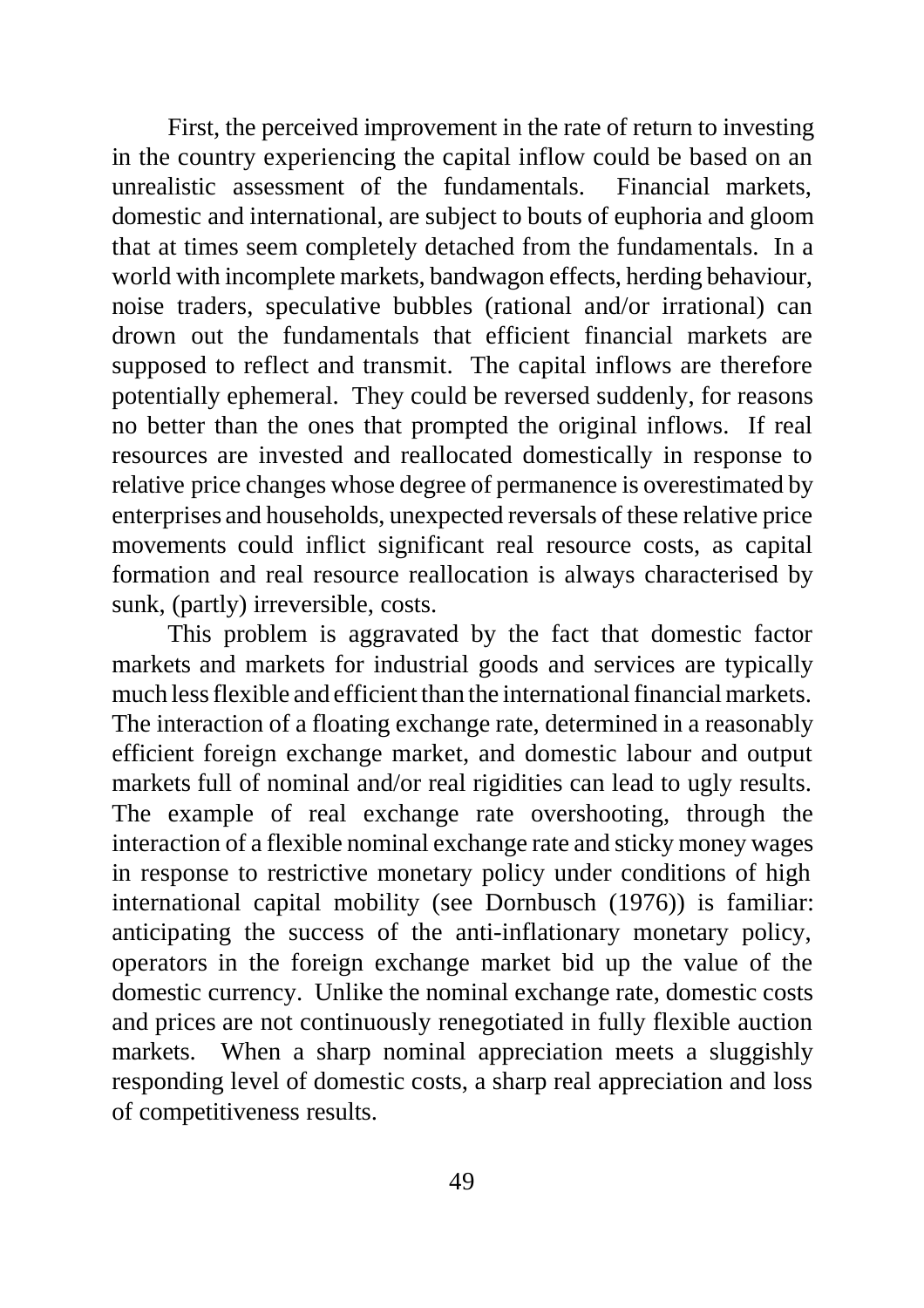First, the perceived improvement in the rate of return to investing in the country experiencing the capital inflow could be based on an unrealistic assessment of the fundamentals. Financial markets, domestic and international, are subject to bouts of euphoria and gloom that at times seem completely detached from the fundamentals. In a world with incomplete markets, bandwagon effects, herding behaviour, noise traders, speculative bubbles (rational and/or irrational) can drown out the fundamentals that efficient financial markets are supposed to reflect and transmit. The capital inflows are therefore potentially ephemeral. They could be reversed suddenly, for reasons no better than the ones that prompted the original inflows. If real resources are invested and reallocated domestically in response to relative price changes whose degree of permanence is overestimated by enterprises and households, unexpected reversals of these relative price movements could inflict significant real resource costs, as capital formation and real resource reallocation is always characterised by sunk, (partly) irreversible, costs.

This problem is aggravated by the fact that domestic factor markets and markets for industrial goods and services are typically much less flexible and efficient than the international financial markets. The interaction of a floating exchange rate, determined in a reasonably efficient foreign exchange market, and domestic labour and output markets full of nominal and/or real rigidities can lead to ugly results. The example of real exchange rate overshooting, through the interaction of a flexible nominal exchange rate and sticky money wages in response to restrictive monetary policy under conditions of high international capital mobility (see Dornbusch (1976)) is familiar: anticipating the success of the anti-inflationary monetary policy, operators in the foreign exchange market bid up the value of the domestic currency. Unlike the nominal exchange rate, domestic costs and prices are not continuously renegotiated in fully flexible auction markets. When a sharp nominal appreciation meets a sluggishly responding level of domestic costs, a sharp real appreciation and loss of competitiveness results.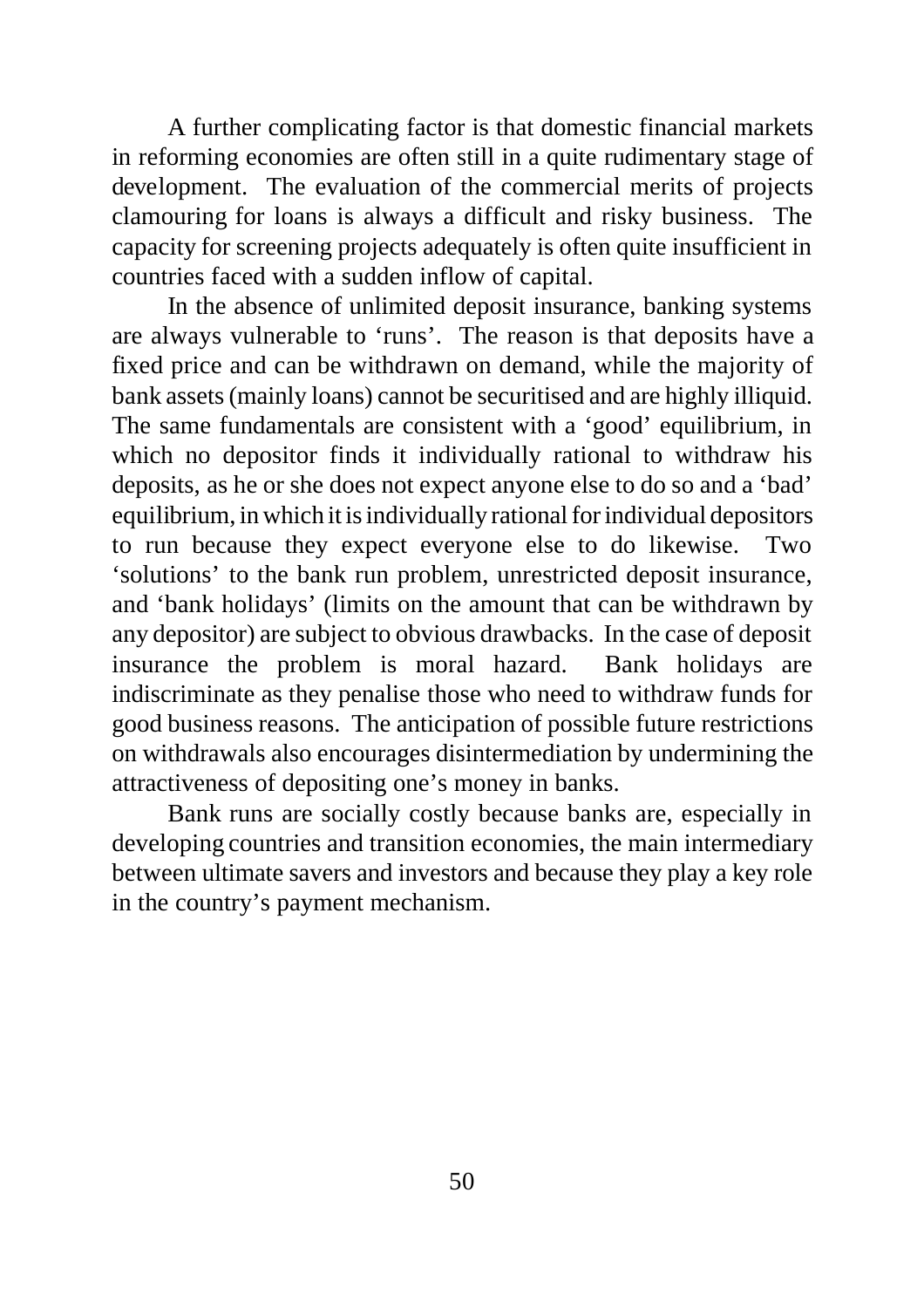A further complicating factor is that domestic financial markets in reforming economies are often still in a quite rudimentary stage of development. The evaluation of the commercial merits of projects clamouring for loans is always a difficult and risky business. The capacity for screening projects adequately is often quite insufficient in countries faced with a sudden inflow of capital.

In the absence of unlimited deposit insurance, banking systems are always vulnerable to 'runs'. The reason is that deposits have a fixed price and can be withdrawn on demand, while the majority of bank assets (mainly loans) cannot be securitised and are highly illiquid. The same fundamentals are consistent with a 'good' equilibrium, in which no depositor finds it individually rational to withdraw his deposits, as he or she does not expect anyone else to do so and a 'bad' equilibrium, in which it is individually rational for individual depositors to run because they expect everyone else to do likewise. Two 'solutions' to the bank run problem, unrestricted deposit insurance, and 'bank holidays' (limits on the amount that can be withdrawn by any depositor) are subject to obvious drawbacks. In the case of deposit insurance the problem is moral hazard. Bank holidays are indiscriminate as they penalise those who need to withdraw funds for good business reasons. The anticipation of possible future restrictions on withdrawals also encourages disintermediation by undermining the attractiveness of depositing one's money in banks.

Bank runs are socially costly because banks are, especially in developing countries and transition economies, the main intermediary between ultimate savers and investors and because they play a key role in the country's payment mechanism.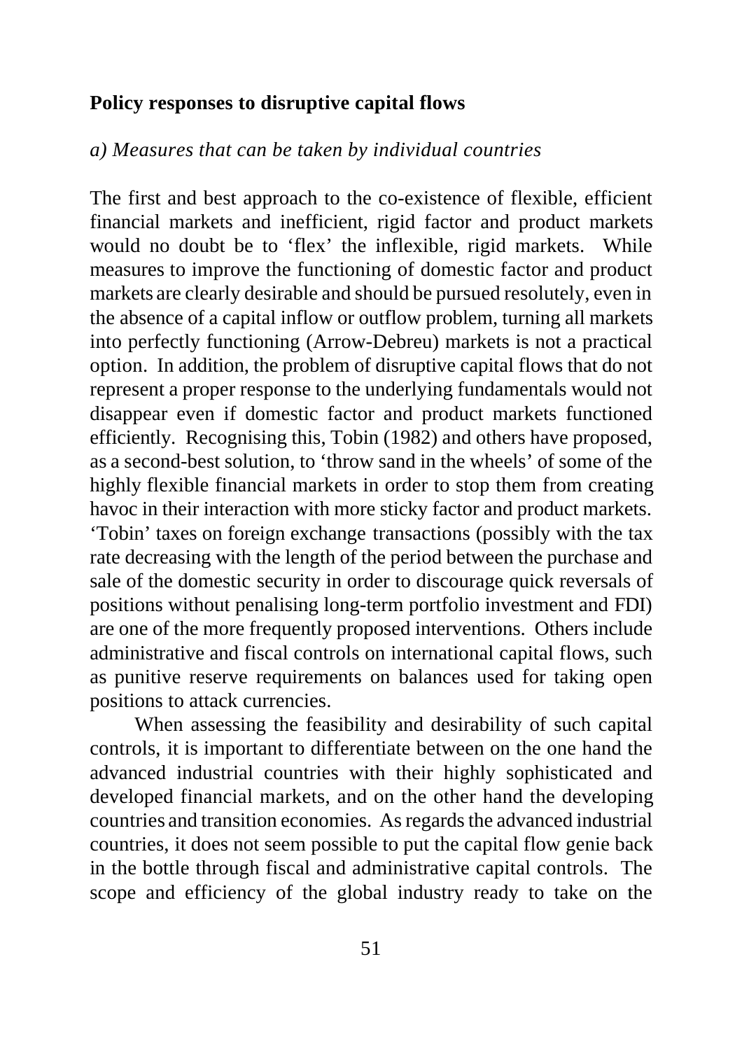**Policy responses to disruptive capital flows**

*a) Measures that can be taken by individual countries*

The first and best approach to the co-existence of flexible, efficient financial markets and inefficient, rigid factor and product markets would no doubt be to 'flex' the inflexible, rigid markets. While measures to improve the functioning of domestic factor and product markets are clearly desirable and should be pursued resolutely, even in the absence of a capital inflow or outflow problem, turning all markets into perfectly functioning (Arrow-Debreu) markets is not a practical option. In addition, the problem of disruptive capital flows that do not represent a proper response to the underlying fundamentals would not disappear even if domestic factor and product markets functioned efficiently. Recognising this, Tobin (1982) and others have proposed, as a second-best solution, to 'throw sand in the wheels' of some of the highly flexible financial markets in order to stop them from creating havoc in their interaction with more sticky factor and product markets. 'Tobin' taxes on foreign exchange transactions (possibly with the tax rate decreasing with the length of the period between the purchase and sale of the domestic security in order to discourage quick reversals of positions without penalising long-term portfolio investment and FDI) are one of the more frequently proposed interventions. Others include administrative and fiscal controls on international capital flows, such as punitive reserve requirements on balances used for taking open positions to attack currencies.

When assessing the feasibility and desirability of such capital controls, it is important to differentiate between on the one hand the advanced industrial countries with their highly sophisticated and developed financial markets, and on the other hand the developing countries and transition economies. As regards the advanced industrial countries, it does not seem possible to put the capital flow genie back in the bottle through fiscal and administrative capital controls. The scope and efficiency of the global industry ready to take on the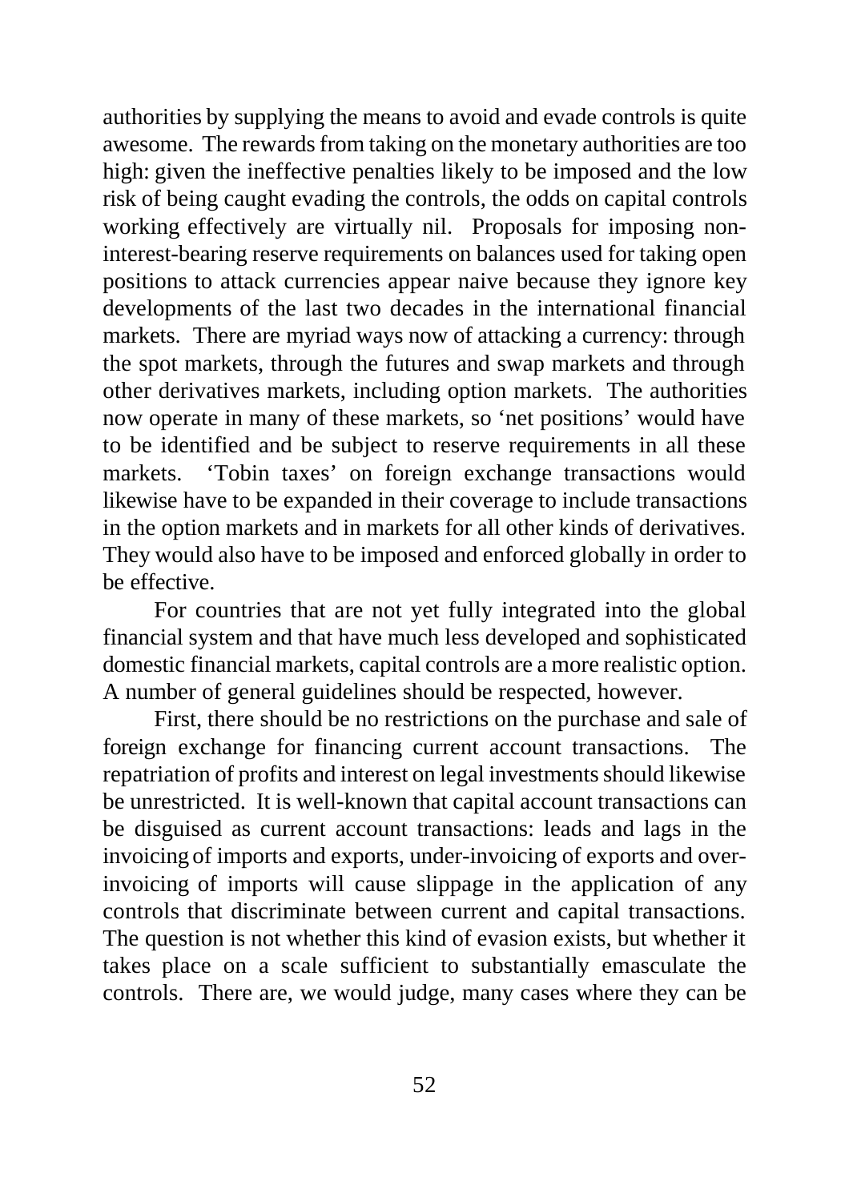authorities by supplying the means to avoid and evade controls is quite awesome. The rewards from taking on the monetary authorities are too high: given the ineffective penalties likely to be imposed and the low risk of being caught evading the controls, the odds on capital controls working effectively are virtually nil. Proposals for imposing non-interest-bearing reserve requirements on balances used for taking open positions to attack currencies appear naive because they ignore key developments of the last two decades in the international financial markets. There are myriad ways now of attacking a currency: through the spot markets, through the futures and swap markets and through other derivatives markets, including option markets. The authorities now operate in many of these markets, so 'net positions' would have to be identified and be subject to reserve requirements in all these markets. 'Tobin taxes' on foreign exchange transactions would likewise have to be expanded in their coverage to include transactions in the option markets and in markets for all other kinds of derivatives. They would also have to be imposed and enforced globally in order to be effective.

For countries that are not yet fully integrated into the global financial system and that have much less developed and sophisticated domestic financial markets, capital controls are a more realistic option. A number of general guidelines should be respected, however.

First, there should be no restrictions on the purchase and sale of foreign exchange for financing current account transactions. The repatriation of profits and interest on legal investments should likewise be unrestricted. It is well-known that capital account transactions can be disguised as current account transactions: leads and lags in the invoicing of imports and exports, under-invoicing of exports and over-invoicing of imports will cause slippage in the application of any controls that discriminate between current and capital transactions. The question is not whether this kind of evasion exists, but whether it takes place on a scale sufficient to substantially emasculate the controls. There are, we would judge, many cases where they can be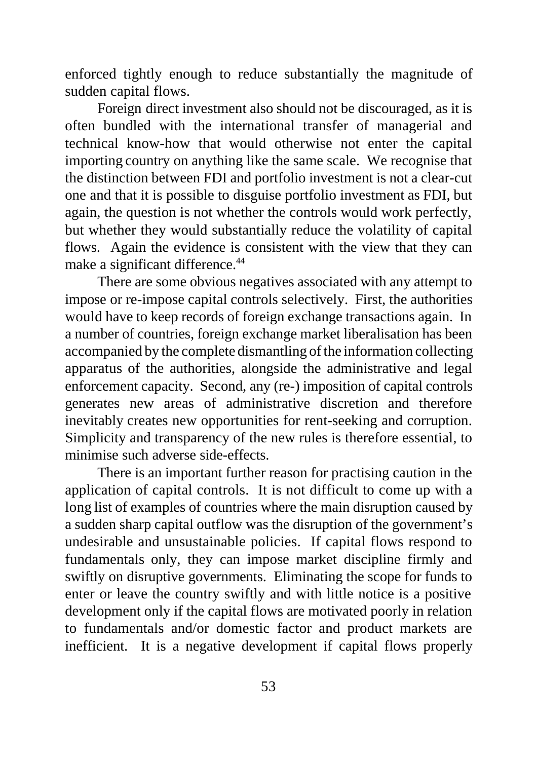enforced tightly enough to reduce substantially the magnitude of sudden capital flows.

Foreign direct investment also should not be discouraged, as it is often bundled with the international transfer of managerial and technical know-how that would otherwise not enter the capital importing country on anything like the same scale. We recognise that the distinction between FDI and portfolio investment is not a clear-cut one and that it is possible to disguise portfolio investment as FDI, but again, the question is not whether the controls would work perfectly, but whether they would substantially reduce the volatility of capital flows. Again the evidence is consistent with the view that they can make a significant difference.[44]

There are some obvious negatives associated with any attempt to impose or re-impose capital controls selectively. First, the authorities would have to keep records of foreign exchange transactions again. In a number of countries, foreign exchange market liberalisation has been accompanied by the complete dismantling of the information collecting apparatus of the authorities, alongside the administrative and legal enforcement capacity. Second, any (re-) imposition of capital controls generates new areas of administrative discretion and therefore inevitably creates new opportunities for rent-seeking and corruption. Simplicity and transparency of the new rules is therefore essential, to minimise such adverse side-effects.

There is an important further reason for practising caution in the application of capital controls. It is not difficult to come up with a long list of examples of countries where the main disruption caused by a sudden sharp capital outflow was the disruption of the government's undesirable and unsustainable policies. If capital flows respond to fundamentals only, they can impose market discipline firmly and swiftly on disruptive governments. Eliminating the scope for funds to enter or leave the country swiftly and with little notice is a positive development only if the capital flows are motivated poorly in relation to fundamentals and/or domestic factor and product markets are inefficient. It is a negative development if capital flows properly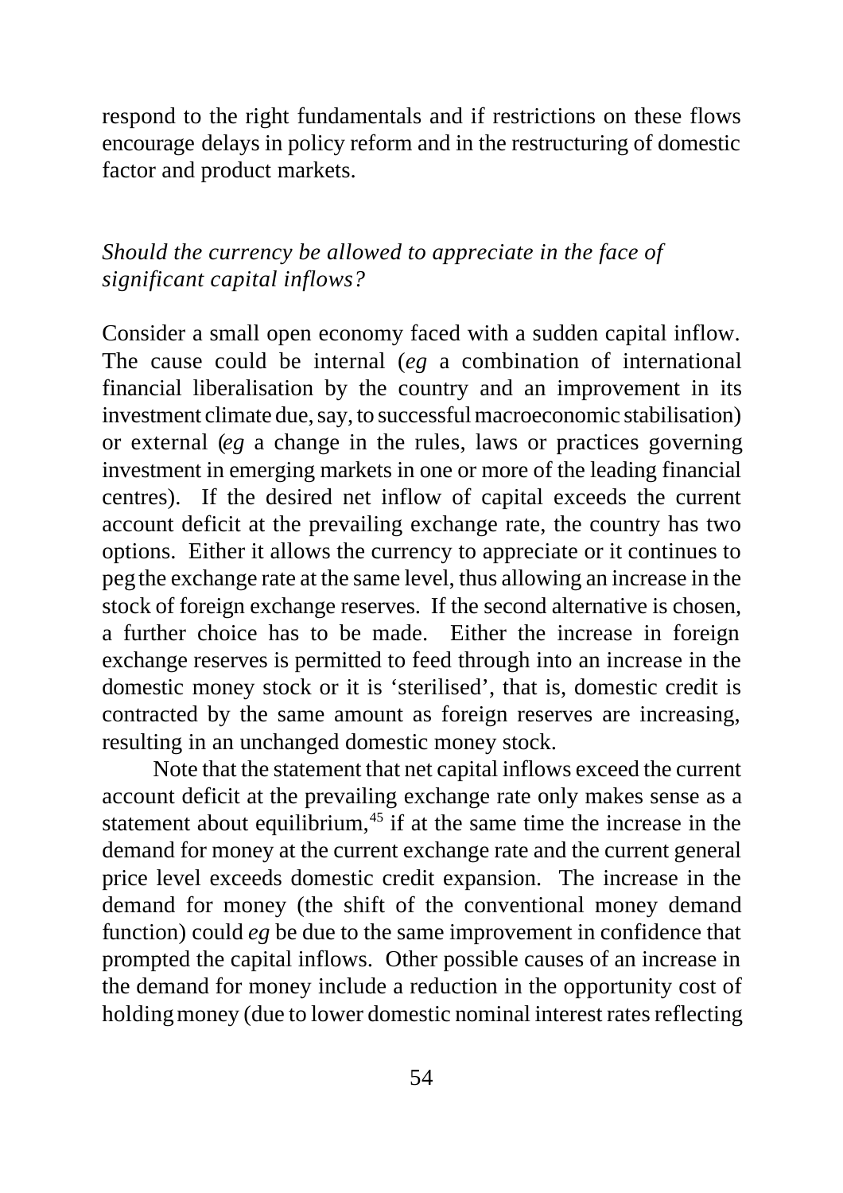respond to the right fundamentals and if restrictions on these flows encourage delays in policy reform and in the restructuring of domestic factor and product markets.

*Should the currency be allowed to appreciate in the face of significant capital inflows?*

Consider a small open economy faced with a sudden capital inflow. The cause could be internal (*eg* a combination of international financial liberalisation by the country and an improvement in its investment climate due, say, to successful macroeconomic stabilisation) or external (*eg* a change in the rules, laws or practices governing investment in emerging markets in one or more of the leading financial centres). If the desired net inflow of capital exceeds the current account deficit at the prevailing exchange rate, the country has two options. Either it allows the currency to appreciate or it continues to peg the exchange rate at the same level, thus allowing an increase in the stock of foreign exchange reserves. If the second alternative is chosen, a further choice has to be made. Either the increase in foreign exchange reserves is permitted to feed through into an increase in the domestic money stock or it is 'sterilised', that is, domestic credit is contracted by the same amount as foreign reserves are increasing, resulting in an unchanged domestic money stock.

Note that the statement that net capital inflows exceed the current account deficit at the prevailing exchange rate only makes sense as a statement about equilibrium,[45] if at the same time the increase in the demand for money at the current exchange rate and the current general price level exceeds domestic credit expansion. The increase in the demand for money (the shift of the conventional money demand function) could *eg* be due to the same improvement in confidence that prompted the capital inflows. Other possible causes of an increase in the demand for money include a reduction in the opportunity cost of holding money (due to lower domestic nominal interest rates reflecting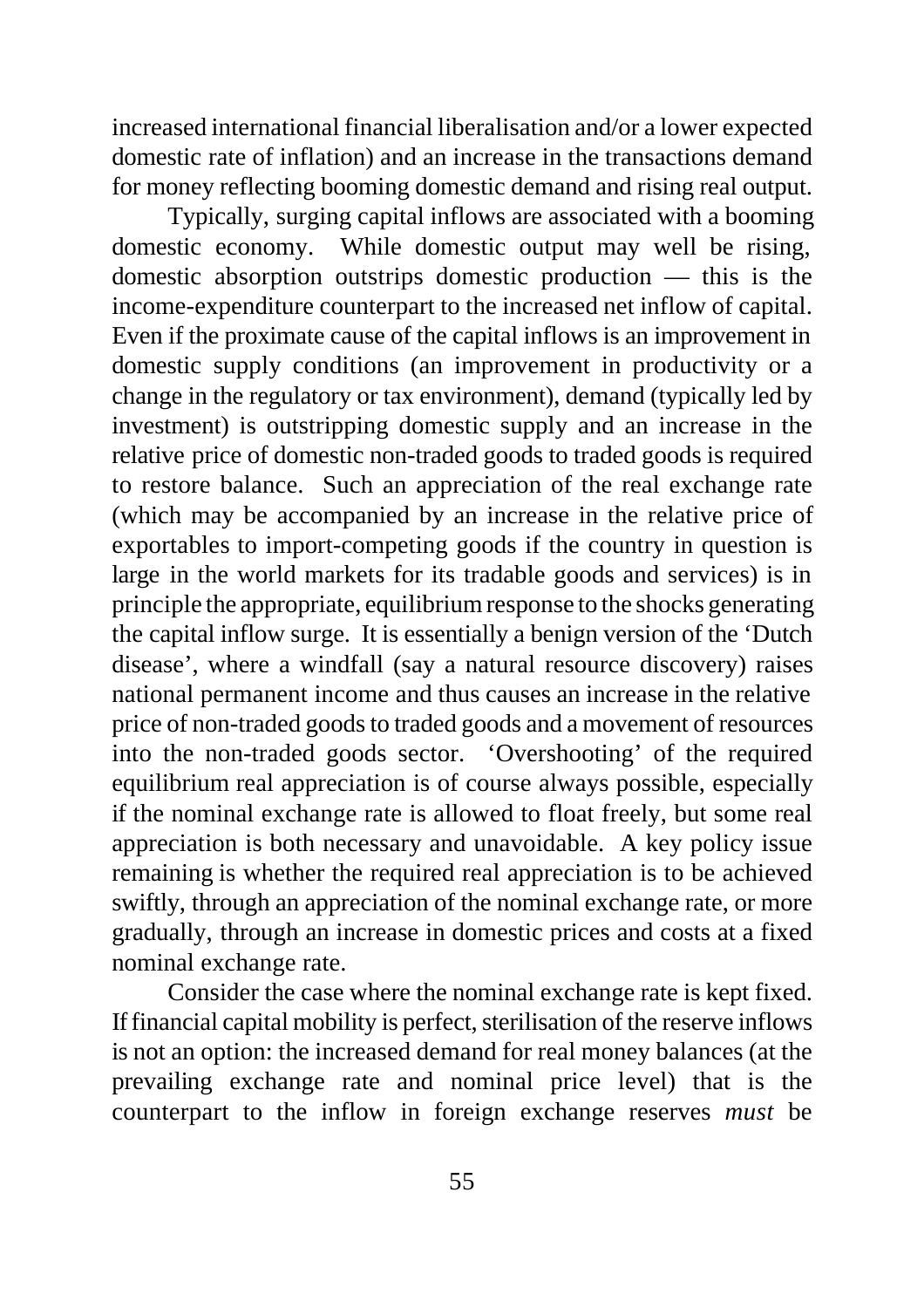increased international financial liberalisation and/or a lower expected domestic rate of inflation) and an increase in the transactions demand for money reflecting booming domestic demand and rising real output.

Typically, surging capital inflows are associated with a booming domestic economy. While domestic output may well be rising, domestic absorption outstrips domestic production — this is the income-expenditure counterpart to the increased net inflow of capital. Even if the proximate cause of the capital inflows is an improvement in domestic supply conditions (an improvement in productivity or a change in the regulatory or tax environment), demand (typically led by investment) is outstripping domestic supply and an increase in the relative price of domestic non-traded goods to traded goods is required to restore balance. Such an appreciation of the real exchange rate (which may be accompanied by an increase in the relative price of exportables to import-competing goods if the country in question is large in the world markets for its tradable goods and services) is in principle the appropriate, equilibrium response to the shocks generating the capital inflow surge. It is essentially a benign version of the 'Dutch disease', where a windfall (say a natural resource discovery) raises national permanent income and thus causes an increase in the relative price of non-traded goods to traded goods and a movement of resources into the non-traded goods sector. 'Overshooting' of the required equilibrium real appreciation is of course always possible, especially if the nominal exchange rate is allowed to float freely, but some real appreciation is both necessary and unavoidable. A key policy issue remaining is whether the required real appreciation is to be achieved swiftly, through an appreciation of the nominal exchange rate, or more gradually, through an increase in domestic prices and costs at a fixed nominal exchange rate.

Consider the case where the nominal exchange rate is kept fixed. If financial capital mobility is perfect, sterilisation of the reserve inflows is not an option: the increased demand for real money balances (at the prevailing exchange rate and nominal price level) that is the counterpart to the inflow in foreign exchange reserves *must* be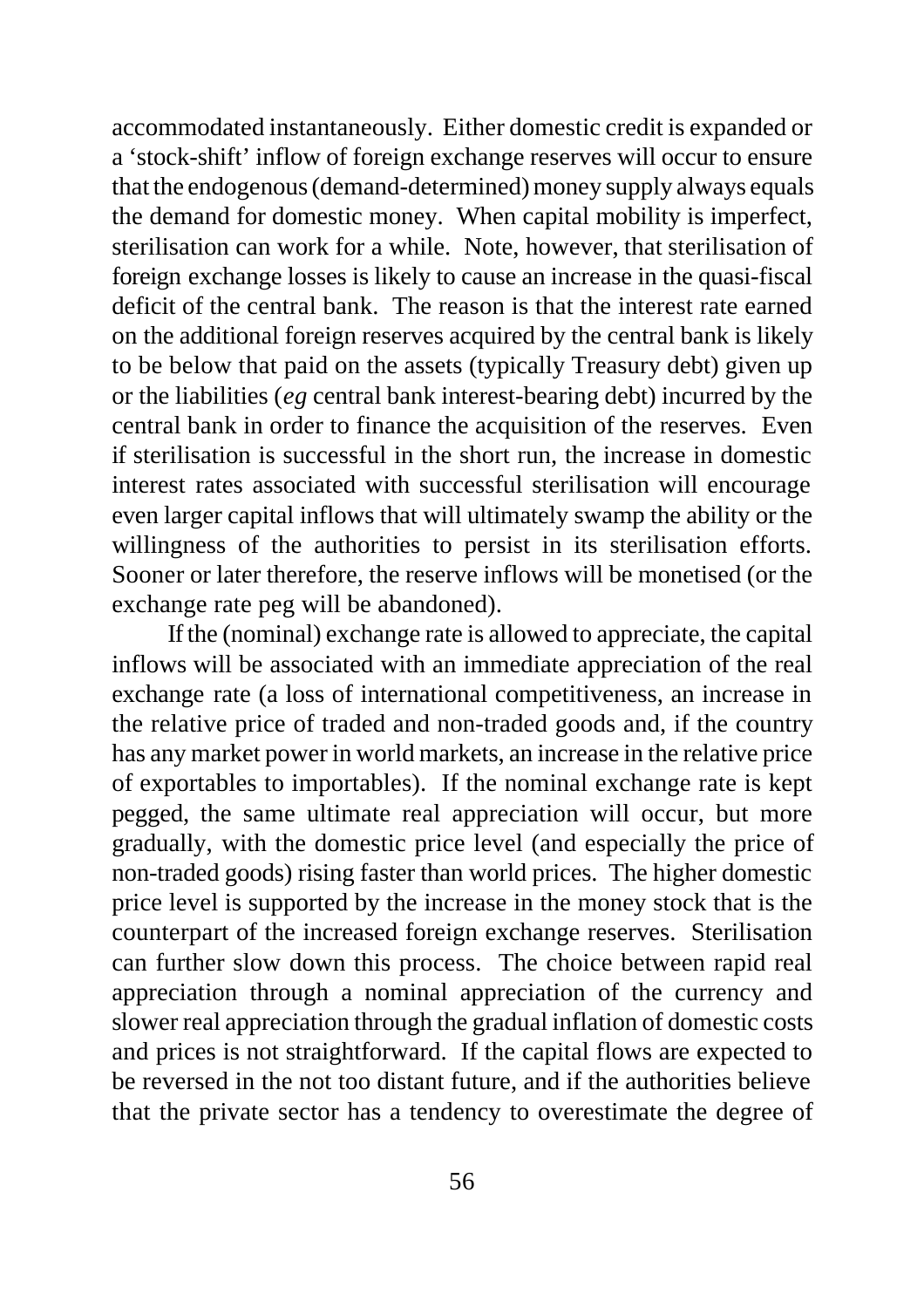accommodated instantaneously. Either domestic credit is expanded or a 'stock-shift' inflow of foreign exchange reserves will occur to ensure that the endogenous (demand-determined) money supply always equals the demand for domestic money. When capital mobility is imperfect, sterilisation can work for a while. Note, however, that sterilisation of foreign exchange losses is likely to cause an increase in the quasi-fiscal deficit of the central bank. The reason is that the interest rate earned on the additional foreign reserves acquired by the central bank is likely to be below that paid on the assets (typically Treasury debt) given up or the liabilities (*eg* central bank interest-bearing debt) incurred by the central bank in order to finance the acquisition of the reserves. Even if sterilisation is successful in the short run, the increase in domestic interest rates associated with successful sterilisation will encourage even larger capital inflows that will ultimately swamp the ability or the willingness of the authorities to persist in its sterilisation efforts. Sooner or later therefore, the reserve inflows will be monetised (or the exchange rate peg will be abandoned).

If the (nominal) exchange rate is allowed to appreciate, the capital inflows will be associated with an immediate appreciation of the real exchange rate (a loss of international competitiveness, an increase in the relative price of traded and non-traded goods and, if the country has any market power in world markets, an increase in the relative price of exportables to importables). If the nominal exchange rate is kept pegged, the same ultimate real appreciation will occur, but more gradually, with the domestic price level (and especially the price of non-traded goods) rising faster than world prices. The higher domestic price level is supported by the increase in the money stock that is the counterpart of the increased foreign exchange reserves. Sterilisation can further slow down this process. The choice between rapid real appreciation through a nominal appreciation of the currency and slower real appreciation through the gradual inflation of domestic costs and prices is not straightforward. If the capital flows are expected to be reversed in the not too distant future, and if the authorities believe that the private sector has a tendency to overestimate the degree of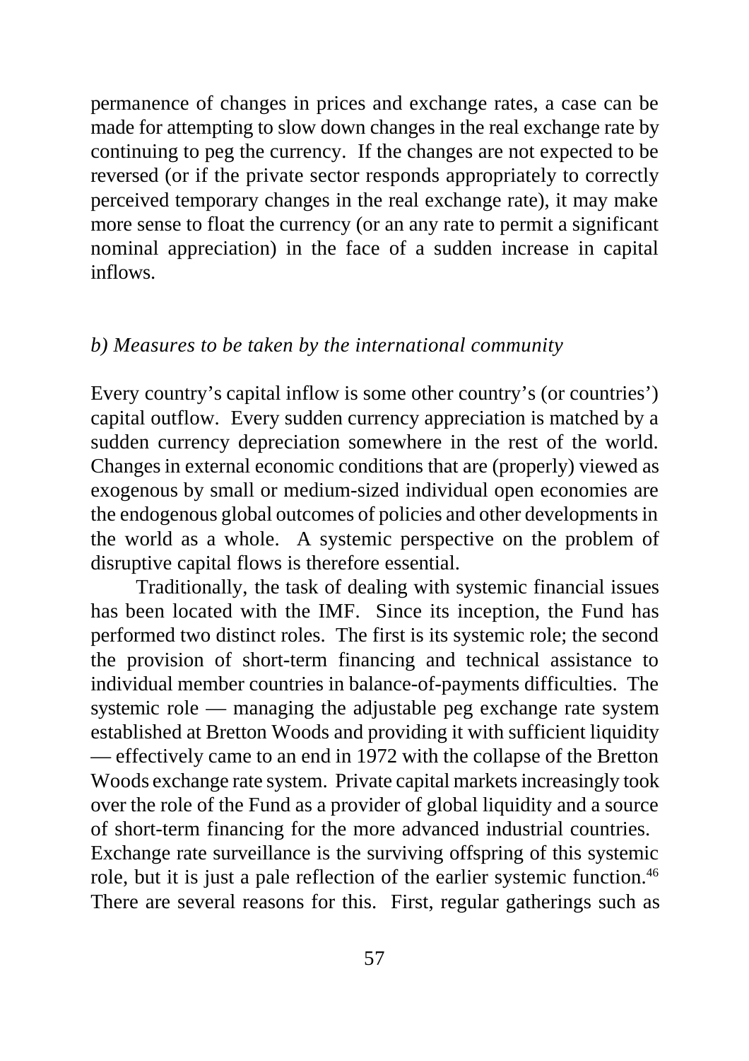permanence of changes in prices and exchange rates, a case can be made for attempting to slow down changes in the real exchange rate by continuing to peg the currency. If the changes are not expected to be reversed (or if the private sector responds appropriately to correctly perceived temporary changes in the real exchange rate), it may make more sense to float the currency (or an any rate to permit a significant nominal appreciation) in the face of a sudden increase in capital inflows.

*b) Measures to be taken by the international community*

Every country's capital inflow is some other country's (or countries') capital outflow. Every sudden currency appreciation is matched by a sudden currency depreciation somewhere in the rest of the world. Changes in external economic conditions that are (properly) viewed as exogenous by small or medium-sized individual open economies are the endogenous global outcomes of policies and other developments in the world as a whole. A systemic perspective on the problem of disruptive capital flows is therefore essential.

Traditionally, the task of dealing with systemic financial issues has been located with the IMF. Since its inception, the Fund has performed two distinct roles. The first is its systemic role; the second the provision of short-term financing and technical assistance to individual member countries in balance-of-payments difficulties. The systemic role — managing the adjustable peg exchange rate system established at Bretton Woods and providing it with sufficient liquidity — effectively came to an end in 1972 with the collapse of the Bretton Woods exchange rate system. Private capital markets increasingly took over the role of the Fund as a provider of global liquidity and a source of short-term financing for the more advanced industrial countries. Exchange rate surveillance is the surviving offspring of this systemic role, but it is just a pale reflection of the earlier systemic function.[46] There are several reasons for this. First, regular gatherings such as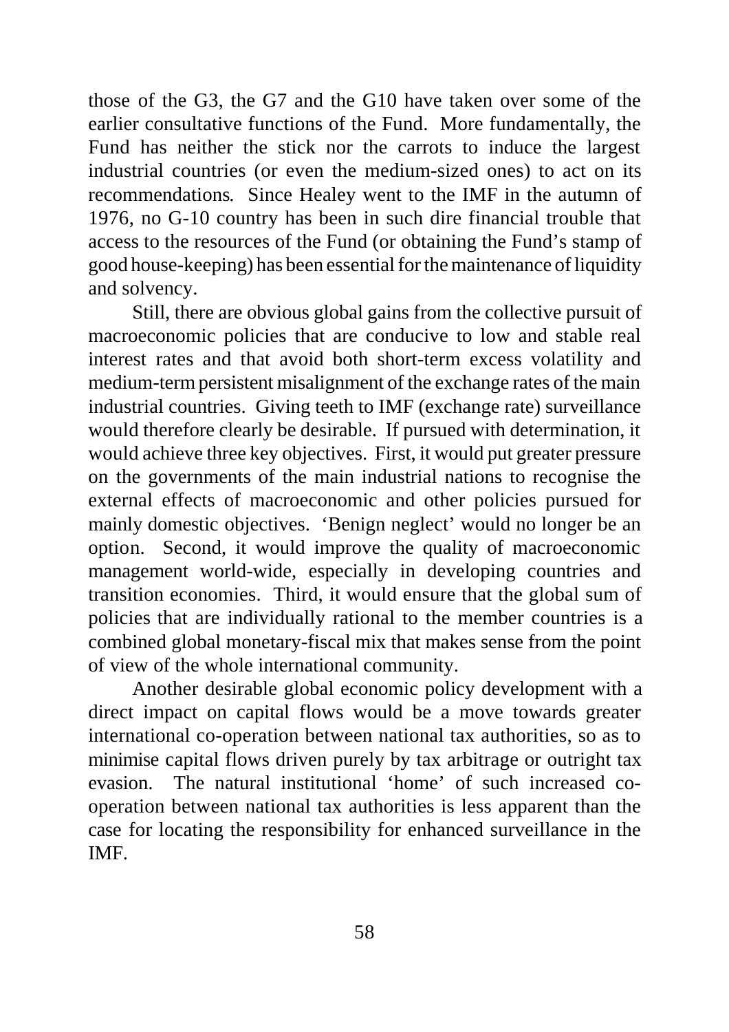those of the G3, the G7 and the G10 have taken over some of the earlier consultative functions of the Fund. More fundamentally, the Fund has neither the stick nor the carrots to induce the largest industrial countries (or even the medium-sized ones) to act on its recommendations. Since Healey went to the IMF in the autumn of 1976, no G-10 country has been in such dire financial trouble that access to the resources of the Fund (or obtaining the Fund's stamp of good house-keeping) has been essential for the maintenance of liquidity and solvency.

Still, there are obvious global gains from the collective pursuit of macroeconomic policies that are conducive to low and stable real interest rates and that avoid both short-term excess volatility and medium-term persistent misalignment of the exchange rates of the main industrial countries. Giving teeth to IMF (exchange rate) surveillance would therefore clearly be desirable. If pursued with determination, it would achieve three key objectives. First, it would put greater pressure on the governments of the main industrial nations to recognise the external effects of macroeconomic and other policies pursued for mainly domestic objectives. 'Benign neglect' would no longer be an option. Second, it would improve the quality of macroeconomic management world-wide, especially in developing countries and transition economies. Third, it would ensure that the global sum of policies that are individually rational to the member countries is a combined global monetary-fiscal mix that makes sense from the point of view of the whole international community.

Another desirable global economic policy development with a direct impact on capital flows would be a move towards greater international co-operation between national tax authorities, so as to minimise capital flows driven purely by tax arbitrage or outright tax evasion. The natural institutional 'home' of such increased co-operation between national tax authorities is less apparent than the case for locating the responsibility for enhanced surveillance in the IMF.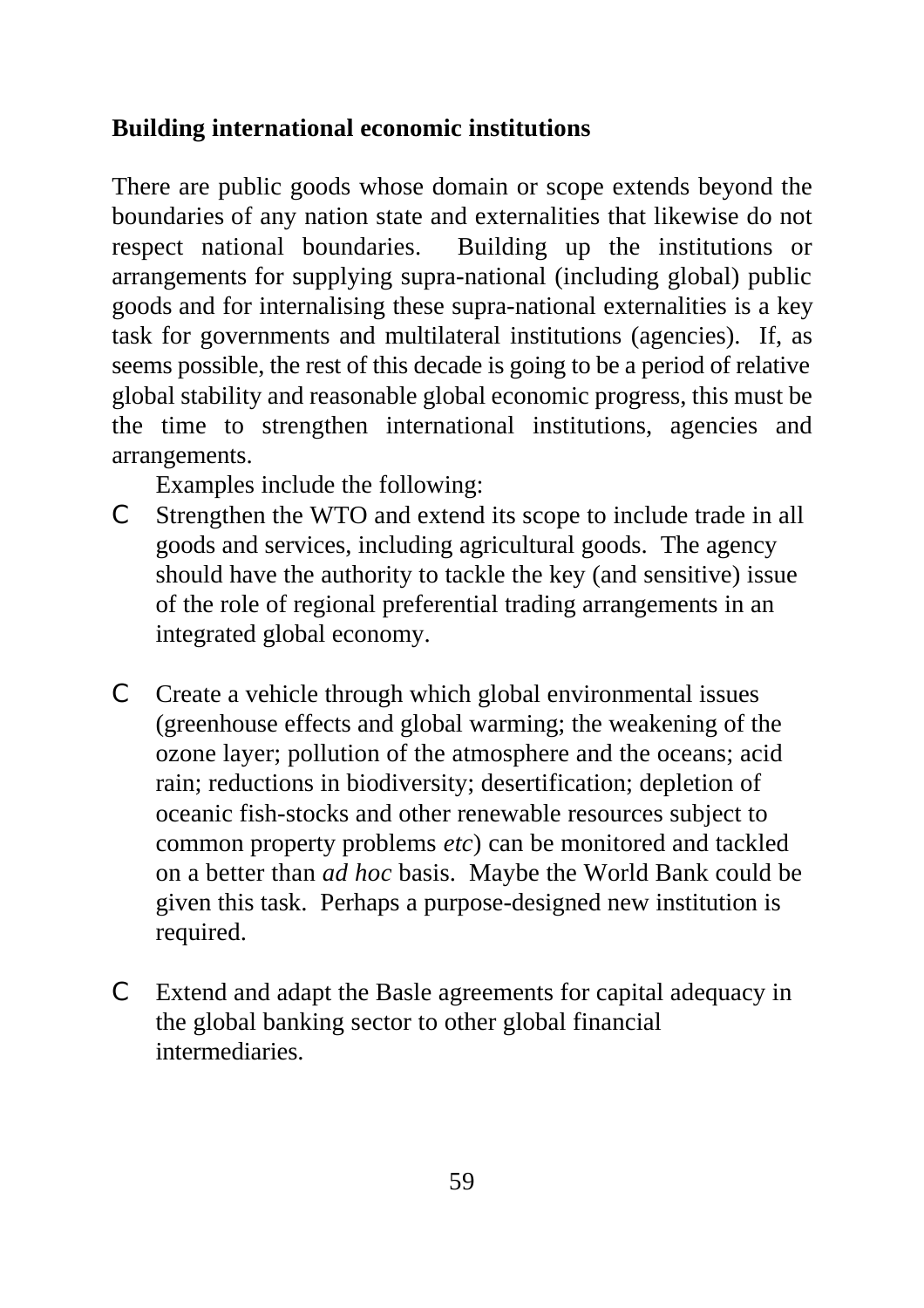**Building international economic institutions**

There are public goods whose domain or scope extends beyond the boundaries of any nation state and externalities that likewise do not respect national boundaries. Building up the institutions or arrangements for supplying supra-national (including global) public goods and for internalising these supra-national externalities is a key task for governments and multilateral institutions (agencies). If, as seems possible, the rest of this decade is going to be a period of relative global stability and reasonable global economic progress, this must be the time to strengthen international institutions, agencies and arrangements.

Examples include the following:

- Strengthen the WTO and extend its scope to include trade in all goods and services, including agricultural goods. The agency should have the authority to tackle the key (and sensitive) issue of the role of regional preferential trading arrangements in an integrated global economy.

- Create a vehicle through which global environmental issues (greenhouse effects and global warming; the weakening of the ozone layer; pollution of the atmosphere and the oceans; acid rain; reductions in biodiversity; desertification; depletion of oceanic fish-stocks and other renewable resources subject to common property problems *etc*) can be monitored and tackled on a better than *ad hoc* basis. Maybe the World Bank could be given this task. Perhaps a purpose-designed new institution is required.

- Extend and adapt the Basle agreements for capital adequacy in the global banking sector to other global financial intermediaries.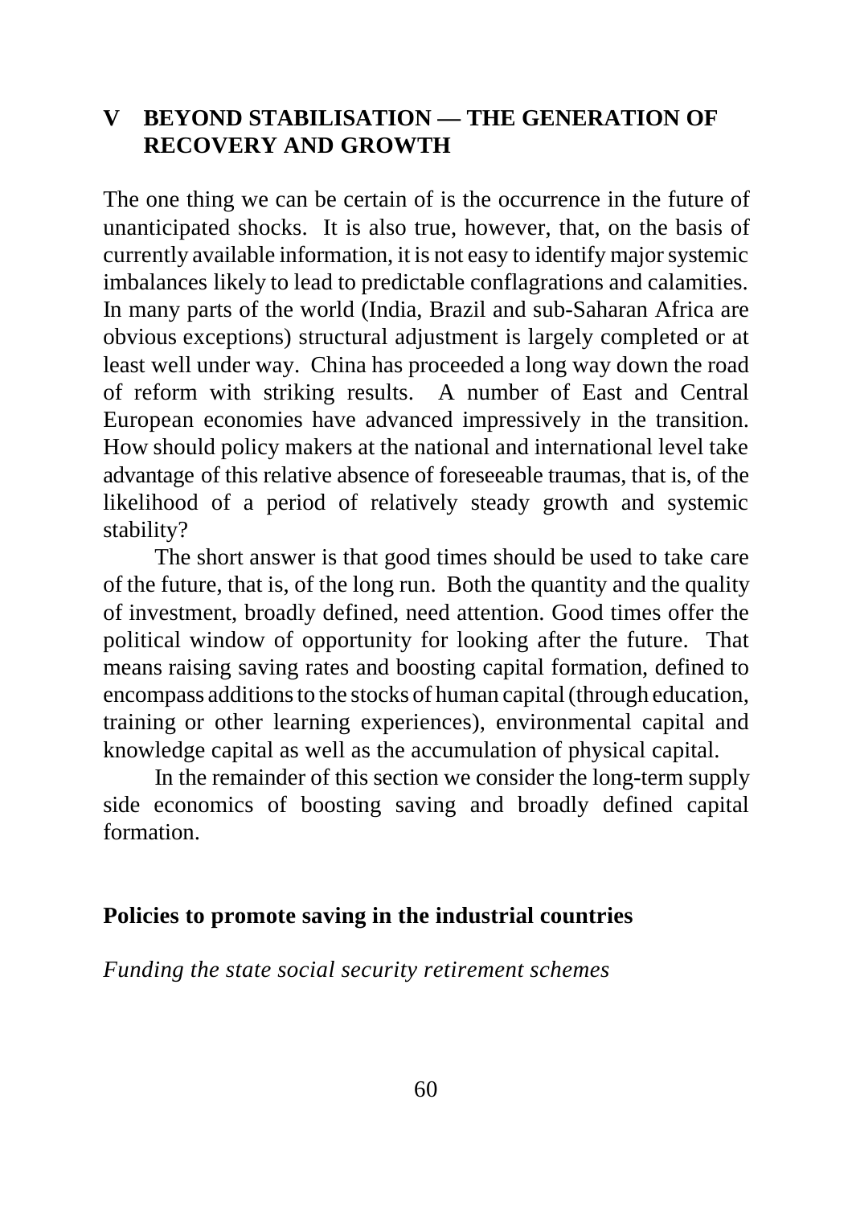## V BEYOND STABILISATION — THE GENERATION OF RECOVERY AND GROWTH

The one thing we can be certain of is the occurrence in the future of unanticipated shocks. It is also true, however, that, on the basis of currently available information, it is not easy to identify major systemic imbalances likely to lead to predictable conflagrations and calamities. In many parts of the world (India, Brazil and sub-Saharan Africa are obvious exceptions) structural adjustment is largely completed or at least well under way. China has proceeded a long way down the road of reform with striking results. A number of East and Central European economies have advanced impressively in the transition. How should policy makers at the national and international level take advantage of this relative absence of foreseeable traumas, that is, of the likelihood of a period of relatively steady growth and systemic stability?

The short answer is that good times should be used to take care of the future, that is, of the long run. Both the quantity and the quality of investment, broadly defined, need attention. Good times offer the political window of opportunity for looking after the future. That means raising saving rates and boosting capital formation, defined to encompass additions to the stocks of human capital (through education, training or other learning experiences), environmental capital and knowledge capital as well as the accumulation of physical capital.

In the remainder of this section we consider the long-term supply side economics of boosting saving and broadly defined capital formation.

### Policies to promote saving in the industrial countries

*Funding the state social security retirement schemes*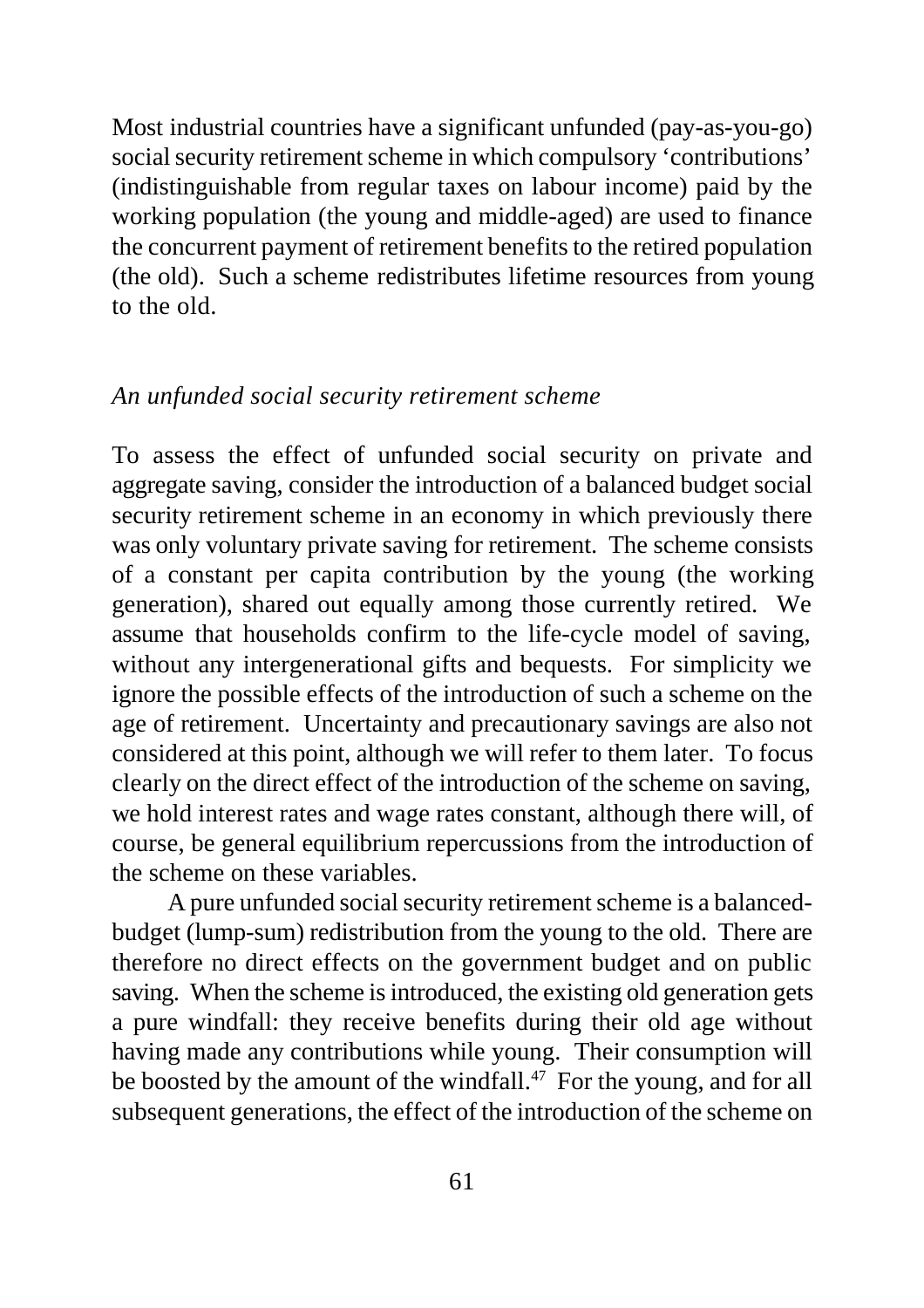Most industrial countries have a significant unfunded (pay-as-you-go) social security retirement scheme in which compulsory 'contributions' (indistinguishable from regular taxes on labour income) paid by the working population (the young and middle-aged) are used to finance the concurrent payment of retirement benefits to the retired population (the old). Such a scheme redistributes lifetime resources from young to the old.

*An unfunded social security retirement scheme*

To assess the effect of unfunded social security on private and aggregate saving, consider the introduction of a balanced budget social security retirement scheme in an economy in which previously there was only voluntary private saving for retirement. The scheme consists of a constant per capita contribution by the young (the working generation), shared out equally among those currently retired. We assume that households confirm to the life-cycle model of saving, without any intergenerational gifts and bequests. For simplicity we ignore the possible effects of the introduction of such a scheme on the age of retirement. Uncertainty and precautionary savings are also not considered at this point, although we will refer to them later. To focus clearly on the direct effect of the introduction of the scheme on saving, we hold interest rates and wage rates constant, although there will, of course, be general equilibrium repercussions from the introduction of the scheme on these variables.

A pure unfunded social security retirement scheme is a balanced-budget (lump-sum) redistribution from the young to the old. There are therefore no direct effects on the government budget and on public saving. When the scheme is introduced, the existing old generation gets a pure windfall: they receive benefits during their old age without having made any contributions while young. Their consumption will be boosted by the amount of the windfall.[47] For the young, and for all subsequent generations, the effect of the introduction of the scheme on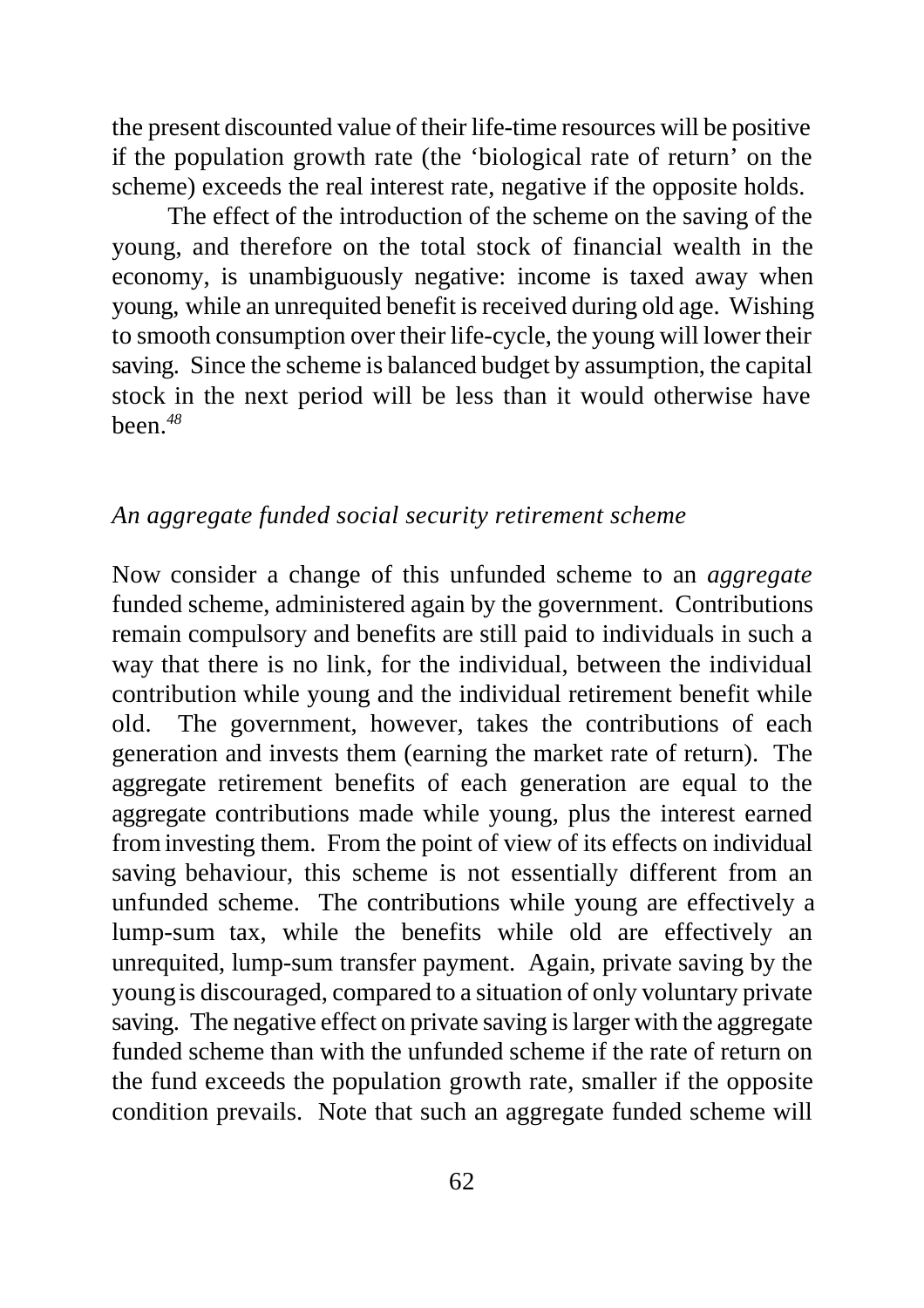the present discounted value of their life-time resources will be positive if the population growth rate (the 'biological rate of return' on the scheme) exceeds the real interest rate, negative if the opposite holds.

The effect of the introduction of the scheme on the saving of the young, and therefore on the total stock of financial wealth in the economy, is unambiguously negative: income is taxed away when young, while an unrequited benefit is received during old age. Wishing to smooth consumption over their life-cycle, the young will lower their saving. Since the scheme is balanced budget by assumption, the capital stock in the next period will be less than it would otherwise have been.[48]

### *An aggregate funded social security retirement scheme*

Now consider a change of this unfunded scheme to an *aggregate* funded scheme, administered again by the government. Contributions remain compulsory and benefits are still paid to individuals in such a way that there is no link, for the individual, between the individual contribution while young and the individual retirement benefit while old. The government, however, takes the contributions of each generation and invests them (earning the market rate of return). The aggregate retirement benefits of each generation are equal to the aggregate contributions made while young, plus the interest earned from investing them. From the point of view of its effects on individual saving behaviour, this scheme is not essentially different from an unfunded scheme. The contributions while young are effectively a lump-sum tax, while the benefits while old are effectively an unrequited, lump-sum transfer payment. Again, private saving by the young is discouraged, compared to a situation of only voluntary private saving. The negative effect on private saving is larger with the aggregate funded scheme than with the unfunded scheme if the rate of return on the fund exceeds the population growth rate, smaller if the opposite condition prevails. Note that such an aggregate funded scheme will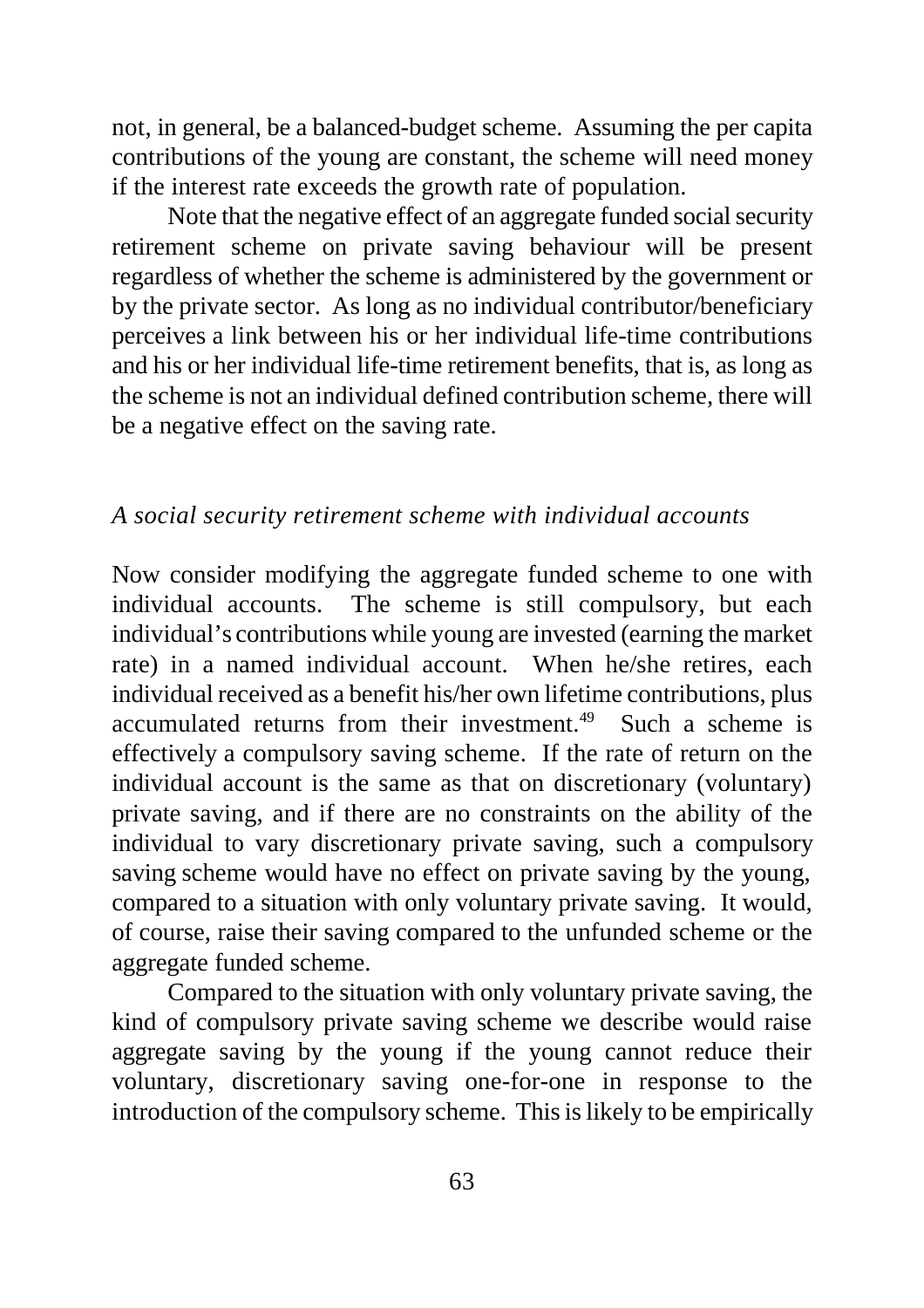not, in general, be a balanced-budget scheme. Assuming the per capita contributions of the young are constant, the scheme will need money if the interest rate exceeds the growth rate of population.

Note that the negative effect of an aggregate funded social security retirement scheme on private saving behaviour will be present regardless of whether the scheme is administered by the government or by the private sector. As long as no individual contributor/beneficiary perceives a link between his or her individual life-time contributions and his or her individual life-time retirement benefits, that is, as long as the scheme is not an individual defined contribution scheme, there will be a negative effect on the saving rate.

*A social security retirement scheme with individual accounts*

Now consider modifying the aggregate funded scheme to one with individual accounts. The scheme is still compulsory, but each individual's contributions while young are invested (earning the market rate) in a named individual account. When he/she retires, each individual received as a benefit his/her own lifetime contributions, plus accumulated returns from their investment.[49] Such a scheme is effectively a compulsory saving scheme. If the rate of return on the individual account is the same as that on discretionary (voluntary) private saving, and if there are no constraints on the ability of the individual to vary discretionary private saving, such a compulsory saving scheme would have no effect on private saving by the young, compared to a situation with only voluntary private saving. It would, of course, raise their saving compared to the unfunded scheme or the aggregate funded scheme.

Compared to the situation with only voluntary private saving, the kind of compulsory private saving scheme we describe would raise aggregate saving by the young if the young cannot reduce their voluntary, discretionary saving one-for-one in response to the introduction of the compulsory scheme. This is likely to be empirically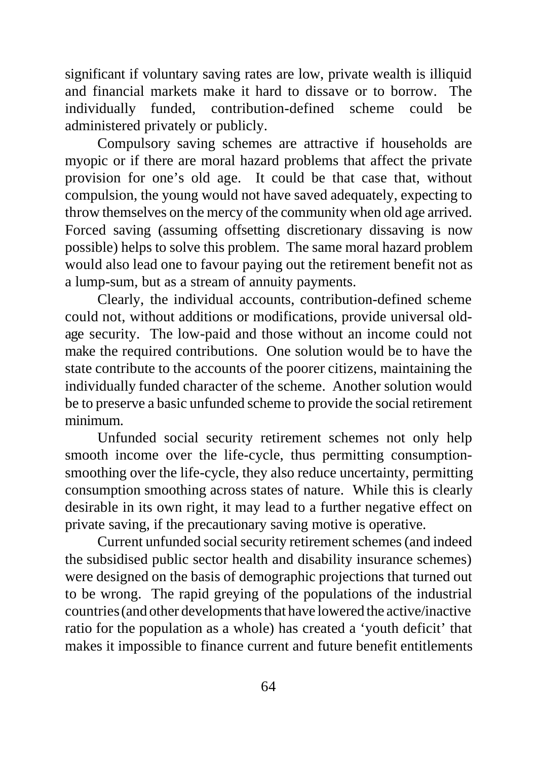significant if voluntary saving rates are low, private wealth is illiquid and financial markets make it hard to dissave or to borrow. The individually funded, contribution-defined scheme could be administered privately or publicly.

Compulsory saving schemes are attractive if households are myopic or if there are moral hazard problems that affect the private provision for one's old age. It could be that case that, without compulsion, the young would not have saved adequately, expecting to throw themselves on the mercy of the community when old age arrived. Forced saving (assuming offsetting discretionary dissaving is now possible) helps to solve this problem. The same moral hazard problem would also lead one to favour paying out the retirement benefit not as a lump-sum, but as a stream of annuity payments.

Clearly, the individual accounts, contribution-defined scheme could not, without additions or modifications, provide universal old-age security. The low-paid and those without an income could not make the required contributions. One solution would be to have the state contribute to the accounts of the poorer citizens, maintaining the individually funded character of the scheme. Another solution would be to preserve a basic unfunded scheme to provide the social retirement minimum.

Unfunded social security retirement schemes not only help smooth income over the life-cycle, thus permitting consumption-smoothing over the life-cycle, they also reduce uncertainty, permitting consumption smoothing across states of nature. While this is clearly desirable in its own right, it may lead to a further negative effect on private saving, if the precautionary saving motive is operative.

Current unfunded social security retirement schemes (and indeed the subsidised public sector health and disability insurance schemes) were designed on the basis of demographic projections that turned out to be wrong. The rapid greying of the populations of the industrial countries (and other developments that have lowered the active/inactive ratio for the population as a whole) has created a 'youth deficit' that makes it impossible to finance current and future benefit entitlements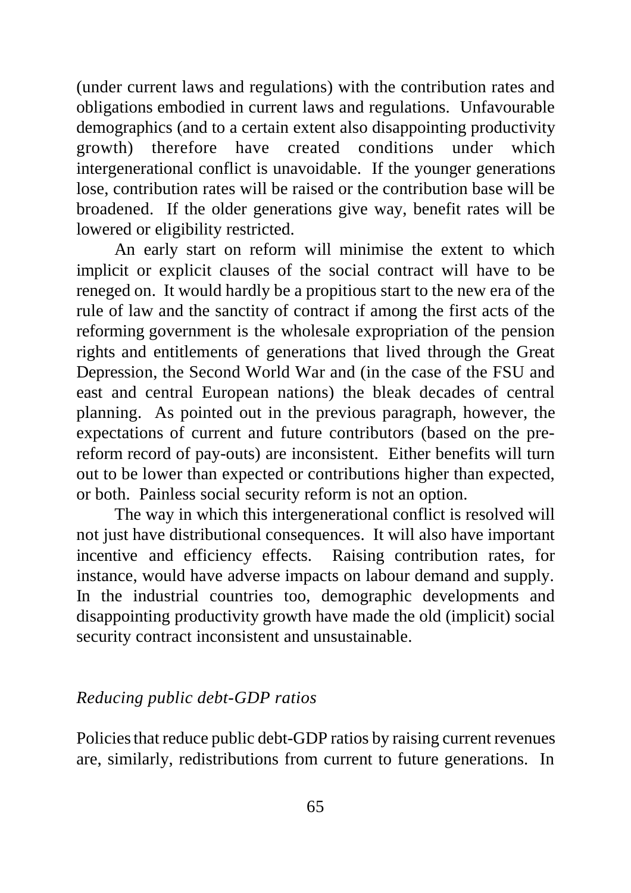(under current laws and regulations) with the contribution rates and obligations embodied in current laws and regulations. Unfavourable demographics (and to a certain extent also disappointing productivity growth) therefore have created conditions under which intergenerational conflict is unavoidable. If the younger generations lose, contribution rates will be raised or the contribution base will be broadened. If the older generations give way, benefit rates will be lowered or eligibility restricted.

An early start on reform will minimise the extent to which implicit or explicit clauses of the social contract will have to be reneged on. It would hardly be a propitious start to the new era of the rule of law and the sanctity of contract if among the first acts of the reforming government is the wholesale expropriation of the pension rights and entitlements of generations that lived through the Great Depression, the Second World War and (in the case of the FSU and east and central European nations) the bleak decades of central planning. As pointed out in the previous paragraph, however, the expectations of current and future contributors (based on the pre-reform record of pay-outs) are inconsistent. Either benefits will turn out to be lower than expected or contributions higher than expected, or both. Painless social security reform is not an option.

The way in which this intergenerational conflict is resolved will not just have distributional consequences. It will also have important incentive and efficiency effects. Raising contribution rates, for instance, would have adverse impacts on labour demand and supply. In the industrial countries too, demographic developments and disappointing productivity growth have made the old (implicit) social security contract inconsistent and unsustainable.

### *Reducing public debt-GDP ratios*

Policies that reduce public debt-GDP ratios by raising current revenues are, similarly, redistributions from current to future generations. In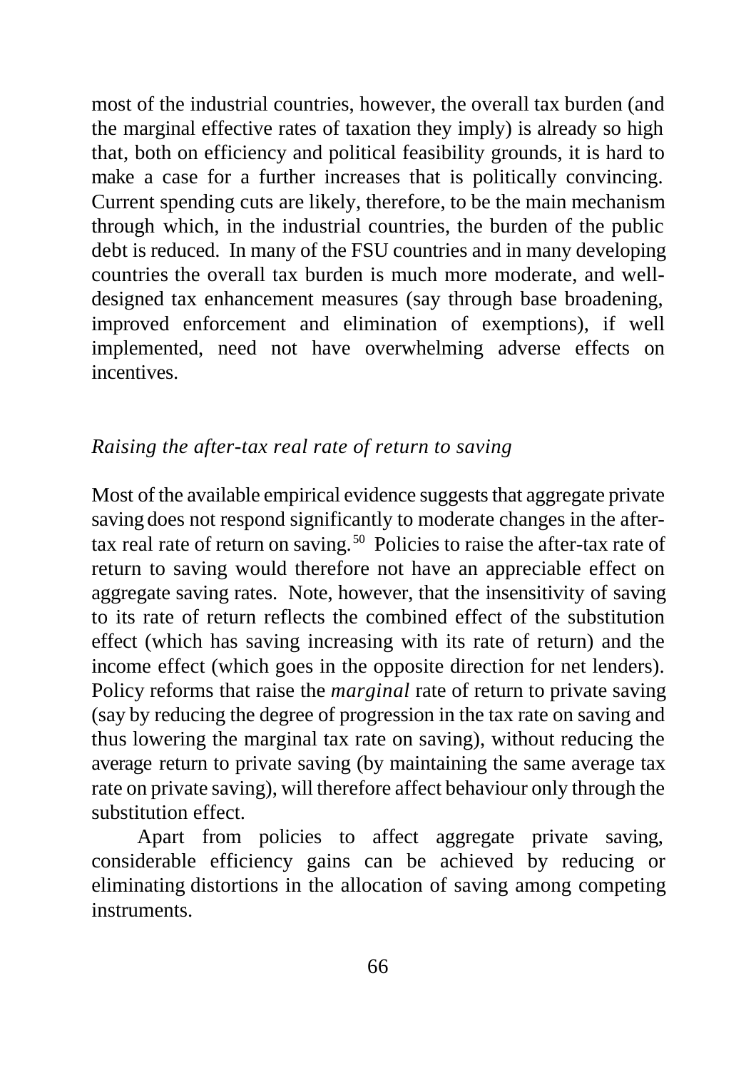most of the industrial countries, however, the overall tax burden (and the marginal effective rates of taxation they imply) is already so high that, both on efficiency and political feasibility grounds, it is hard to make a case for a further increases that is politically convincing. Current spending cuts are likely, therefore, to be the main mechanism through which, in the industrial countries, the burden of the public debt is reduced. In many of the FSU countries and in many developing countries the overall tax burden is much more moderate, and well-designed tax enhancement measures (say through base broadening, improved enforcement and elimination of exemptions), if well implemented, need not have overwhelming adverse effects on incentives.

### *Raising the after-tax real rate of return to saving*

Most of the available empirical evidence suggests that aggregate private saving does not respond significantly to moderate changes in the after-tax real rate of return on saving.[50] Policies to raise the after-tax rate of return to saving would therefore not have an appreciable effect on aggregate saving rates. Note, however, that the insensitivity of saving to its rate of return reflects the combined effect of the substitution effect (which has saving increasing with its rate of return) and the income effect (which goes in the opposite direction for net lenders). Policy reforms that raise the *marginal* rate of return to private saving (say by reducing the degree of progression in the tax rate on saving and thus lowering the marginal tax rate on saving), without reducing the average return to private saving (by maintaining the same average tax rate on private saving), will therefore affect behaviour only through the substitution effect.

Apart from policies to affect aggregate private saving, considerable efficiency gains can be achieved by reducing or eliminating distortions in the allocation of saving among competing instruments.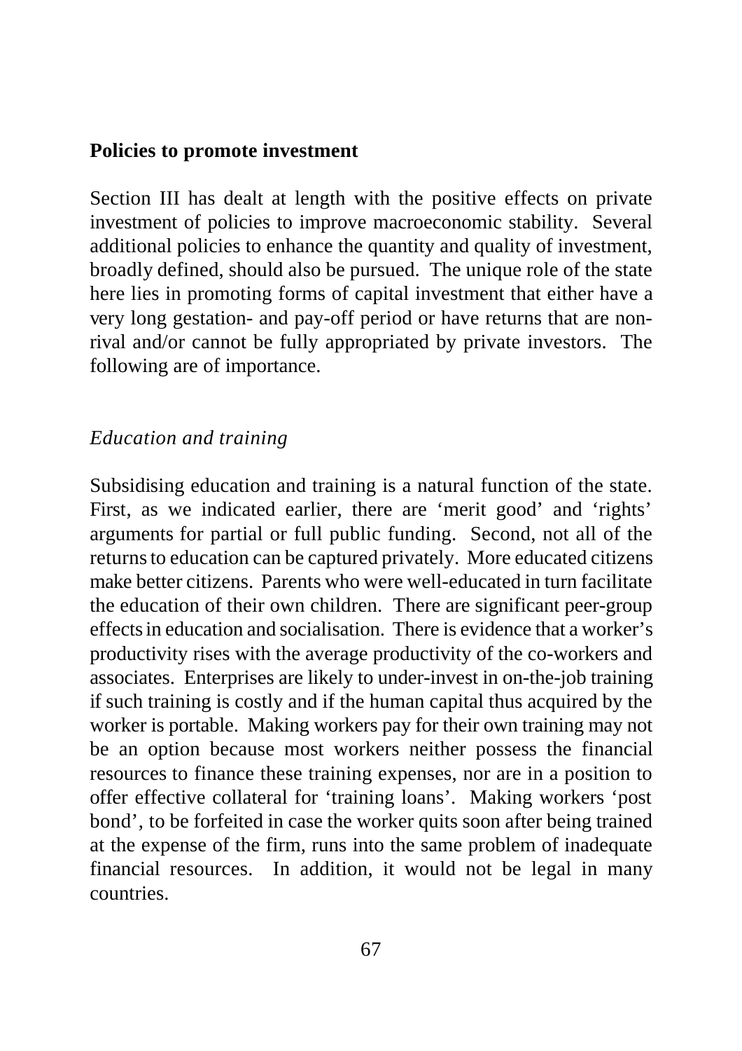**Policies to promote investment**

Section III has dealt at length with the positive effects on private investment of policies to improve macroeconomic stability. Several additional policies to enhance the quantity and quality of investment, broadly defined, should also be pursued. The unique role of the state here lies in promoting forms of capital investment that either have a very long gestation- and pay-off period or have returns that are non-rival and/or cannot be fully appropriated by private investors. The following are of importance.

*Education and training*

Subsidising education and training is a natural function of the state. First, as we indicated earlier, there are 'merit good' and 'rights' arguments for partial or full public funding. Second, not all of the returns to education can be captured privately. More educated citizens make better citizens. Parents who were well-educated in turn facilitate the education of their own children. There are significant peer-group effects in education and socialisation. There is evidence that a worker's productivity rises with the average productivity of the co-workers and associates. Enterprises are likely to under-invest in on-the-job training if such training is costly and if the human capital thus acquired by the worker is portable. Making workers pay for their own training may not be an option because most workers neither possess the financial resources to finance these training expenses, nor are in a position to offer effective collateral for 'training loans'. Making workers 'post bond', to be forfeited in case the worker quits soon after being trained at the expense of the firm, runs into the same problem of inadequate financial resources. In addition, it would not be legal in many countries.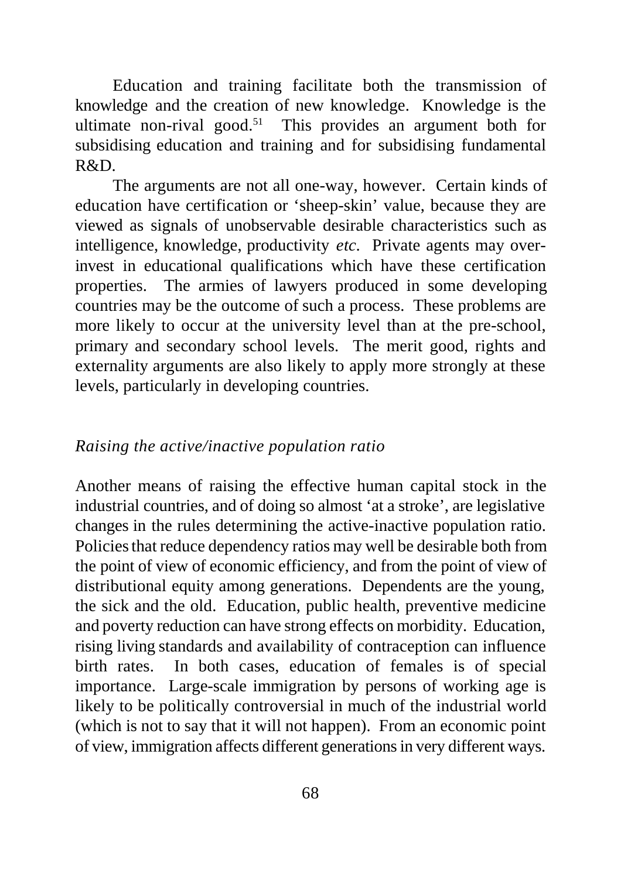Education and training facilitate both the transmission of knowledge and the creation of new knowledge. Knowledge is the ultimate non-rival good.[51] This provides an argument both for subsidising education and training and for subsidising fundamental R&D.

The arguments are not all one-way, however. Certain kinds of education have certification or 'sheep-skin' value, because they are viewed as signals of unobservable desirable characteristics such as intelligence, knowledge, productivity *etc.* Private agents may over-invest in educational qualifications which have these certification properties. The armies of lawyers produced in some developing countries may be the outcome of such a process. These problems are more likely to occur at the university level than at the pre-school, primary and secondary school levels. The merit good, rights and externality arguments are also likely to apply more strongly at these levels, particularly in developing countries.

### *Raising the active/inactive population ratio*

Another means of raising the effective human capital stock in the industrial countries, and of doing so almost 'at a stroke', are legislative changes in the rules determining the active-inactive population ratio. Policies that reduce dependency ratios may well be desirable both from the point of view of economic efficiency, and from the point of view of distributional equity among generations. Dependents are the young, the sick and the old. Education, public health, preventive medicine and poverty reduction can have strong effects on morbidity. Education, rising living standards and availability of contraception can influence birth rates. In both cases, education of females is of special importance. Large-scale immigration by persons of working age is likely to be politically controversial in much of the industrial world (which is not to say that it will not happen). From an economic point of view, immigration affects different generations in very different ways.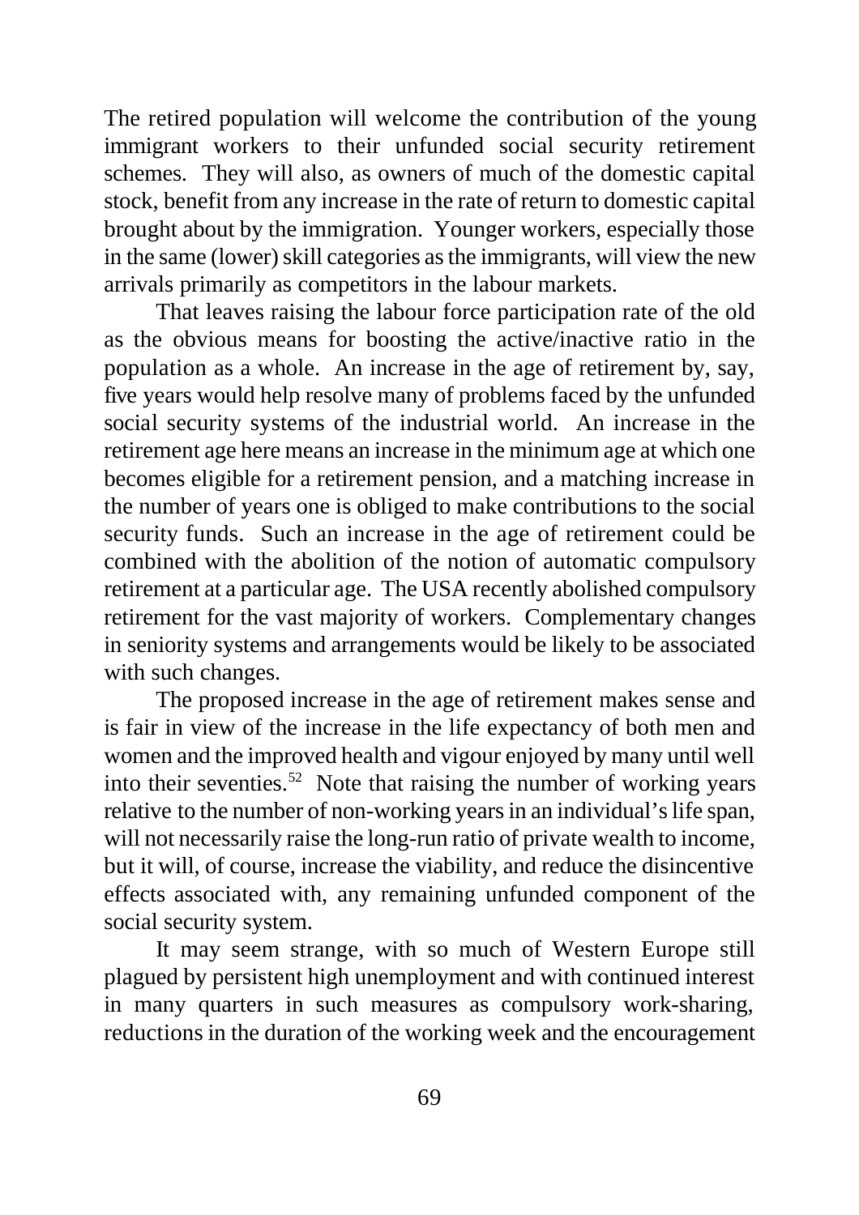The retired population will welcome the contribution of the young immigrant workers to their unfunded social security retirement schemes. They will also, as owners of much of the domestic capital stock, benefit from any increase in the rate of return to domestic capital brought about by the immigration. Younger workers, especially those in the same (lower) skill categories as the immigrants, will view the new arrivals primarily as competitors in the labour markets.

That leaves raising the labour force participation rate of the old as the obvious means for boosting the active/inactive ratio in the population as a whole. An increase in the age of retirement by, say, five years would help resolve many of problems faced by the unfunded social security systems of the industrial world. An increase in the retirement age here means an increase in the minimum age at which one becomes eligible for a retirement pension, and a matching increase in the number of years one is obliged to make contributions to the social security funds. Such an increase in the age of retirement could be combined with the abolition of the notion of automatic compulsory retirement at a particular age. The USA recently abolished compulsory retirement for the vast majority of workers. Complementary changes in seniority systems and arrangements would be likely to be associated with such changes.

The proposed increase in the age of retirement makes sense and is fair in view of the increase in the life expectancy of both men and women and the improved health and vigour enjoyed by many until well into their seventies.[52] Note that raising the number of working years relative to the number of non-working years in an individual's life span, will not necessarily raise the long-run ratio of private wealth to income, but it will, of course, increase the viability, and reduce the disincentive effects associated with, any remaining unfunded component of the social security system.

It may seem strange, with so much of Western Europe still plagued by persistent high unemployment and with continued interest in many quarters in such measures as compulsory work-sharing, reductions in the duration of the working week and the encouragement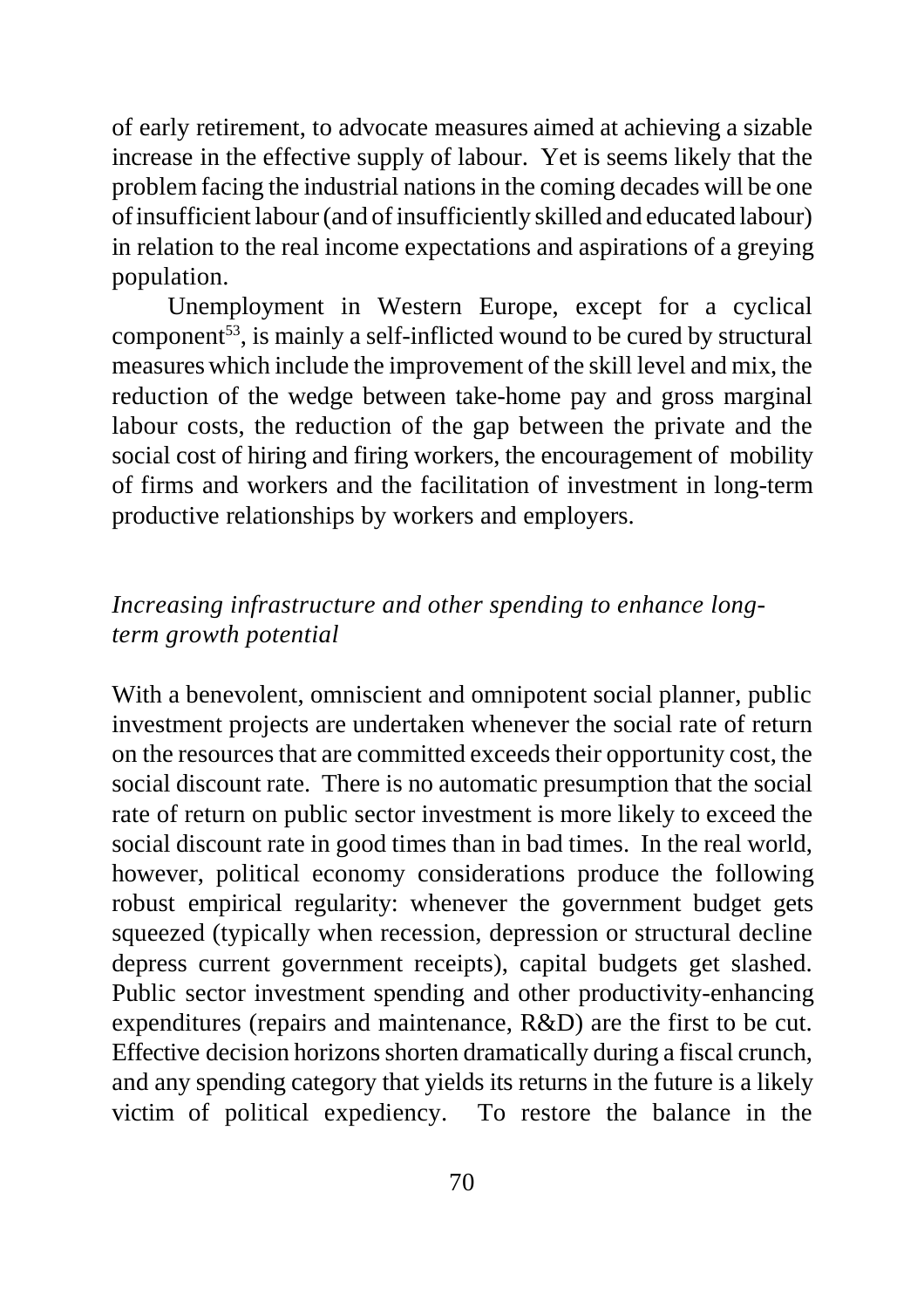of early retirement, to advocate measures aimed at achieving a sizable increase in the effective supply of labour. Yet is seems likely that the problem facing the industrial nations in the coming decades will be one of insufficient labour (and of insufficiently skilled and educated labour) in relation to the real income expectations and aspirations of a greying population.

Unemployment in Western Europe, except for a cyclical component[53], is mainly a self-inflicted wound to be cured by structural measures which include the improvement of the skill level and mix, the reduction of the wedge between take-home pay and gross marginal labour costs, the reduction of the gap between the private and the social cost of hiring and firing workers, the encouragement of mobility of firms and workers and the facilitation of investment in long-term productive relationships by workers and employers.

### *Increasing infrastructure and other spending to enhance long-term growth potential*

With a benevolent, omniscient and omnipotent social planner, public investment projects are undertaken whenever the social rate of return on the resources that are committed exceeds their opportunity cost, the social discount rate. There is no automatic presumption that the social rate of return on public sector investment is more likely to exceed the social discount rate in good times than in bad times. In the real world, however, political economy considerations produce the following robust empirical regularity: whenever the government budget gets squeezed (typically when recession, depression or structural decline depress current government receipts), capital budgets get slashed. Public sector investment spending and other productivity-enhancing expenditures (repairs and maintenance, R&D) are the first to be cut. Effective decision horizons shorten dramatically during a fiscal crunch, and any spending category that yields its returns in the future is a likely victim of political expediency. To restore the balance in the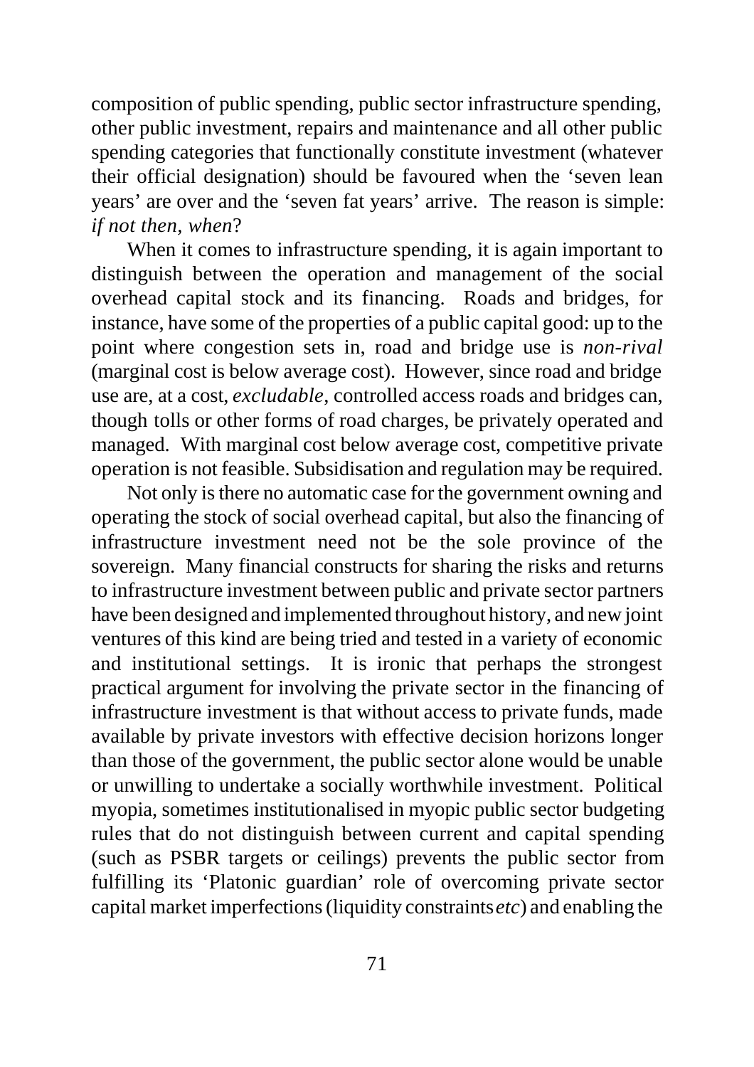composition of public spending, public sector infrastructure spending, other public investment, repairs and maintenance and all other public spending categories that functionally constitute investment (whatever their official designation) should be favoured when the 'seven lean years' are over and the 'seven fat years' arrive. The reason is simple: *if not then, when*?

When it comes to infrastructure spending, it is again important to distinguish between the operation and management of the social overhead capital stock and its financing. Roads and bridges, for instance, have some of the properties of a public capital good: up to the point where congestion sets in, road and bridge use is *non-rival* (marginal cost is below average cost). However, since road and bridge use are, at a cost, *excludable*, controlled access roads and bridges can, though tolls or other forms of road charges, be privately operated and managed. With marginal cost below average cost, competitive private operation is not feasible. Subsidisation and regulation may be required.

Not only is there no automatic case for the government owning and operating the stock of social overhead capital, but also the financing of infrastructure investment need not be the sole province of the sovereign. Many financial constructs for sharing the risks and returns to infrastructure investment between public and private sector partners have been designed and implemented throughout history, and new joint ventures of this kind are being tried and tested in a variety of economic and institutional settings. It is ironic that perhaps the strongest practical argument for involving the private sector in the financing of infrastructure investment is that without access to private funds, made available by private investors with effective decision horizons longer than those of the government, the public sector alone would be unable or unwilling to undertake a socially worthwhile investment. Political myopia, sometimes institutionalised in myopic public sector budgeting rules that do not distinguish between current and capital spending (such as PSBR targets or ceilings) prevents the public sector from fulfilling its 'Platonic guardian' role of overcoming private sector capital market imperfections (liquidity constraints *etc*) and enabling the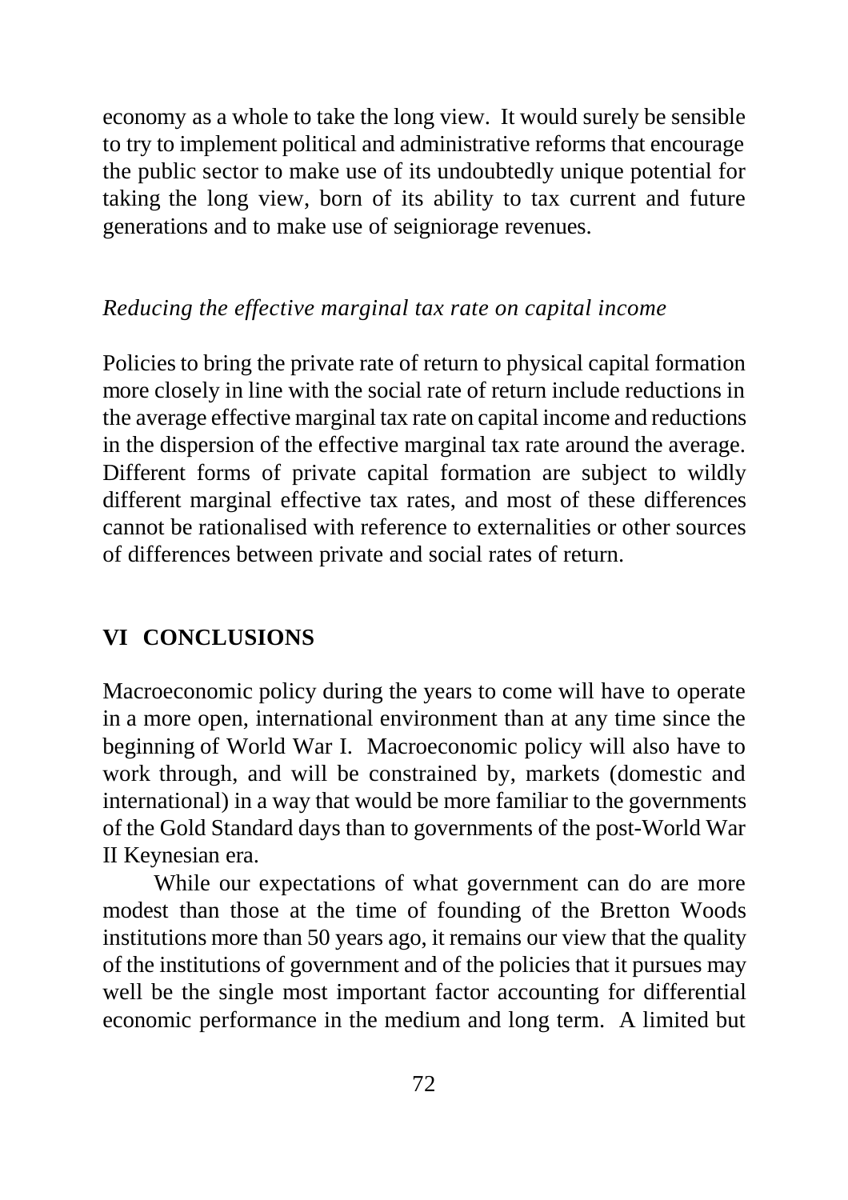economy as a whole to take the long view. It would surely be sensible to try to implement political and administrative reforms that encourage the public sector to make use of its undoubtedly unique potential for taking the long view, born of its ability to tax current and future generations and to make use of seigniorage revenues.

*Reducing the effective marginal tax rate on capital income*

Policies to bring the private rate of return to physical capital formation more closely in line with the social rate of return include reductions in the average effective marginal tax rate on capital income and reductions in the dispersion of the effective marginal tax rate around the average. Different forms of private capital formation are subject to wildly different marginal effective tax rates, and most of these differences cannot be rationalised with reference to externalities or other sources of differences between private and social rates of return.

## VI CONCLUSIONS

Macroeconomic policy during the years to come will have to operate in a more open, international environment than at any time since the beginning of World War I. Macroeconomic policy will also have to work through, and will be constrained by, markets (domestic and international) in a way that would be more familiar to the governments of the Gold Standard days than to governments of the post-World War II Keynesian era.

While our expectations of what government can do are more modest than those at the time of founding of the Bretton Woods institutions more than 50 years ago, it remains our view that the quality of the institutions of government and of the policies that it pursues may well be the single most important factor accounting for differential economic performance in the medium and long term. A limited but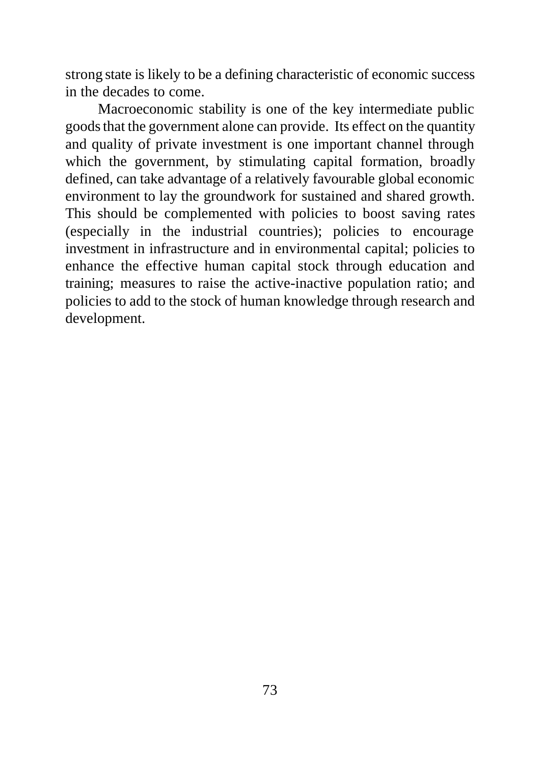strong state is likely to be a defining characteristic of economic success in the decades to come.

Macroeconomic stability is one of the key intermediate public goods that the government alone can provide. Its effect on the quantity and quality of private investment is one important channel through which the government, by stimulating capital formation, broadly defined, can take advantage of a relatively favourable global economic environment to lay the groundwork for sustained and shared growth. This should be complemented with policies to boost saving rates (especially in the industrial countries); policies to encourage investment in infrastructure and in environmental capital; policies to enhance the effective human capital stock through education and training; measures to raise the active-inactive population ratio; and policies to add to the stock of human knowledge through research and development.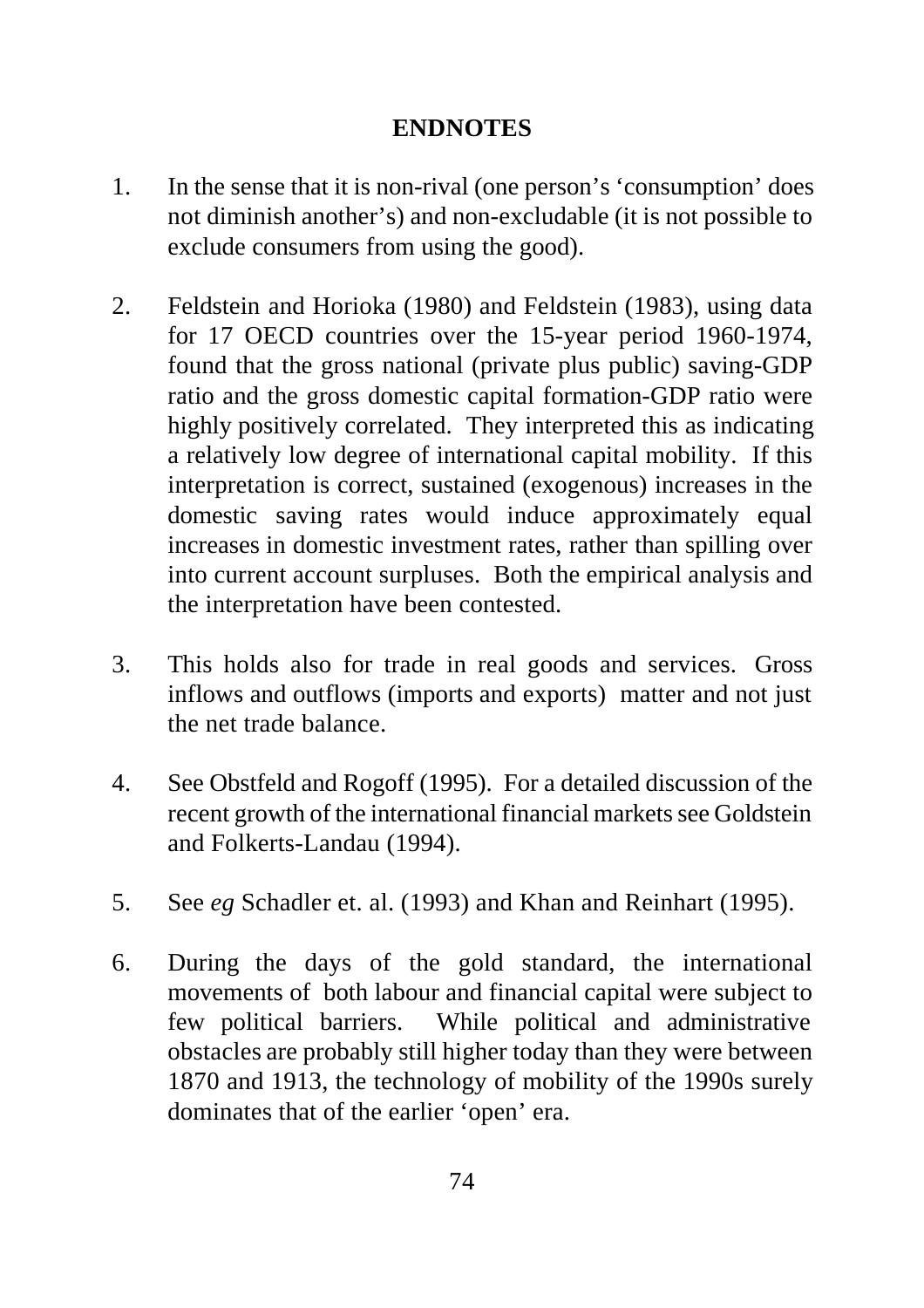## ENDNOTES

1. In the sense that it is non-rival (one person's 'consumption' does not diminish another's) and non-excludable (it is not possible to exclude consumers from using the good).

2. Feldstein and Horioka (1980) and Feldstein (1983), using data for 17 OECD countries over the 15-year period 1960-1974, found that the gross national (private plus public) saving-GDP ratio and the gross domestic capital formation-GDP ratio were highly positively correlated. They interpreted this as indicating a relatively low degree of international capital mobility. If this interpretation is correct, sustained (exogenous) increases in the domestic saving rates would induce approximately equal increases in domestic investment rates, rather than spilling over into current account surpluses. Both the empirical analysis and the interpretation have been contested.

3. This holds also for trade in real goods and services. Gross inflows and outflows (imports and exports) matter and not just the net trade balance.

4. See Obstfeld and Rogoff (1995). For a detailed discussion of the recent growth of the international financial markets see Goldstein and Folkerts-Landau (1994).

5. See *eg* Schadler et. al. (1993) and Khan and Reinhart (1995).

6. During the days of the gold standard, the international movements of both labour and financial capital were subject to few political barriers. While political and administrative obstacles are probably still higher today than they were between 1870 and 1913, the technology of mobility of the 1990s surely dominates that of the earlier 'open' era.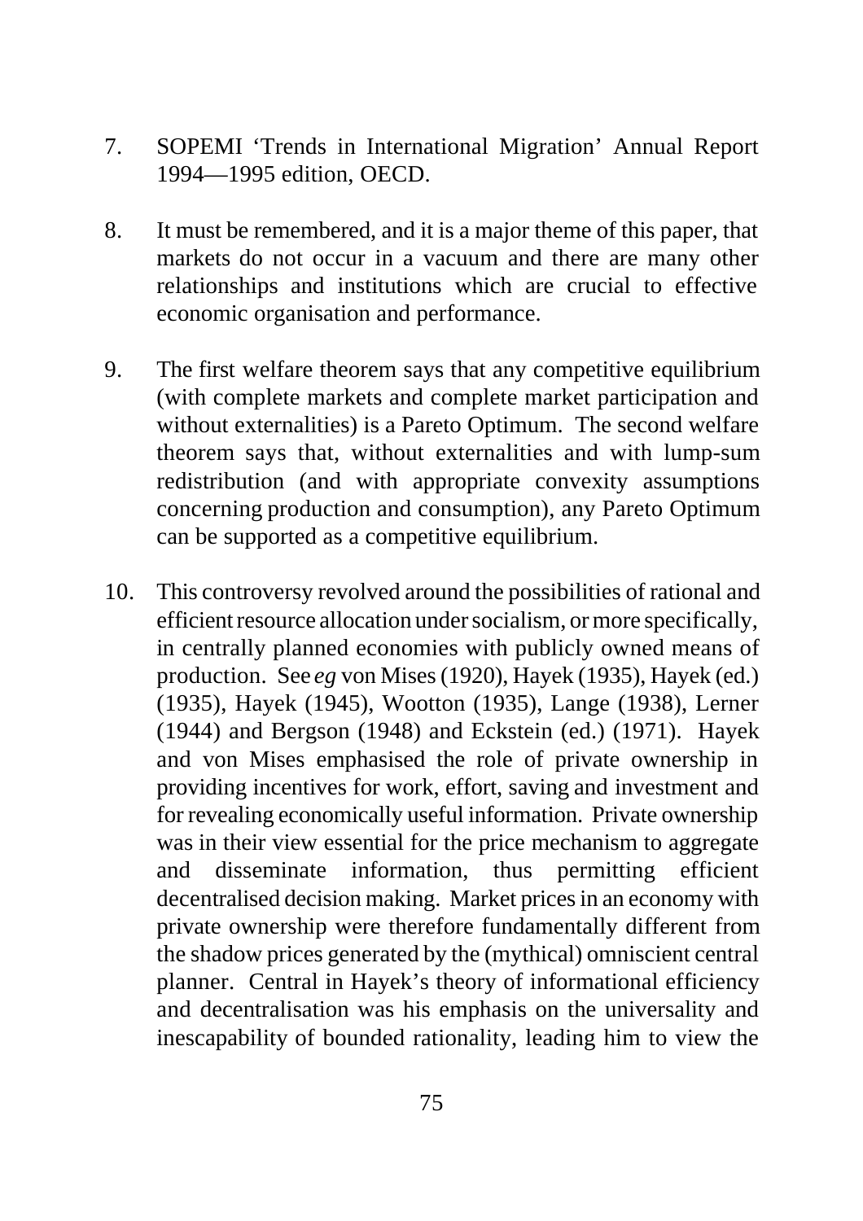7. SOPEMI 'Trends in International Migration' Annual Report 1994—1995 edition, OECD.

8. It must be remembered, and it is a major theme of this paper, that markets do not occur in a vacuum and there are many other relationships and institutions which are crucial to effective economic organisation and performance.

9. The first welfare theorem says that any competitive equilibrium (with complete markets and complete market participation and without externalities) is a Pareto Optimum. The second welfare theorem says that, without externalities and with lump-sum redistribution (and with appropriate convexity assumptions concerning production and consumption), any Pareto Optimum can be supported as a competitive equilibrium.

10. This controversy revolved around the possibilities of rational and efficient resource allocation under socialism, or more specifically, in centrally planned economies with publicly owned means of production. See *eg* von Mises (1920), Hayek (1935), Hayek (ed.) (1935), Hayek (1945), Wootton (1935), Lange (1938), Lerner (1944) and Bergson (1948) and Eckstein (ed.) (1971). Hayek and von Mises emphasised the role of private ownership in providing incentives for work, effort, saving and investment and for revealing economically useful information. Private ownership was in their view essential for the price mechanism to aggregate and disseminate information, thus permitting efficient decentralised decision making. Market prices in an economy with private ownership were therefore fundamentally different from the shadow prices generated by the (mythical) omniscient central planner. Central in Hayek's theory of informational efficiency and decentralisation was his emphasis on the universality and inescapability of bounded rationality, leading him to view the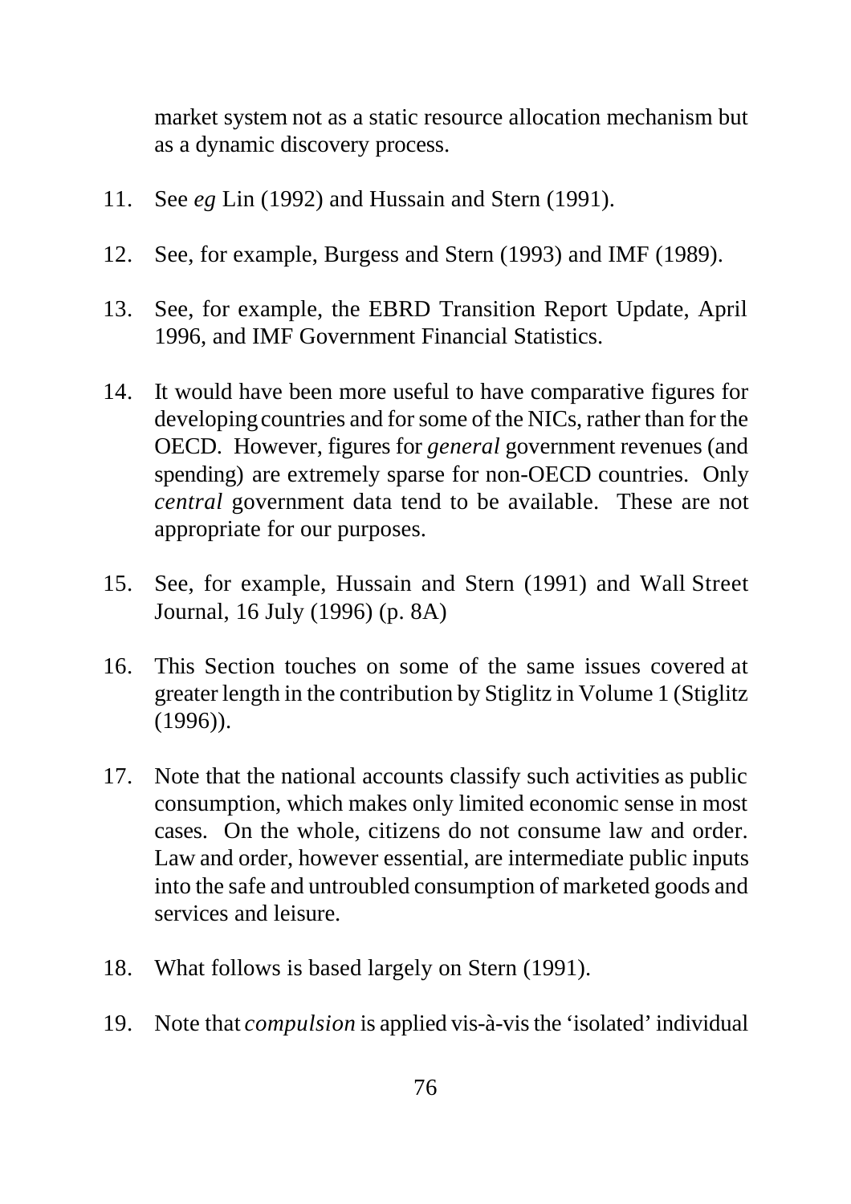market system not as a static resource allocation mechanism but as a dynamic discovery process.

11. See *eg* Lin (1992) and Hussain and Stern (1991).

12. See, for example, Burgess and Stern (1993) and IMF (1989).

13. See, for example, the EBRD Transition Report Update, April 1996, and IMF Government Financial Statistics.

14. It would have been more useful to have comparative figures for developing countries and for some of the NICs, rather than for the OECD. However, figures for *general* government revenues (and spending) are extremely sparse for non-OECD countries. Only *central* government data tend to be available. These are not appropriate for our purposes.

15. See, for example, Hussain and Stern (1991) and Wall Street Journal, 16 July (1996) (p. 8A)

16. This Section touches on some of the same issues covered at greater length in the contribution by Stiglitz in Volume 1 (Stiglitz (1996)).

17. Note that the national accounts classify such activities as public consumption, which makes only limited economic sense in most cases. On the whole, citizens do not consume law and order. Law and order, however essential, are intermediate public inputs into the safe and untroubled consumption of marketed goods and services and leisure.

18. What follows is based largely on Stern (1991).

19. Note that *compulsion* is applied vis-à-vis the 'isolated' individual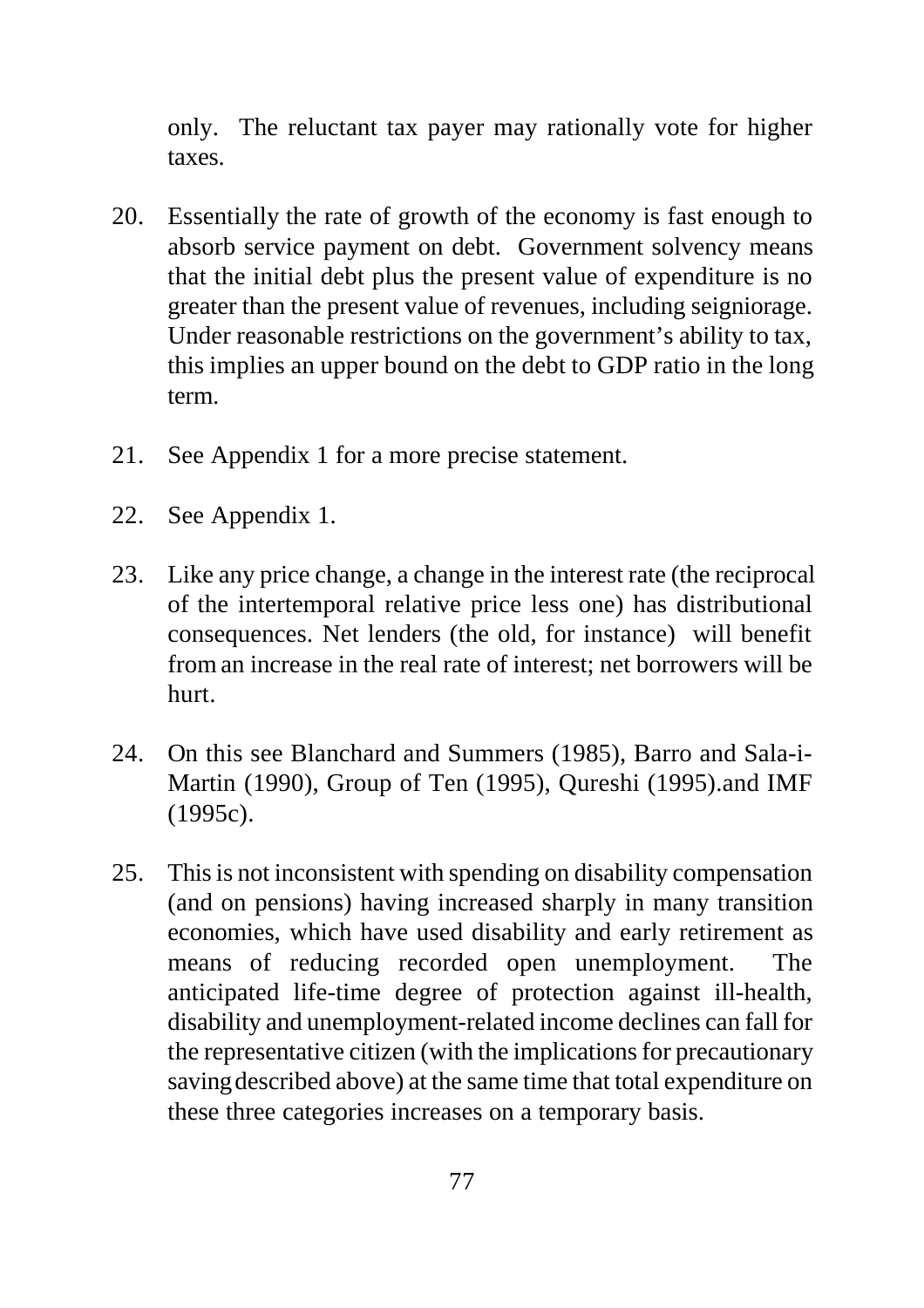only. The reluctant tax payer may rationally vote for higher taxes.

20. Essentially the rate of growth of the economy is fast enough to absorb service payment on debt. Government solvency means that the initial debt plus the present value of expenditure is no greater than the present value of revenues, including seigniorage. Under reasonable restrictions on the government's ability to tax, this implies an upper bound on the debt to GDP ratio in the long term.

21. See Appendix 1 for a more precise statement.

22. See Appendix 1.

23. Like any price change, a change in the interest rate (the reciprocal of the intertemporal relative price less one) has distributional consequences. Net lenders (the old, for instance) will benefit from an increase in the real rate of interest; net borrowers will be hurt.

24. On this see Blanchard and Summers (1985), Barro and Sala-i-Martin (1990), Group of Ten (1995), Qureshi (1995).and IMF (1995c).

25. This is not inconsistent with spending on disability compensation (and on pensions) having increased sharply in many transition economies, which have used disability and early retirement as means of reducing recorded open unemployment. The anticipated life-time degree of protection against ill-health, disability and unemployment-related income declines can fall for the representative citizen (with the implications for precautionary saving described above) at the same time that total expenditure on these three categories increases on a temporary basis.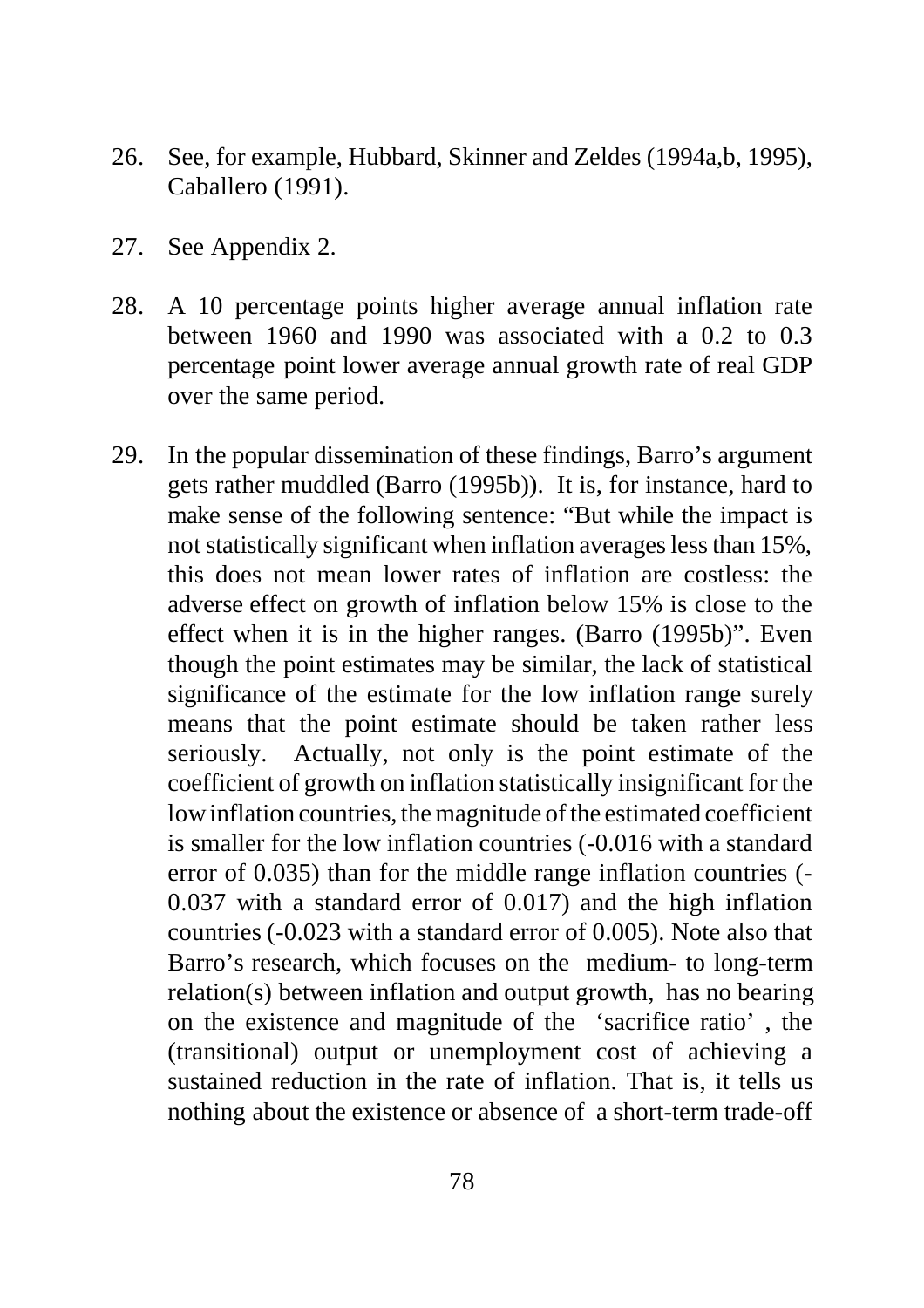26. See, for example, Hubbard, Skinner and Zeldes (1994a,b, 1995), Caballero (1991).

27. See Appendix 2.

28. A 10 percentage points higher average annual inflation rate between 1960 and 1990 was associated with a 0.2 to 0.3 percentage point lower average annual growth rate of real GDP over the same period.

29. In the popular dissemination of these findings, Barro's argument gets rather muddled (Barro (1995b)). It is, for instance, hard to make sense of the following sentence: "But while the impact is not statistically significant when inflation averages less than 15%, this does not mean lower rates of inflation are costless: the adverse effect on growth of inflation below 15% is close to the effect when it is in the higher ranges. (Barro (1995b)". Even though the point estimates may be similar, the lack of statistical significance of the estimate for the low inflation range surely means that the point estimate should be taken rather less seriously. Actually, not only is the point estimate of the coefficient of growth on inflation statistically insignificant for the low inflation countries, the magnitude of the estimated coefficient is smaller for the low inflation countries (-0.016 with a standard error of 0.035) than for the middle range inflation countries (-0.037 with a standard error of 0.017) and the high inflation countries (-0.023 with a standard error of 0.005). Note also that Barro's research, which focuses on the medium- to long-term relation(s) between inflation and output growth, has no bearing on the existence and magnitude of the 'sacrifice ratio' , the (transitional) output or unemployment cost of achieving a sustained reduction in the rate of inflation. That is, it tells us nothing about the existence or absence of a short-term trade-off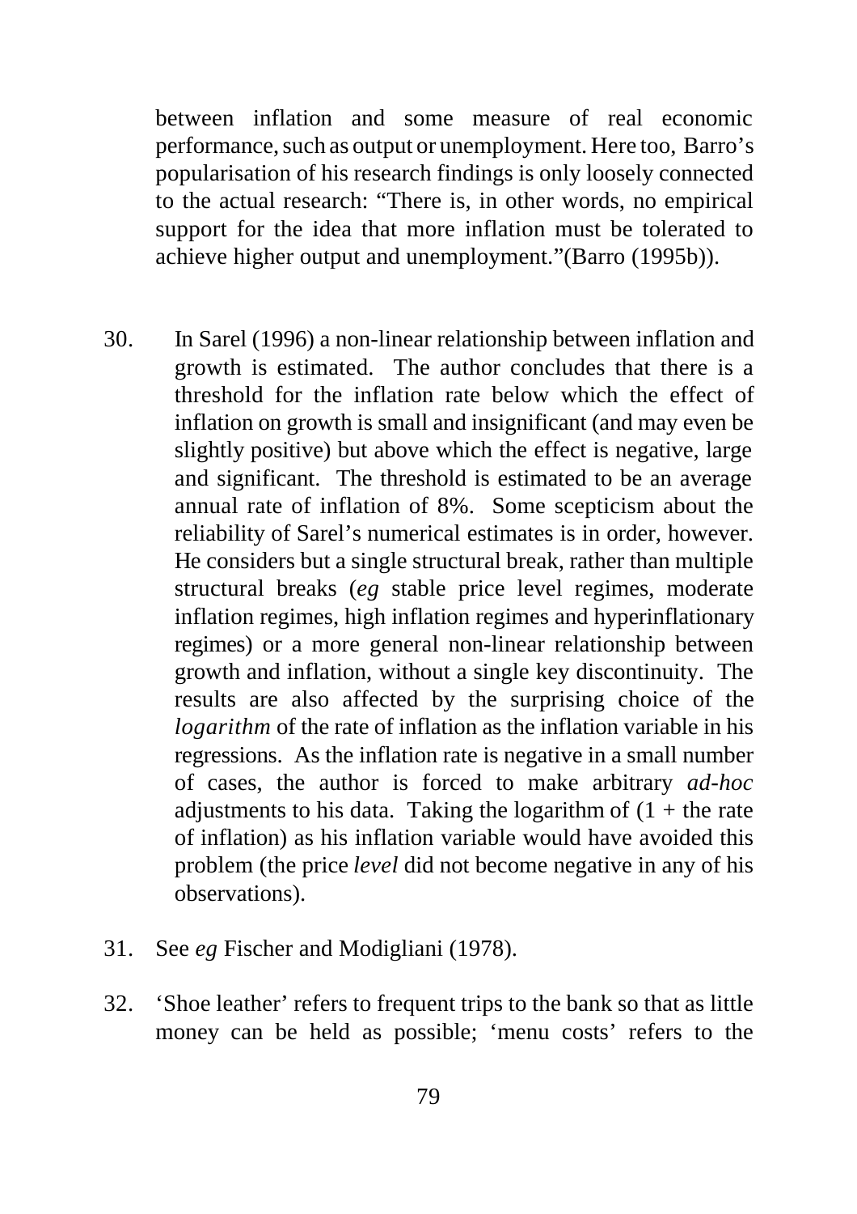between inflation and some measure of real economic performance, such as output or unemployment. Here too, Barro's popularisation of his research findings is only loosely connected to the actual research: "There is, in other words, no empirical support for the idea that more inflation must be tolerated to achieve higher output and unemployment."(Barro (1995b)).

30. In Sarel (1996) a non-linear relationship between inflation and growth is estimated. The author concludes that there is a threshold for the inflation rate below which the effect of inflation on growth is small and insignificant (and may even be slightly positive) but above which the effect is negative, large and significant. The threshold is estimated to be an average annual rate of inflation of 8%. Some scepticism about the reliability of Sarel's numerical estimates is in order, however. He considers but a single structural break, rather than multiple structural breaks (*eg* stable price level regimes, moderate inflation regimes, high inflation regimes and hyperinflationary regimes) or a more general non-linear relationship between growth and inflation, without a single key discontinuity. The results are also affected by the surprising choice of the *logarithm* of the rate of inflation as the inflation variable in his regressions. As the inflation rate is negative in a small number of cases, the author is forced to make arbitrary *ad-hoc* adjustments to his data. Taking the logarithm of (1 + the rate of inflation) as his inflation variable would have avoided this problem (the price *level* did not become negative in any of his observations).

31. See *eg* Fischer and Modigliani (1978).

32. 'Shoe leather' refers to frequent trips to the bank so that as little money can be held as possible; 'menu costs' refers to the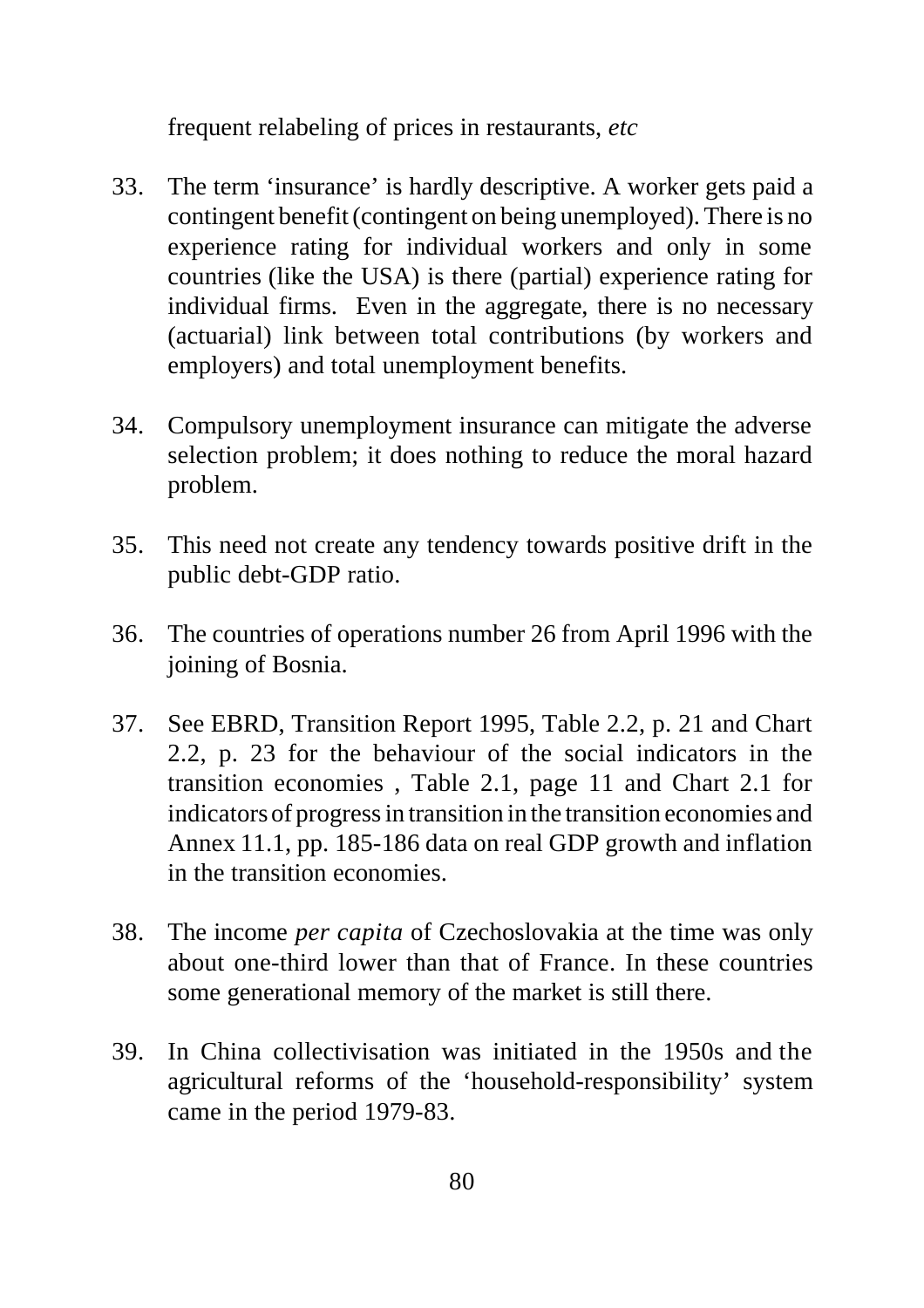frequent relabeling of prices in restaurants, *etc*

33. The term 'insurance' is hardly descriptive. A worker gets paid a contingent benefit (contingent on being unemployed). There is no experience rating for individual workers and only in some countries (like the USA) is there (partial) experience rating for individual firms. Even in the aggregate, there is no necessary (actuarial) link between total contributions (by workers and employers) and total unemployment benefits.

34. Compulsory unemployment insurance can mitigate the adverse selection problem; it does nothing to reduce the moral hazard problem.

35. This need not create any tendency towards positive drift in the public debt-GDP ratio.

36. The countries of operations number 26 from April 1996 with the joining of Bosnia.

37. See EBRD, Transition Report 1995, Table 2.2, p. 21 and Chart 2.2, p. 23 for the behaviour of the social indicators in the transition economies , Table 2.1, page 11 and Chart 2.1 for indicators of progress in transition in the transition economies and Annex 11.1, pp. 185-186 data on real GDP growth and inflation in the transition economies.

38. The income *per capita* of Czechoslovakia at the time was only about one-third lower than that of France. In these countries some generational memory of the market is still there.

39. In China collectivisation was initiated in the 1950s and the agricultural reforms of the 'household-responsibility' system came in the period 1979-83.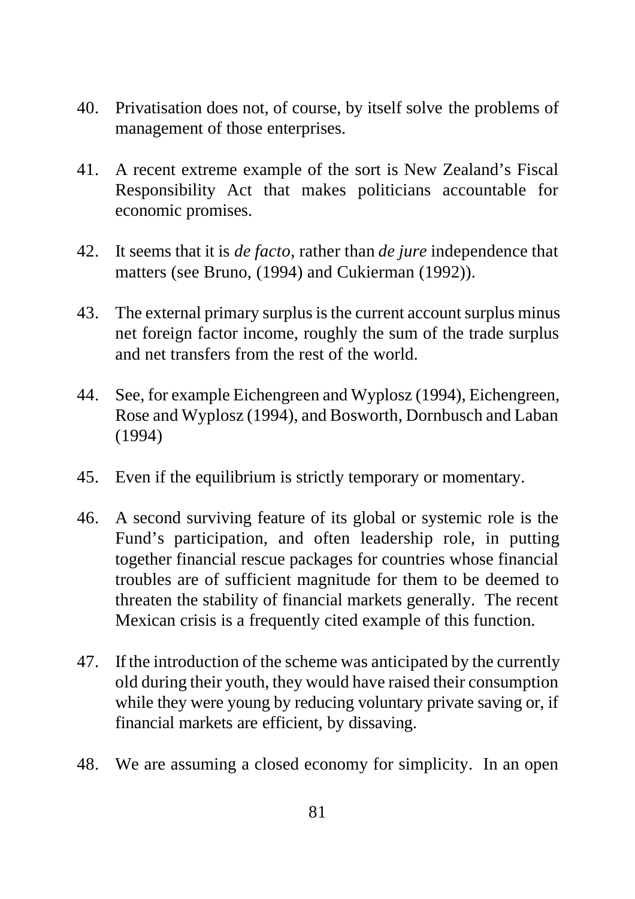40. Privatisation does not, of course, by itself solve the problems of management of those enterprises.

41. A recent extreme example of the sort is New Zealand's Fiscal Responsibility Act that makes politicians accountable for economic promises.

42. It seems that it is *de facto*, rather than *de jure* independence that matters (see Bruno, (1994) and Cukierman (1992)).

43. The external primary surplus is the current account surplus minus net foreign factor income, roughly the sum of the trade surplus and net transfers from the rest of the world.

44. See, for example Eichengreen and Wyplosz (1994), Eichengreen, Rose and Wyplosz (1994), and Bosworth, Dornbusch and Laban (1994)

45. Even if the equilibrium is strictly temporary or momentary.

46. A second surviving feature of its global or systemic role is the Fund's participation, and often leadership role, in putting together financial rescue packages for countries whose financial troubles are of sufficient magnitude for them to be deemed to threaten the stability of financial markets generally. The recent Mexican crisis is a frequently cited example of this function.

47. If the introduction of the scheme was anticipated by the currently old during their youth, they would have raised their consumption while they were young by reducing voluntary private saving or, if financial markets are efficient, by dissaving.

48. We are assuming a closed economy for simplicity. In an open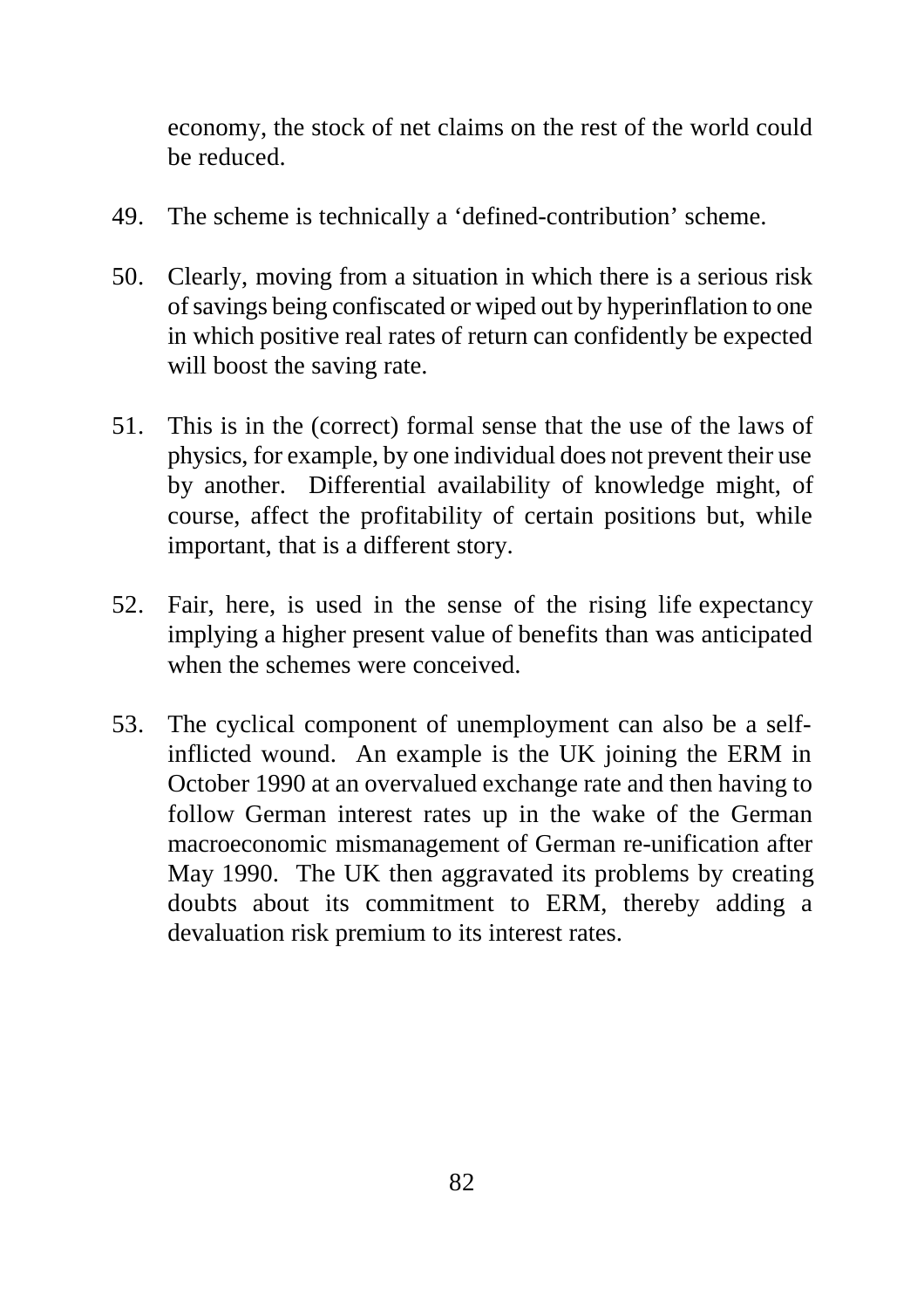economy, the stock of net claims on the rest of the world could be reduced.

49. The scheme is technically a ‘defined-contribution’ scheme.

50. Clearly, moving from a situation in which there is a serious risk of savings being confiscated or wiped out by hyperinflation to one in which positive real rates of return can confidently be expected will boost the saving rate.

51. This is in the (correct) formal sense that the use of the laws of physics, for example, by one individual does not prevent their use by another. Differential availability of knowledge might, of course, affect the profitability of certain positions but, while important, that is a different story.

52. Fair, here, is used in the sense of the rising life expectancy implying a higher present value of benefits than was anticipated when the schemes were conceived.

53. The cyclical component of unemployment can also be a self-inflicted wound. An example is the UK joining the ERM in October 1990 at an overvalued exchange rate and then having to follow German interest rates up in the wake of the German macroeconomic mismanagement of German re-unification after May 1990. The UK then aggravated its problems by creating doubts about its commitment to ERM, thereby adding a devaluation risk premium to its interest rates.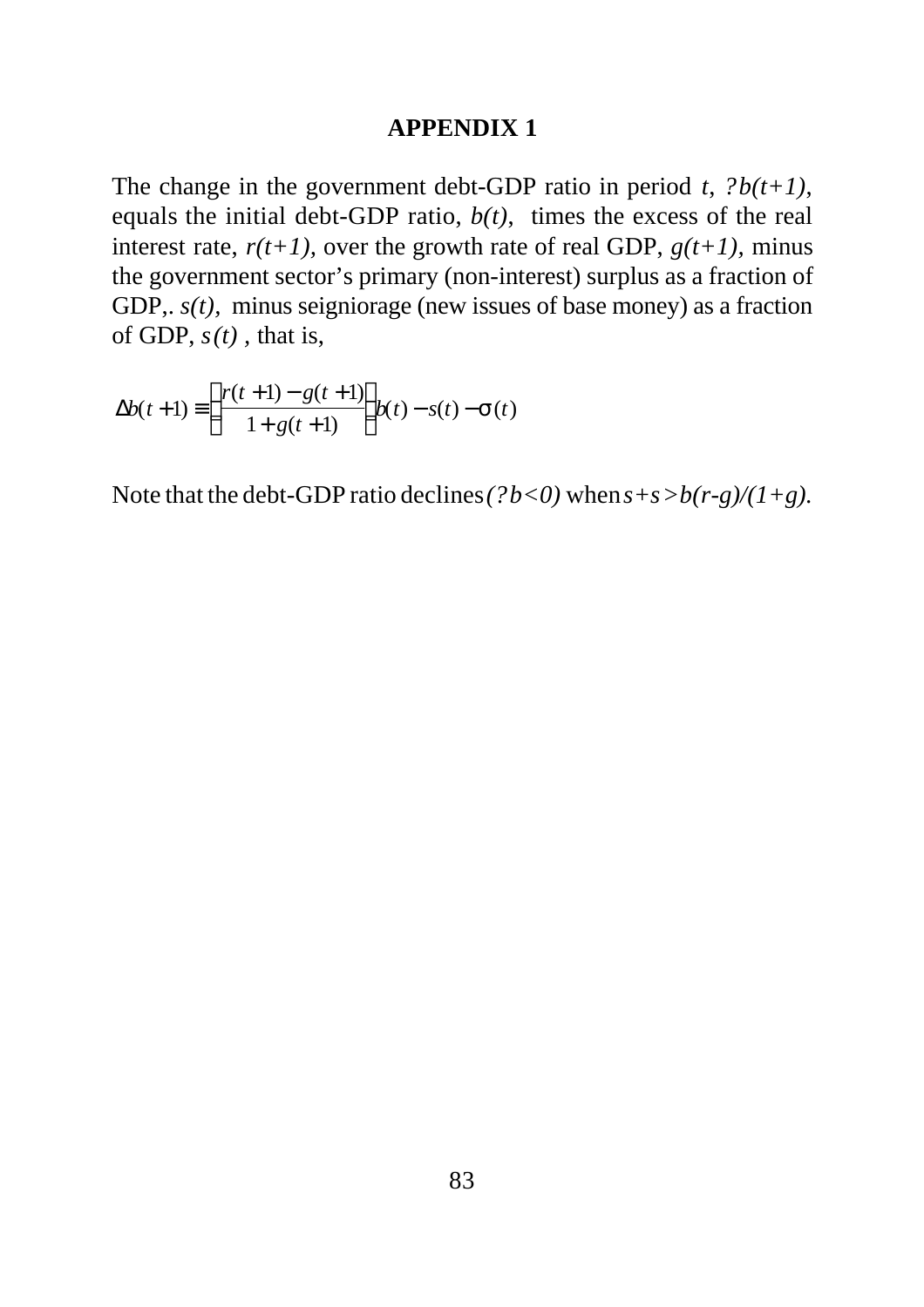## APPENDIX 1

The change in the government debt-GDP ratio in period $t$, $?b(t+1)$, equals the initial debt-GDP ratio, $b(t)$, times the excess of the real interest rate, $r(t+1)$, over the growth rate of real GDP, $g(t+1)$, minus the government sector's primary (non-interest) surplus as a fraction of GDP,. $s(t)$, minus seigniorage (new issues of base money) as a fraction of GDP, $s(t)$ , that is,

$$\Delta b(t+1) \equiv \left(\frac{r(t+1) - g(t+1)}{1 + g(t+1)}\right) b(t) - s(t) - \sigma(t)$$

Note that the debt-GDP ratio declines $(?b<0)$ when $s+s>b(r-g)/(1+g)$.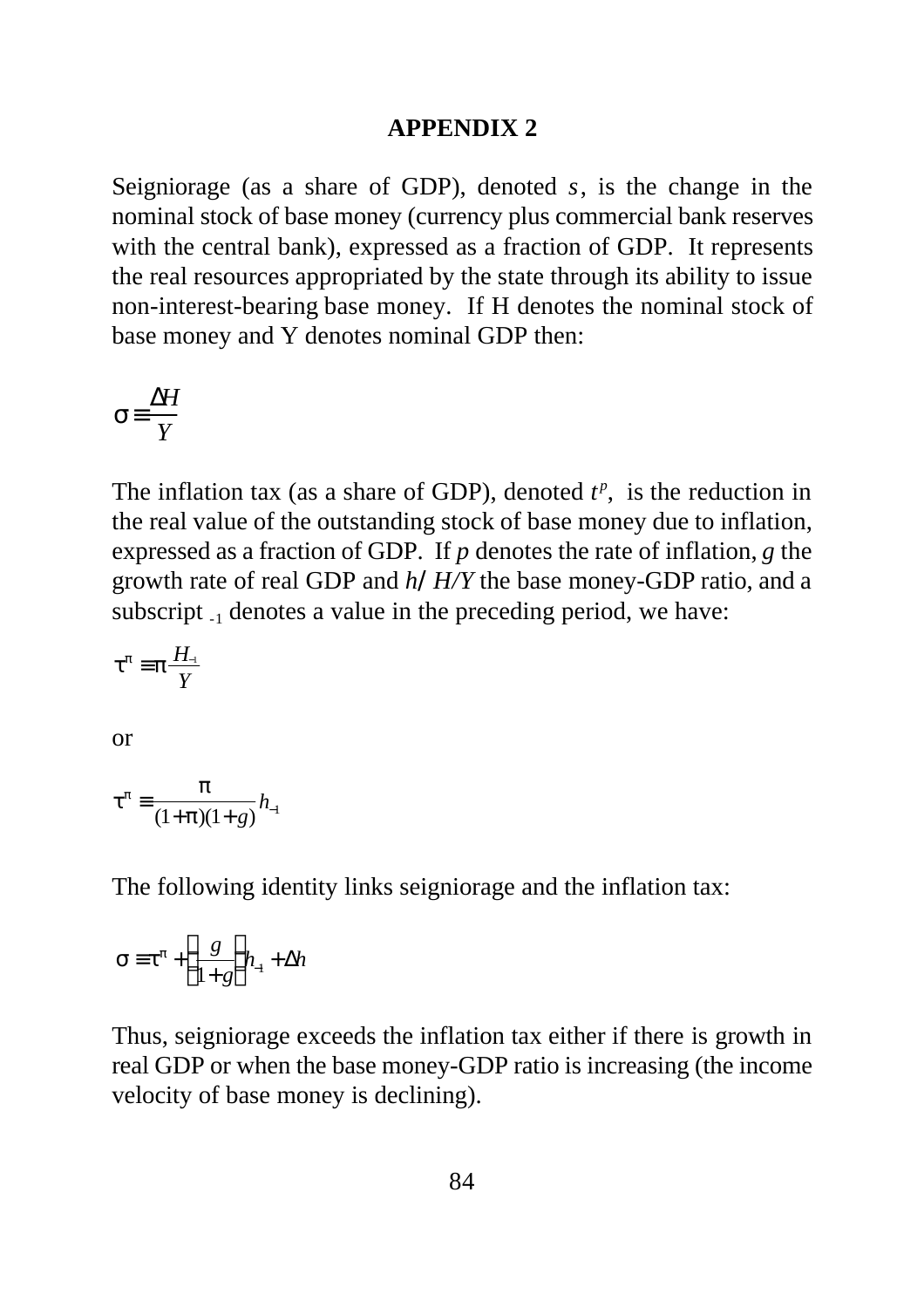## APPENDIX 2

Seigniorage (as a share of GDP), denoted $\sigma$, is the change in the nominal stock of base money (currency plus commercial bank reserves with the central bank), expressed as a fraction of GDP. It represents the real resources appropriated by the state through its ability to issue non-interest-bearing base money. If H denotes the nominal stock of base money and Y denotes nominal GDP then:

$$\sigma \equiv \frac{\Delta H}{Y}$$

The inflation tax (as a share of GDP), denoted $\tau^{\pi}$, is the reduction in the real value of the outstanding stock of base money due to inflation, expressed as a fraction of GDP. If $\pi$ denotes the rate of inflation, $g$ the growth rate of real GDP and $h \equiv H/Y$ the base money-GDP ratio, and a subscript $_{-1}$ denotes a value in the preceding period, we have:

$$\tau^{\pi} \equiv \pi \frac{H_{-1}}{Y}$$

or

$$\tau^{\pi} \equiv \frac{\pi}{(1+\pi)(1+g)} h_{-1}$$

The following identity links seigniorage and the inflation tax:

$$\sigma \equiv \tau^{\pi} + \left(\frac{g}{1+g}\right) h_{-1} + \Delta h$$

Thus, seigniorage exceeds the inflation tax either if there is growth in real GDP or when the base money-GDP ratio is increasing (the income velocity of base money is declining).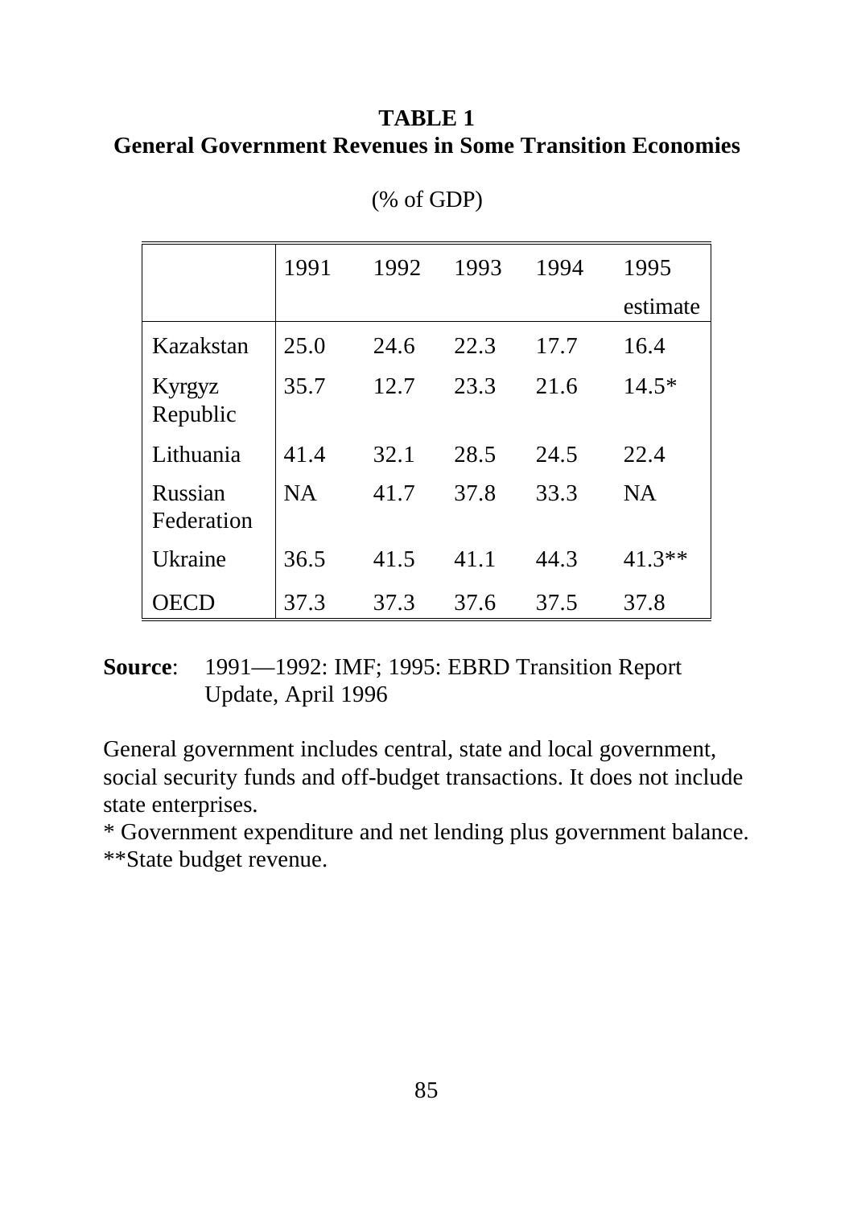**TABLE 1**
**General Government Revenues in Some Transition Economies**

(% of GDP)

| | 1991 | 1992 | 1993 | 1994 | 1995 estimate |
|---|---|---|---|---|---|
| Kazakstan | 25.0 | 24.6 | 22.3 | 17.7 | 16.4 |
| Kyrgyz Republic | 35.7 | 12.7 | 23.3 | 21.6 | 14.5* |
| Lithuania | 41.4 | 32.1 | 28.5 | 24.5 | 22.4 |
| Russian Federation | NA | 41.7 | 37.8 | 33.3 | NA |
| Ukraine | 36.5 | 41.5 | 41.1 | 44.3 | 41.3** |
| OECD | 37.3 | 37.3 | 37.6 | 37.5 | 37.8 |

**Source**: 1991—1992: IMF; 1995: EBRD Transition Report Update, April 1996

General government includes central, state and local government, social security funds and off-budget transactions. It does not include state enterprises.

* Government expenditure and net lending plus government balance.

**State budget revenue.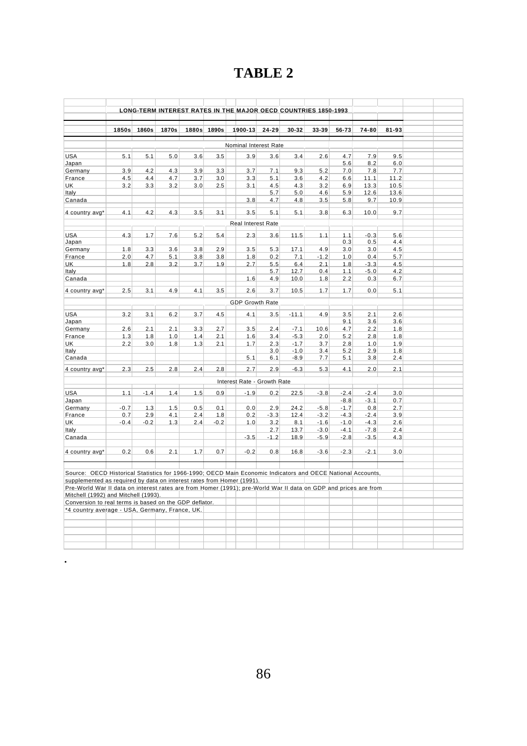# TABLE 2

**LONG-TERM INTEREST RATES IN THE MAJOR OECD COUNTRIES 1850-1993**

| | 1850s | 1860s | 1870s | 1880s | 1890s | 1900-13 | 24-29 | 30-32 | 33-39 | 56-73 | 74-80 | 81-93 |
|---|---|---|---|---|---|---|---|---|---|---|---|---|
| **Nominal Interest Rate** | | | | | | | | | | | | |
| USA | 5.1 | 5.1 | 5.0 | 3.6 | 3.5 | 3.9 | 3.6 | 3.4 | 2.6 | 4.7 | 7.9 | 9.5 |
| Japan | | | | | | | | | | 5.6 | 8.2 | 6.0 |
| Germany | 3.9 | 4.2 | 4.3 | 3.9 | 3.3 | 3.7 | 7.1 | 9.3 | 5.2 | 7.0 | 7.8 | 7.7 |
| France | 4.5 | 4.4 | 4.7 | 3.7 | 3.0 | 3.3 | 5.1 | 3.6 | 4.2 | 6.6 | 11.1 | 11.2 |
| UK | 3.2 | 3.3 | 3.2 | 3.0 | 2.5 | 3.1 | 4.5 | 4.3 | 3.2 | 6.9 | 13.3 | 10.5 |
| Italy | | | | | | | 5.7 | 5.0 | 4.6 | 5.9 | 12.6 | 13.6 |
| Canada | | | | | | 3.8 | 4.7 | 4.8 | 3.5 | 5.8 | 9.7 | 10.9 |
| 4 country avg* | 4.1 | 4.2 | 4.3 | 3.5 | 3.1 | 3.5 | 5.1 | 5.1 | 3.8 | 6.3 | 10.0 | 9.7 |
| **Real Interest Rate** | | | | | | | | | | | | |
| USA | 4.3 | 1.7 | 7.6 | 5.2 | 5.4 | 2.3 | 3.6 | 11.5 | 1.1 | 1.1 | -0.3 | 5.6 |
| Japan | | | | | | | | | | 0.3 | 0.5 | 4.4 |
| Germany | 1.8 | 3.3 | 3.6 | 3.8 | 2.9 | 3.5 | 5.3 | 17.1 | 4.9 | 3.0 | 3.0 | 4.5 |
| France | 2.0 | 4.7 | 5.1 | 3.8 | 3.8 | 1.8 | 0.2 | 7.1 | -1.2 | 1.0 | 0.4 | 5.7 |
| UK | 1.8 | 2.8 | 3.2 | 3.7 | 1.9 | 2.7 | 5.5 | 6.4 | 2.1 | 1.8 | -3.3 | 4.5 |
| Italy | | | | | | | 5.7 | 12.7 | 0.4 | 1.1 | -5.0 | 4.2 |
| Canada | | | | | | 1.6 | 4.9 | 10.0 | 1.8 | 2.2 | 0.3 | 6.7 |
| 4 country avg* | 2.5 | 3.1 | 4.9 | 4.1 | 3.5 | 2.6 | 3.7 | 10.5 | 1.7 | 1.7 | 0.0 | 5.1 |
| **GDP Growth Rate** | | | | | | | | | | | | |
| USA | 3.2 | 3.1 | 6.2 | 3.7 | 4.5 | 4.1 | 3.5 | -11.1 | 4.9 | 3.5 | 2.1 | 2.6 |
| Japan | | | | | | | | | | 9.1 | 3.6 | 3.6 |
| Germany | 2.6 | 2.1 | 2.1 | 3.3 | 2.7 | 3.5 | 2.4 | -7.1 | 10.6 | 4.7 | 2.2 | 1.8 |
| France | 1.3 | 1.8 | 1.0 | 1.4 | 2.1 | 1.6 | 3.4 | -5.3 | 2.0 | 5.2 | 2.8 | 1.8 |
| UK | 2.2 | 3.0 | 1.8 | 1.3 | 2.1 | 1.7 | 2.3 | -1.7 | 3.7 | 2.8 | 1.0 | 1.9 |
| Italy | | | | | | | 3.0 | -1.0 | 3.4 | 5.2 | 2.9 | 1.8 |
| Canada | | | | | | 5.1 | 6.1 | -8.9 | 7.7 | 5.1 | 3.8 | 2.4 |
| 4 country avg* | 2.3 | 2.5 | 2.8 | 2.4 | 2.8 | 2.7 | 2.9 | -6.3 | 5.3 | 4.1 | 2.0 | 2.1 |
| **Interest Rate - Growth Rate** | | | | | | | | | | | | |
| USA | 1.1 | -1.4 | 1.4 | 1.5 | 0.9 | -1.9 | 0.2 | 22.5 | -3.8 | -2.4 | -2.4 | 3.0 |
| Japan | | | | | | | | | | -8.8 | -3.1 | 0.7 |
| Germany | -0.7 | 1.3 | 1.5 | 0.5 | 0.1 | 0.0 | 2.9 | 24.2 | -5.8 | -1.7 | 0.8 | 2.7 |
| France | 0.7 | 2.9 | 4.1 | 2.4 | 1.8 | 0.2 | -3.3 | 12.4 | -3.2 | -4.3 | -2.4 | 3.9 |
| UK | -0.4 | -0.2 | 1.3 | 2.4 | -0.2 | 1.0 | 3.2 | 8.1 | -1.6 | -1.0 | -4.3 | 2.6 |
| Italy | | | | | | | 2.7 | 13.7 | -3.0 | -4.1 | -7.8 | 2.4 |
| Canada | | | | | | -3.5 | -1.2 | 18.9 | -5.9 | -2.8 | -3.5 | 4.3 |
| 4 country avg* | 0.2 | 0.6 | 2.1 | 1.7 | 0.7 | -0.2 | 0.8 | 16.8 | -3.6 | -2.3 | -2.1 | 3.0 |

Source: OECD Historical Statistics for 1966-1990; OECD Main Economic Indicators and OECE National Accounts, supplemented as required by data on interest rates from Homer (1991).

Pre-World War II data on interest rates are from Homer (1991); pre-World War II data on GDP and prices are from Mitchell (1992) and Mitchell (1993).

Conversion to real terms is based on the GDP deflator.

*4 country average - USA, Germany, France, UK.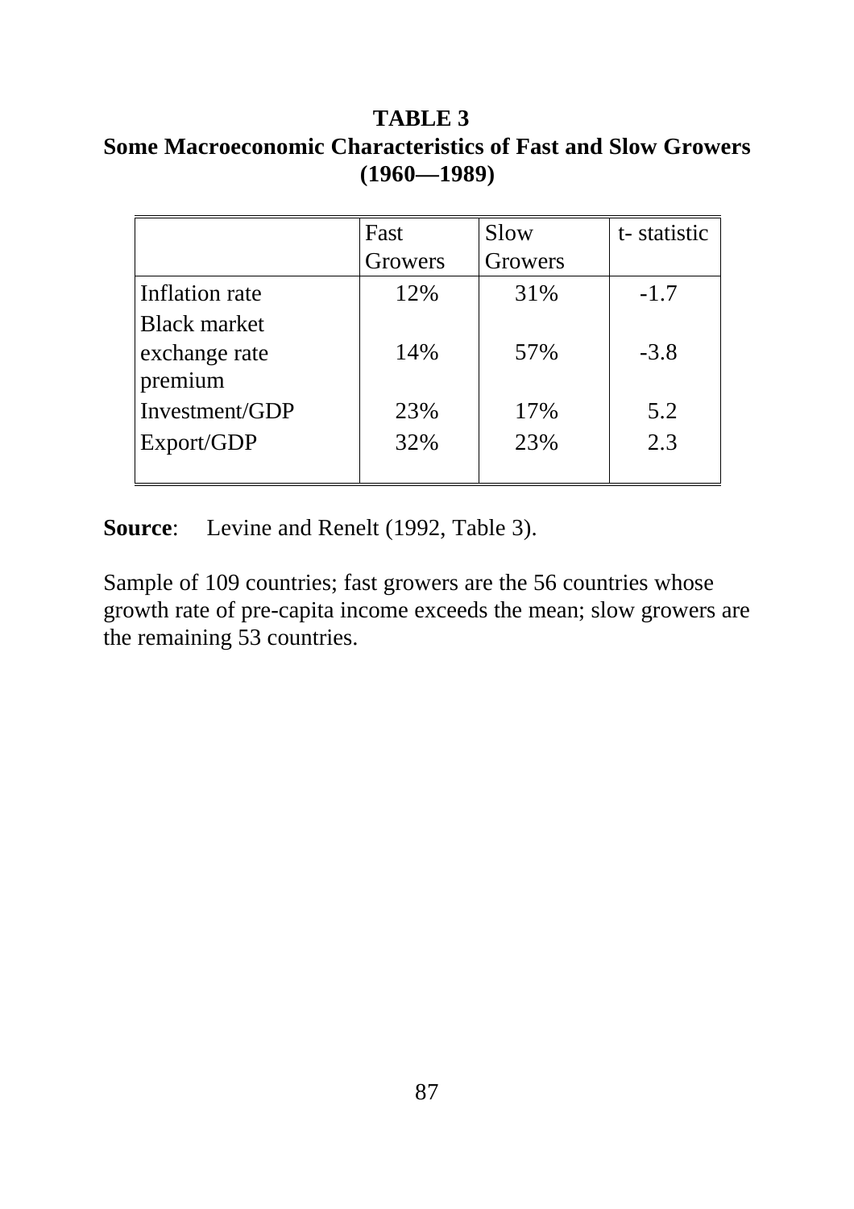**TABLE 3**
**Some Macroeconomic Characteristics of Fast and Slow Growers (1960—1989)**

| | Fast Growers | Slow Growers | t- statistic |
|---|---|---|---|
| Inflation rate | 12% | 31% | -1.7 |
| Black market exchange rate premium | 14% | 57% | -3.8 |
| Investment/GDP | 23% | 17% | 5.2 |
| Export/GDP | 32% | 23% | 2.3 |

**Source**: Levine and Renelt (1992, Table 3).

Sample of 109 countries; fast growers are the 56 countries whose growth rate of pre-capita income exceeds the mean; slow growers are the remaining 53 countries.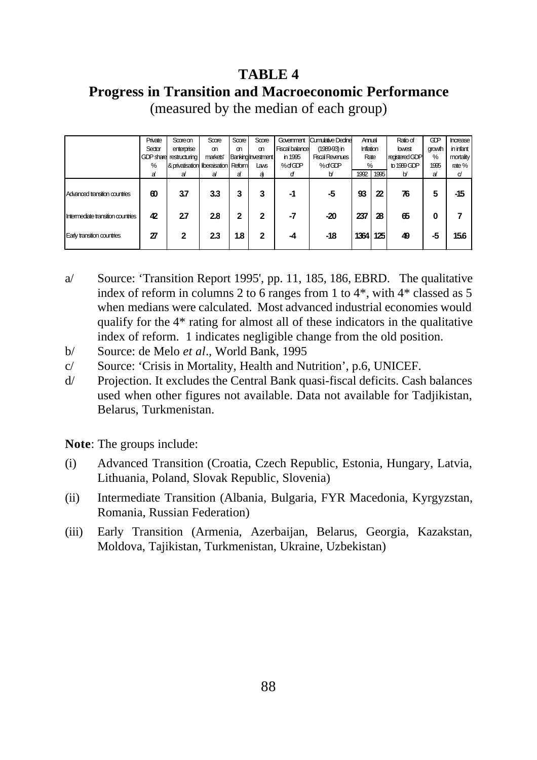# TABLE 4

## Progress in Transition and Macroeconomic Performance

(measured by the median of each group)

| | Private Sector GDP share % a/ | Score on enterprise restructuring & privatisation a/ | Score on markets' liberaisation a/ | Score on Banking Reform a/ | Score on Investment Laws a) | Government Fiscal balance in 1995 % of GDP d/ | Cumulative Decline (1989-93) in Fiscal Revenues % of GDP b/ | Annual Inflation Rate % | | Ratio of lowest registered GDP to 1989 GDP b/ | GDP growth % 1995 a/ | Increase in infant mortality rate % c/ |
|---|---|---|---|---|---|---|---|---|---|---|---|---|
| | | | | | | | | 1992 | 1995 | | | |
| Advanced transition countries | 60 | 3.7 | 3.3 | 3 | 3 | -1 | -5 | 93 | 22 | 76 | 5 | -15 |
| Intermediate transition countries | 42 | 2.7 | 2.8 | 2 | 2 | -7 | -20 | 237 | 28 | 65 | 0 | 7 |
| Early transition countries | 27 | 2 | 2.3 | 1.8 | 2 | -4 | -18 | 1364 | 125 | 49 | -5 | 15.6 |

a/ Source: 'Transition Report 1995', pp. 11, 185, 186, EBRD. The qualitative index of reform in columns 2 to 6 ranges from 1 to 4*, with 4* classed as 5 when medians were calculated. Most advanced industrial economies would qualify for the 4* rating for almost all of these indicators in the qualitative index of reform. 1 indicates negligible change from the old position.

b/ Source: de Melo *et al*., World Bank, 1995

c/ Source: 'Crisis in Mortality, Health and Nutrition', p.6, UNICEF.

d/ Projection. It excludes the Central Bank quasi-fiscal deficits. Cash balances used when other figures not available. Data not available for Tadjikistan, Belarus, Turkmenistan.

**Note**: The groups include:

(i) Advanced Transition (Croatia, Czech Republic, Estonia, Hungary, Latvia, Lithuania, Poland, Slovak Republic, Slovenia)

(ii) Intermediate Transition (Albania, Bulgaria, FYR Macedonia, Kyrgyzstan, Romania, Russian Federation)

(iii) Early Transition (Armenia, Azerbaijan, Belarus, Georgia, Kazakstan, Moldova, Tajikistan, Turkmenistan, Ukraine, Uzbekistan)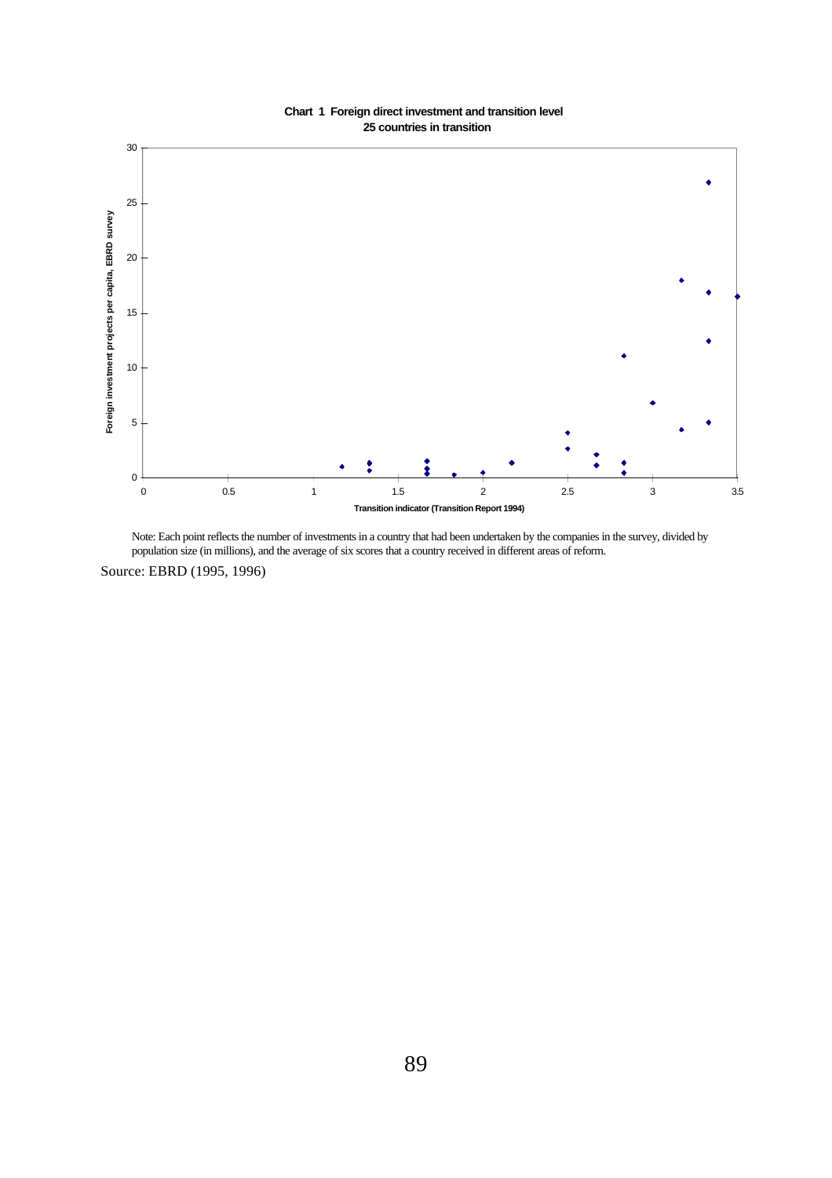**Chart 1 Foreign direct investment and transition level**
**25 countries in transition**

Note: Each point reflects the number of investments in a country that had been undertaken by the companies in the survey, divided by population size (in millions), and the average of six scores that a country received in different areas of reform.

Source: EBRD (1995, 1996)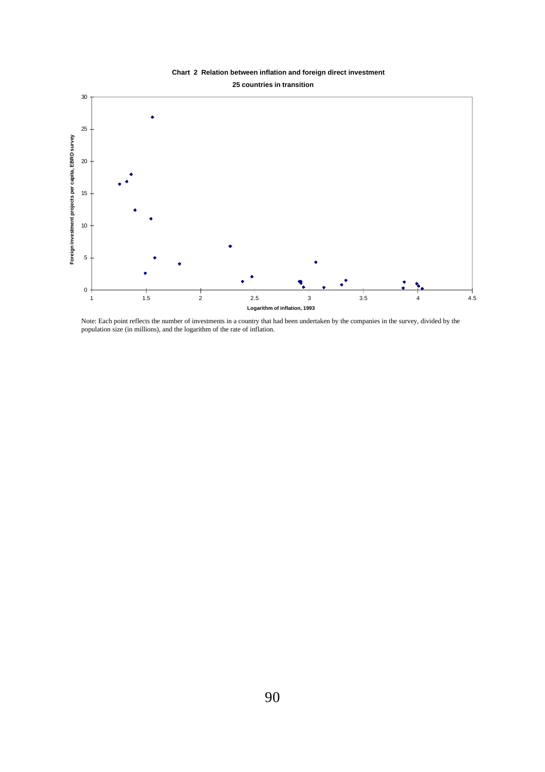**Chart 2 Relation between inflation and foreign direct investment**

**25 countries in transition**

Note: Each point reflects the number of investments in a country that had been undertaken by the companies in the survey, divided by the population size (in millions), and the logarithm of the rate of inflation.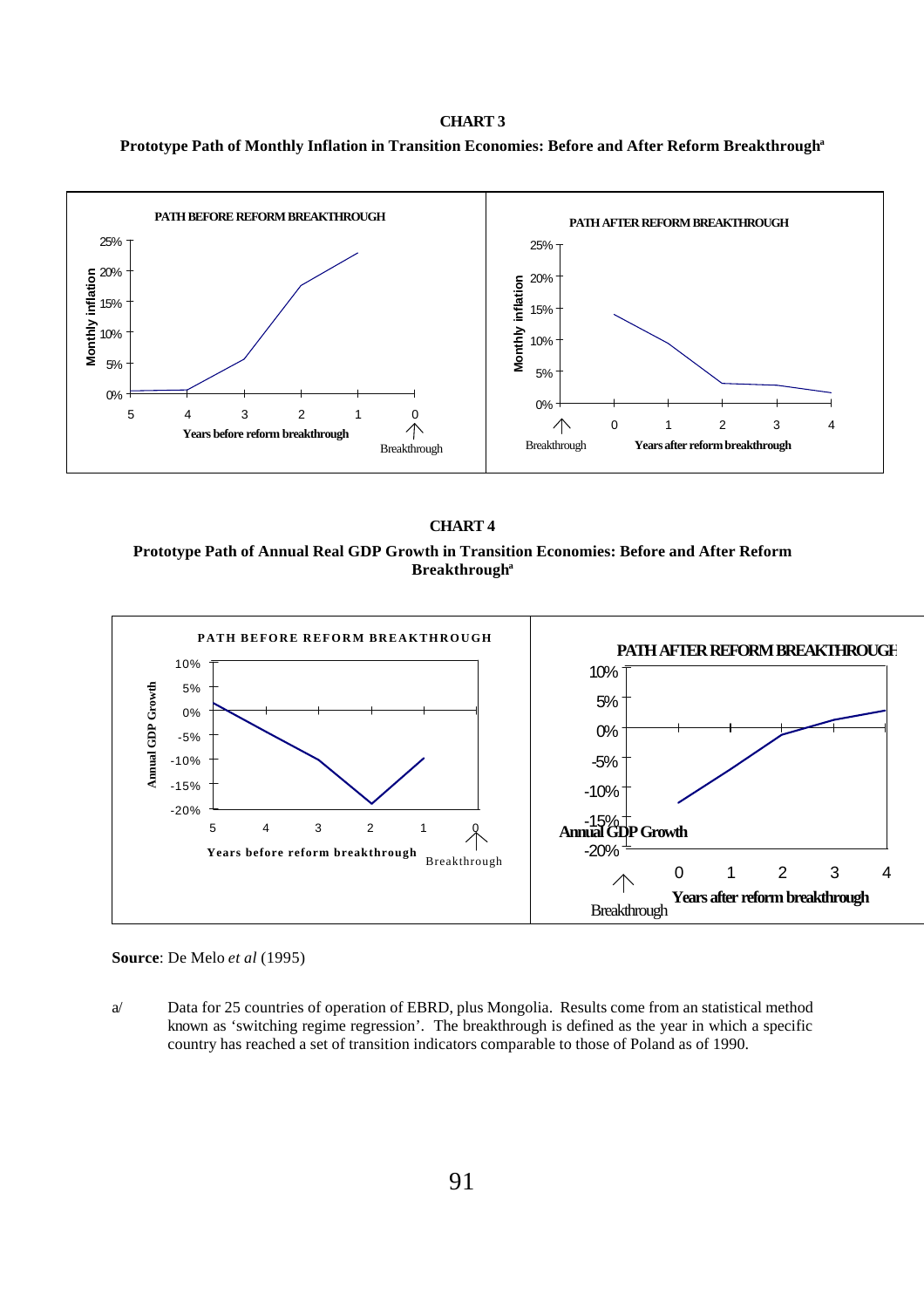**CHART 3**

**Prototype Path of Monthly Inflation in Transition Economies: Before and After Reform Breakthrough[a]**

**PATH BEFORE REFORM BREAKTHROUGH**

**PATH AFTER REFORM BREAKTHROUGH**

**CHART 4**

**Prototype Path of Annual Real GDP Growth in Transition Economies: Before and After Reform Breakthrough[a]**

**PATH BEFORE REFORM BREAKTHROUGH**

**PATH AFTER REFORM BREAKTHROUGH**

**Source**: De Melo *et al* (1995)

a/ Data for 25 countries of operation of EBRD, plus Mongolia. Results come from an statistical method known as 'switching regime regression'. The breakthrough is defined as the year in which a specific country has reached a set of transition indicators comparable to those of Poland as of 1990.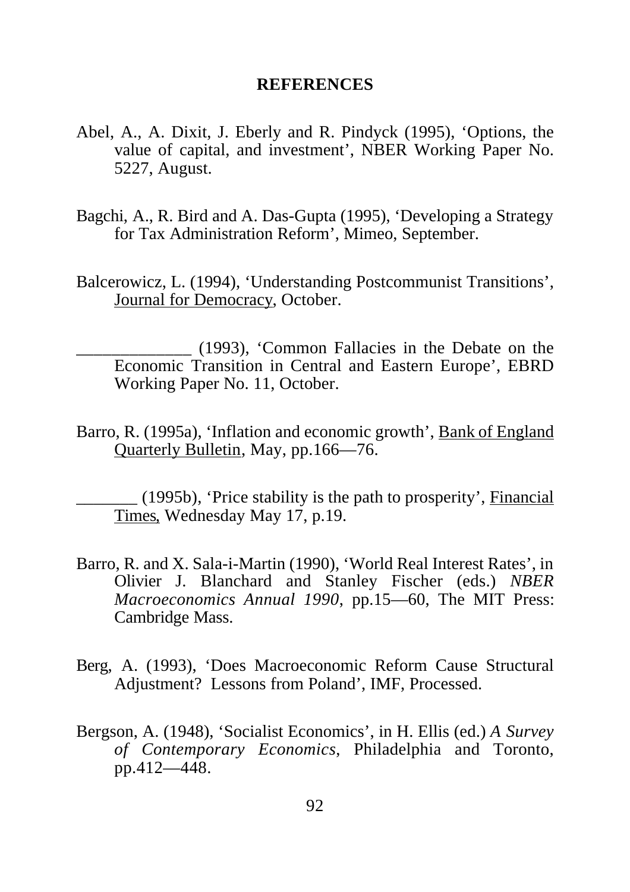# REFERENCES

Abel, A., A. Dixit, J. Eberly and R. Pindyck (1995), 'Options, the value of capital, and investment', NBER Working Paper No. 5227, August.

Bagchi, A., R. Bird and A. Das-Gupta (1995), 'Developing a Strategy for Tax Administration Reform', Mimeo, September.

Balcerowicz, L. (1994), 'Understanding Postcommunist Transitions', Journal for Democracy, October.

_____________ (1993), 'Common Fallacies in the Debate on the Economic Transition in Central and Eastern Europe', EBRD Working Paper No. 11, October.

Barro, R. (1995a), 'Inflation and economic growth', Bank of England Quarterly Bulletin, May, pp.166—76.

_______ (1995b), 'Price stability is the path to prosperity', Financial Times, Wednesday May 17, p.19.

Barro, R. and X. Sala-i-Martin (1990), 'World Real Interest Rates', in Olivier J. Blanchard and Stanley Fischer (eds.) *NBER Macroeconomics Annual 1990*, pp.15—60, The MIT Press: Cambridge Mass.

Berg, A. (1993), 'Does Macroeconomic Reform Cause Structural Adjustment? Lessons from Poland', IMF, Processed.

Bergson, A. (1948), 'Socialist Economics', in H. Ellis (ed.) *A Survey of Contemporary Economics*, Philadelphia and Toronto, pp.412—448.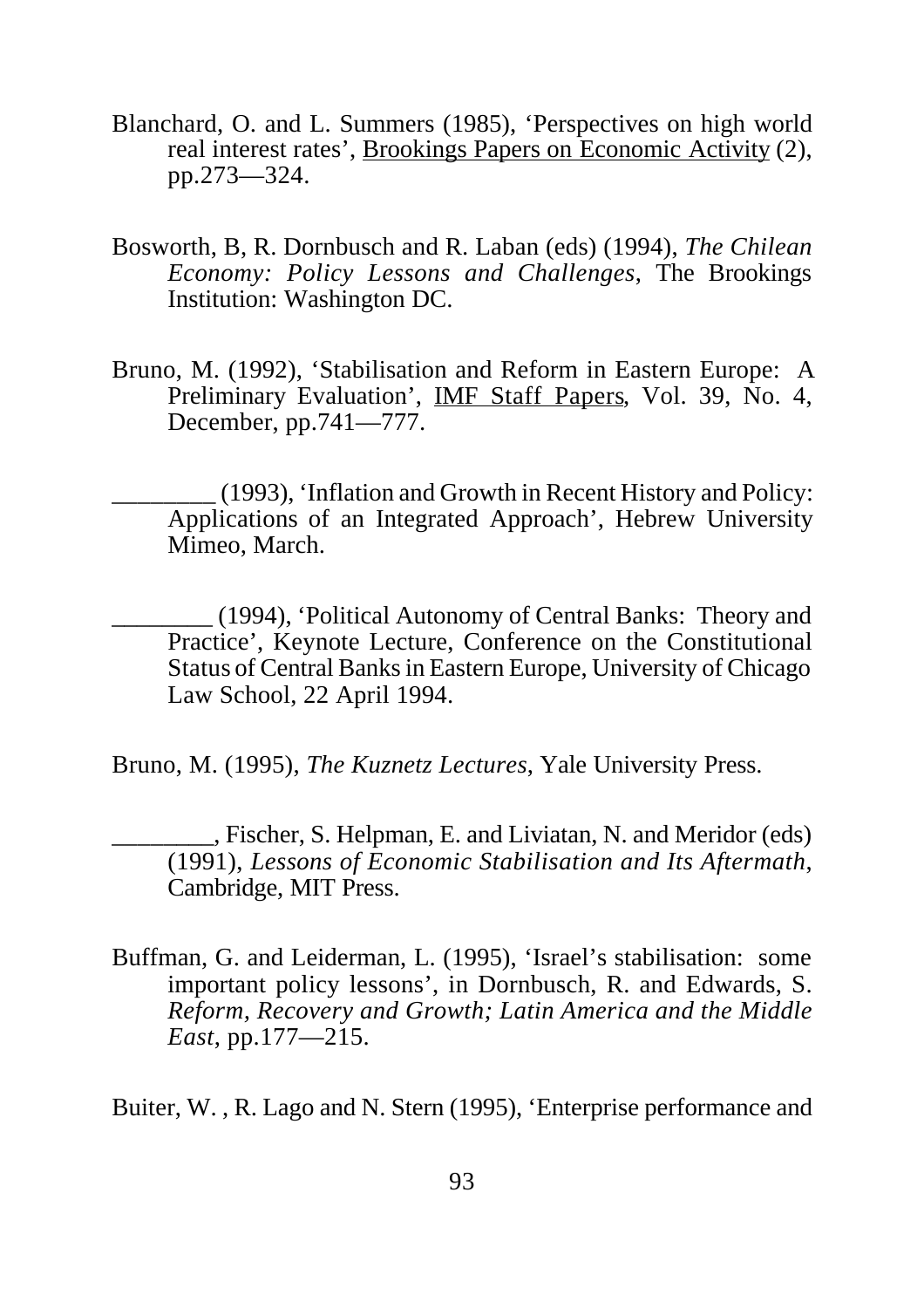Blanchard, O. and L. Summers (1985), 'Perspectives on high world real interest rates', Brookings Papers on Economic Activity (2), pp.273—324.

Bosworth, B, R. Dornbusch and R. Laban (eds) (1994), *The Chilean Economy: Policy Lessons and Challenges*, The Brookings Institution: Washington DC.

Bruno, M. (1992), 'Stabilisation and Reform in Eastern Europe: A Preliminary Evaluation', IMF Staff Papers, Vol. 39, No. 4, December, pp.741—777.

________ (1993), 'Inflation and Growth in Recent History and Policy: Applications of an Integrated Approach', Hebrew University Mimeo, March.

________ (1994), 'Political Autonomy of Central Banks: Theory and Practice', Keynote Lecture, Conference on the Constitutional Status of Central Banks in Eastern Europe, University of Chicago Law School, 22 April 1994.

Bruno, M. (1995), *The Kuznetz Lectures*, Yale University Press.

________, Fischer, S. Helpman, E. and Liviatan, N. and Meridor (eds) (1991), *Lessons of Economic Stabilisation and Its Aftermath*, Cambridge, MIT Press.

Buffman, G. and Leiderman, L. (1995), 'Israel's stabilisation: some important policy lessons', in Dornbusch, R. and Edwards, S. *Reform, Recovery and Growth; Latin America and the Middle East*, pp.177—215.

Buiter, W. , R. Lago and N. Stern (1995), 'Enterprise performance and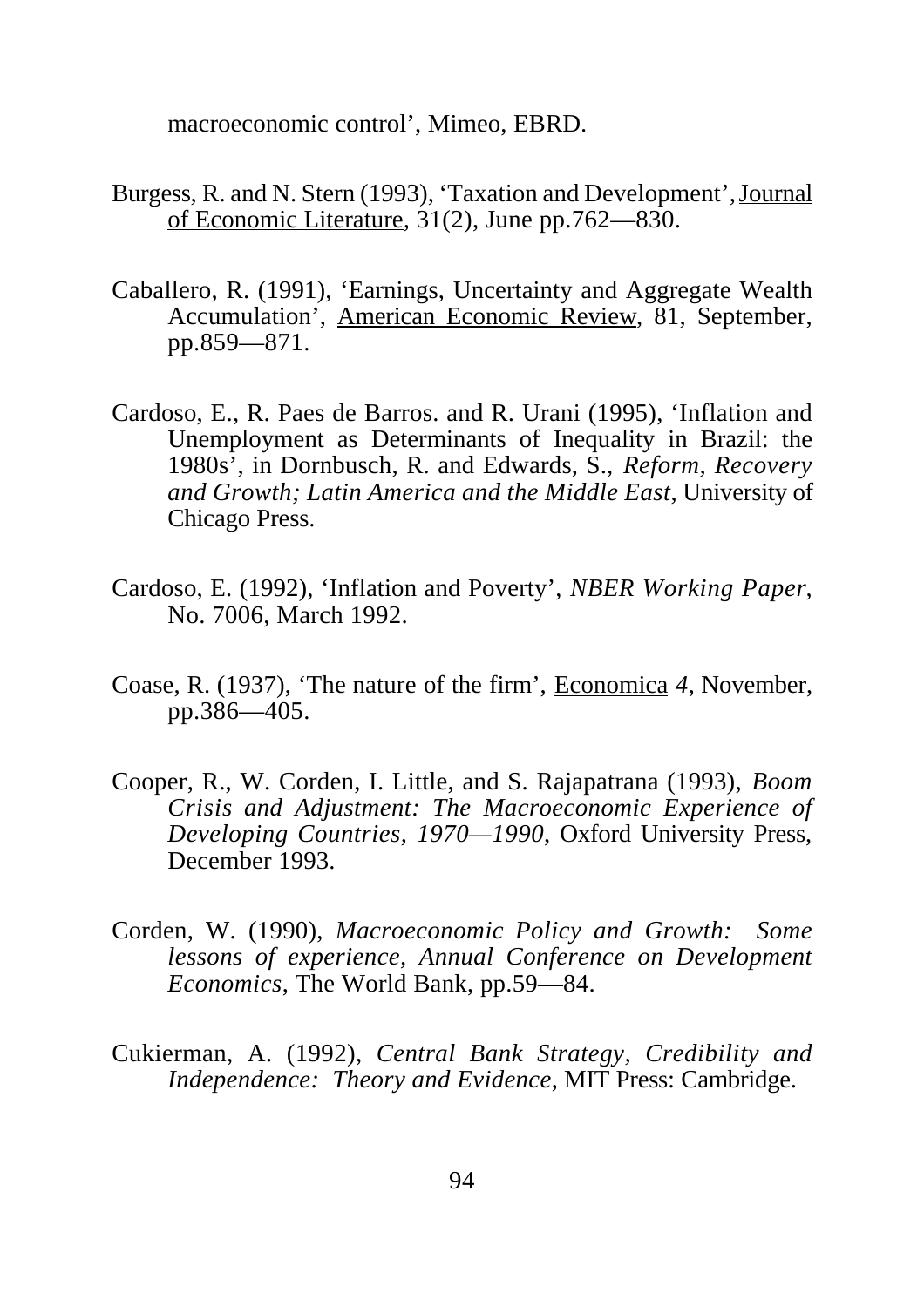macroeconomic control', Mimeo, EBRD.

Burgess, R. and N. Stern (1993), 'Taxation and Development', Journal of Economic Literature, 31(2), June pp.762—830.

Caballero, R. (1991), 'Earnings, Uncertainty and Aggregate Wealth Accumulation', American Economic Review, 81, September, pp.859—871.

Cardoso, E., R. Paes de Barros. and R. Urani (1995), 'Inflation and Unemployment as Determinants of Inequality in Brazil: the 1980s', in Dornbusch, R. and Edwards, S., *Reform, Recovery and Growth; Latin America and the Middle East*, University of Chicago Press.

Cardoso, E. (1992), 'Inflation and Poverty', *NBER Working Paper*, No. 7006, March 1992.

Coase, R. (1937), 'The nature of the firm', Economica *4*, November, pp.386—405.

Cooper, R., W. Corden, I. Little, and S. Rajapatrana (1993), *Boom Crisis and Adjustment: The Macroeconomic Experience of Developing Countries, 1970—1990*, Oxford University Press, December 1993.

Corden, W. (1990), *Macroeconomic Policy and Growth: Some lessons of experience, Annual Conference on Development Economics*, The World Bank, pp.59—84.

Cukierman, A. (1992), *Central Bank Strategy, Credibility and Independence: Theory and Evidence*, MIT Press: Cambridge.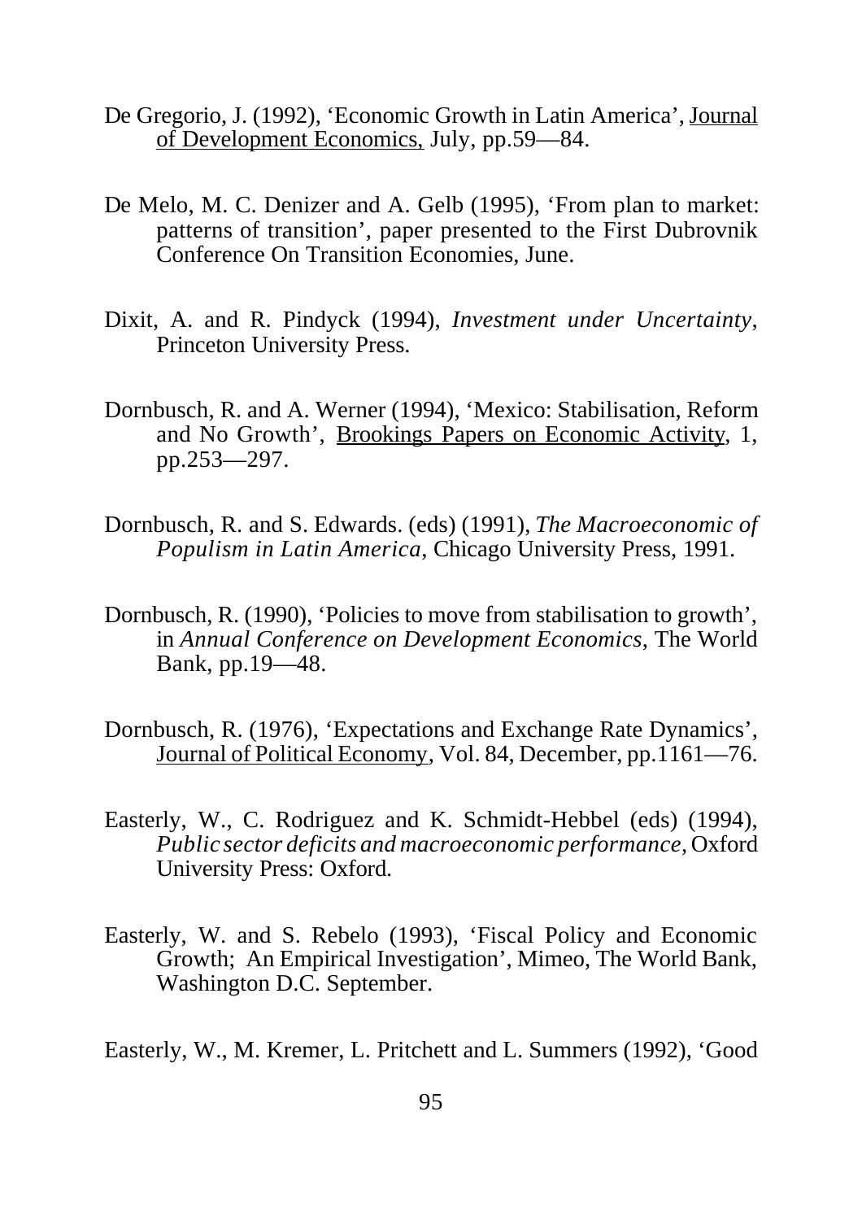De Gregorio, J. (1992), 'Economic Growth in Latin America', Journal of Development Economics, July, pp.59—84.

De Melo, M. C. Denizer and A. Gelb (1995), 'From plan to market: patterns of transition', paper presented to the First Dubrovnik Conference On Transition Economies, June.

Dixit, A. and R. Pindyck (1994), *Investment under Uncertainty*, Princeton University Press.

Dornbusch, R. and A. Werner (1994), 'Mexico: Stabilisation, Reform and No Growth', Brookings Papers on Economic Activity, 1, pp.253—297.

Dornbusch, R. and S. Edwards. (eds) (1991), *The Macroeconomic of Populism in Latin America*, Chicago University Press, 1991.

Dornbusch, R. (1990), 'Policies to move from stabilisation to growth', in *Annual Conference on Development Economics*, The World Bank, pp.19—48.

Dornbusch, R. (1976), 'Expectations and Exchange Rate Dynamics', Journal of Political Economy, Vol. 84, December, pp.1161—76.

Easterly, W., C. Rodriguez and K. Schmidt-Hebbel (eds) (1994), *Public sector deficits and macroeconomic performance*, Oxford University Press: Oxford.

Easterly, W. and S. Rebelo (1993), 'Fiscal Policy and Economic Growth; An Empirical Investigation', Mimeo, The World Bank, Washington D.C. September.

Easterly, W., M. Kremer, L. Pritchett and L. Summers (1992), 'Good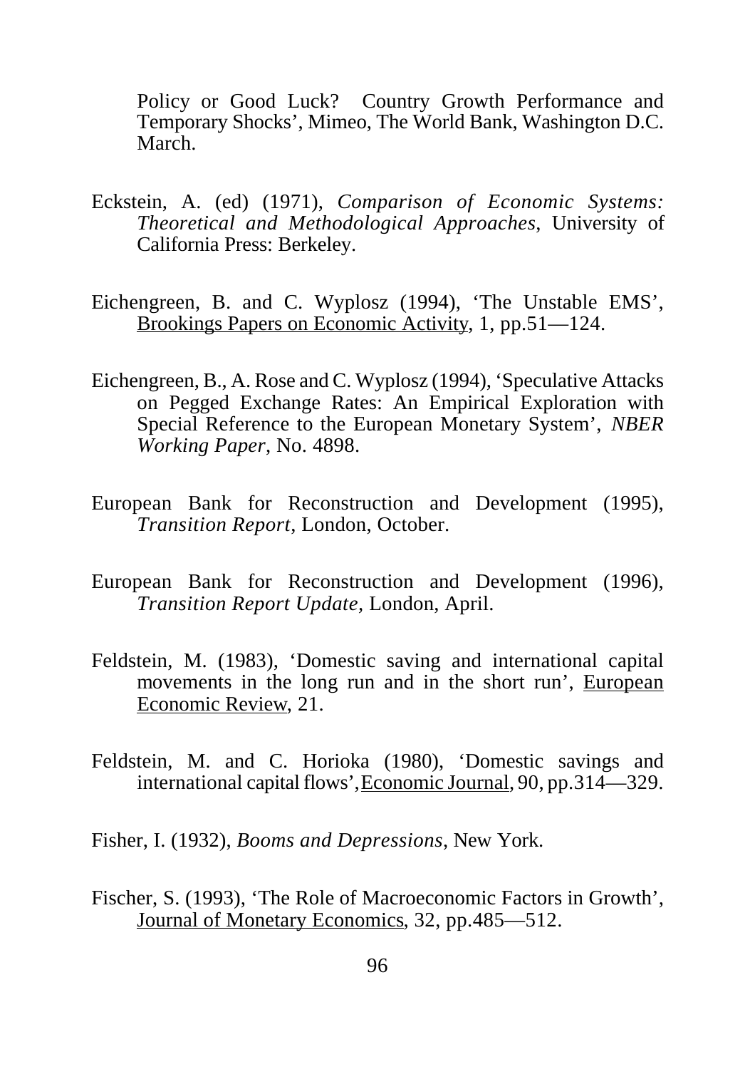Policy or Good Luck? Country Growth Performance and Temporary Shocks', Mimeo, The World Bank, Washington D.C. March.

Eckstein, A. (ed) (1971), *Comparison of Economic Systems: Theoretical and Methodological Approaches*, University of California Press: Berkeley.

Eichengreen, B. and C. Wyplosz (1994), 'The Unstable EMS', Brookings Papers on Economic Activity, 1, pp.51—124.

Eichengreen, B., A. Rose and C. Wyplosz (1994), 'Speculative Attacks on Pegged Exchange Rates: An Empirical Exploration with Special Reference to the European Monetary System', *NBER Working Paper*, No. 4898.

European Bank for Reconstruction and Development (1995), *Transition Report*, London, October.

European Bank for Reconstruction and Development (1996), *Transition Report Update*, London, April.

Feldstein, M. (1983), 'Domestic saving and international capital movements in the long run and in the short run', European Economic Review, 21.

Feldstein, M. and C. Horioka (1980), 'Domestic savings and international capital flows', Economic Journal, 90, pp.314—329.

Fisher, I. (1932), *Booms and Depressions*, New York.

Fischer, S. (1993), 'The Role of Macroeconomic Factors in Growth', Journal of Monetary Economics, 32, pp.485—512.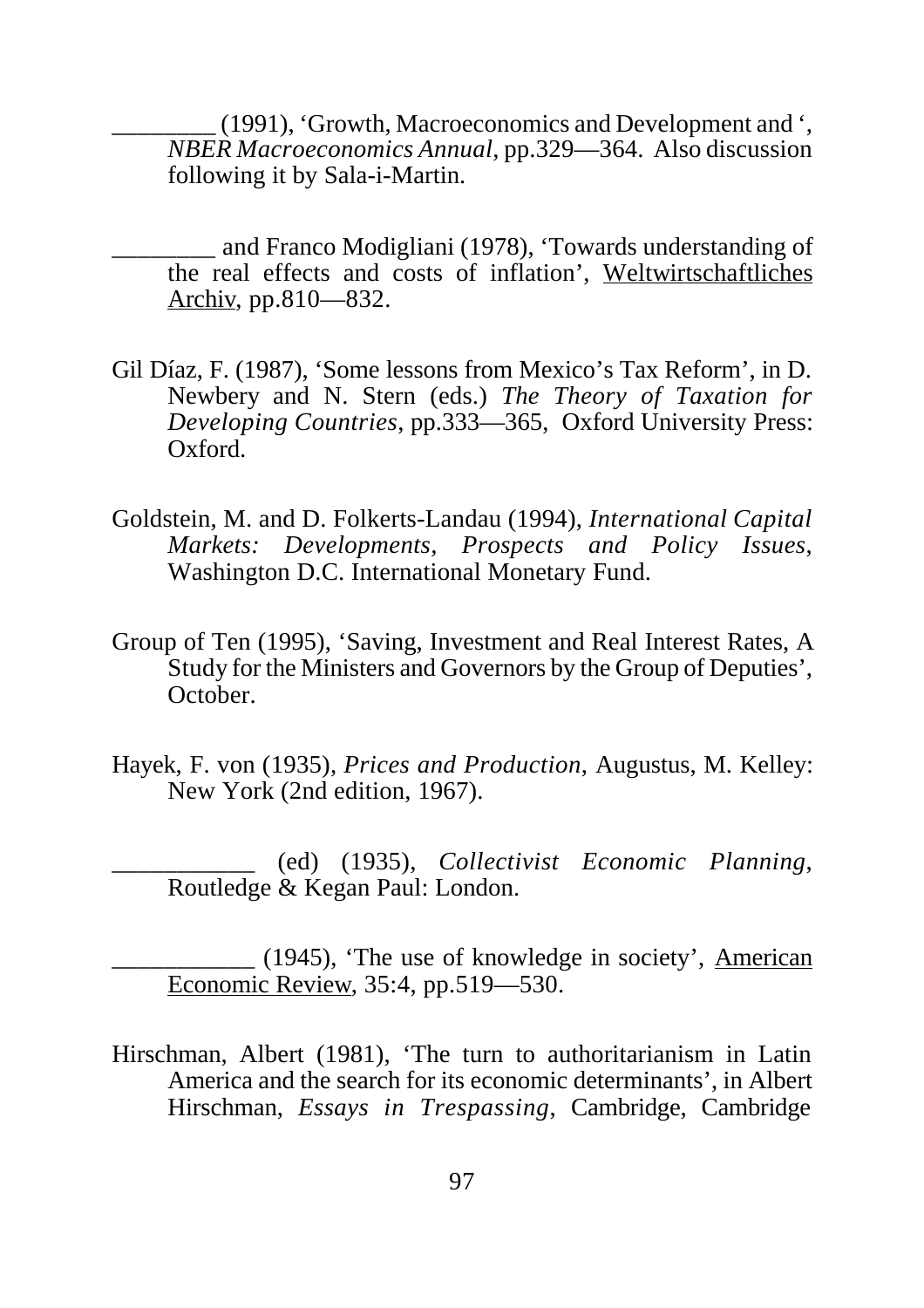________ (1991), 'Growth, Macroeconomics and Development and ', *NBER Macroeconomics Annual*, pp.329—364. Also discussion following it by Sala-i-Martin.

________ and Franco Modigliani (1978), 'Towards understanding of the real effects and costs of inflation', <u>Weltwirtschaftliches Archiv</u>, pp.810—832.

Gil Díaz, F. (1987), 'Some lessons from Mexico's Tax Reform', in D. Newbery and N. Stern (eds.) *The Theory of Taxation for Developing Countries*, pp.333—365, Oxford University Press: Oxford.

Goldstein, M. and D. Folkerts-Landau (1994), *International Capital Markets: Developments, Prospects and Policy Issues*, Washington D.C. International Monetary Fund.

Group of Ten (1995), 'Saving, Investment and Real Interest Rates, A Study for the Ministers and Governors by the Group of Deputies', October.

Hayek, F. von (1935), *Prices and Production*, Augustus, M. Kelley: New York (2nd edition, 1967).

___________ (ed) (1935), *Collectivist Economic Planning*, Routledge & Kegan Paul: London.

___________ (1945), 'The use of knowledge in society', <u>American Economic Review</u>, 35:4, pp.519—530.

Hirschman, Albert (1981), 'The turn to authoritarianism in Latin America and the search for its economic determinants', in Albert Hirschman, *Essays in Trespassing*, Cambridge, Cambridge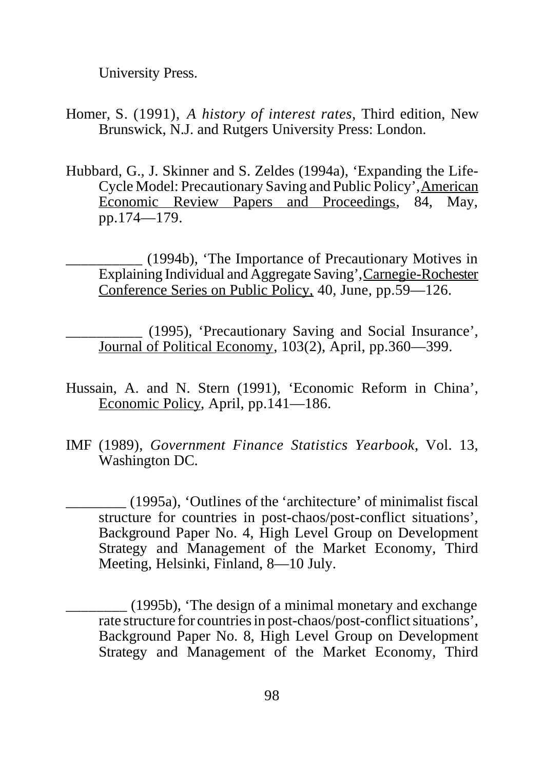University Press.

Homer, S. (1991), *A history of interest rates*, Third edition, New Brunswick, N.J. and Rutgers University Press: London.

Hubbard, G., J. Skinner and S. Zeldes (1994a), 'Expanding the Life-Cycle Model: Precautionary Saving and Public Policy', American Economic Review Papers and Proceedings, 84, May, pp.174—179.

__________ (1994b), 'The Importance of Precautionary Motives in Explaining Individual and Aggregate Saving', Carnegie-Rochester Conference Series on Public Policy, 40, June, pp.59—126.

__________ (1995), 'Precautionary Saving and Social Insurance', Journal of Political Economy, 103(2), April, pp.360—399.

Hussain, A. and N. Stern (1991), 'Economic Reform in China', Economic Policy, April, pp.141—186.

IMF (1989), *Government Finance Statistics Yearbook*, Vol. 13, Washington DC.

________ (1995a), 'Outlines of the 'architecture' of minimalist fiscal structure for countries in post-chaos/post-conflict situations', Background Paper No. 4, High Level Group on Development Strategy and Management of the Market Economy, Third Meeting, Helsinki, Finland, 8—10 July.

________ (1995b), 'The design of a minimal monetary and exchange rate structure for countries in post-chaos/post-conflict situations', Background Paper No. 8, High Level Group on Development Strategy and Management of the Market Economy, Third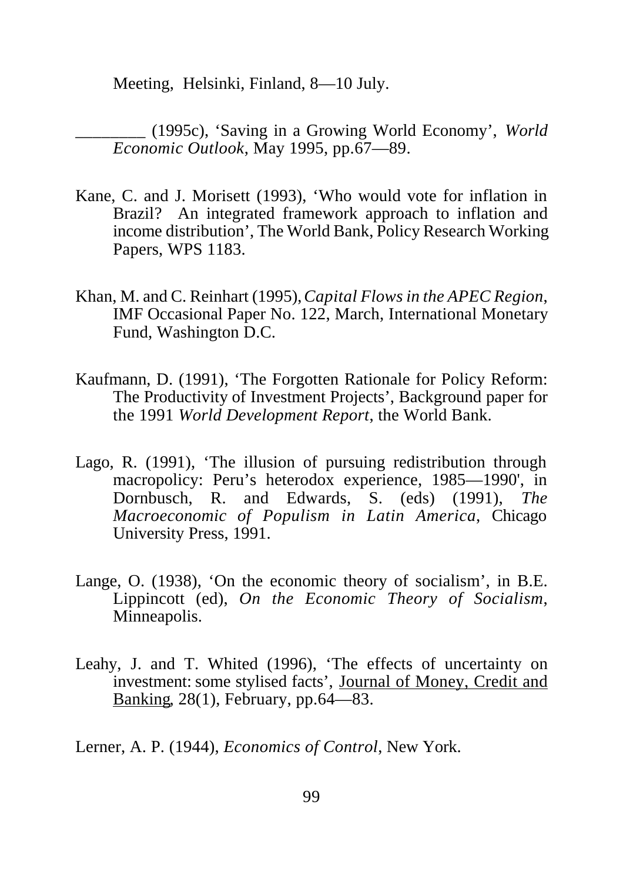Meeting, Helsinki, Finland, 8—10 July.

________ (1995c), 'Saving in a Growing World Economy', *World Economic Outlook*, May 1995, pp.67—89.

Kane, C. and J. Morisett (1993), 'Who would vote for inflation in Brazil? An integrated framework approach to inflation and income distribution', The World Bank, Policy Research Working Papers, WPS 1183.

Khan, M. and C. Reinhart (1995), *Capital Flows in the APEC Region*, IMF Occasional Paper No. 122, March, International Monetary Fund, Washington D.C.

Kaufmann, D. (1991), 'The Forgotten Rationale for Policy Reform: The Productivity of Investment Projects', Background paper for the 1991 *World Development Report*, the World Bank.

Lago, R. (1991), 'The illusion of pursuing redistribution through macropolicy: Peru's heterodox experience, 1985—1990', in Dornbusch, R. and Edwards, S. (eds) (1991), *The Macroeconomic of Populism in Latin America*, Chicago University Press, 1991.

Lange, O. (1938), 'On the economic theory of socialism', in B.E. Lippincott (ed), *On the Economic Theory of Socialism*, Minneapolis.

Leahy, J. and T. Whited (1996), 'The effects of uncertainty on investment: some stylised facts', Journal of Money, Credit and Banking, 28(1), February, pp.64—83.

Lerner, A. P. (1944), *Economics of Control*, New York.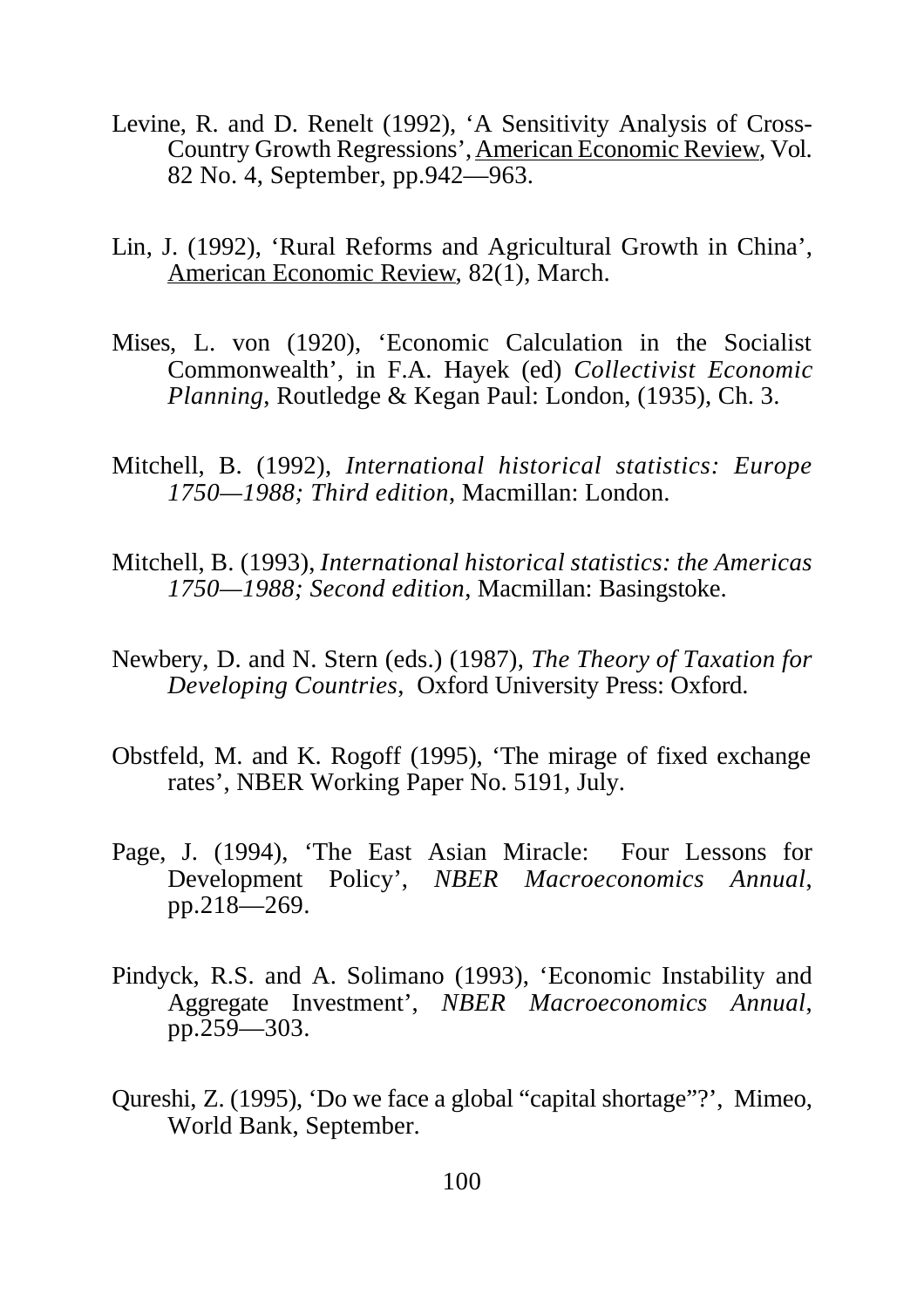Levine, R. and D. Renelt (1992), 'A Sensitivity Analysis of Cross-Country Growth Regressions', <u>American Economic Review</u>, Vol. 82 No. 4, September, pp.942—963.

Lin, J. (1992), 'Rural Reforms and Agricultural Growth in China', <u>American Economic Review</u>, 82(1), March.

Mises, L. von (1920), 'Economic Calculation in the Socialist Commonwealth', in F.A. Hayek (ed) *Collectivist Economic Planning*, Routledge & Kegan Paul: London, (1935), Ch. 3.

Mitchell, B. (1992), *International historical statistics: Europe 1750—1988; Third edition*, Macmillan: London.

Mitchell, B. (1993), *International historical statistics: the Americas 1750—1988; Second edition*, Macmillan: Basingstoke.

Newbery, D. and N. Stern (eds.) (1987), *The Theory of Taxation for Developing Countries*, Oxford University Press: Oxford.

Obstfeld, M. and K. Rogoff (1995), 'The mirage of fixed exchange rates', NBER Working Paper No. 5191, July.

Page, J. (1994), 'The East Asian Miracle: Four Lessons for Development Policy', *NBER Macroeconomics Annual*, pp.218—269.

Pindyck, R.S. and A. Solimano (1993), 'Economic Instability and Aggregate Investment', *NBER Macroeconomics Annual*, pp.259—303.

Qureshi, Z. (1995), 'Do we face a global "capital shortage"?', Mimeo, World Bank, September.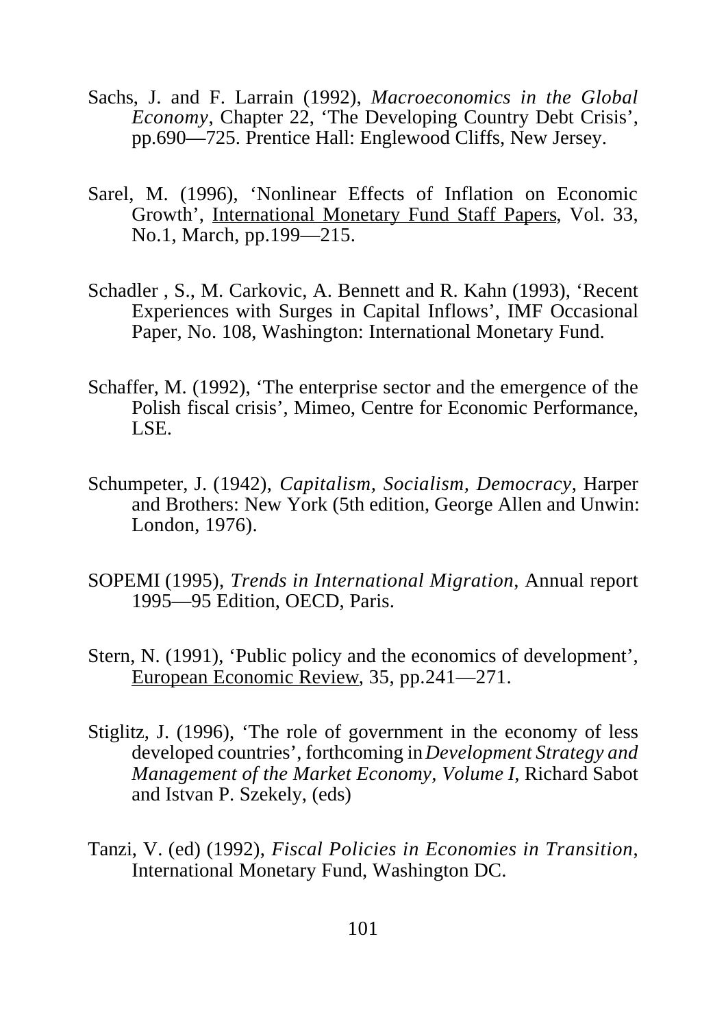Sachs, J. and F. Larrain (1992), *Macroeconomics in the Global Economy*, Chapter 22, 'The Developing Country Debt Crisis', pp.690—725. Prentice Hall: Englewood Cliffs, New Jersey.

Sarel, M. (1996), 'Nonlinear Effects of Inflation on Economic Growth', <u>International Monetary Fund Staff Papers</u>, Vol. 33, No.1, March, pp.199—215.

Schadler , S., M. Carkovic, A. Bennett and R. Kahn (1993), 'Recent Experiences with Surges in Capital Inflows', IMF Occasional Paper, No. 108, Washington: International Monetary Fund.

Schaffer, M. (1992), 'The enterprise sector and the emergence of the Polish fiscal crisis', Mimeo, Centre for Economic Performance, LSE.

Schumpeter, J. (1942), *Capitalism, Socialism, Democracy*, Harper and Brothers: New York (5th edition, George Allen and Unwin: London, 1976).

SOPEMI (1995), *Trends in International Migration*, Annual report 1995—95 Edition, OECD, Paris.

Stern, N. (1991), 'Public policy and the economics of development', <u>European Economic Review</u>, 35, pp.241—271.

Stiglitz, J. (1996), 'The role of government in the economy of less developed countries', forthcoming in *Development Strategy and Management of the Market Economy, Volume I*, Richard Sabot and Istvan P. Szekely, (eds)

Tanzi, V. (ed) (1992), *Fiscal Policies in Economies in Transition*, International Monetary Fund, Washington DC.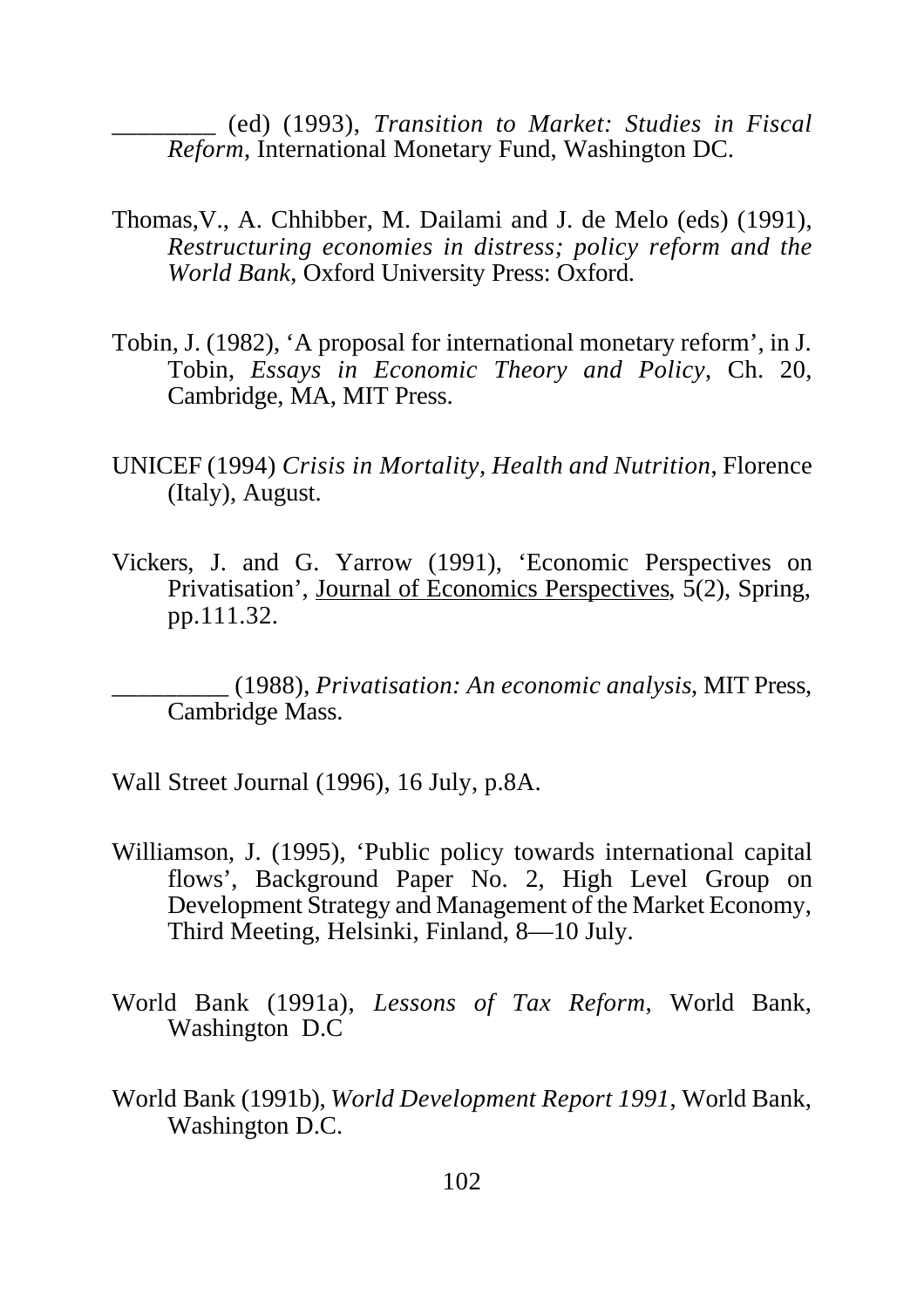________ (ed) (1993), *Transition to Market: Studies in Fiscal Reform*, International Monetary Fund, Washington DC.

Thomas,V., A. Chhibber, M. Dailami and J. de Melo (eds) (1991), *Restructuring economies in distress; policy reform and the World Bank*, Oxford University Press: Oxford.

Tobin, J. (1982), 'A proposal for international monetary reform', in J. Tobin, *Essays in Economic Theory and Policy*, Ch. 20, Cambridge, MA, MIT Press.

UNICEF (1994) *Crisis in Mortality, Health and Nutrition*, Florence (Italy), August.

Vickers, J. and G. Yarrow (1991), 'Economic Perspectives on Privatisation', <u>Journal of Economics Perspectives</u>, 5(2), Spring, pp.111.32.

_________ (1988), *Privatisation: An economic analysis*, MIT Press, Cambridge Mass.

Wall Street Journal (1996), 16 July, p.8A.

Williamson, J. (1995), 'Public policy towards international capital flows', Background Paper No. 2, High Level Group on Development Strategy and Management of the Market Economy, Third Meeting, Helsinki, Finland, 8—10 July.

World Bank (1991a), *Lessons of Tax Reform*, World Bank, Washington D.C

World Bank (1991b), *World Development Report 1991*, World Bank, Washington D.C.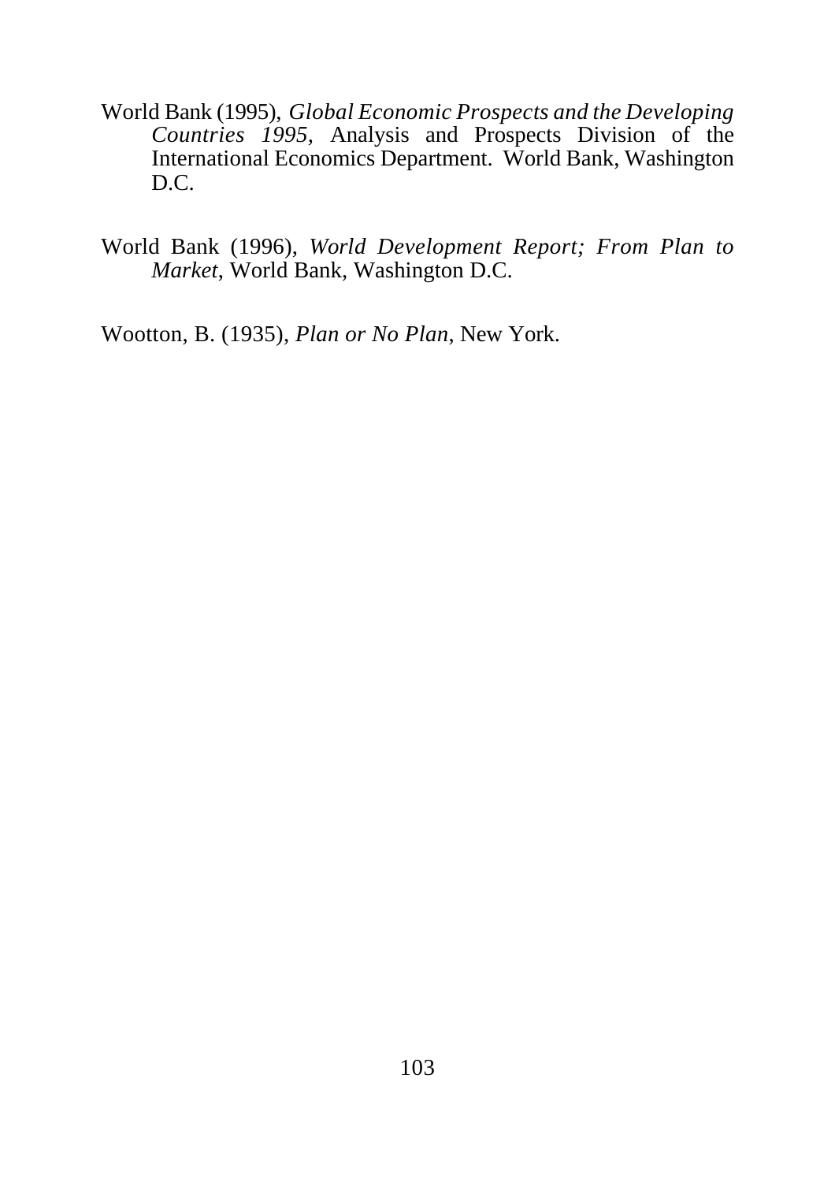World Bank (1995), *Global Economic Prospects and the Developing Countries 1995*, Analysis and Prospects Division of the International Economics Department. World Bank, Washington D.C.

World Bank (1996), *World Development Report; From Plan to Market*, World Bank, Washington D.C.

Wootton, B. (1935), *Plan or No Plan*, New York.